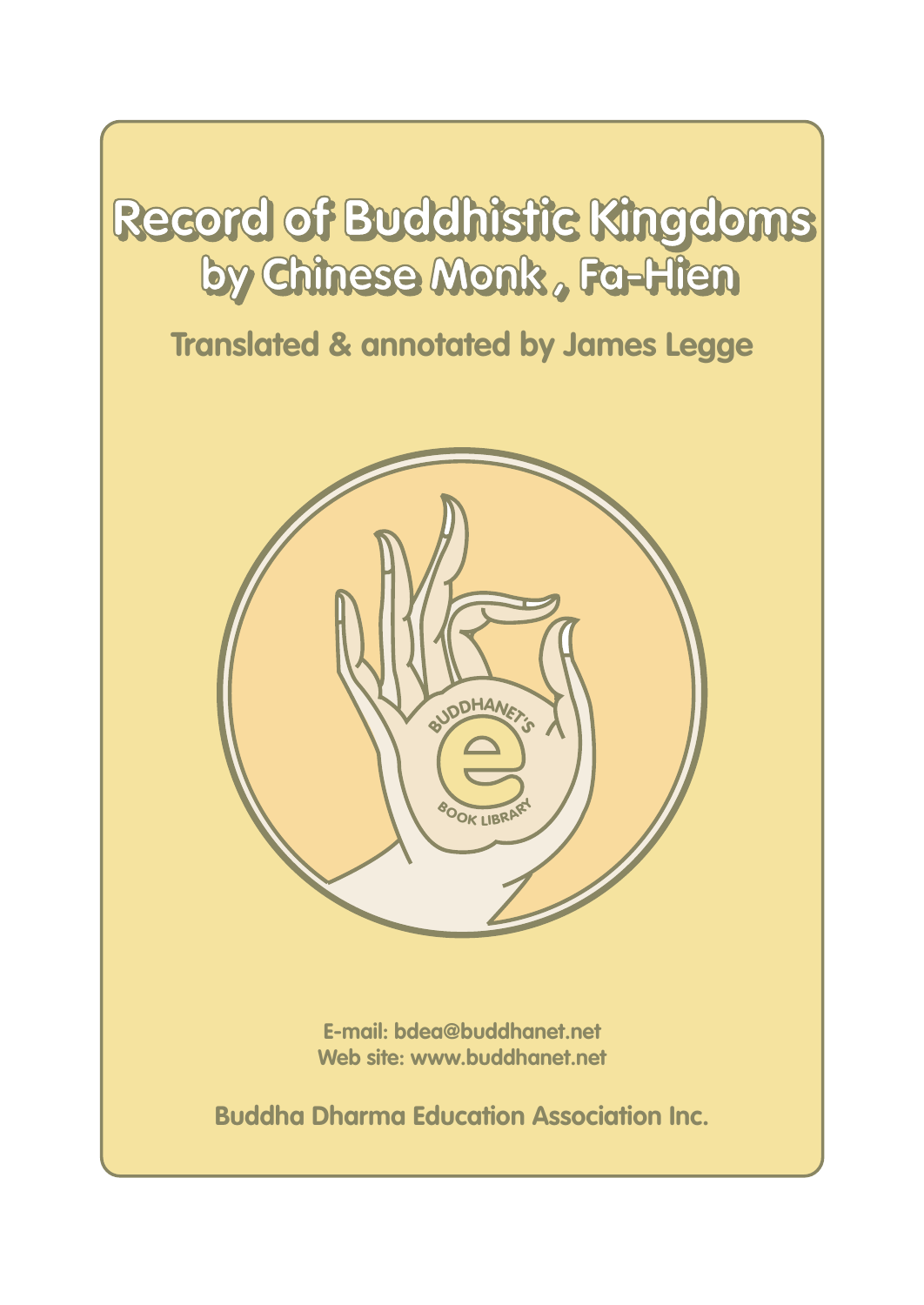# Record of Buddhistic Kingdoms
## by Chinese Monk , Fa-Hien

### Translated & annotated by James Legge

BUDDHANET'S

e

BOOK LIBRARY

E-mail: bdea@buddhanet.net
Web site: www.buddhanet.net

Buddha Dharma Education Association Inc.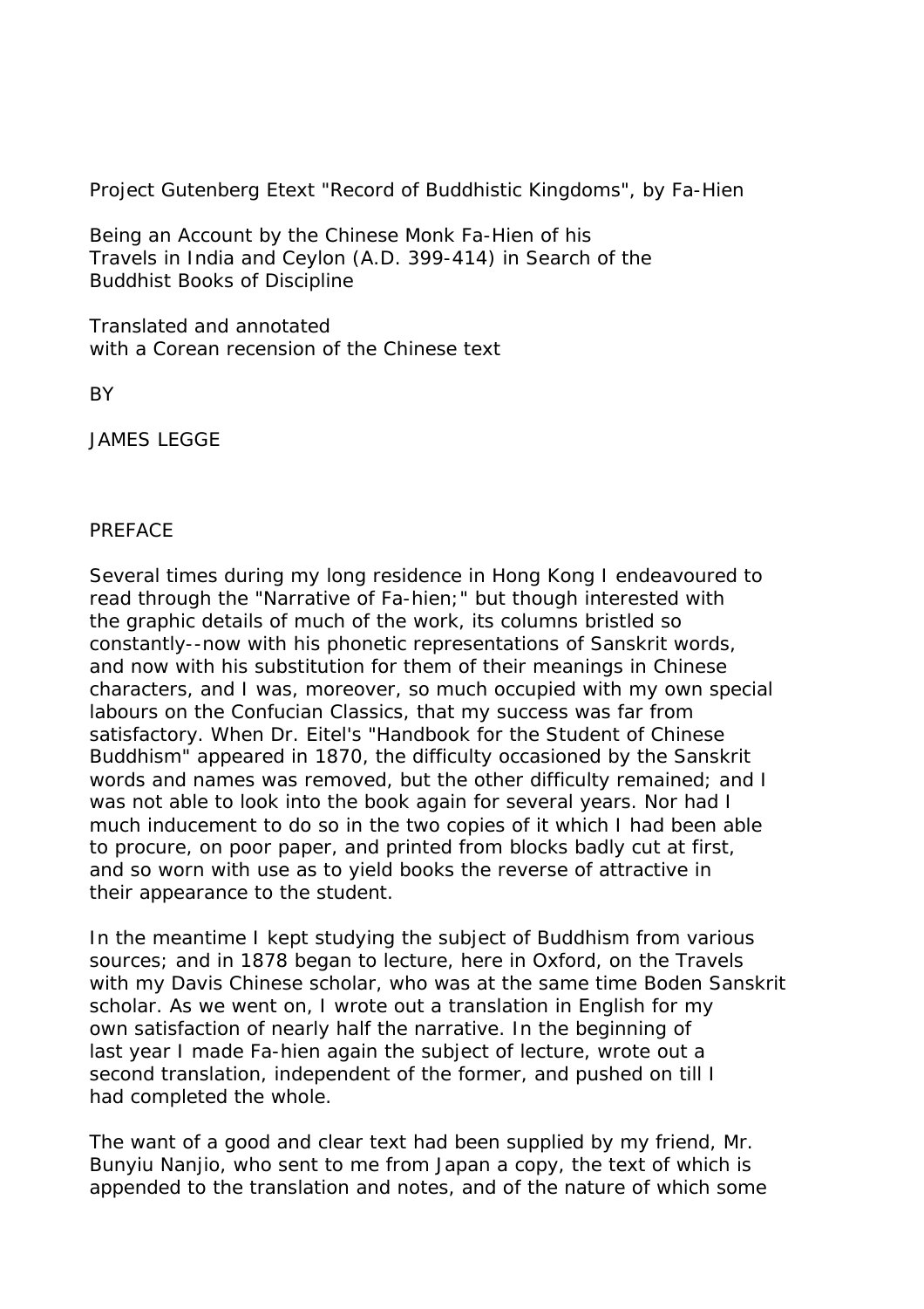Project Gutenberg Etext "Record of Buddhistic Kingdoms", by Fa-Hien

Being an Account by the Chinese Monk Fa-Hien of his Travels in India and Ceylon (A.D. 399-414) in Search of the Buddhist Books of Discipline

Translated and annotated with a Corean recension of the Chinese text

BY

JAMES LEGGE

## PREFACE

Several times during my long residence in Hong Kong I endeavoured to read through the "Narrative of Fa-hien;" but though interested with the graphic details of much of the work, its columns bristled so constantly--now with his phonetic representations of Sanskrit words, and now with his substitution for them of their meanings in Chinese characters, and I was, moreover, so much occupied with my own special labours on the Confucian Classics, that my success was far from satisfactory. When Dr. Eitel's "Handbook for the Student of Chinese Buddhism" appeared in 1870, the difficulty occasioned by the Sanskrit words and names was removed, but the other difficulty remained; and I was not able to look into the book again for several years. Nor had I much inducement to do so in the two copies of it which I had been able to procure, on poor paper, and printed from blocks badly cut at first, and so worn with use as to yield books the reverse of attractive in their appearance to the student.

In the meantime I kept studying the subject of Buddhism from various sources; and in 1878 began to lecture, here in Oxford, on the Travels with my Davis Chinese scholar, who was at the same time Boden Sanskrit scholar. As we went on, I wrote out a translation in English for my own satisfaction of nearly half the narrative. In the beginning of last year I made Fa-hien again the subject of lecture, wrote out a second translation, independent of the former, and pushed on till I had completed the whole.

The want of a good and clear text had been supplied by my friend, Mr. Bunyiu Nanjio, who sent to me from Japan a copy, the text of which is appended to the translation and notes, and of the nature of which some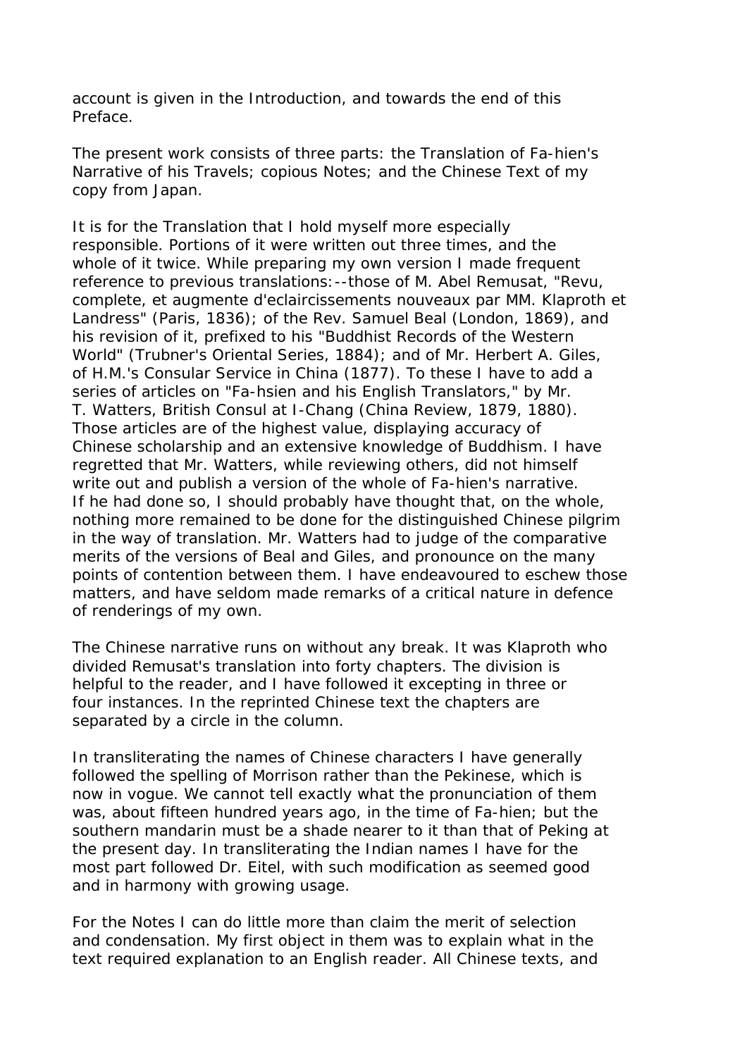account is given in the Introduction, and towards the end of this Preface.

The present work consists of three parts: the Translation of Fa-hien's Narrative of his Travels; copious Notes; and the Chinese Text of my copy from Japan.

It is for the Translation that I hold myself more especially responsible. Portions of it were written out three times, and the whole of it twice. While preparing my own version I made frequent reference to previous translations:--those of M. Abel Remusat, "Revu, complete, et augmente d'eclaircissements nouveaux par MM. Klaproth et Landress" (Paris, 1836); of the Rev. Samuel Beal (London, 1869), and his revision of it, prefixed to his "Buddhist Records of the Western World" (Trubner's Oriental Series, 1884); and of Mr. Herbert A. Giles, of H.M.'s Consular Service in China (1877). To these I have to add a series of articles on "Fa-hsien and his English Translators," by Mr. T. Watters, British Consul at I-Chang (China Review, 1879, 1880). Those articles are of the highest value, displaying accuracy of Chinese scholarship and an extensive knowledge of Buddhism. I have regretted that Mr. Watters, while reviewing others, did not himself write out and publish a version of the whole of Fa-hien's narrative. If he had done so, I should probably have thought that, on the whole, nothing more remained to be done for the distinguished Chinese pilgrim in the way of translation. Mr. Watters had to judge of the comparative merits of the versions of Beal and Giles, and pronounce on the many points of contention between them. I have endeavoured to eschew those matters, and have seldom made remarks of a critical nature in defence of renderings of my own.

The Chinese narrative runs on without any break. It was Klaproth who divided Remusat's translation into forty chapters. The division is helpful to the reader, and I have followed it excepting in three or four instances. In the reprinted Chinese text the chapters are separated by a circle in the column.

In transliterating the names of Chinese characters I have generally followed the spelling of Morrison rather than the Pekinese, which is now in vogue. We cannot tell exactly what the pronunciation of them was, about fifteen hundred years ago, in the time of Fa-hien; but the southern mandarin must be a shade nearer to it than that of Peking at the present day. In transliterating the Indian names I have for the most part followed Dr. Eitel, with such modification as seemed good and in harmony with growing usage.

For the Notes I can do little more than claim the merit of selection and condensation. My first object in them was to explain what in the text required explanation to an English reader. All Chinese texts, and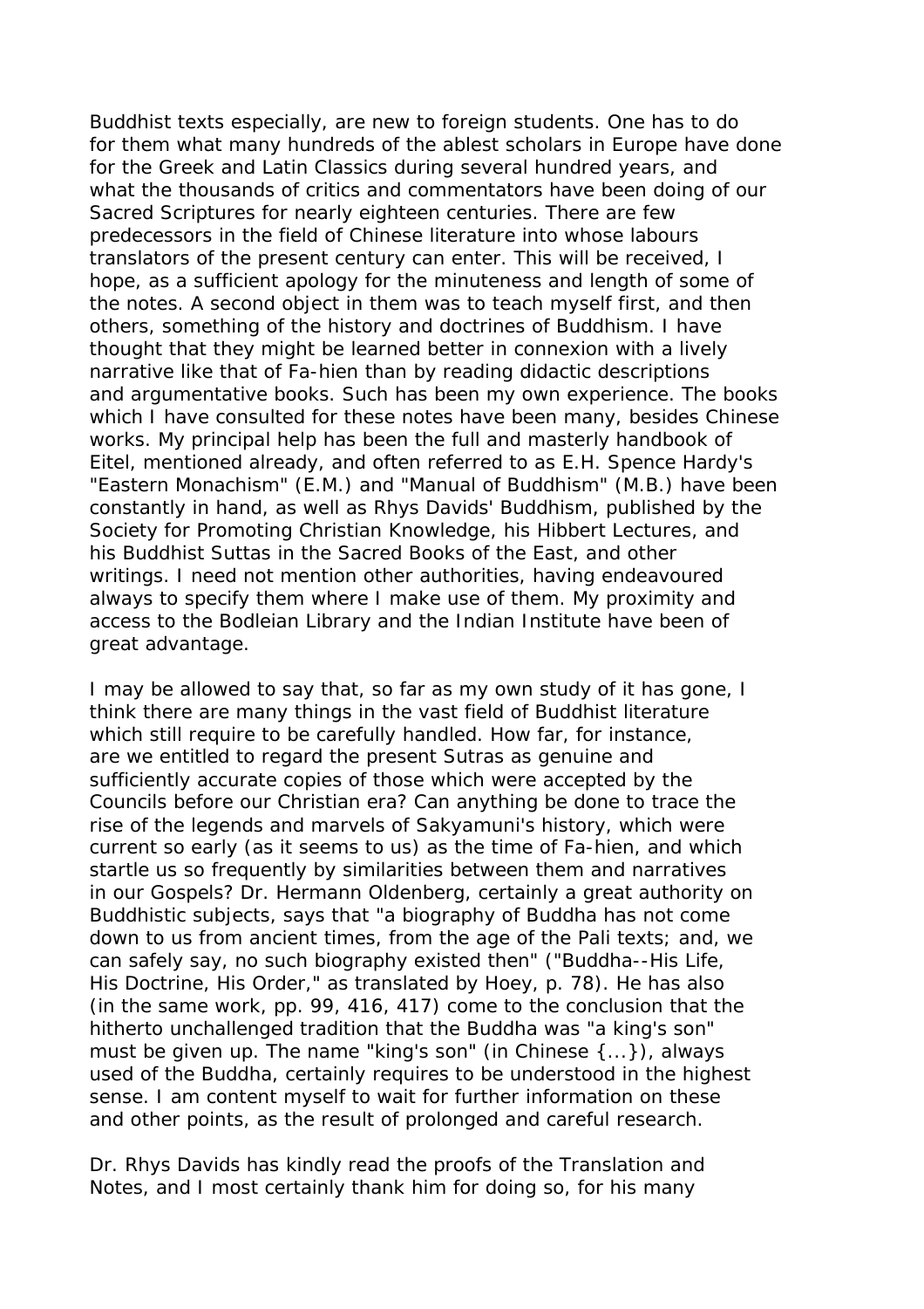Buddhist texts especially, are new to foreign students. One has to do for them what many hundreds of the ablest scholars in Europe have done for the Greek and Latin Classics during several hundred years, and what the thousands of critics and commentators have been doing of our Sacred Scriptures for nearly eighteen centuries. There are few predecessors in the field of Chinese literature into whose labours translators of the present century can enter. This will be received, I hope, as a sufficient apology for the minuteness and length of some of the notes. A second object in them was to teach myself first, and then others, something of the history and doctrines of Buddhism. I have thought that they might be learned better in connexion with a lively narrative like that of Fa-hien than by reading didactic descriptions and argumentative books. Such has been my own experience. The books which I have consulted for these notes have been many, besides Chinese works. My principal help has been the full and masterly handbook of Eitel, mentioned already, and often referred to as E.H. Spence Hardy's "Eastern Monachism" (E.M.) and "Manual of Buddhism" (M.B.) have been constantly in hand, as well as Rhys Davids' Buddhism, published by the Society for Promoting Christian Knowledge, his Hibbert Lectures, and his Buddhist Suttas in the Sacred Books of the East, and other writings. I need not mention other authorities, having endeavoured always to specify them where I make use of them. My proximity and access to the Bodleian Library and the Indian Institute have been of great advantage.

I may be allowed to say that, so far as my own study of it has gone, I think there are many things in the vast field of Buddhist literature which still require to be carefully handled. How far, for instance, are we entitled to regard the present Sutras as genuine and sufficiently accurate copies of those which were accepted by the Councils before our Christian era? Can anything be done to trace the rise of the legends and marvels of Sakyamuni's history, which were current so early (as it seems to us) as the time of Fa-hien, and which startle us so frequently by similarities between them and narratives in our Gospels? Dr. Hermann Oldenberg, certainly a great authority on Buddhistic subjects, says that "a biography of Buddha has not come down to us from ancient times, from the age of the Pali texts; and, we can safely say, no such biography existed then" ("Buddha--His Life, His Doctrine, His Order," as translated by Hoey, p. 78). He has also (in the same work, pp. 99, 416, 417) come to the conclusion that the hitherto unchallenged tradition that the Buddha was "a king's son" must be given up. The name "king's son" (in Chinese {...}), always used of the Buddha, certainly requires to be understood in the highest sense. I am content myself to wait for further information on these and other points, as the result of prolonged and careful research.

Dr. Rhys Davids has kindly read the proofs of the Translation and Notes, and I most certainly thank him for doing so, for his many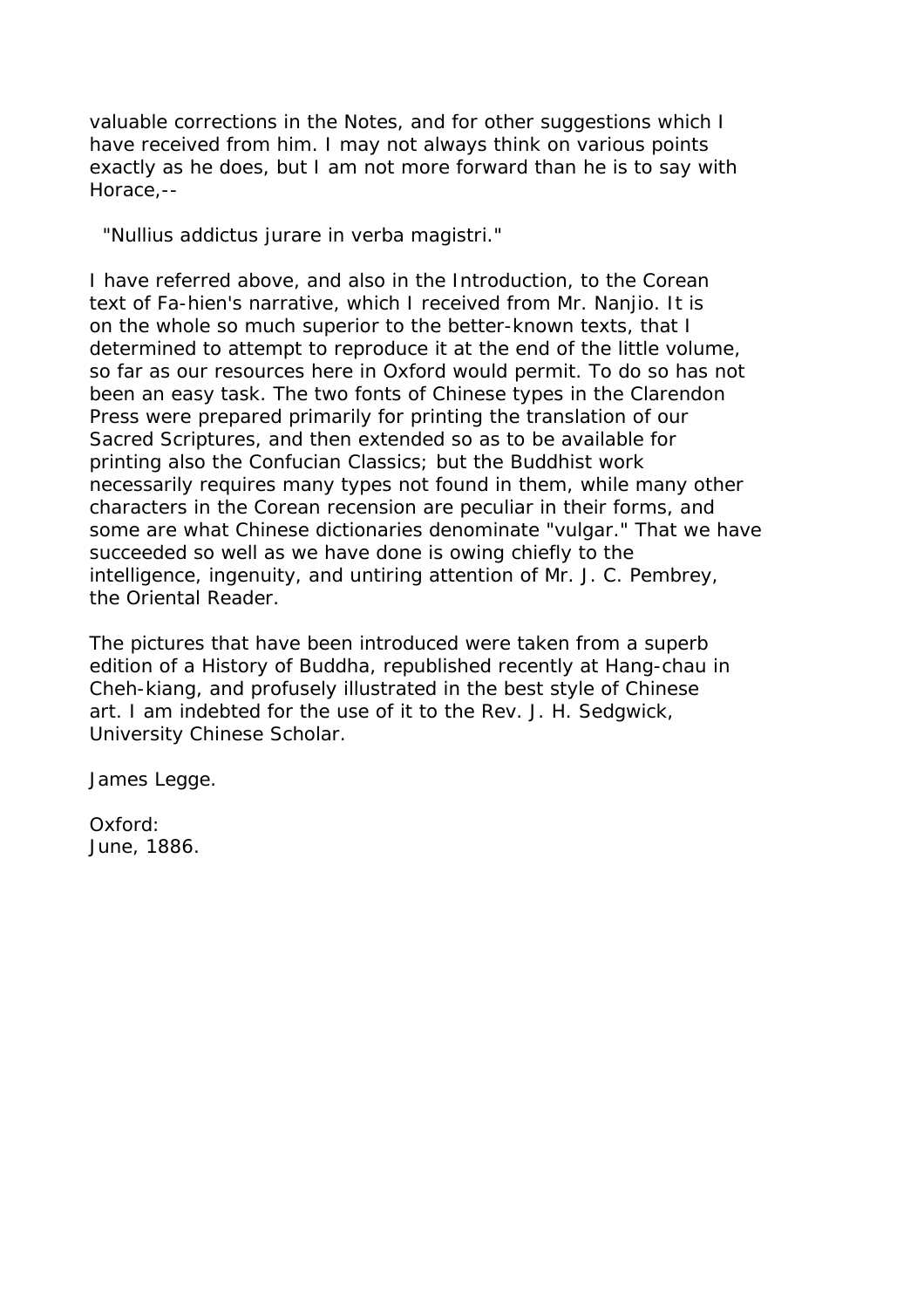valuable corrections in the Notes, and for other suggestions which I have received from him. I may not always think on various points exactly as he does, but I am not more forward than he is to say with Horace,--

> "Nullius addictus jurare in verba magistri."

I have referred above, and also in the Introduction, to the Corean text of Fa-hien's narrative, which I received from Mr. Nanjio. It is on the whole so much superior to the better-known texts, that I determined to attempt to reproduce it at the end of the little volume, so far as our resources here in Oxford would permit. To do so has not been an easy task. The two fonts of Chinese types in the Clarendon Press were prepared primarily for printing the translation of our Sacred Scriptures, and then extended so as to be available for printing also the Confucian Classics; but the Buddhist work necessarily requires many types not found in them, while many other characters in the Corean recension are peculiar in their forms, and some are what Chinese dictionaries denominate "vulgar." That we have succeeded so well as we have done is owing chiefly to the intelligence, ingenuity, and untiring attention of Mr. J. C. Pembrey, the Oriental Reader.

The pictures that have been introduced were taken from a superb edition of a History of Buddha, republished recently at Hang-chau in Cheh-kiang, and profusely illustrated in the best style of Chinese art. I am indebted for the use of it to the Rev. J. H. Sedgwick, University Chinese Scholar.

James Legge.

Oxford:
June, 1886.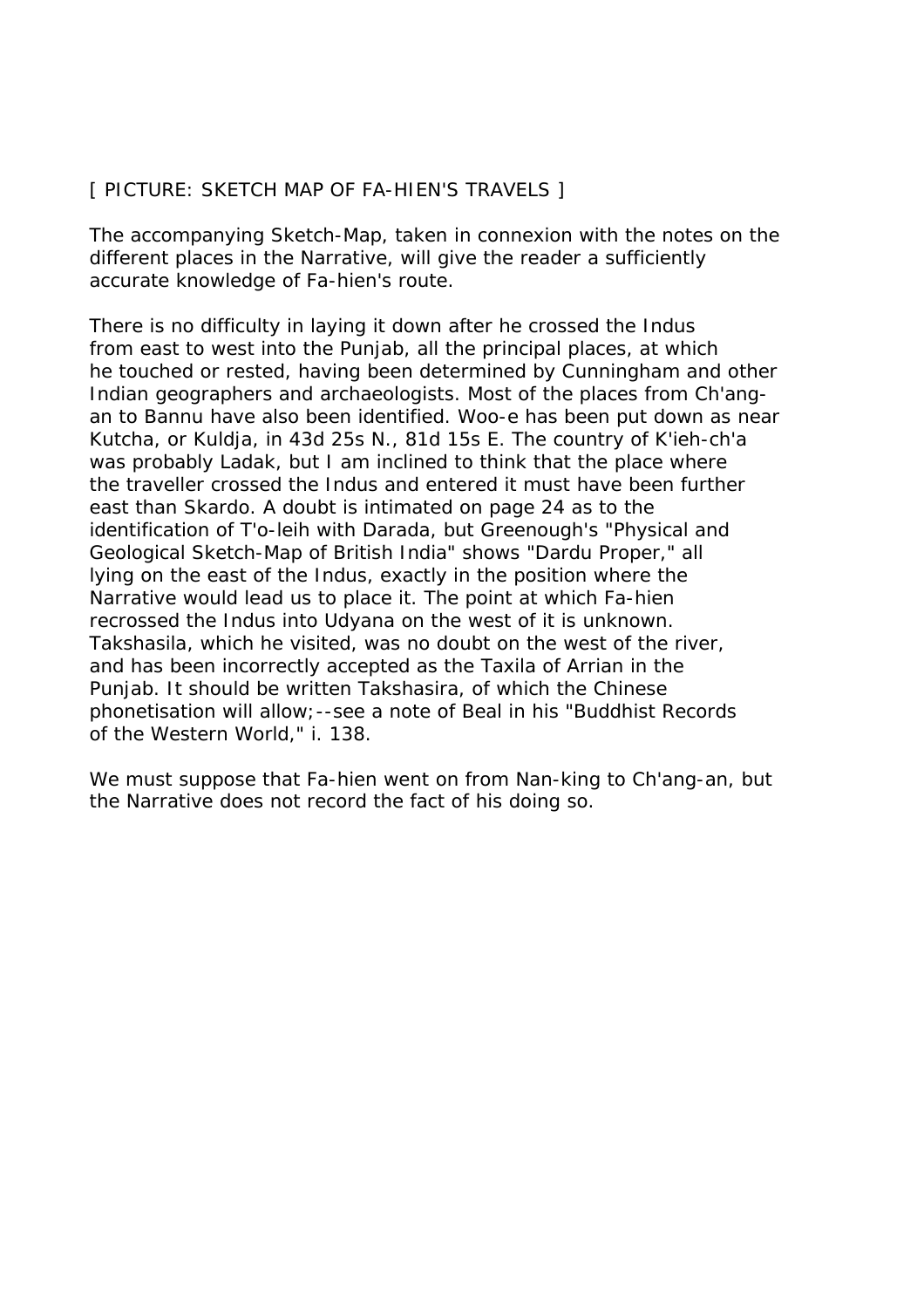[ PICTURE: SKETCH MAP OF FA-HIEN'S TRAVELS ]

The accompanying Sketch-Map, taken in connexion with the notes on the different places in the Narrative, will give the reader a sufficiently accurate knowledge of Fa-hien's route.

There is no difficulty in laying it down after he crossed the Indus from east to west into the Punjab, all the principal places, at which he touched or rested, having been determined by Cunningham and other Indian geographers and archaeologists. Most of the places from Ch'ang-an to Bannu have also been identified. Woo-e has been put down as near Kutcha, or Kuldja, in 43d 25s N., 81d 15s E. The country of K'ieh-ch'a was probably Ladak, but I am inclined to think that the place where the traveller crossed the Indus and entered it must have been further east than Skardo. A doubt is intimated on page 24 as to the identification of T'o-leih with Darada, but Greenough's "Physical and Geological Sketch-Map of British India" shows "Dardu Proper," all lying on the east of the Indus, exactly in the position where the Narrative would lead us to place it. The point at which Fa-hien recrossed the Indus into Udyana on the west of it is unknown. Takshasila, which he visited, was no doubt on the west of the river, and has been incorrectly accepted as the Taxila of Arrian in the Punjab. It should be written Takshasira, of which the Chinese phonetisation will allow;--see a note of Beal in his "Buddhist Records of the Western World," i. 138.

We must suppose that Fa-hien went on from Nan-king to Ch'ang-an, but the Narrative does not record the fact of his doing so.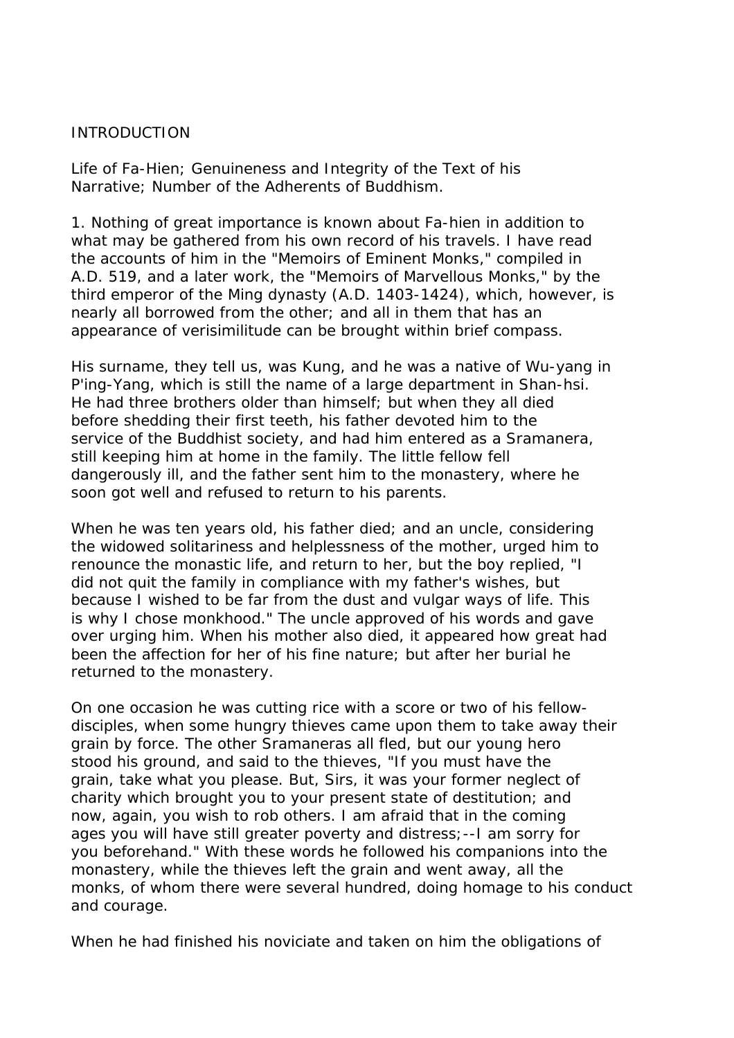# INTRODUCTION

Life of Fa-Hien; Genuineness and Integrity of the Text of his Narrative; Number of the Adherents of Buddhism.

1. Nothing of great importance is known about Fa-hien in addition to what may be gathered from his own record of his travels. I have read the accounts of him in the "Memoirs of Eminent Monks," compiled in A.D. 519, and a later work, the "Memoirs of Marvellous Monks," by the third emperor of the Ming dynasty (A.D. 1403-1424), which, however, is nearly all borrowed from the other; and all in them that has an appearance of verisimilitude can be brought within brief compass.

His surname, they tell us, was Kung, and he was a native of Wu-yang in P'ing-Yang, which is still the name of a large department in Shan-hsi. He had three brothers older than himself; but when they all died before shedding their first teeth, his father devoted him to the service of the Buddhist society, and had him entered as a Sramanera, still keeping him at home in the family. The little fellow fell dangerously ill, and the father sent him to the monastery, where he soon got well and refused to return to his parents.

When he was ten years old, his father died; and an uncle, considering the widowed solitariness and helplessness of the mother, urged him to renounce the monastic life, and return to her, but the boy replied, "I did not quit the family in compliance with my father's wishes, but because I wished to be far from the dust and vulgar ways of life. This is why I chose monkhood." The uncle approved of his words and gave over urging him. When his mother also died, it appeared how great had been the affection for her of his fine nature; but after her burial he returned to the monastery.

On one occasion he was cutting rice with a score or two of his fellow-disciples, when some hungry thieves came upon them to take away their grain by force. The other Sramaneras all fled, but our young hero stood his ground, and said to the thieves, "If you must have the grain, take what you please. But, Sirs, it was your former neglect of charity which brought you to your present state of destitution; and now, again, you wish to rob others. I am afraid that in the coming ages you will have still greater poverty and distress;--I am sorry for you beforehand." With these words he followed his companions into the monastery, while the thieves left the grain and went away, all the monks, of whom there were several hundred, doing homage to his conduct and courage.

When he had finished his noviciate and taken on him the obligations of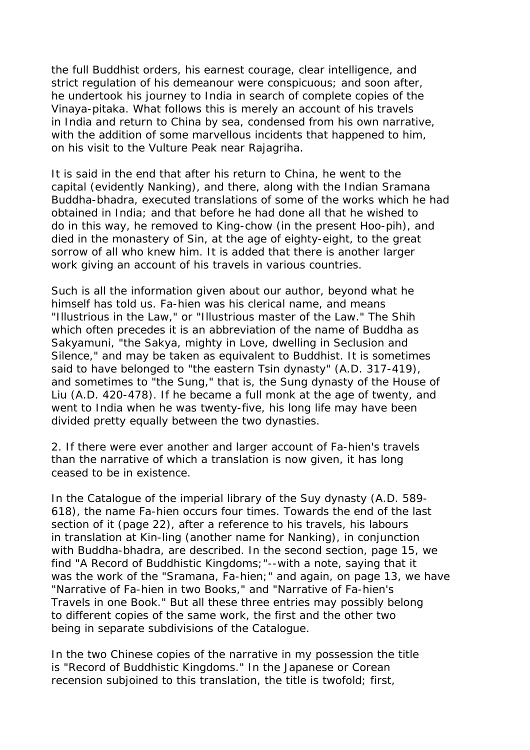the full Buddhist orders, his earnest courage, clear intelligence, and strict regulation of his demeanour were conspicuous; and soon after, he undertook his journey to India in search of complete copies of the Vinaya-pitaka. What follows this is merely an account of his travels in India and return to China by sea, condensed from his own narrative, with the addition of some marvellous incidents that happened to him, on his visit to the Vulture Peak near Rajagriha.

It is said in the end that after his return to China, he went to the capital (evidently Nanking), and there, along with the Indian Sramana Buddha-bhadra, executed translations of some of the works which he had obtained in India; and that before he had done all that he wished to do in this way, he removed to King-chow (in the present Hoo-pih), and died in the monastery of Sin, at the age of eighty-eight, to the great sorrow of all who knew him. It is added that there is another larger work giving an account of his travels in various countries.

Such is all the information given about our author, beyond what he himself has told us. Fa-hien was his clerical name, and means "Illustrious in the Law," or "Illustrious master of the Law." The Shih which often precedes it is an abbreviation of the name of Buddha as Sakyamuni, "the Sakya, mighty in Love, dwelling in Seclusion and Silence," and may be taken as equivalent to Buddhist. It is sometimes said to have belonged to "the eastern Tsin dynasty" (A.D. 317-419), and sometimes to "the Sung," that is, the Sung dynasty of the House of Liu (A.D. 420-478). If he became a full monk at the age of twenty, and went to India when he was twenty-five, his long life may have been divided pretty equally between the two dynasties.

2. If there were ever another and larger account of Fa-hien's travels than the narrative of which a translation is now given, it has long ceased to be in existence.

In the Catalogue of the imperial library of the Suy dynasty (A.D. 589-618), the name Fa-hien occurs four times. Towards the end of the last section of it (page 22), after a reference to his travels, his labours in translation at Kin-ling (another name for Nanking), in conjunction with Buddha-bhadra, are described. In the second section, page 15, we find "A Record of Buddhistic Kingdoms;"--with a note, saying that it was the work of the "Sramana, Fa-hien;" and again, on page 13, we have "Narrative of Fa-hien in two Books," and "Narrative of Fa-hien's Travels in one Book." But all these three entries may possibly belong to different copies of the same work, the first and the other two being in separate subdivisions of the Catalogue.

In the two Chinese copies of the narrative in my possession the title is "Record of Buddhistic Kingdoms." In the Japanese or Corean recension subjoined to this translation, the title is twofold; first,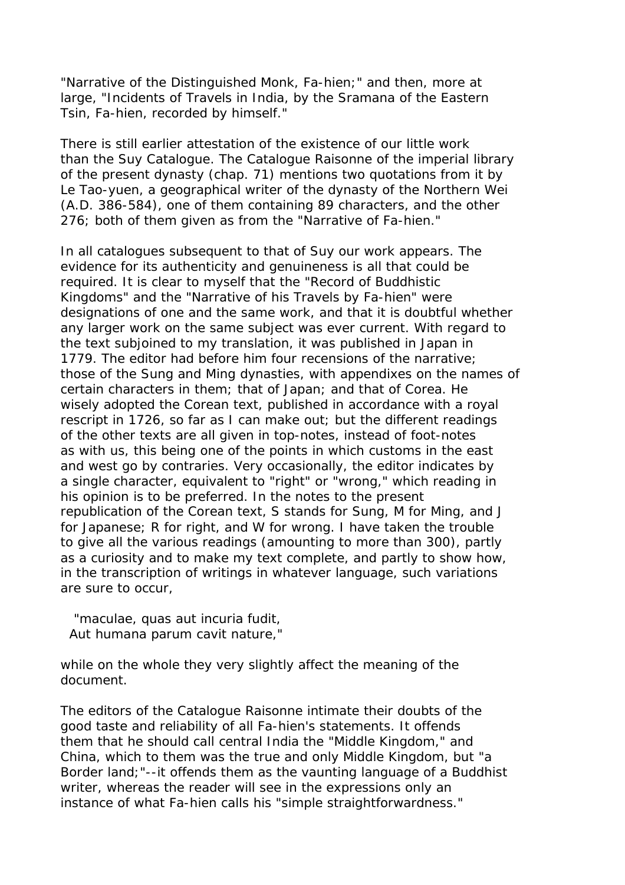"Narrative of the Distinguished Monk, Fa-hien;" and then, more at large, "Incidents of Travels in India, by the Sramana of the Eastern Tsin, Fa-hien, recorded by himself."

There is still earlier attestation of the existence of our little work than the Suy Catalogue. The Catalogue Raisonne of the imperial library of the present dynasty (chap. 71) mentions two quotations from it by Le Tao-yuen, a geographical writer of the dynasty of the Northern Wei (A.D. 386-584), one of them containing 89 characters, and the other 276; both of them given as from the "Narrative of Fa-hien."

In all catalogues subsequent to that of Suy our work appears. The evidence for its authenticity and genuineness is all that could be required. It is clear to myself that the "Record of Buddhistic Kingdoms" and the "Narrative of his Travels by Fa-hien" were designations of one and the same work, and that it is doubtful whether any larger work on the same subject was ever current. With regard to the text subjoined to my translation, it was published in Japan in 1779. The editor had before him four recensions of the narrative; those of the Sung and Ming dynasties, with appendixes on the names of certain characters in them; that of Japan; and that of Corea. He wisely adopted the Corean text, published in accordance with a royal rescript in 1726, so far as I can make out; but the different readings of the other texts are all given in top-notes, instead of foot-notes as with us, this being one of the points in which customs in the east and west go by contraries. Very occasionally, the editor indicates by a single character, equivalent to "right" or "wrong," which reading in his opinion is to be preferred. In the notes to the present republication of the Corean text, S stands for Sung, M for Ming, and J for Japanese; R for right, and W for wrong. I have taken the trouble to give all the various readings (amounting to more than 300), partly as a curiosity and to make my text complete, and partly to show how, in the transcription of writings in whatever language, such variations are sure to occur,

> "maculae, quas aut incuria fudit,
> Aut humana parum cavit nature,"

while on the whole they very slightly affect the meaning of the document.

The editors of the Catalogue Raisonne intimate their doubts of the good taste and reliability of all Fa-hien's statements. It offends them that he should call central India the "Middle Kingdom," and China, which to them was the true and only Middle Kingdom, but "a Border land;"--it offends them as the vaunting language of a Buddhist writer, whereas the reader will see in the expressions only an instance of what Fa-hien calls his "simple straightforwardness."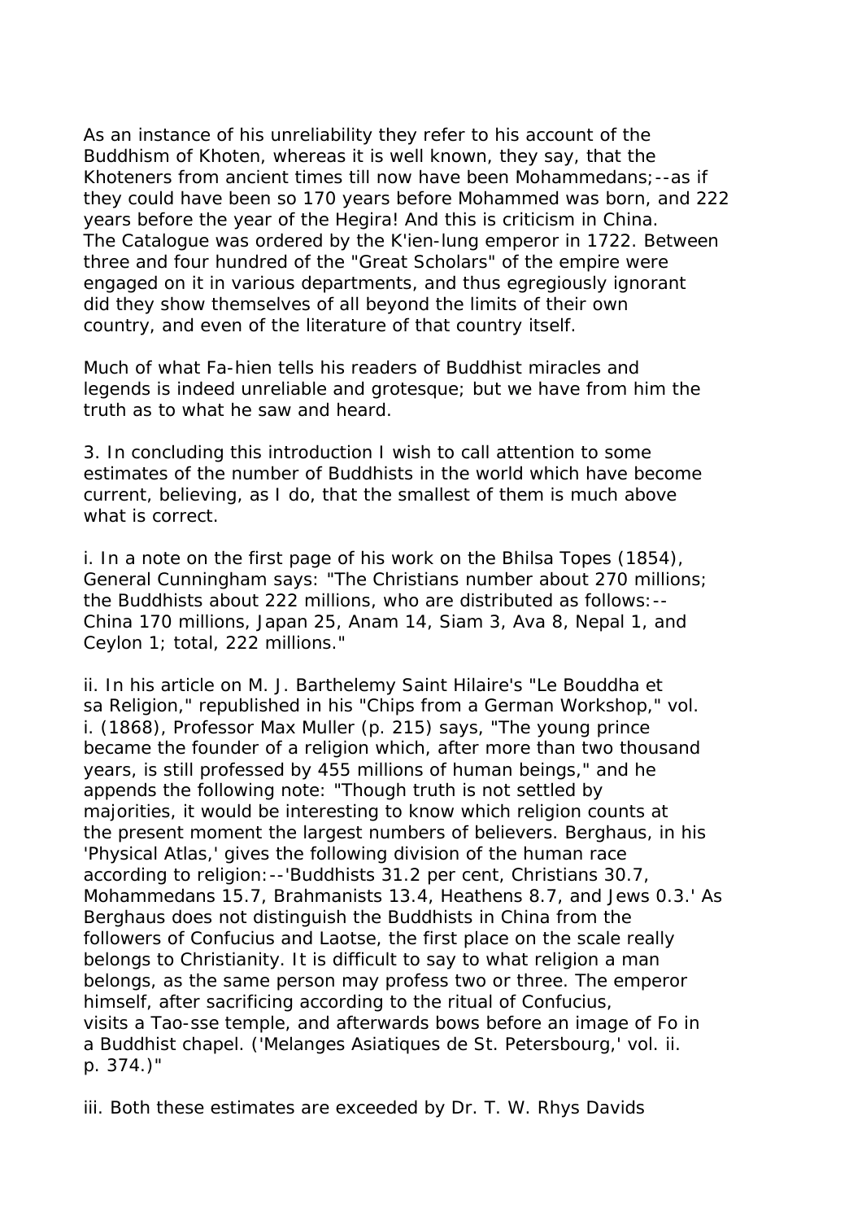As an instance of his unreliability they refer to his account of the Buddhism of Khoten, whereas it is well known, they say, that the Khoteners from ancient times till now have been Mohammedans;--as if they could have been so 170 years before Mohammed was born, and 222 years before the year of the Hegira! And this is criticism in China. The Catalogue was ordered by the K'ien-lung emperor in 1722. Between three and four hundred of the "Great Scholars" of the empire were engaged on it in various departments, and thus egregiously ignorant did they show themselves of all beyond the limits of their own country, and even of the literature of that country itself.

Much of what Fa-hien tells his readers of Buddhist miracles and legends is indeed unreliable and grotesque; but we have from him the truth as to what he saw and heard.

3. In concluding this introduction I wish to call attention to some estimates of the number of Buddhists in the world which have become current, believing, as I do, that the smallest of them is much above what is correct.

i. In a note on the first page of his work on the Bhilsa Topes (1854), General Cunningham says: "The Christians number about 270 millions; the Buddhists about 222 millions, who are distributed as follows:-- China 170 millions, Japan 25, Anam 14, Siam 3, Ava 8, Nepal 1, and Ceylon 1; total, 222 millions."

ii. In his article on M. J. Barthelemy Saint Hilaire's "Le Bouddha et sa Religion," republished in his "Chips from a German Workshop," vol. i. (1868), Professor Max Muller (p. 215) says, "The young prince became the founder of a religion which, after more than two thousand years, is still professed by 455 millions of human beings," and he appends the following note: "Though truth is not settled by majorities, it would be interesting to know which religion counts at the present moment the largest numbers of believers. Berghaus, in his 'Physical Atlas,' gives the following division of the human race according to religion:--'Buddhists 31.2 per cent, Christians 30.7, Mohammedans 15.7, Brahmanists 13.4, Heathens 8.7, and Jews 0.3.' As Berghaus does not distinguish the Buddhists in China from the followers of Confucius and Laotse, the first place on the scale really belongs to Christianity. It is difficult to say to what religion a man belongs, as the same person may profess two or three. The emperor himself, after sacrificing according to the ritual of Confucius, visits a Tao-sse temple, and afterwards bows before an image of Fo in a Buddhist chapel. ('Melanges Asiatiques de St. Petersbourg,' vol. ii. p. 374.)"

iii. Both these estimates are exceeded by Dr. T. W. Rhys Davids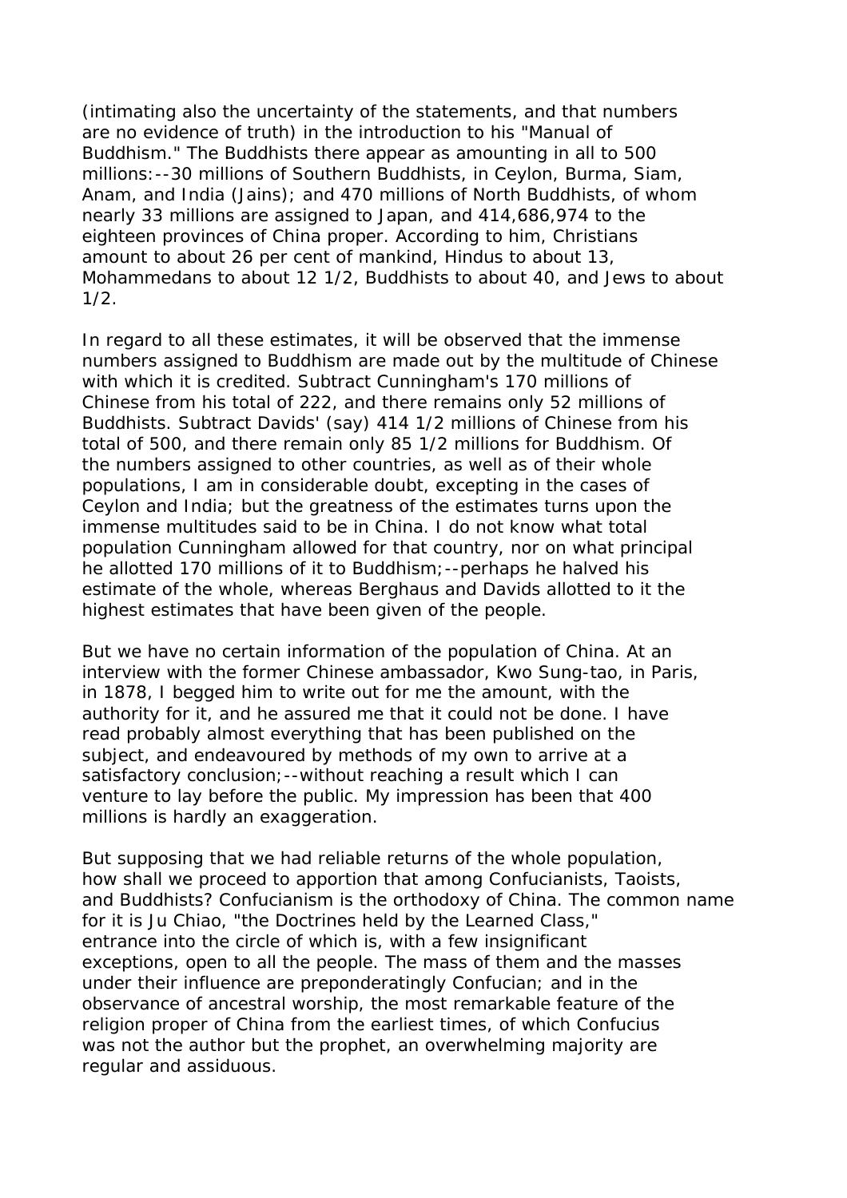(intimating also the uncertainty of the statements, and that numbers are no evidence of truth) in the introduction to his "Manual of Buddhism." The Buddhists there appear as amounting in all to 500 millions:--30 millions of Southern Buddhists, in Ceylon, Burma, Siam, Anam, and India (Jains); and 470 millions of North Buddhists, of whom nearly 33 millions are assigned to Japan, and 414,686,974 to the eighteen provinces of China proper. According to him, Christians amount to about 26 per cent of mankind, Hindus to about 13, Mohammedans to about 12 1/2, Buddhists to about 40, and Jews to about 1/2.

In regard to all these estimates, it will be observed that the immense numbers assigned to Buddhism are made out by the multitude of Chinese with which it is credited. Subtract Cunningham's 170 millions of Chinese from his total of 222, and there remains only 52 millions of Buddhists. Subtract Davids' (say) 414 1/2 millions of Chinese from his total of 500, and there remain only 85 1/2 millions for Buddhism. Of the numbers assigned to other countries, as well as of their whole populations, I am in considerable doubt, excepting in the cases of Ceylon and India; but the greatness of the estimates turns upon the immense multitudes said to be in China. I do not know what total population Cunningham allowed for that country, nor on what principal he allotted 170 millions of it to Buddhism;--perhaps he halved his estimate of the whole, whereas Berghaus and Davids allotted to it the highest estimates that have been given of the people.

But we have no certain information of the population of China. At an interview with the former Chinese ambassador, Kwo Sung-tao, in Paris, in 1878, I begged him to write out for me the amount, with the authority for it, and he assured me that it could not be done. I have read probably almost everything that has been published on the subject, and endeavoured by methods of my own to arrive at a satisfactory conclusion;--without reaching a result which I can venture to lay before the public. My impression has been that 400 millions is hardly an exaggeration.

But supposing that we had reliable returns of the whole population, how shall we proceed to apportion that among Confucianists, Taoists, and Buddhists? Confucianism is the orthodoxy of China. The common name for it is Ju Chiao, "the Doctrines held by the Learned Class," entrance into the circle of which is, with a few insignificant exceptions, open to all the people. The mass of them and the masses under their influence are preponderatingly Confucian; and in the observance of ancestral worship, the most remarkable feature of the religion proper of China from the earliest times, of which Confucius was not the author but the prophet, an overwhelming majority are regular and assiduous.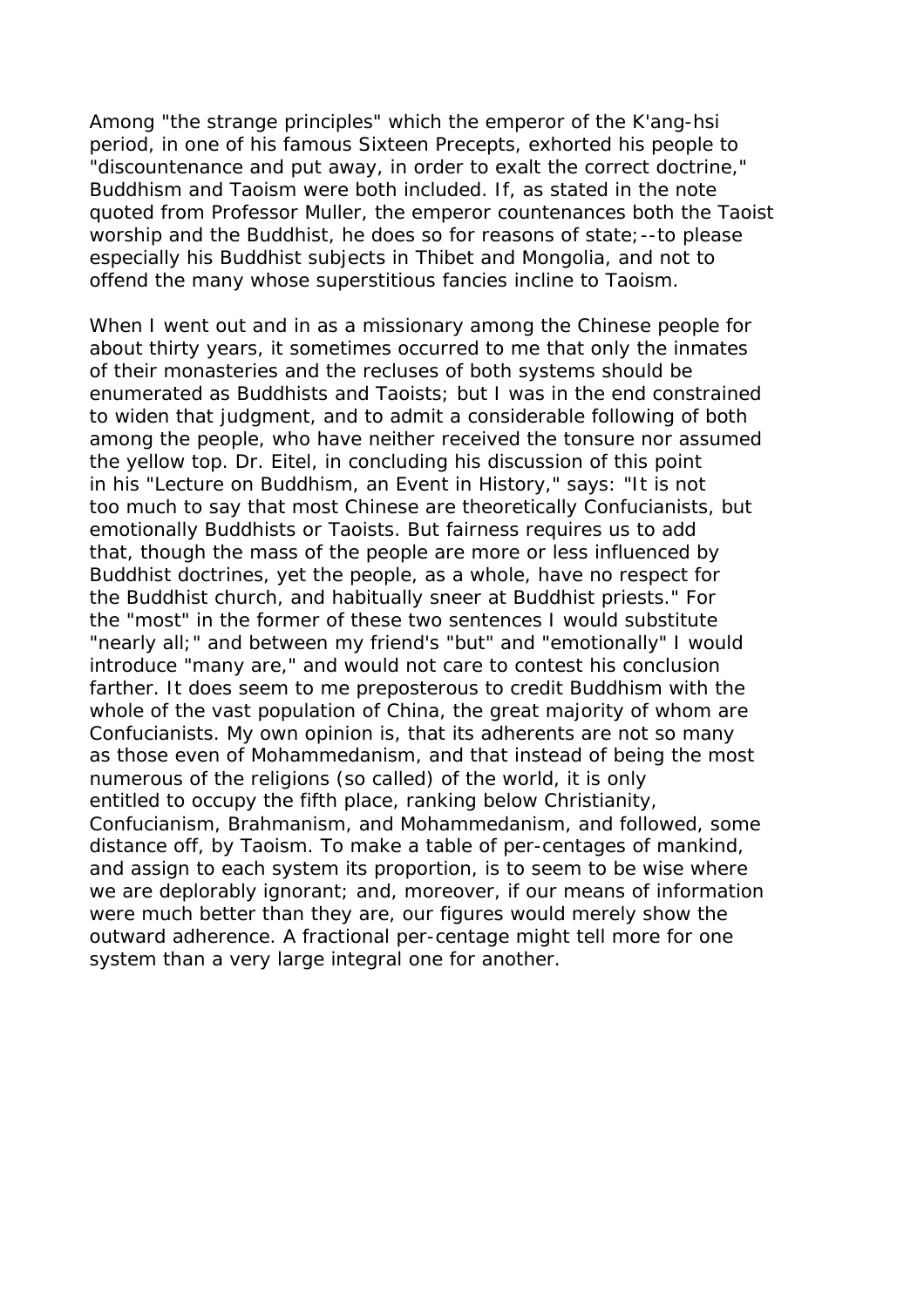Among "the strange principles" which the emperor of the K'ang-hsi period, in one of his famous Sixteen Precepts, exhorted his people to "discountenance and put away, in order to exalt the correct doctrine," Buddhism and Taoism were both included. If, as stated in the note quoted from Professor Muller, the emperor countenances both the Taoist worship and the Buddhist, he does so for reasons of state;--to please especially his Buddhist subjects in Thibet and Mongolia, and not to offend the many whose superstitious fancies incline to Taoism.

When I went out and in as a missionary among the Chinese people for about thirty years, it sometimes occurred to me that only the inmates of their monasteries and the recluses of both systems should be enumerated as Buddhists and Taoists; but I was in the end constrained to widen that judgment, and to admit a considerable following of both among the people, who have neither received the tonsure nor assumed the yellow top. Dr. Eitel, in concluding his discussion of this point in his "Lecture on Buddhism, an Event in History," says: "It is not too much to say that most Chinese are theoretically Confucianists, but emotionally Buddhists or Taoists. But fairness requires us to add that, though the mass of the people are more or less influenced by Buddhist doctrines, yet the people, as a whole, have no respect for the Buddhist church, and habitually sneer at Buddhist priests." For the "most" in the former of these two sentences I would substitute "nearly all;" and between my friend's "but" and "emotionally" I would introduce "many are," and would not care to contest his conclusion farther. It does seem to me preposterous to credit Buddhism with the whole of the vast population of China, the great majority of whom are Confucianists. My own opinion is, that its adherents are not so many as those even of Mohammedanism, and that instead of being the most numerous of the religions (so called) of the world, it is only entitled to occupy the fifth place, ranking below Christianity, Confucianism, Brahmanism, and Mohammedanism, and followed, some distance off, by Taoism. To make a table of per-centages of mankind, and assign to each system its proportion, is to seem to be wise where we are deplorably ignorant; and, moreover, if our means of information were much better than they are, our figures would merely show the outward adherence. A fractional per-centage might tell more for one system than a very large integral one for another.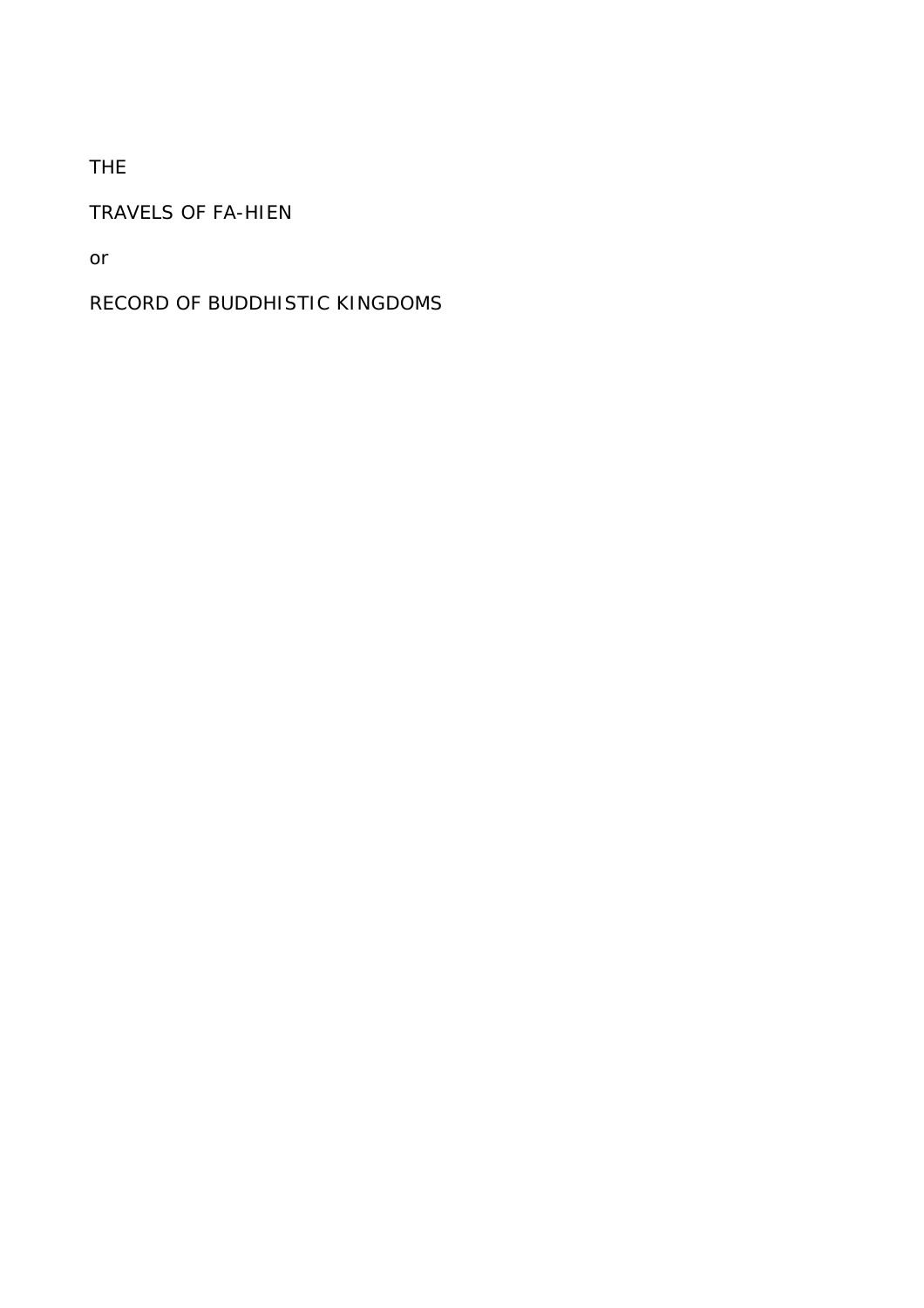THE

TRAVELS OF FA-HIEN

or

RECORD OF BUDDHISTIC KINGDOMS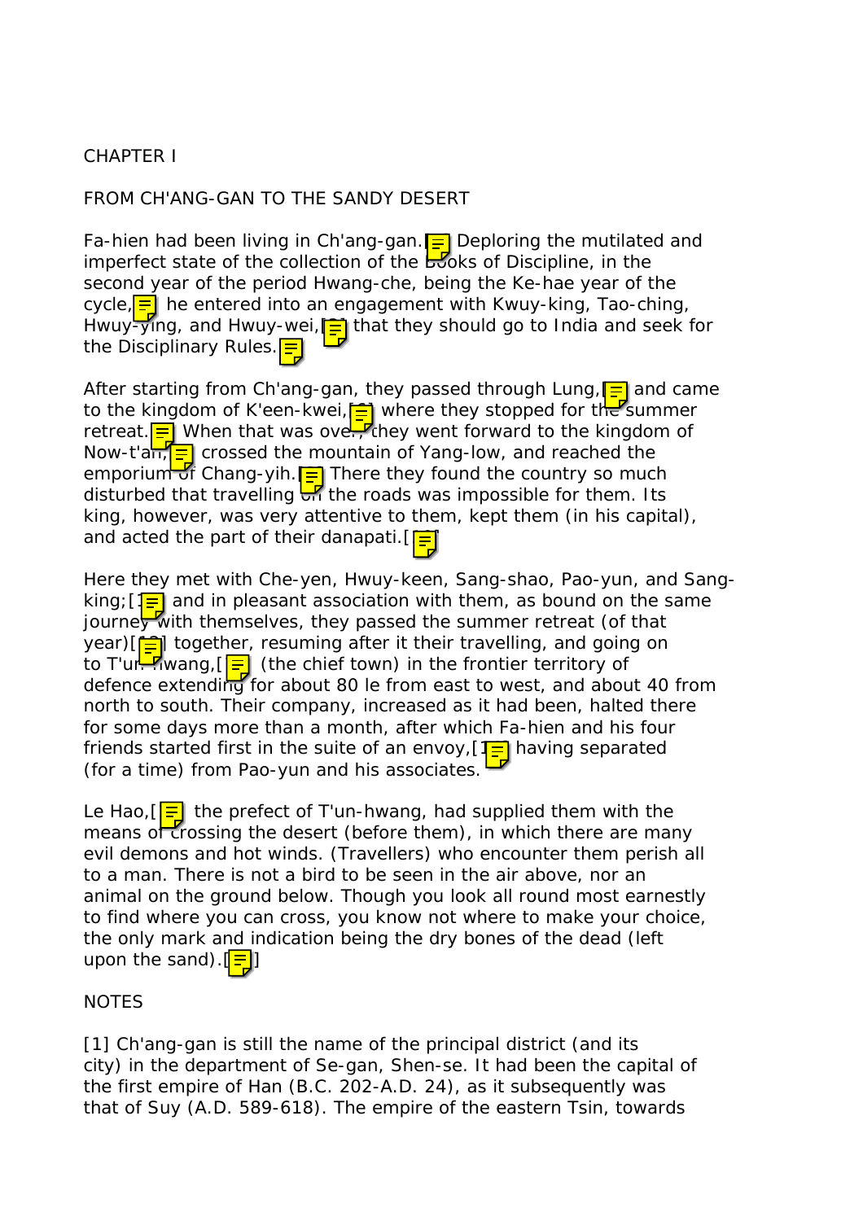CHAPTER I

FROM CH'ANG-GAN TO THE SANDY DESERT

Fa-hien had been living in Ch'ang-gan.[1] Deploring the mutilated and imperfect state of the collection of the Books of Discipline, in the second year of the period Hwang-che, being the Ke-hae year of the cycle,[2] he entered into an engagement with Kwuy-king, Tao-ching, Hwuy-ying, and Hwuy-wei,[3] that they should go to India and seek for the Disciplinary Rules.[4]

After starting from Ch'ang-gan, they passed through Lung,[5] and came to the kingdom of K'een-kwei,[6] where they stopped for the summer retreat.[7] When that was over, they went forward to the kingdom of Now-t'an,[8] crossed the mountain of Yang-low, and reached the emporium of Chang-yih.[9] There they found the country so much disturbed that travelling on the roads was impossible for them. Its king, however, was very attentive to them, kept them (in his capital), and acted the part of their danapati.[10]

Here they met with Che-yen, Hwuy-keen, Sang-shao, Pao-yun, and Sang-king;[11] and in pleasant association with them, as bound on the same journey with themselves, they passed the summer retreat (of that year)[12] together, resuming after it their travelling, and going on to T'un-hwang,[13] (the chief town) in the frontier territory of defence extending for about 80 le from east to west, and about 40 from north to south. Their company, increased as it had been, halted there for some days more than a month, after which Fa-hien and his four friends started first in the suite of an envoy,[14] having separated (for a time) from Pao-yun and his associates.

Le Hao,[15] the prefect of T'un-hwang, had supplied them with the means of crossing the desert (before them), in which there are many evil demons and hot winds. (Travellers) who encounter them perish all to a man. There is not a bird to be seen in the air above, nor an animal on the ground below. Though you look all round most earnestly to find where you can cross, you know not where to make your choice, the only mark and indication being the dry bones of the dead (left upon the sand).[16]

NOTES

[1] Ch'ang-gan is still the name of the principal district (and its city) in the department of Se-gan, Shen-se. It had been the capital of the first empire of Han (B.C. 202-A.D. 24), as it subsequently was that of Suy (A.D. 589-618). The empire of the eastern Tsin, towards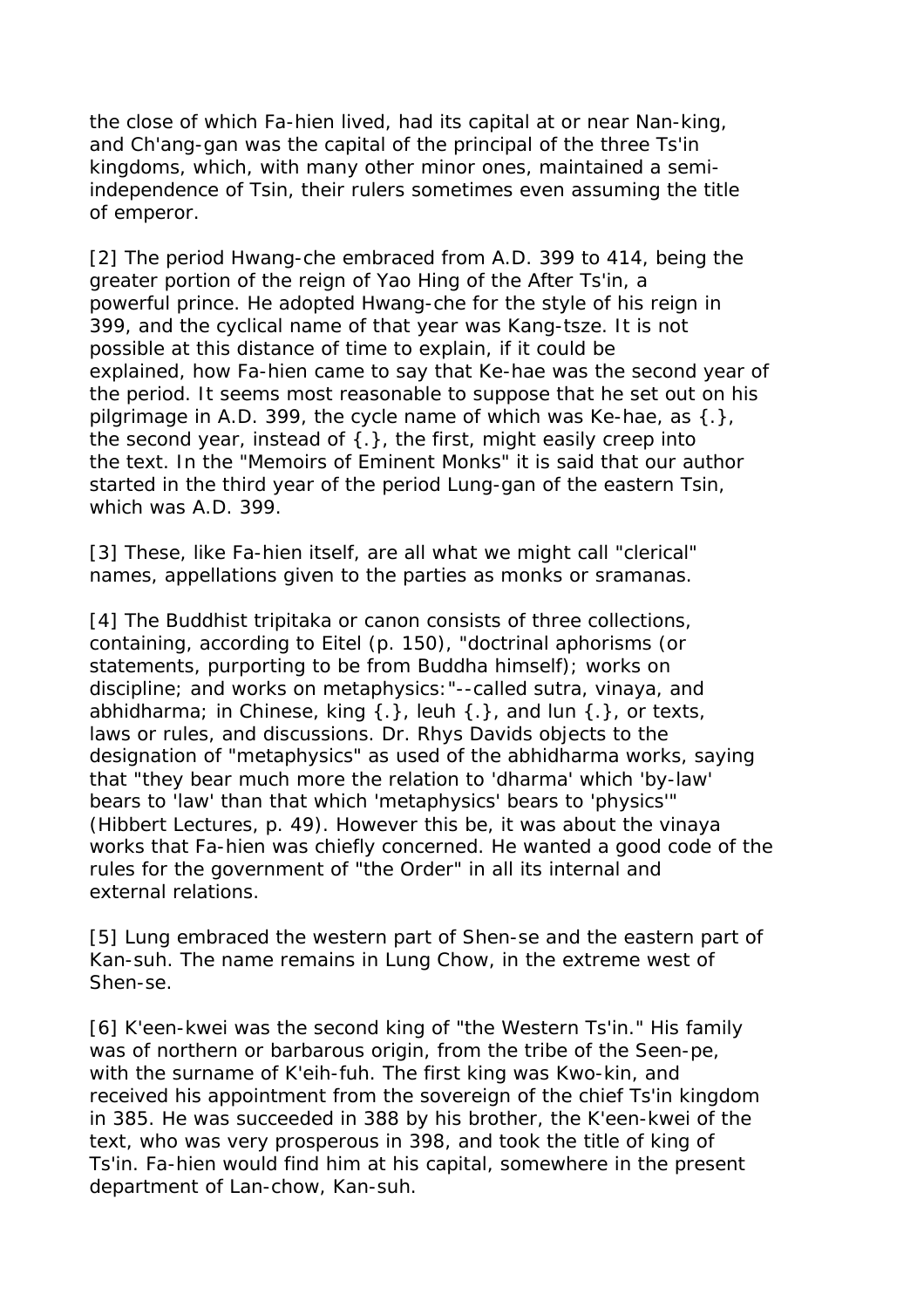the close of which Fa-hien lived, had its capital at or near Nan-king, and Ch'ang-gan was the capital of the principal of the three Ts'in kingdoms, which, with many other minor ones, maintained a semi-independence of Tsin, their rulers sometimes even assuming the title of emperor.

[2] The period Hwang-che embraced from A.D. 399 to 414, being the greater portion of the reign of Yao Hing of the After Ts'in, a powerful prince. He adopted Hwang-che for the style of his reign in 399, and the cyclical name of that year was Kang-tsze. It is not possible at this distance of time to explain, if it could be explained, how Fa-hien came to say that Ke-hae was the second year of the period. It seems most reasonable to suppose that he set out on his pilgrimage in A.D. 399, the cycle name of which was Ke-hae, as {.}, the second year, instead of {.}, the first, might easily creep into the text. In the "Memoirs of Eminent Monks" it is said that our author started in the third year of the period Lung-gan of the eastern Tsin, which was A.D. 399.

[3] These, like Fa-hien itself, are all what we might call "clerical" names, appellations given to the parties as monks or sramanas.

[4] The Buddhist tripitaka or canon consists of three collections, containing, according to Eitel (p. 150), "doctrinal aphorisms (or statements, purporting to be from Buddha himself); works on discipline; and works on metaphysics:"--called sutra, vinaya, and abhidharma; in Chinese, king {.}, leuh {.}, and lun {.}, or texts, laws or rules, and discussions. Dr. Rhys Davids objects to the designation of "metaphysics" as used of the abhidharma works, saying that "they bear much more the relation to 'dharma' which 'by-law' bears to 'law' than that which 'metaphysics' bears to 'physics'" (Hibbert Lectures, p. 49). However this be, it was about the vinaya works that Fa-hien was chiefly concerned. He wanted a good code of the rules for the government of "the Order" in all its internal and external relations.

[5] Lung embraced the western part of Shen-se and the eastern part of Kan-suh. The name remains in Lung Chow, in the extreme west of Shen-se.

[6] K'een-kwei was the second king of "the Western Ts'in." His family was of northern or barbarous origin, from the tribe of the Seen-pe, with the surname of K'eih-fuh. The first king was Kwo-kin, and received his appointment from the sovereign of the chief Ts'in kingdom in 385. He was succeeded in 388 by his brother, the K'een-kwei of the text, who was very prosperous in 398, and took the title of king of Ts'in. Fa-hien would find him at his capital, somewhere in the present department of Lan-chow, Kan-suh.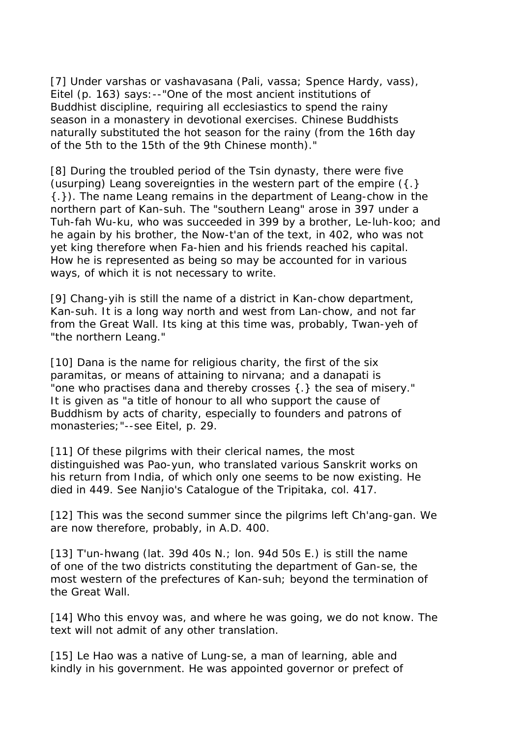[7] Under varshas or vashavasana (Pali, vassa; Spence Hardy, vass), Eitel (p. 163) says:--"One of the most ancient institutions of Buddhist discipline, requiring all ecclesiastics to spend the rainy season in a monastery in devotional exercises. Chinese Buddhists naturally substituted the hot season for the rainy (from the 16th day of the 5th to the 15th of the 9th Chinese month)."

[8] During the troubled period of the Tsin dynasty, there were five (usurping) Leang sovereignties in the western part of the empire ({.} {.}). The name Leang remains in the department of Leang-chow in the northern part of Kan-suh. The "southern Leang" arose in 397 under a Tuh-fah Wu-ku, who was succeeded in 399 by a brother, Le-luh-koo; and he again by his brother, the Now-t'an of the text, in 402, who was not yet king therefore when Fa-hien and his friends reached his capital. How he is represented as being so may be accounted for in various ways, of which it is not necessary to write.

[9] Chang-yih is still the name of a district in Kan-chow department, Kan-suh. It is a long way north and west from Lan-chow, and not far from the Great Wall. Its king at this time was, probably, Twan-yeh of "the northern Leang."

[10] Dana is the name for religious charity, the first of the six paramitas, or means of attaining to nirvana; and a danapati is "one who practises dana and thereby crosses {.} the sea of misery." It is given as "a title of honour to all who support the cause of Buddhism by acts of charity, especially to founders and patrons of monasteries;"--see Eitel, p. 29.

[11] Of these pilgrims with their clerical names, the most distinguished was Pao-yun, who translated various Sanskrit works on his return from India, of which only one seems to be now existing. He died in 449. See Nanjio's Catalogue of the Tripitaka, col. 417.

[12] This was the second summer since the pilgrims left Ch'ang-gan. We are now therefore, probably, in A.D. 400.

[13] T'un-hwang (lat. 39d 40s N.; lon. 94d 50s E.) is still the name of one of the two districts constituting the department of Gan-se, the most western of the prefectures of Kan-suh; beyond the termination of the Great Wall.

[14] Who this envoy was, and where he was going, we do not know. The text will not admit of any other translation.

[15] Le Hao was a native of Lung-se, a man of learning, able and kindly in his government. He was appointed governor or prefect of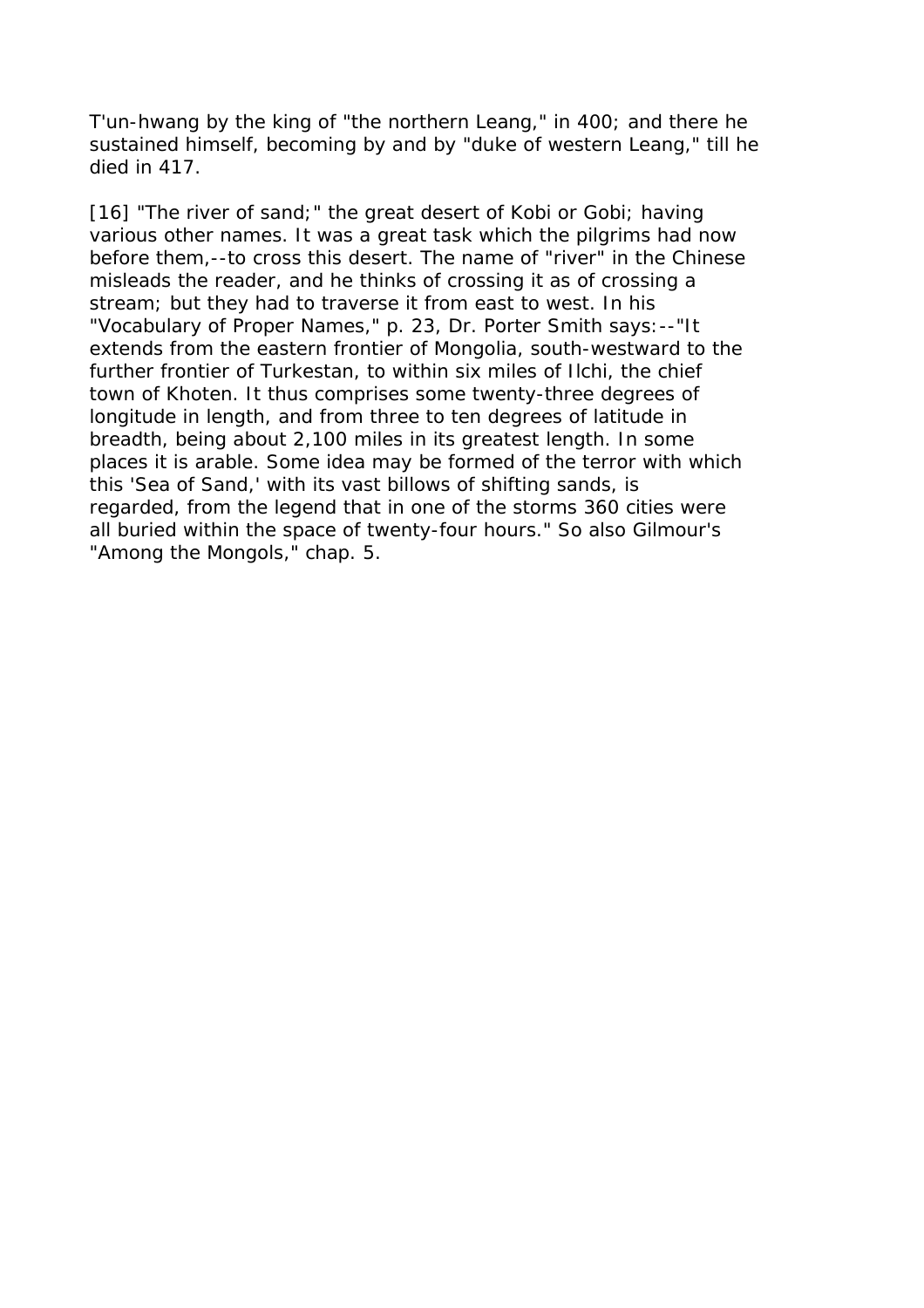T'un-hwang by the king of "the northern Leang," in 400; and there he sustained himself, becoming by and by "duke of western Leang," till he died in 417.

[16] "The river of sand;" the great desert of Kobi or Gobi; having various other names. It was a great task which the pilgrims had now before them,--to cross this desert. The name of "river" in the Chinese misleads the reader, and he thinks of crossing it as of crossing a stream; but they had to traverse it from east to west. In his "Vocabulary of Proper Names," p. 23, Dr. Porter Smith says:--"It extends from the eastern frontier of Mongolia, south-westward to the further frontier of Turkestan, to within six miles of Ilchi, the chief town of Khoten. It thus comprises some twenty-three degrees of longitude in length, and from three to ten degrees of latitude in breadth, being about 2,100 miles in its greatest length. In some places it is arable. Some idea may be formed of the terror with which this 'Sea of Sand,' with its vast billows of shifting sands, is regarded, from the legend that in one of the storms 360 cities were all buried within the space of twenty-four hours." So also Gilmour's "Among the Mongols," chap. 5.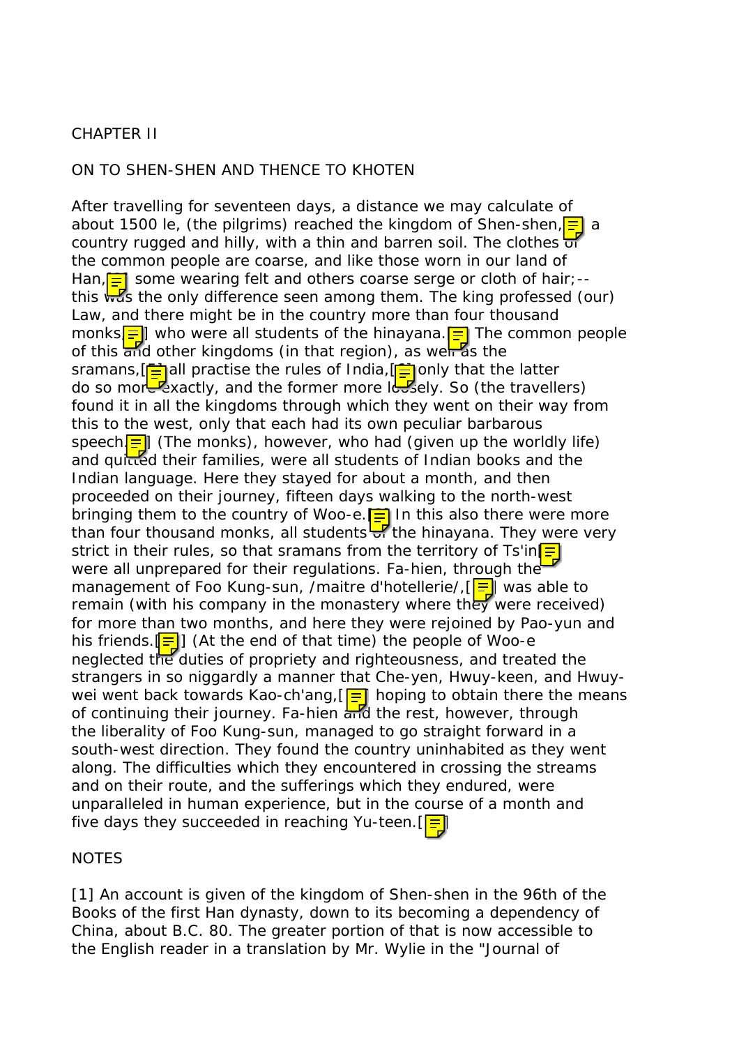CHAPTER II

ON TO SHEN-SHEN AND THENCE TO KHOTEN

After travelling for seventeen days, a distance we may calculate of about 1500 le, (the pilgrims) reached the kingdom of Shen-shen,[1] a country rugged and hilly, with a thin and barren soil. The clothes of the common people are coarse, and like those worn in our land of Han,[2] some wearing felt and others coarse serge or cloth of hair;--this was the only difference seen among them. The king professed (our) Law, and there might be in the country more than four thousand monks,[3] who were all students of the hinayana.[4] The common people of this and other kingdoms (in that region), as well as the sramans,[5] all practise the rules of India,[6] only that the latter do so more exactly, and the former more loosely. So (the travellers) found it in all the kingdoms through which they went on their way from this to the west, only that each had its own peculiar barbarous speech.[7] (The monks), however, who had (given up the worldly life) and quitted their families, were all students of Indian books and the Indian language. Here they stayed for about a month, and then proceeded on their journey, fifteen days walking to the north-west bringing them to the country of Woo-e.[8] In this also there were more than four thousand monks, all students of the hinayana. They were very strict in their rules, so that sramans from the territory of Ts'in[9] were all unprepared for their regulations. Fa-hien, through the management of Foo Kung-sun, /maitre d'hotellerie/,[10] was able to remain (with his company in the monastery where they were received) for more than two months, and here they were rejoined by Pao-yun and his friends.[11] (At the end of that time) the people of Woo-e neglected the duties of propriety and righteousness, and treated the strangers in so niggardly a manner that Che-yen, Hwuy-keen, and Hwuy-wei went back towards Kao-ch'ang,[12] hoping to obtain there the means of continuing their journey. Fa-hien and the rest, however, through the liberality of Foo Kung-sun, managed to go straight forward in a south-west direction. They found the country uninhabited as they went along. The difficulties which they encountered in crossing the streams and on their route, and the sufferings which they endured, were unparalleled in human experience, but in the course of a month and five days they succeeded in reaching Yu-teen.[13]

NOTES

[1] An account is given of the kingdom of Shen-shen in the 96th of the Books of the first Han dynasty, down to its becoming a dependency of China, about B.C. 80. The greater portion of that is now accessible to the English reader in a translation by Mr. Wylie in the "Journal of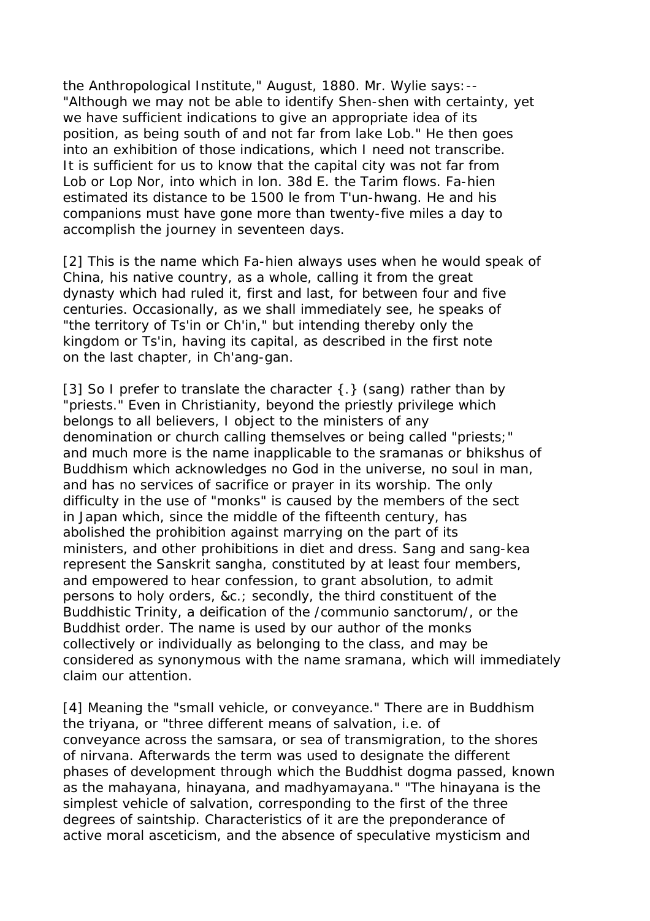the Anthropological Institute," August, 1880. Mr. Wylie says:-- "Although we may not be able to identify Shen-shen with certainty, yet we have sufficient indications to give an appropriate idea of its position, as being south of and not far from lake Lob." He then goes into an exhibition of those indications, which I need not transcribe. It is sufficient for us to know that the capital city was not far from Lob or Lop Nor, into which in lon. 38d E. the Tarim flows. Fa-hien estimated its distance to be 1500 le from T'un-hwang. He and his companions must have gone more than twenty-five miles a day to accomplish the journey in seventeen days.

[2] This is the name which Fa-hien always uses when he would speak of China, his native country, as a whole, calling it from the great dynasty which had ruled it, first and last, for between four and five centuries. Occasionally, as we shall immediately see, he speaks of "the territory of Ts'in or Ch'in," but intending thereby only the kingdom or Ts'in, having its capital, as described in the first note on the last chapter, in Ch'ang-gan.

[3] So I prefer to translate the character {.} (sang) rather than by "priests." Even in Christianity, beyond the priestly privilege which belongs to all believers, I object to the ministers of any denomination or church calling themselves or being called "priests;" and much more is the name inapplicable to the sramanas or bhikshus of Buddhism which acknowledges no God in the universe, no soul in man, and has no services of sacrifice or prayer in its worship. The only difficulty in the use of "monks" is caused by the members of the sect in Japan which, since the middle of the fifteenth century, has abolished the prohibition against marrying on the part of its ministers, and other prohibitions in diet and dress. Sang and sang-kea represent the Sanskrit sangha, constituted by at least four members, and empowered to hear confession, to grant absolution, to admit persons to holy orders, &c.; secondly, the third constituent of the Buddhistic Trinity, a deification of the /communio sanctorum/, or the Buddhist order. The name is used by our author of the monks collectively or individually as belonging to the class, and may be considered as synonymous with the name sramana, which will immediately claim our attention.

[4] Meaning the "small vehicle, or conveyance." There are in Buddhism the triyana, or "three different means of salvation, i.e. of conveyance across the samsara, or sea of transmigration, to the shores of nirvana. Afterwards the term was used to designate the different phases of development through which the Buddhist dogma passed, known as the mahayana, hinayana, and madhyamayana." "The hinayana is the simplest vehicle of salvation, corresponding to the first of the three degrees of saintship. Characteristics of it are the preponderance of active moral asceticism, and the absence of speculative mysticism and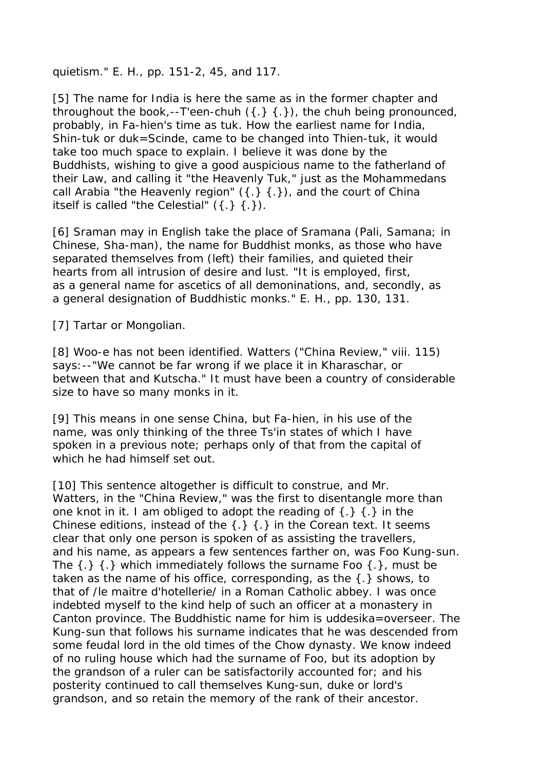quietism." E. H., pp. 151-2, 45, and 117.

[5] The name for India is here the same as in the former chapter and throughout the book,--T'een-chuh ({.} {.}), the chuh being pronounced, probably, in Fa-hien's time as tuk. How the earliest name for India, Shin-tuk or duk=Scinde, came to be changed into Thien-tuk, it would take too much space to explain. I believe it was done by the Buddhists, wishing to give a good auspicious name to the fatherland of their Law, and calling it "the Heavenly Tuk," just as the Mohammedans call Arabia "the Heavenly region" ({.} {.}), and the court of China itself is called "the Celestial" ({.} {.}).

[6] Sraman may in English take the place of Sramana (Pali, Samana; in Chinese, Sha-man), the name for Buddhist monks, as those who have separated themselves from (left) their families, and quieted their hearts from all intrusion of desire and lust. "It is employed, first, as a general name for ascetics of all demoninations, and, secondly, as a general designation of Buddhistic monks." E. H., pp. 130, 131.

[7] Tartar or Mongolian.

[8] Woo-e has not been identified. Watters ("China Review," viii. 115) says:--"We cannot be far wrong if we place it in Kharaschar, or between that and Kutscha." It must have been a country of considerable size to have so many monks in it.

[9] This means in one sense China, but Fa-hien, in his use of the name, was only thinking of the three Ts'in states of which I have spoken in a previous note; perhaps only of that from the capital of which he had himself set out.

[10] This sentence altogether is difficult to construe, and Mr. Watters, in the "China Review," was the first to disentangle more than one knot in it. I am obliged to adopt the reading of {.} {.} in the Chinese editions, instead of the {.} {.} in the Corean text. It seems clear that only one person is spoken of as assisting the travellers, and his name, as appears a few sentences farther on, was Foo Kung-sun. The {.} {.} which immediately follows the surname Foo {.}, must be taken as the name of his office, corresponding, as the {.} shows, to that of /le maitre d'hotellerie/ in a Roman Catholic abbey. I was once indebted myself to the kind help of such an officer at a monastery in Canton province. The Buddhistic name for him is uddesika=overseer. The Kung-sun that follows his surname indicates that he was descended from some feudal lord in the old times of the Chow dynasty. We know indeed of no ruling house which had the surname of Foo, but its adoption by the grandson of a ruler can be satisfactorily accounted for; and his posterity continued to call themselves Kung-sun, duke or lord's grandson, and so retain the memory of the rank of their ancestor.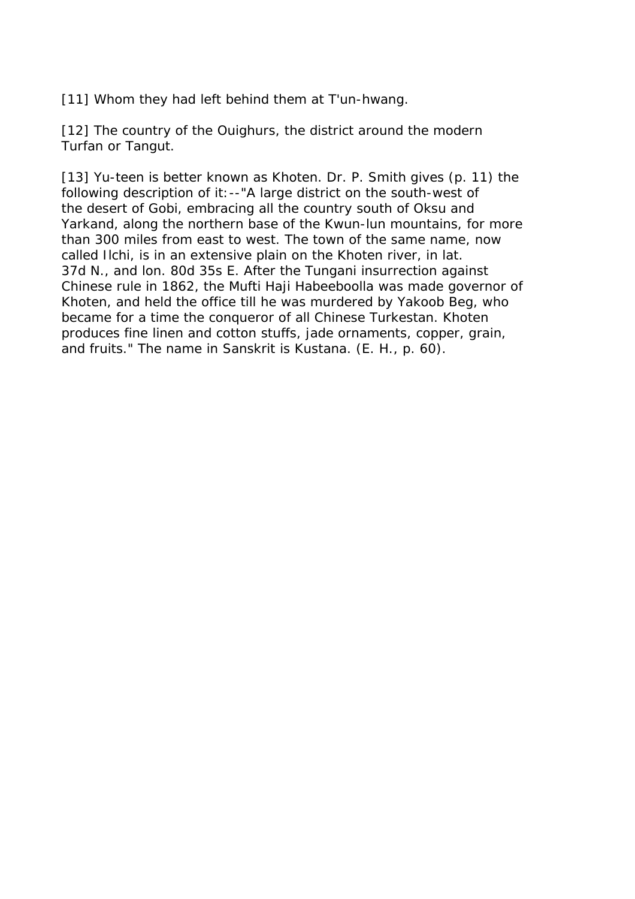[11] Whom they had left behind them at T'un-hwang.

[12] The country of the Ouighurs, the district around the modern Turfan or Tangut.

[13] Yu-teen is better known as Khoten. Dr. P. Smith gives (p. 11) the following description of it:--"A large district on the south-west of the desert of Gobi, embracing all the country south of Oksu and Yarkand, along the northern base of the Kwun-lun mountains, for more than 300 miles from east to west. The town of the same name, now called Ilchi, is in an extensive plain on the Khoten river, in lat. 37d N., and lon. 80d 35s E. After the Tungani insurrection against Chinese rule in 1862, the Mufti Haji Habeeboolla was made governor of Khoten, and held the office till he was murdered by Yakoob Beg, who became for a time the conqueror of all Chinese Turkestan. Khoten produces fine linen and cotton stuffs, jade ornaments, copper, grain, and fruits." The name in Sanskrit is Kustana. (E. H., p. 60).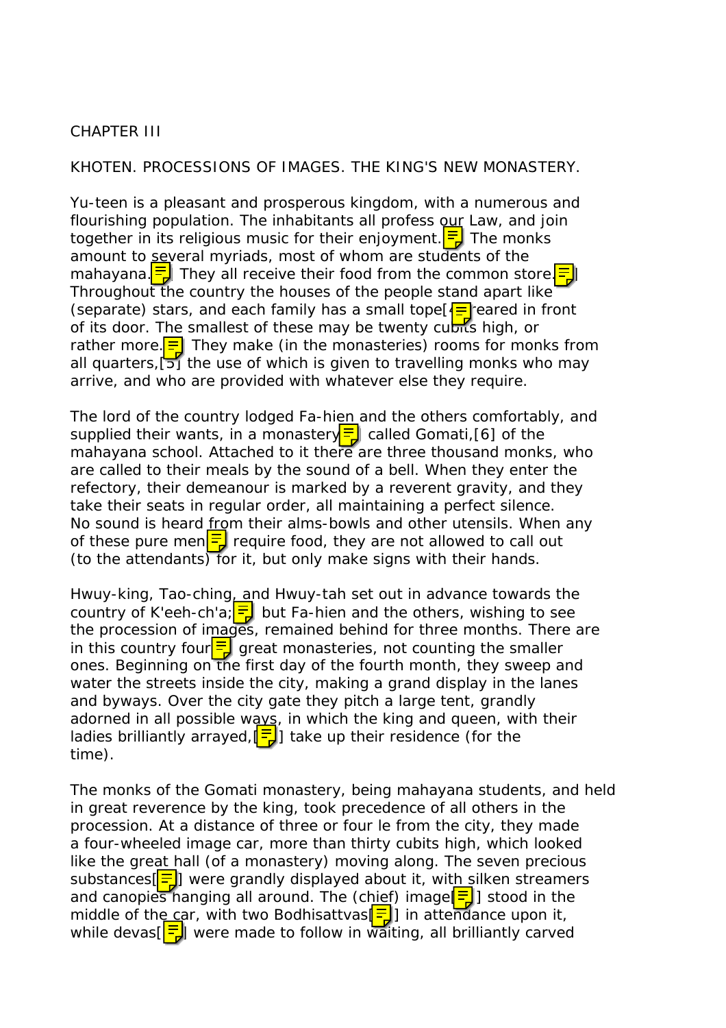CHAPTER III

KHOTEN. PROCESSIONS OF IMAGES. THE KING'S NEW MONASTERY.

Yu-teen is a pleasant and prosperous kingdom, with a numerous and flourishing population. The inhabitants all profess our Law, and join together in its religious music for their enjoyment. The monks amount to several myriads, most of whom are students of the mahayana. They all receive their food from the common store. Throughout the country the houses of the people stand apart like (separate) stars, and each family has a small tope[4] reared in front of its door. The smallest of these may be twenty cubits high, or rather more. They make (in the monasteries) rooms for monks from all quarters,[5] the use of which is given to travelling monks who may arrive, and who are provided with whatever else they require.

The lord of the country lodged Fa-hien and the others comfortably, and supplied their wants, in a monastery called Gomati,[6] of the mahayana school. Attached to it there are three thousand monks, who are called to their meals by the sound of a bell. When they enter the refectory, their demeanour is marked by a reverent gravity, and they take their seats in regular order, all maintaining a perfect silence. No sound is heard from their alms-bowls and other utensils. When any of these pure men require food, they are not allowed to call out (to the attendants) for it, but only make signs with their hands.

Hwuy-king, Tao-ching, and Hwuy-tah set out in advance towards the country of K'eeh-ch'a; but Fa-hien and the others, wishing to see the procession of images, remained behind for three months. There are in this country four great monasteries, not counting the smaller ones. Beginning on the first day of the fourth month, they sweep and water the streets inside the city, making a grand display in the lanes and byways. Over the city gate they pitch a large tent, grandly adorned in all possible ways, in which the king and queen, with their ladies brilliantly arrayed,[] take up their residence (for the time).

The monks of the Gomati monastery, being mahayana students, and held in great reverence by the king, took precedence of all others in the procession. At a distance of three or four le from the city, they made a four-wheeled image car, more than thirty cubits high, which looked like the great hall (of a monastery) moving along. The seven precious substances[] were grandly displayed about it, with silken streamers and canopies hanging all around. The (chief) image[] stood in the middle of the car, with two Bodhisattvas[] in attendance upon it, while devas[] were made to follow in waiting, all brilliantly carved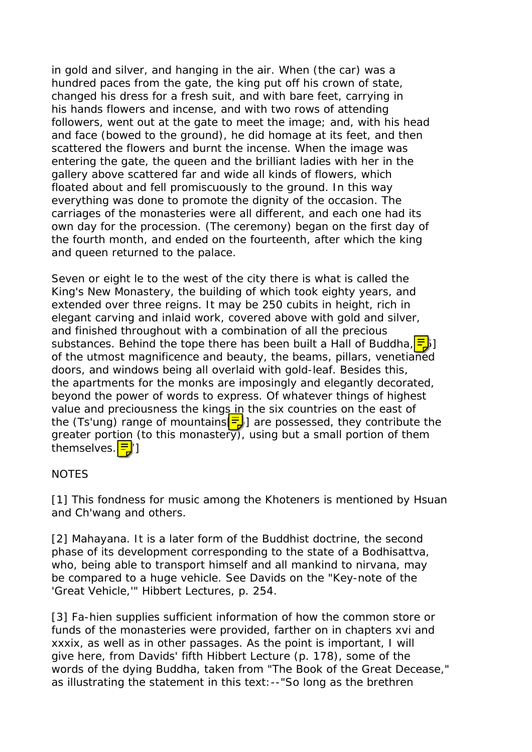in gold and silver, and hanging in the air. When (the car) was a hundred paces from the gate, the king put off his crown of state, changed his dress for a fresh suit, and with bare feet, carrying in his hands flowers and incense, and with two rows of attending followers, went out at the gate to meet the image; and, with his head and face (bowed to the ground), he did homage at its feet, and then scattered the flowers and burnt the incense. When the image was entering the gate, the queen and the brilliant ladies with her in the gallery above scattered far and wide all kinds of flowers, which floated about and fell promiscuously to the ground. In this way everything was done to promote the dignity of the occasion. The carriages of the monasteries were all different, and each one had its own day for the procession. (The ceremony) began on the first day of the fourth month, and ended on the fourteenth, after which the king and queen returned to the palace.

Seven or eight le to the west of the city there is what is called the King's New Monastery, the building of which took eighty years, and extended over three reigns. It may be 250 cubits in height, rich in elegant carving and inlaid work, covered above with gold and silver, and finished throughout with a combination of all the precious substances. Behind the tope there has been built a Hall of Buddha,[5] of the utmost magnificence and beauty, the beams, pillars, venetianed doors, and windows being all overlaid with gold-leaf. Besides this, the apartments for the monks are imposingly and elegantly decorated, beyond the power of words to express. Of whatever things of highest value and preciousness the kings in the six countries on the east of the (Ts'ung) range of mountains[6] are possessed, they contribute the greater portion (to this monastery), using but a small portion of them themselves.[7]

NOTES

[1] This fondness for music among the Khoteners is mentioned by Hsuan and Ch'wang and others.

[2] Mahayana. It is a later form of the Buddhist doctrine, the second phase of its development corresponding to the state of a Bodhisattva, who, being able to transport himself and all mankind to nirvana, may be compared to a huge vehicle. See Davids on the "Key-note of the 'Great Vehicle,'" Hibbert Lectures, p. 254.

[3] Fa-hien supplies sufficient information of how the common store or funds of the monasteries were provided, farther on in chapters xvi and xxxix, as well as in other passages. As the point is important, I will give here, from Davids' fifth Hibbert Lecture (p. 178), some of the words of the dying Buddha, taken from "The Book of the Great Decease," as illustrating the statement in this text:--"So long as the brethren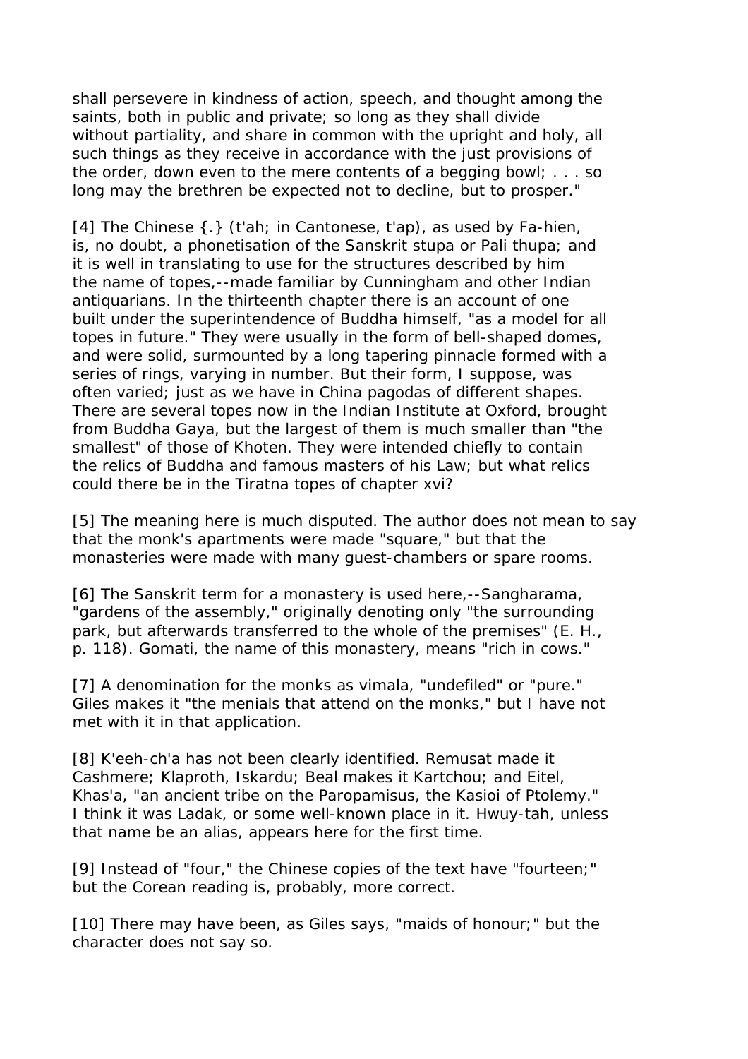shall persevere in kindness of action, speech, and thought among the saints, both in public and private; so long as they shall divide without partiality, and share in common with the upright and holy, all such things as they receive in accordance with the just provisions of the order, down even to the mere contents of a begging bowl; . . . so long may the brethren be expected not to decline, but to prosper."

[4] The Chinese {.} (t'ah; in Cantonese, t'ap), as used by Fa-hien, is, no doubt, a phonetisation of the Sanskrit stupa or Pali thupa; and it is well in translating to use for the structures described by him the name of topes,--made familiar by Cunningham and other Indian antiquarians. In the thirteenth chapter there is an account of one built under the superintendence of Buddha himself, "as a model for all topes in future." They were usually in the form of bell-shaped domes, and were solid, surmounted by a long tapering pinnacle formed with a series of rings, varying in number. But their form, I suppose, was often varied; just as we have in China pagodas of different shapes. There are several topes now in the Indian Institute at Oxford, brought from Buddha Gaya, but the largest of them is much smaller than "the smallest" of those of Khoten. They were intended chiefly to contain the relics of Buddha and famous masters of his Law; but what relics could there be in the Tiratna topes of chapter xvi?

[5] The meaning here is much disputed. The author does not mean to say that the monk's apartments were made "square," but that the monasteries were made with many guest-chambers or spare rooms.

[6] The Sanskrit term for a monastery is used here,--Sangharama, "gardens of the assembly," originally denoting only "the surrounding park, but afterwards transferred to the whole of the premises" (E. H., p. 118). Gomati, the name of this monastery, means "rich in cows."

[7] A denomination for the monks as vimala, "undefiled" or "pure." Giles makes it "the menials that attend on the monks," but I have not met with it in that application.

[8] K'eeh-ch'a has not been clearly identified. Remusat made it Cashmere; Klaproth, Iskardu; Beal makes it Kartchou; and Eitel, Khas'a, "an ancient tribe on the Paropamisus, the Kasioi of Ptolemy." I think it was Ladak, or some well-known place in it. Hwuy-tah, unless that name be an alias, appears here for the first time.

[9] Instead of "four," the Chinese copies of the text have "fourteen;" but the Corean reading is, probably, more correct.

[10] There may have been, as Giles says, "maids of honour;" but the character does not say so.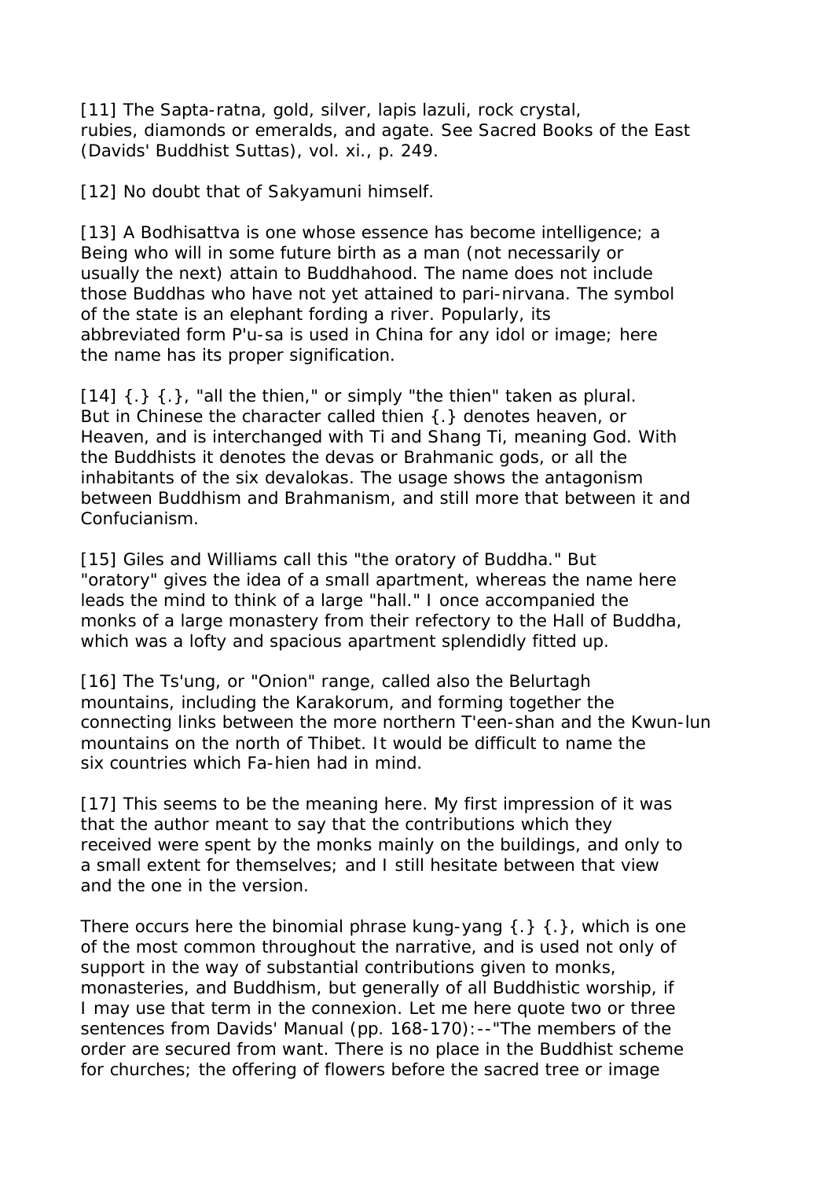[11] The Sapta-ratna, gold, silver, lapis lazuli, rock crystal, rubies, diamonds or emeralds, and agate. See Sacred Books of the East (Davids' Buddhist Suttas), vol. xi., p. 249.

[12] No doubt that of Sakyamuni himself.

[13] A Bodhisattva is one whose essence has become intelligence; a Being who will in some future birth as a man (not necessarily or usually the next) attain to Buddhahood. The name does not include those Buddhas who have not yet attained to pari-nirvana. The symbol of the state is an elephant fording a river. Popularly, its abbreviated form P'u-sa is used in China for any idol or image; here the name has its proper signification.

[14] {.} {.}, "all the thien," or simply "the thien" taken as plural. But in Chinese the character called thien {.} denotes heaven, or Heaven, and is interchanged with Ti and Shang Ti, meaning God. With the Buddhists it denotes the devas or Brahmanic gods, or all the inhabitants of the six devalokas. The usage shows the antagonism between Buddhism and Brahmanism, and still more that between it and Confucianism.

[15] Giles and Williams call this "the oratory of Buddha." But "oratory" gives the idea of a small apartment, whereas the name here leads the mind to think of a large "hall." I once accompanied the monks of a large monastery from their refectory to the Hall of Buddha, which was a lofty and spacious apartment splendidly fitted up.

[16] The Ts'ung, or "Onion" range, called also the Belurtagh mountains, including the Karakorum, and forming together the connecting links between the more northern T'een-shan and the Kwun-lun mountains on the north of Thibet. It would be difficult to name the six countries which Fa-hien had in mind.

[17] This seems to be the meaning here. My first impression of it was that the author meant to say that the contributions which they received were spent by the monks mainly on the buildings, and only to a small extent for themselves; and I still hesitate between that view and the one in the version.

There occurs here the binomial phrase kung-yang {.} {.}, which is one of the most common throughout the narrative, and is used not only of support in the way of substantial contributions given to monks, monasteries, and Buddhism, but generally of all Buddhistic worship, if I may use that term in the connexion. Let me here quote two or three sentences from Davids' Manual (pp. 168-170):--"The members of the order are secured from want. There is no place in the Buddhist scheme for churches; the offering of flowers before the sacred tree or image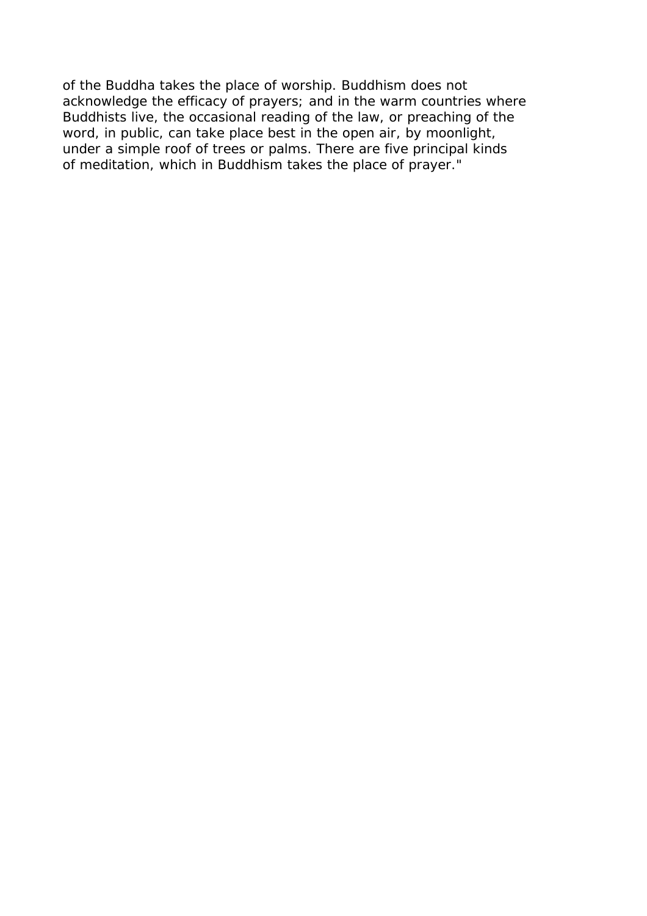of the Buddha takes the place of worship. Buddhism does not acknowledge the efficacy of prayers; and in the warm countries where Buddhists live, the occasional reading of the law, or preaching of the word, in public, can take place best in the open air, by moonlight, under a simple roof of trees or palms. There are five principal kinds of meditation, which in Buddhism takes the place of prayer."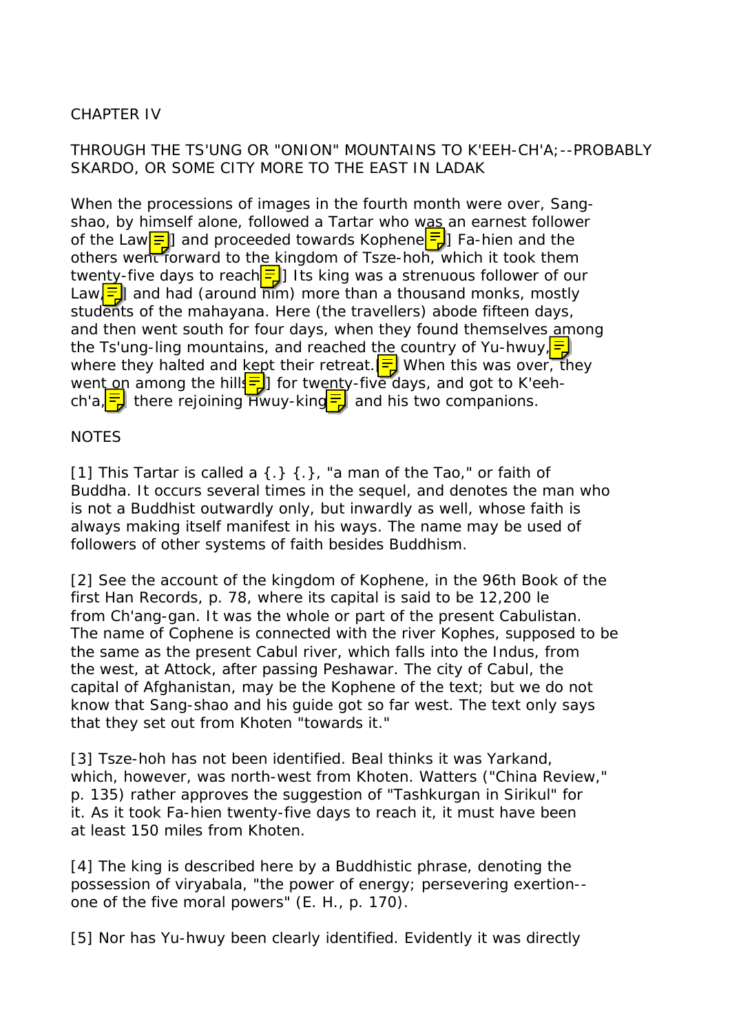## CHAPTER IV

## THROUGH THE TS'UNG OR "ONION" MOUNTAINS TO K'EEH-CH'A;--PROBABLY SKARDO, OR SOME CITY MORE TO THE EAST IN LADAK

When the processions of images in the fourth month were over, Sang-shao, by himself alone, followed a Tartar who was an earnest follower of the Law[1] and proceeded towards Kophene.[2] Fa-hien and the others went forward to the kingdom of Tsze-hoh, which it took them twenty-five days to reach.[3] Its king was a strenuous follower of our Law,[4] and had (around him) more than a thousand monks, mostly students of the mahayana. Here (the travellers) abode fifteen days, and then went south for four days, when they found themselves among the Ts'ung-ling mountains, and reached the country of Yu-hwuy,[5] where they halted and kept their retreat.[6] When this was over, they went on among the hills[7] for twenty-five days, and got to K'eeh-ch'a,[8] there rejoining Hwuy-king[9] and his two companions.

## NOTES

[1] This Tartar is called a {.} {.}, "a man of the Tao," or faith of Buddha. It occurs several times in the sequel, and denotes the man who is not a Buddhist outwardly only, but inwardly as well, whose faith is always making itself manifest in his ways. The name may be used of followers of other systems of faith besides Buddhism.

[2] See the account of the kingdom of Kophene, in the 96th Book of the first Han Records, p. 78, where its capital is said to be 12,200 le from Ch'ang-gan. It was the whole or part of the present Cabulistan. The name of Cophene is connected with the river Kophes, supposed to be the same as the present Cabul river, which falls into the Indus, from the west, at Attock, after passing Peshawar. The city of Cabul, the capital of Afghanistan, may be the Kophene of the text; but we do not know that Sang-shao and his guide got so far west. The text only says that they set out from Khoten "towards it."

[3] Tsze-hoh has not been identified. Beal thinks it was Yarkand, which, however, was north-west from Khoten. Watters ("China Review," p. 135) rather approves the suggestion of "Tashkurgan in Sirikul" for it. As it took Fa-hien twenty-five days to reach it, it must have been at least 150 miles from Khoten.

[4] The king is described here by a Buddhistic phrase, denoting the possession of viryabala, "the power of energy; persevering exertion--one of the five moral powers" (E. H., p. 170).

[5] Nor has Yu-hwuy been clearly identified. Evidently it was directly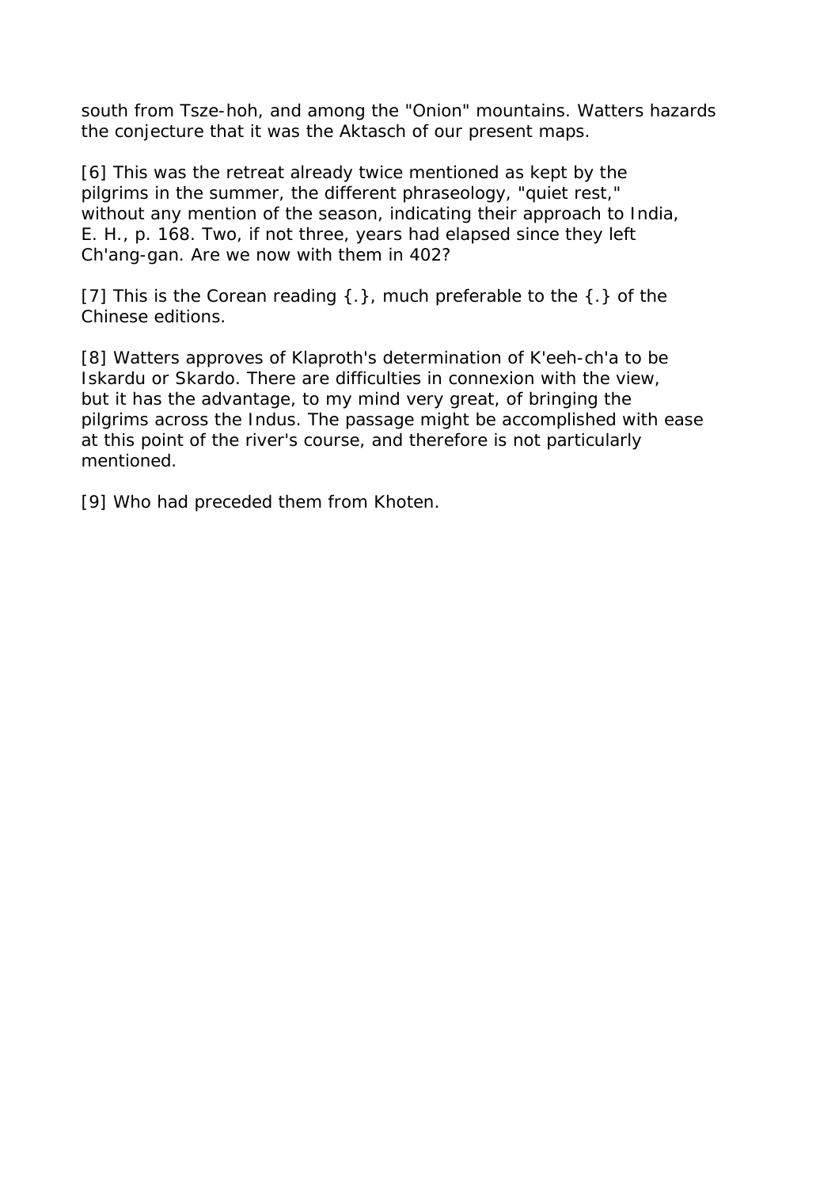south from Tsze-hoh, and among the "Onion" mountains. Watters hazards the conjecture that it was the Aktasch of our present maps.

[6] This was the retreat already twice mentioned as kept by the pilgrims in the summer, the different phraseology, "quiet rest," without any mention of the season, indicating their approach to India, E. H., p. 168. Two, if not three, years had elapsed since they left Ch'ang-gan. Are we now with them in 402?

[7] This is the Corean reading {.}, much preferable to the {.} of the Chinese editions.

[8] Watters approves of Klaproth's determination of K'eeh-ch'a to be Iskardu or Skardo. There are difficulties in connexion with the view, but it has the advantage, to my mind very great, of bringing the pilgrims across the Indus. The passage might be accomplished with ease at this point of the river's course, and therefore is not particularly mentioned.

[9] Who had preceded them from Khoten.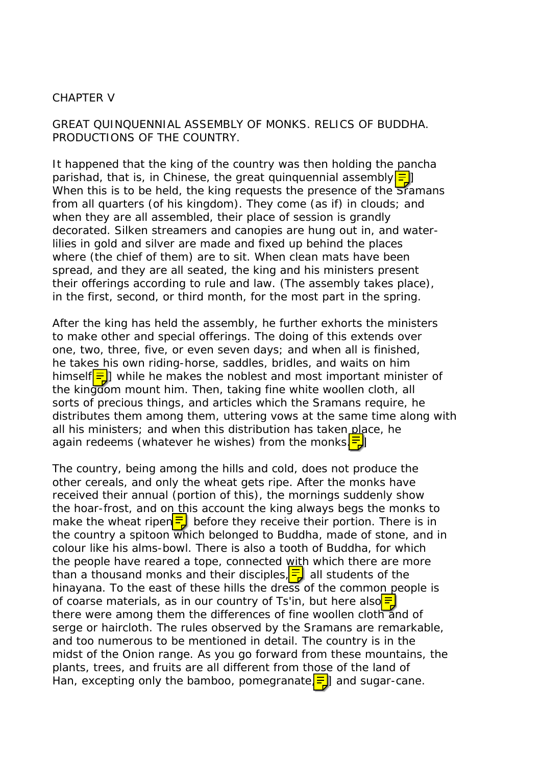# CHAPTER V

## GREAT QUINQUENNIAL ASSEMBLY OF MONKS. RELICS OF BUDDHA. PRODUCTIONS OF THE COUNTRY.

It happened that the king of the country was then holding the pancha parishad, that is, in Chinese, the great quinquennial assembly.] When this is to be held, the king requests the presence of the Sramans from all quarters (of his kingdom). They come (as if) in clouds; and when they are all assembled, their place of session is grandly decorated. Silken streamers and canopies are hung out in, and water-lilies in gold and silver are made and fixed up behind the places where (the chief of them) are to sit. When clean mats have been spread, and they are all seated, the king and his ministers present their offerings according to rule and law. (The assembly takes place), in the first, second, or third month, for the most part in the spring.

After the king has held the assembly, he further exhorts the ministers to make other and special offerings. The doing of this extends over one, two, three, five, or even seven days; and when all is finished, he takes his own riding-horse, saddles, bridles, and waits on him himself] while he makes the noblest and most important minister of the kingdom mount him. Then, taking fine white woollen cloth, all sorts of precious things, and articles which the Sramans require, he distributes them among them, uttering vows at the same time along with all his ministers; and when this distribution has taken place, he again redeems (whatever he wishes) from the monks.]

The country, being among the hills and cold, does not produce the other cereals, and only the wheat gets ripe. After the monks have received their annual (portion of this), the mornings suddenly show the hoar-frost, and on this account the king always begs the monks to make the wheat ripen before they receive their portion. There is in the country a spitoon which belonged to Buddha, made of stone, and in colour like his alms-bowl. There is also a tooth of Buddha, for which the people have reared a tope, connected with which there are more than a thousand monks and their disciples, all students of the hinayana. To the east of these hills the dress of the common people is of coarse materials, as in our country of Ts'in, but here also there were among them the differences of fine woollen cloth and of serge or haircloth. The rules observed by the Sramans are remarkable, and too numerous to be mentioned in detail. The country is in the midst of the Onion range. As you go forward from these mountains, the plants, trees, and fruits are all different from those of the land of Han, excepting only the bamboo, pomegranate,] and sugar-cane.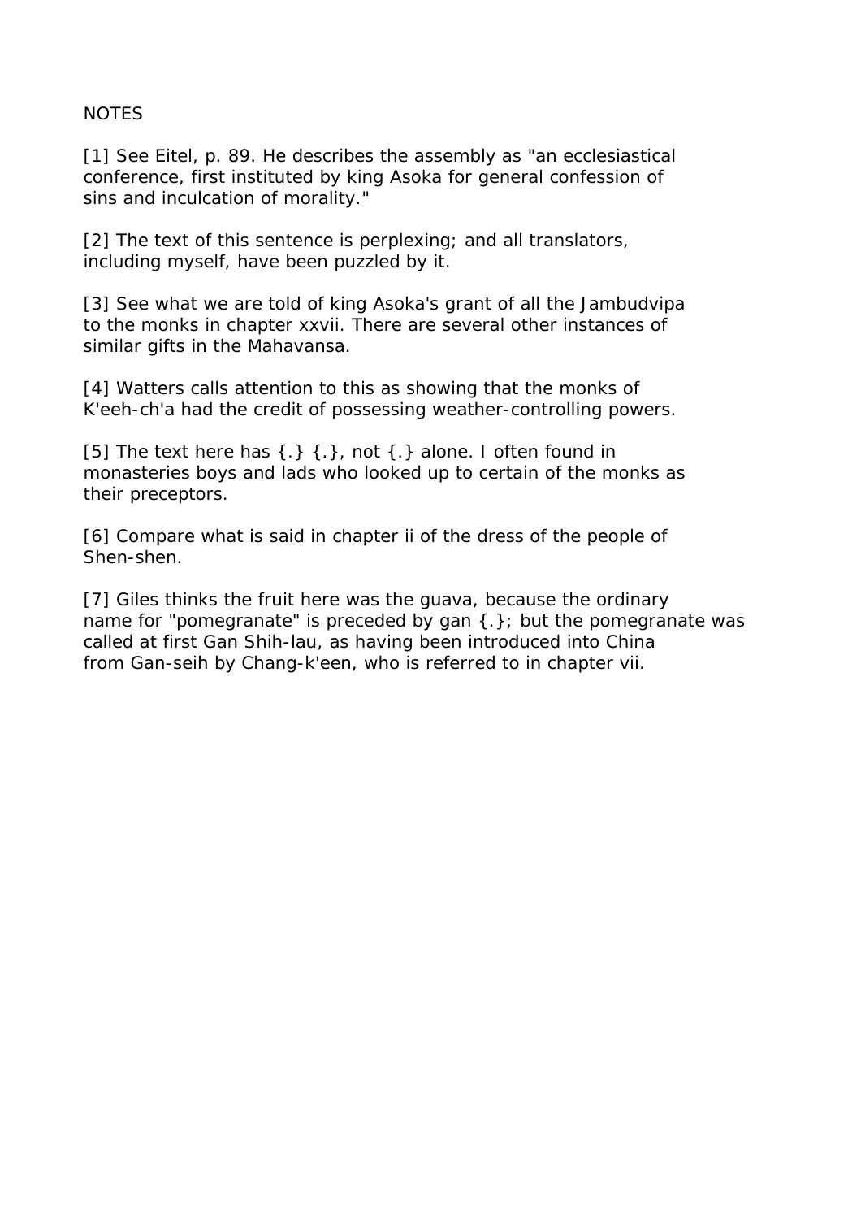NOTES

[1] See Eitel, p. 89. He describes the assembly as "an ecclesiastical conference, first instituted by king Asoka for general confession of sins and inculcation of morality."

[2] The text of this sentence is perplexing; and all translators, including myself, have been puzzled by it.

[3] See what we are told of king Asoka's grant of all the Jambudvipa to the monks in chapter xxvii. There are several other instances of similar gifts in the Mahavansa.

[4] Watters calls attention to this as showing that the monks of K'eeh-ch'a had the credit of possessing weather-controlling powers.

[5] The text here has {.} {.}, not {.} alone. I often found in monasteries boys and lads who looked up to certain of the monks as their preceptors.

[6] Compare what is said in chapter ii of the dress of the people of Shen-shen.

[7] Giles thinks the fruit here was the guava, because the ordinary name for "pomegranate" is preceded by gan {.}; but the pomegranate was called at first Gan Shih-lau, as having been introduced into China from Gan-seih by Chang-k'een, who is referred to in chapter vii.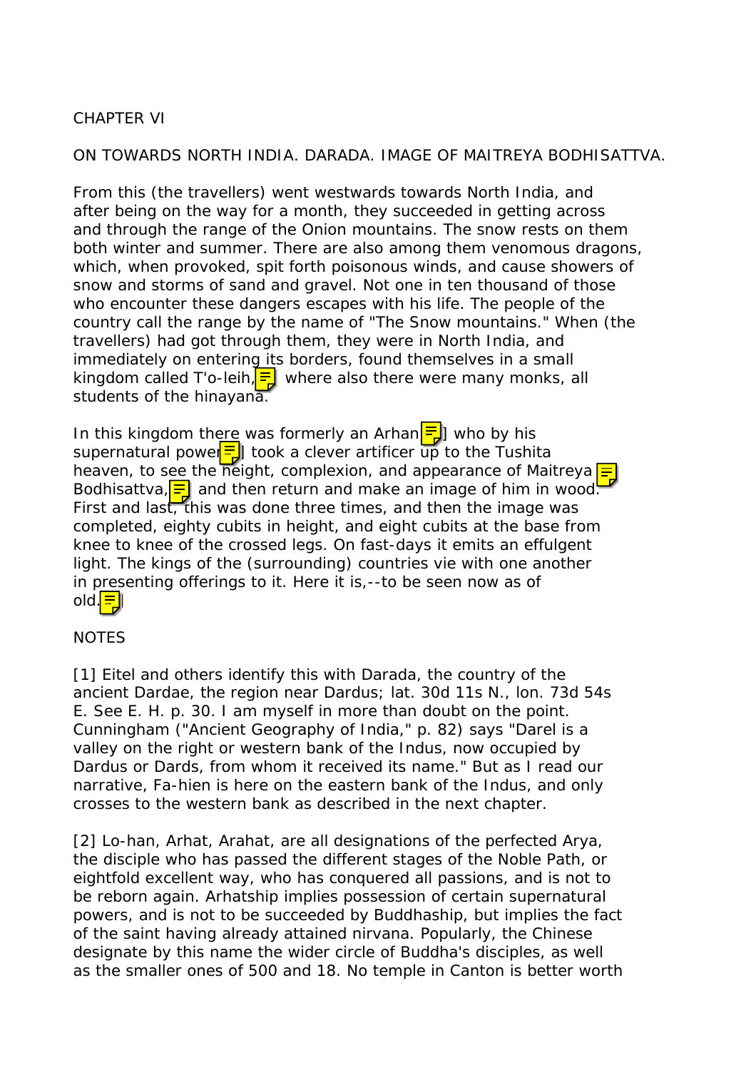CHAPTER VI

ON TOWARDS NORTH INDIA. DARADA. IMAGE OF MAITREYA BODHISATTVA.

From this (the travellers) went westwards towards North India, and after being on the way for a month, they succeeded in getting across and through the range of the Onion mountains. The snow rests on them both winter and summer. There are also among them venomous dragons, which, when provoked, spit forth poisonous winds, and cause showers of snow and storms of sand and gravel. Not one in ten thousand of those who encounter these dangers escapes with his life. The people of the country call the range by the name of "The Snow mountains." When (the travellers) had got through them, they were in North India, and immediately on entering its borders, found themselves in a small kingdom called T'o-leih, where also there were many monks, all students of the hinayana.

In this kingdom there was formerly an Arhan] who by his supernatural power] took a clever artificer up to the Tushita heaven, to see the height, complexion, and appearance of Maitreya Bodhisattva, and then return and make an image of him in wood. First and last, this was done three times, and then the image was completed, eighty cubits in height, and eight cubits at the base from knee to knee of the crossed legs. On fast-days it emits an effulgent light. The kings of the (surrounding) countries vie with one another in presenting offerings to it. Here it is,--to be seen now as of old.]

NOTES

[1] Eitel and others identify this with Darada, the country of the ancient Dardae, the region near Dardus; lat. 30d 11s N., lon. 73d 54s E. See E. H. p. 30. I am myself in more than doubt on the point. Cunningham ("Ancient Geography of India," p. 82) says "Darel is a valley on the right or western bank of the Indus, now occupied by Dardus or Dards, from whom it received its name." But as I read our narrative, Fa-hien is here on the eastern bank of the Indus, and only crosses to the western bank as described in the next chapter.

[2] Lo-han, Arhat, Arahat, are all designations of the perfected Arya, the disciple who has passed the different stages of the Noble Path, or eightfold excellent way, who has conquered all passions, and is not to be reborn again. Arhatship implies possession of certain supernatural powers, and is not to be succeeded by Buddhaship, but implies the fact of the saint having already attained nirvana. Popularly, the Chinese designate by this name the wider circle of Buddha's disciples, as well as the smaller ones of 500 and 18. No temple in Canton is better worth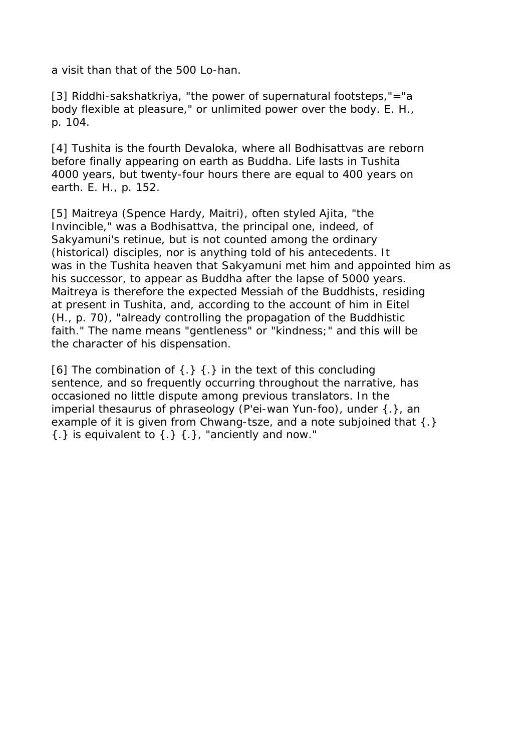a visit than that of the 500 Lo-han.

[3] Riddhi-sakshatkriya, "the power of supernatural footsteps,"="a body flexible at pleasure," or unlimited power over the body. E. H., p. 104.

[4] Tushita is the fourth Devaloka, where all Bodhisattvas are reborn before finally appearing on earth as Buddha. Life lasts in Tushita 4000 years, but twenty-four hours there are equal to 400 years on earth. E. H., p. 152.

[5] Maitreya (Spence Hardy, Maitri), often styled Ajita, "the Invincible," was a Bodhisattva, the principal one, indeed, of Sakyamuni's retinue, but is not counted among the ordinary (historical) disciples, nor is anything told of his antecedents. It was in the Tushita heaven that Sakyamuni met him and appointed him as his successor, to appear as Buddha after the lapse of 5000 years. Maitreya is therefore the expected Messiah of the Buddhists, residing at present in Tushita, and, according to the account of him in Eitel (H., p. 70), "already controlling the propagation of the Buddhistic faith." The name means "gentleness" or "kindness;" and this will be the character of his dispensation.

[6] The combination of {.} {.} in the text of this concluding sentence, and so frequently occurring throughout the narrative, has occasioned no little dispute among previous translators. In the imperial thesaurus of phraseology (P'ei-wan Yun-foo), under {.}, an example of it is given from Chwang-tsze, and a note subjoined that {.} {.} is equivalent to {.} {.}, "anciently and now."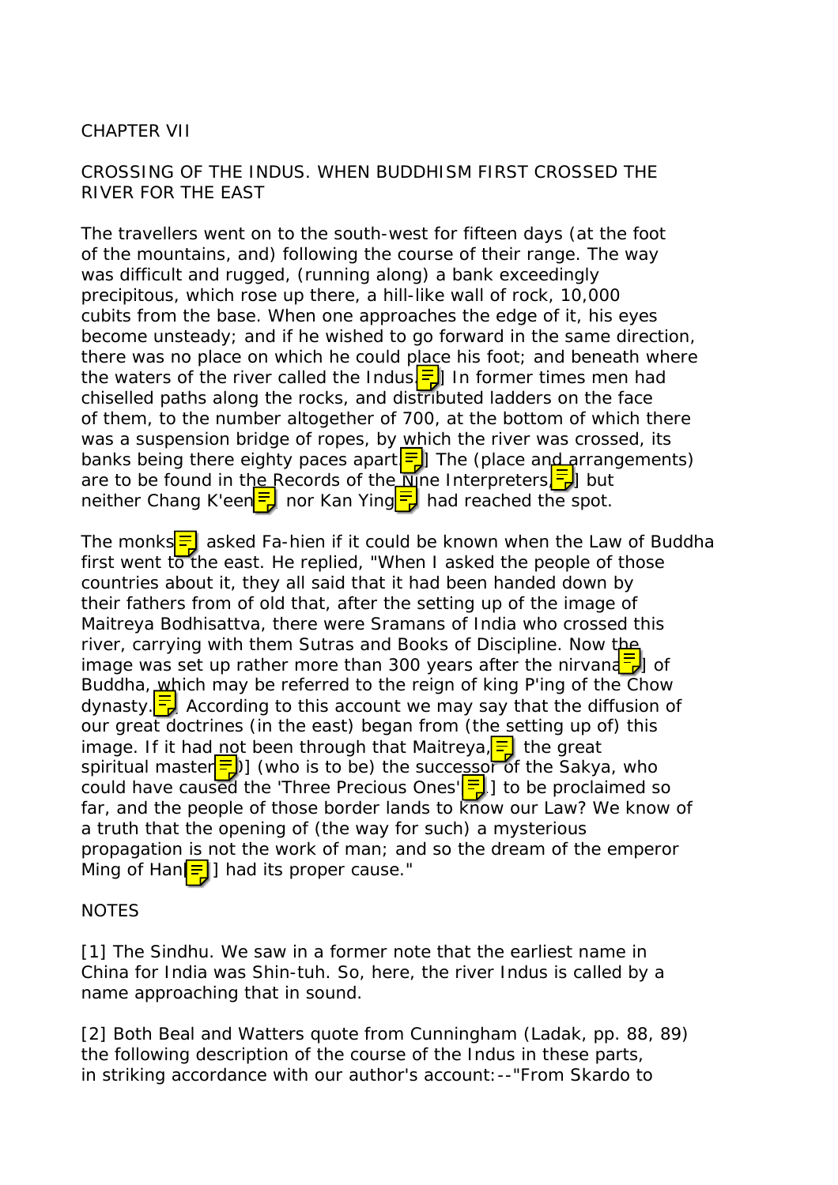CHAPTER VII

CROSSING OF THE INDUS. WHEN BUDDHISM FIRST CROSSED THE RIVER FOR THE EAST

The travellers went on to the south-west for fifteen days (at the foot of the mountains, and) following the course of their range. The way was difficult and rugged, (running along) a bank exceedingly precipitous, which rose up there, a hill-like wall of rock, 10,000 cubits from the base. When one approaches the edge of it, his eyes become unsteady; and if he wished to go forward in the same direction, there was no place on which he could place his foot; and beneath where the waters of the river called the Indus.] In former times men had chiselled paths along the rocks, and distributed ladders on the face of them, to the number altogether of 700, at the bottom of which there was a suspension bridge of ropes, by which the river was crossed, its banks being there eighty paces apart.] The (place and arrangements) are to be found in the Records of the Nine Interpreters,] but neither Chang K'een nor Kan Ying had reached the spot.

The monks asked Fa-hien if it could be known when the Law of Buddha first went to the east. He replied, "When I asked the people of those countries about it, they all said that it had been handed down by their fathers from of old that, after the setting up of the image of Maitreya Bodhisattva, there were Sramans of India who crossed this river, carrying with them Sutras and Books of Discipline. Now the image was set up rather more than 300 years after the nirvana] of Buddha, which may be referred to the reign of king P'ing of the Chow dynasty. According to this account we may say that the diffusion of our great doctrines (in the east) began from (the setting up of) this image. If it had not been through that Maitreya, the great spiritual master)] (who is to be) the successor of the Sakya, who could have caused the 'Three Precious Ones'] to be proclaimed so far, and the people of those border lands to know our Law? We know of a truth that the opening of (the way for such) a mysterious propagation is not the work of man; and so the dream of the emperor Ming of Han] had its proper cause."

NOTES

[1] The Sindhu. We saw in a former note that the earliest name in China for India was Shin-tuh. So, here, the river Indus is called by a name approaching that in sound.

[2] Both Beal and Watters quote from Cunningham (Ladak, pp. 88, 89) the following description of the course of the Indus in these parts, in striking accordance with our author's account:--"From Skardo to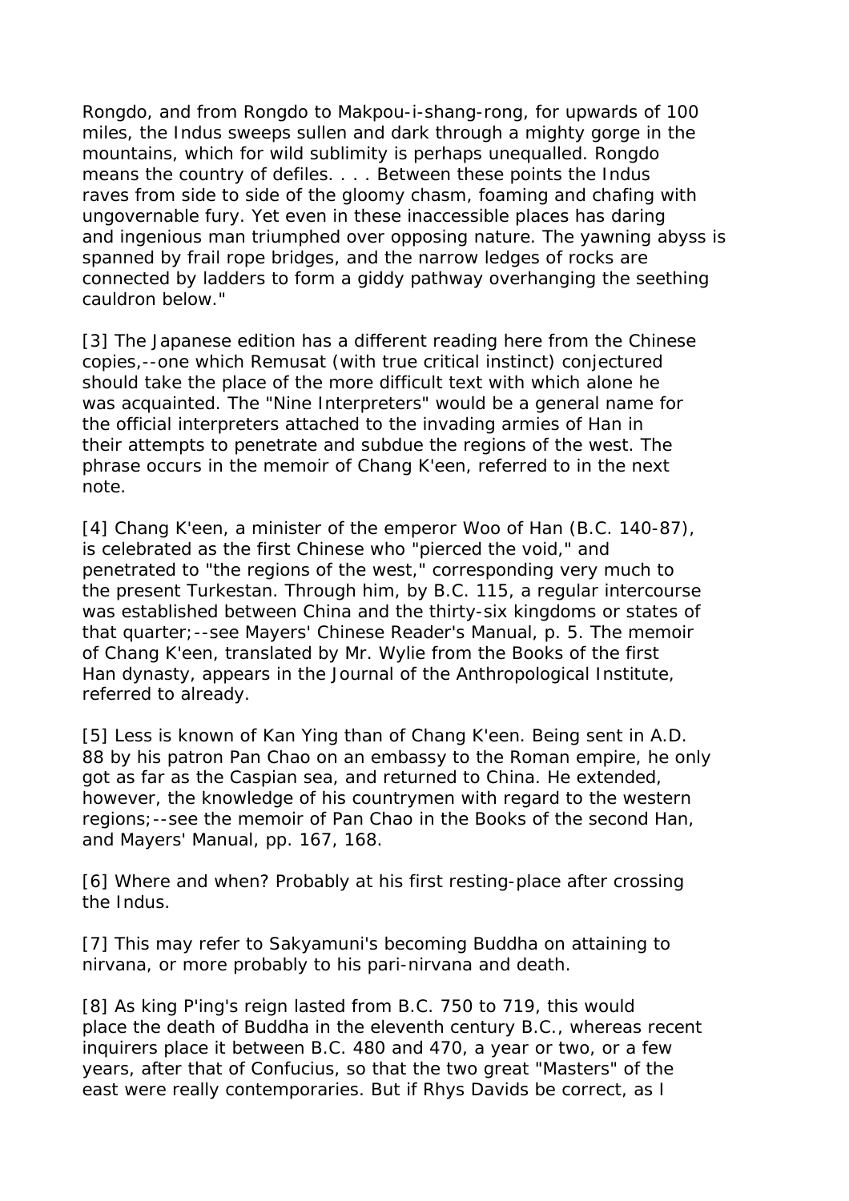Rongdo, and from Rongdo to Makpou-i-shang-rong, for upwards of 100 miles, the Indus sweeps sullen and dark through a mighty gorge in the mountains, which for wild sublimity is perhaps unequalled. Rongdo means the country of defiles. . . . Between these points the Indus raves from side to side of the gloomy chasm, foaming and chafing with ungovernable fury. Yet even in these inaccessible places has daring and ingenious man triumphed over opposing nature. The yawning abyss is spanned by frail rope bridges, and the narrow ledges of rocks are connected by ladders to form a giddy pathway overhanging the seething cauldron below."

[3] The Japanese edition has a different reading here from the Chinese copies,--one which Remusat (with true critical instinct) conjectured should take the place of the more difficult text with which alone he was acquainted. The "Nine Interpreters" would be a general name for the official interpreters attached to the invading armies of Han in their attempts to penetrate and subdue the regions of the west. The phrase occurs in the memoir of Chang K'een, referred to in the next note.

[4] Chang K'een, a minister of the emperor Woo of Han (B.C. 140-87), is celebrated as the first Chinese who "pierced the void," and penetrated to "the regions of the west," corresponding very much to the present Turkestan. Through him, by B.C. 115, a regular intercourse was established between China and the thirty-six kingdoms or states of that quarter;--see Mayers' Chinese Reader's Manual, p. 5. The memoir of Chang K'een, translated by Mr. Wylie from the Books of the first Han dynasty, appears in the Journal of the Anthropological Institute, referred to already.

[5] Less is known of Kan Ying than of Chang K'een. Being sent in A.D. 88 by his patron Pan Chao on an embassy to the Roman empire, he only got as far as the Caspian sea, and returned to China. He extended, however, the knowledge of his countrymen with regard to the western regions;--see the memoir of Pan Chao in the Books of the second Han, and Mayers' Manual, pp. 167, 168.

[6] Where and when? Probably at his first resting-place after crossing the Indus.

[7] This may refer to Sakyamuni's becoming Buddha on attaining to nirvana, or more probably to his pari-nirvana and death.

[8] As king P'ing's reign lasted from B.C. 750 to 719, this would place the death of Buddha in the eleventh century B.C., whereas recent inquirers place it between B.C. 480 and 470, a year or two, or a few years, after that of Confucius, so that the two great "Masters" of the east were really contemporaries. But if Rhys Davids be correct, as I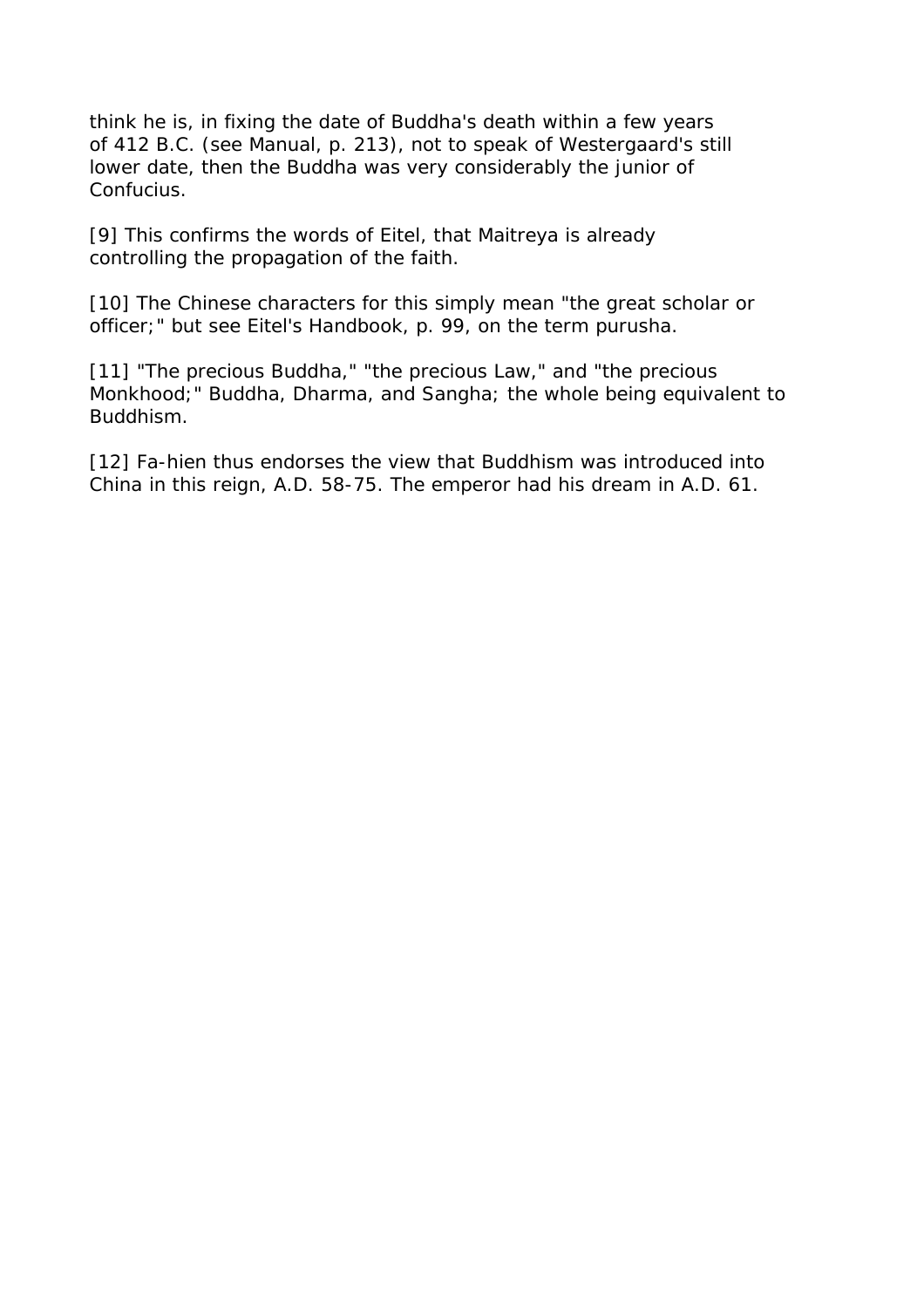think he is, in fixing the date of Buddha's death within a few years of 412 B.C. (see Manual, p. 213), not to speak of Westergaard's still lower date, then the Buddha was very considerably the junior of Confucius.

[9] This confirms the words of Eitel, that Maitreya is already controlling the propagation of the faith.

[10] The Chinese characters for this simply mean "the great scholar or officer;" but see Eitel's Handbook, p. 99, on the term purusha.

[11] "The precious Buddha," "the precious Law," and "the precious Monkhood;" Buddha, Dharma, and Sangha; the whole being equivalent to Buddhism.

[12] Fa-hien thus endorses the view that Buddhism was introduced into China in this reign, A.D. 58-75. The emperor had his dream in A.D. 61.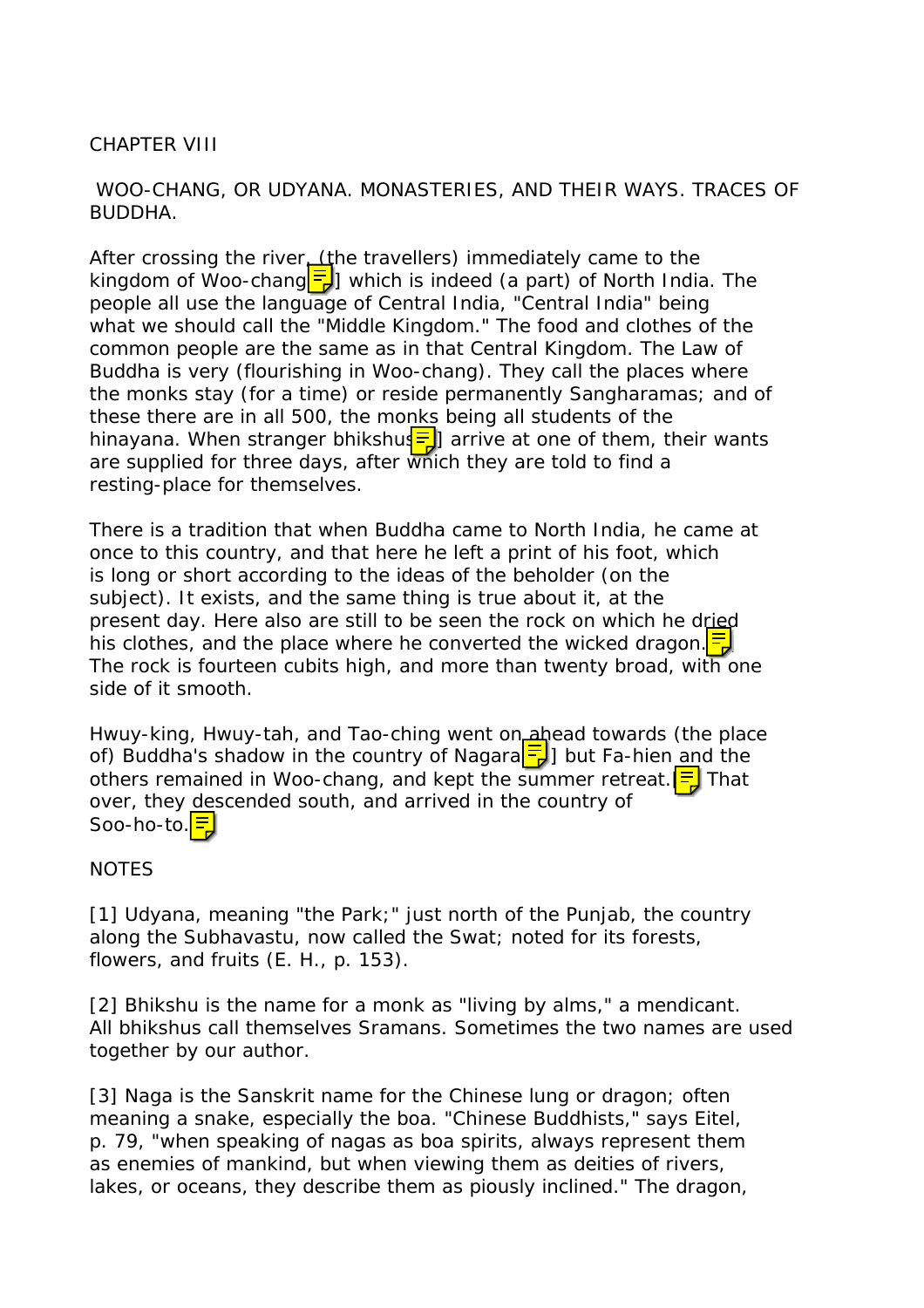CHAPTER VIII

WOO-CHANG, OR UDYANA. MONASTERIES, AND THEIR WAYS. TRACES OF BUDDHA.

After crossing the river, (the travellers) immediately came to the kingdom of Woo-chang[1] which is indeed (a part) of North India. The people all use the language of Central India, "Central India" being what we should call the "Middle Kingdom." The food and clothes of the common people are the same as in that Central Kingdom. The Law of Buddha is very (flourishing in Woo-chang). They call the places where the monks stay (for a time) or reside permanently Sangharamas; and of these there are in all 500, the monks being all students of the hinayana. When stranger bhikshus[2] arrive at one of them, their wants are supplied for three days, after which they are told to find a resting-place for themselves.

There is a tradition that when Buddha came to North India, he came at once to this country, and that here he left a print of his foot, which is long or short according to the ideas of the beholder (on the subject). It exists, and the same thing is true about it, at the present day. Here also are still to be seen the rock on which he dried his clothes, and the place where he converted the wicked dragon.[3] The rock is fourteen cubits high, and more than twenty broad, with one side of it smooth.

Hwuy-king, Hwuy-tah, and Tao-ching went on ahead towards (the place of) Buddha's shadow in the country of Nagara[4] but Fa-hien and the others remained in Woo-chang, and kept the summer retreat.[5] That over, they descended south, and arrived in the country of Soo-ho-to.[6]

NOTES

[1] Udyana, meaning "the Park;" just north of the Punjab, the country along the Subhavastu, now called the Swat; noted for its forests, flowers, and fruits (E. H., p. 153).

[2] Bhikshu is the name for a monk as "living by alms," a mendicant. All bhikshus call themselves Sramans. Sometimes the two names are used together by our author.

[3] Naga is the Sanskrit name for the Chinese lung or dragon; often meaning a snake, especially the boa. "Chinese Buddhists," says Eitel, p. 79, "when speaking of nagas as boa spirits, always represent them as enemies of mankind, but when viewing them as deities of rivers, lakes, or oceans, they describe them as piously inclined." The dragon,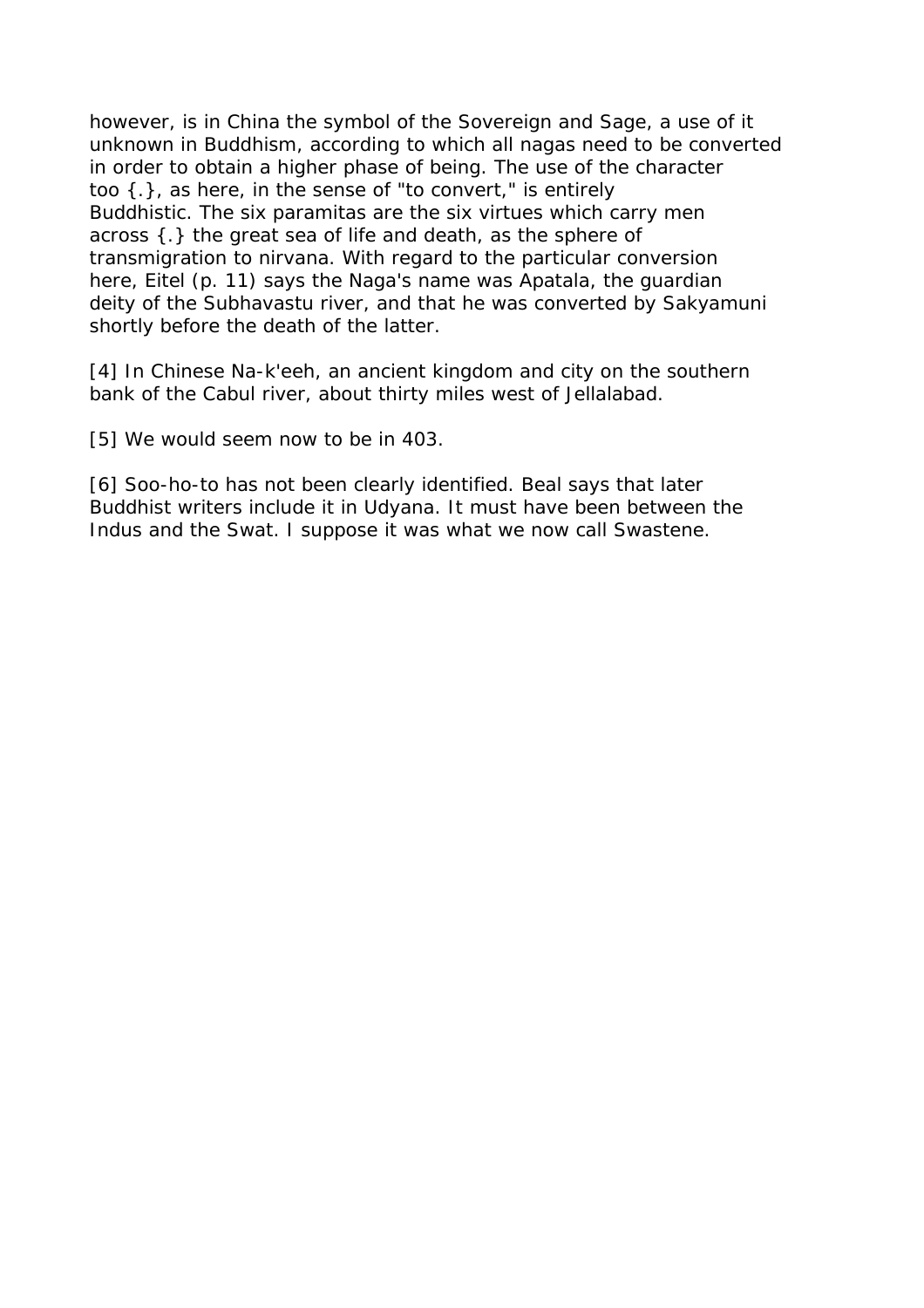however, is in China the symbol of the Sovereign and Sage, a use of it unknown in Buddhism, according to which all nagas need to be converted in order to obtain a higher phase of being. The use of the character too {.}, as here, in the sense of "to convert," is entirely Buddhistic. The six paramitas are the six virtues which carry men across {.} the great sea of life and death, as the sphere of transmigration to nirvana. With regard to the particular conversion here, Eitel (p. 11) says the Naga's name was Apatala, the guardian deity of the Subhavastu river, and that he was converted by Sakyamuni shortly before the death of the latter.

[4] In Chinese Na-k'eeh, an ancient kingdom and city on the southern bank of the Cabul river, about thirty miles west of Jellalabad.

[5] We would seem now to be in 403.

[6] Soo-ho-to has not been clearly identified. Beal says that later Buddhist writers include it in Udyana. It must have been between the Indus and the Swat. I suppose it was what we now call Swastene.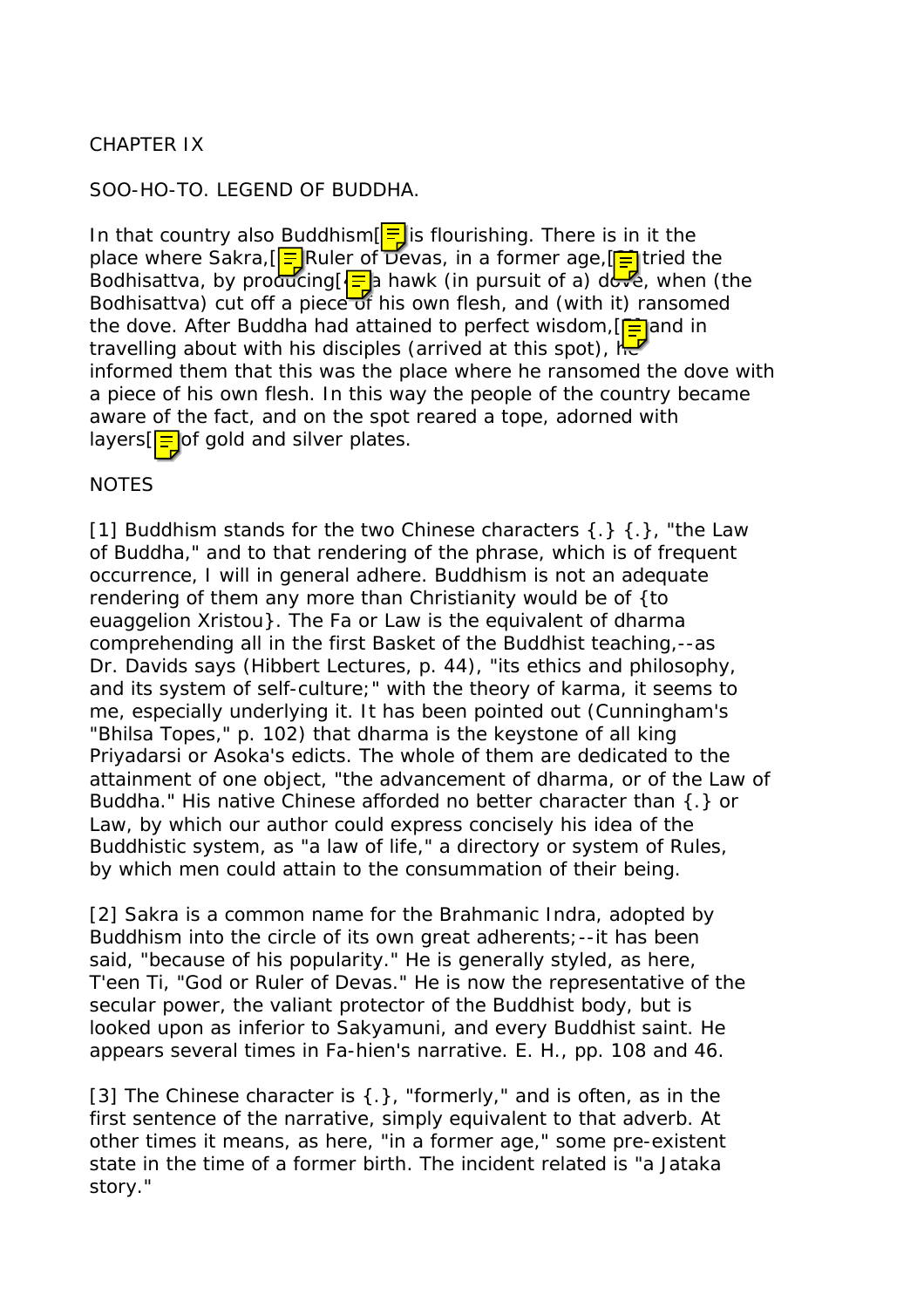CHAPTER IX

SOO-HO-TO. LEGEND OF BUDDHA.

In that country also Buddhism[1] is flourishing. There is in it the place where Sakra,[2] Ruler of Devas, in a former age,[3] tried the Bodhisattva, by producing[4] a hawk (in pursuit of a) dove, when (the Bodhisattva) cut off a piece of his own flesh, and (with it) ransomed the dove. After Buddha had attained to perfect wisdom,[5] and in travelling about with his disciples (arrived at this spot), he informed them that this was the place where he ransomed the dove with a piece of his own flesh. In this way the people of the country became aware of the fact, and on the spot reared a tope, adorned with layers[6] of gold and silver plates.

NOTES

[1] Buddhism stands for the two Chinese characters {.} {.}, "the Law of Buddha," and to that rendering of the phrase, which is of frequent occurrence, I will in general adhere. Buddhism is not an adequate rendering of them any more than Christianity would be of {to euaggelion Xristou}. The Fa or Law is the equivalent of dharma comprehending all in the first Basket of the Buddhist teaching,--as Dr. Davids says (Hibbert Lectures, p. 44), "its ethics and philosophy, and its system of self-culture;" with the theory of karma, it seems to me, especially underlying it. It has been pointed out (Cunningham's "Bhilsa Topes," p. 102) that dharma is the keystone of all king Priyadarsi or Asoka's edicts. The whole of them are dedicated to the attainment of one object, "the advancement of dharma, or of the Law of Buddha." His native Chinese afforded no better character than {.} or Law, by which our author could express concisely his idea of the Buddhistic system, as "a law of life," a directory or system of Rules, by which men could attain to the consummation of their being.

[2] Sakra is a common name for the Brahmanic Indra, adopted by Buddhism into the circle of its own great adherents;--it has been said, "because of his popularity." He is generally styled, as here, T'een Ti, "God or Ruler of Devas." He is now the representative of the secular power, the valiant protector of the Buddhist body, but is looked upon as inferior to Sakyamuni, and every Buddhist saint. He appears several times in Fa-hien's narrative. E. H., pp. 108 and 46.

[3] The Chinese character is {.}, "formerly," and is often, as in the first sentence of the narrative, simply equivalent to that adverb. At other times it means, as here, "in a former age," some pre-existent state in the time of a former birth. The incident related is "a Jataka story."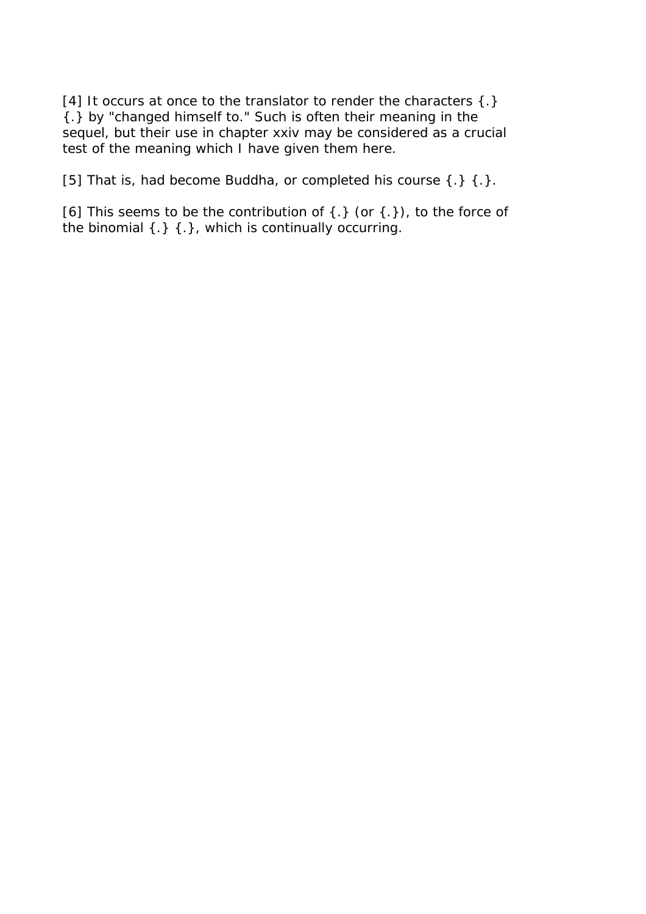[4] It occurs at once to the translator to render the characters {.} {.} by "changed himself to." Such is often their meaning in the sequel, but their use in chapter xxiv may be considered as a crucial test of the meaning which I have given them here.

[5] That is, had become Buddha, or completed his course {.} {.}.

[6] This seems to be the contribution of {.} (or {.}), to the force of the binomial {.} {.}, which is continually occurring.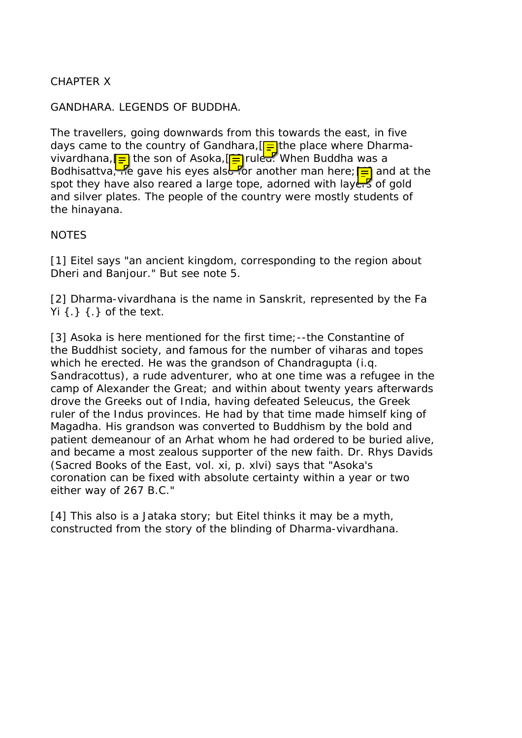# CHAPTER X

## GANDHARA. LEGENDS OF BUDDHA.

The travellers, going downwards from this towards the east, in five days came to the country of Gandhara,[1] the place where Dharma-vivardhana,[2] the son of Asoka,[3] ruled. When Buddha was a Bodhisattva, he gave his eyes also for another man here;[4] and at the spot they have also reared a large tope, adorned with layers of gold and silver plates. The people of the country were mostly students of the hinayana.

NOTES

[1] Eitel says "an ancient kingdom, corresponding to the region about Dheri and Banjour." But see note 5.

[2] Dharma-vivardhana is the name in Sanskrit, represented by the Fa Yi {.} {.} of the text.

[3] Asoka is here mentioned for the first time;--the Constantine of the Buddhist society, and famous for the number of viharas and topes which he erected. He was the grandson of Chandragupta (i.q. Sandracottus), a rude adventurer, who at one time was a refugee in the camp of Alexander the Great; and within about twenty years afterwards drove the Greeks out of India, having defeated Seleucus, the Greek ruler of the Indus provinces. He had by that time made himself king of Magadha. His grandson was converted to Buddhism by the bold and patient demeanour of an Arhat whom he had ordered to be buried alive, and became a most zealous supporter of the new faith. Dr. Rhys Davids (Sacred Books of the East, vol. xi, p. xlvi) says that "Asoka's coronation can be fixed with absolute certainty within a year or two either way of 267 B.C."

[4] This also is a Jataka story; but Eitel thinks it may be a myth, constructed from the story of the blinding of Dharma-vivardhana.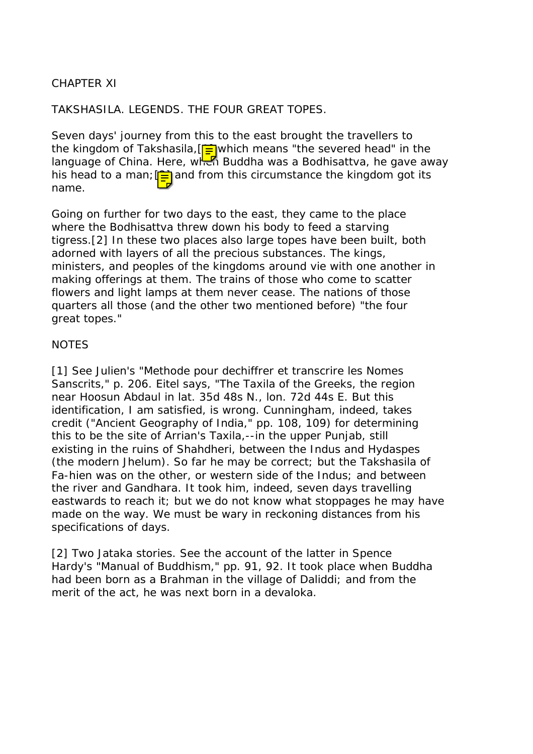CHAPTER XI

TAKSHASILA. LEGENDS. THE FOUR GREAT TOPES.

Seven days' journey from this to the east brought the travellers to the kingdom of Takshasila,[1] which means "the severed head" in the language of China. Here, when Buddha was a Bodhisattva, he gave away his head to a man;[2] and from this circumstance the kingdom got its name.

Going on further for two days to the east, they came to the place where the Bodhisattva threw down his body to feed a starving tigress.[2] In these two places also large topes have been built, both adorned with layers of all the precious substances. The kings, ministers, and peoples of the kingdoms around vie with one another in making offerings at them. The trains of those who come to scatter flowers and light lamps at them never cease. The nations of those quarters all those (and the other two mentioned before) "the four great topes."

NOTES

[1] See Julien's "Methode pour dechiffrer et transcrire les Nomes Sanscrits," p. 206. Eitel says, "The Taxila of the Greeks, the region near Hoosun Abdaul in lat. 35d 48s N., lon. 72d 44s E. But this identification, I am satisfied, is wrong. Cunningham, indeed, takes credit ("Ancient Geography of India," pp. 108, 109) for determining this to be the site of Arrian's Taxila,--in the upper Punjab, still existing in the ruins of Shahdheri, between the Indus and Hydaspes (the modern Jhelum). So far he may be correct; but the Takshasila of Fa-hien was on the other, or western side of the Indus; and between the river and Gandhara. It took him, indeed, seven days travelling eastwards to reach it; but we do not know what stoppages he may have made on the way. We must be wary in reckoning distances from his specifications of days.

[2] Two Jataka stories. See the account of the latter in Spence Hardy's "Manual of Buddhism," pp. 91, 92. It took place when Buddha had been born as a Brahman in the village of Daliddi; and from the merit of the act, he was next born in a devaloka.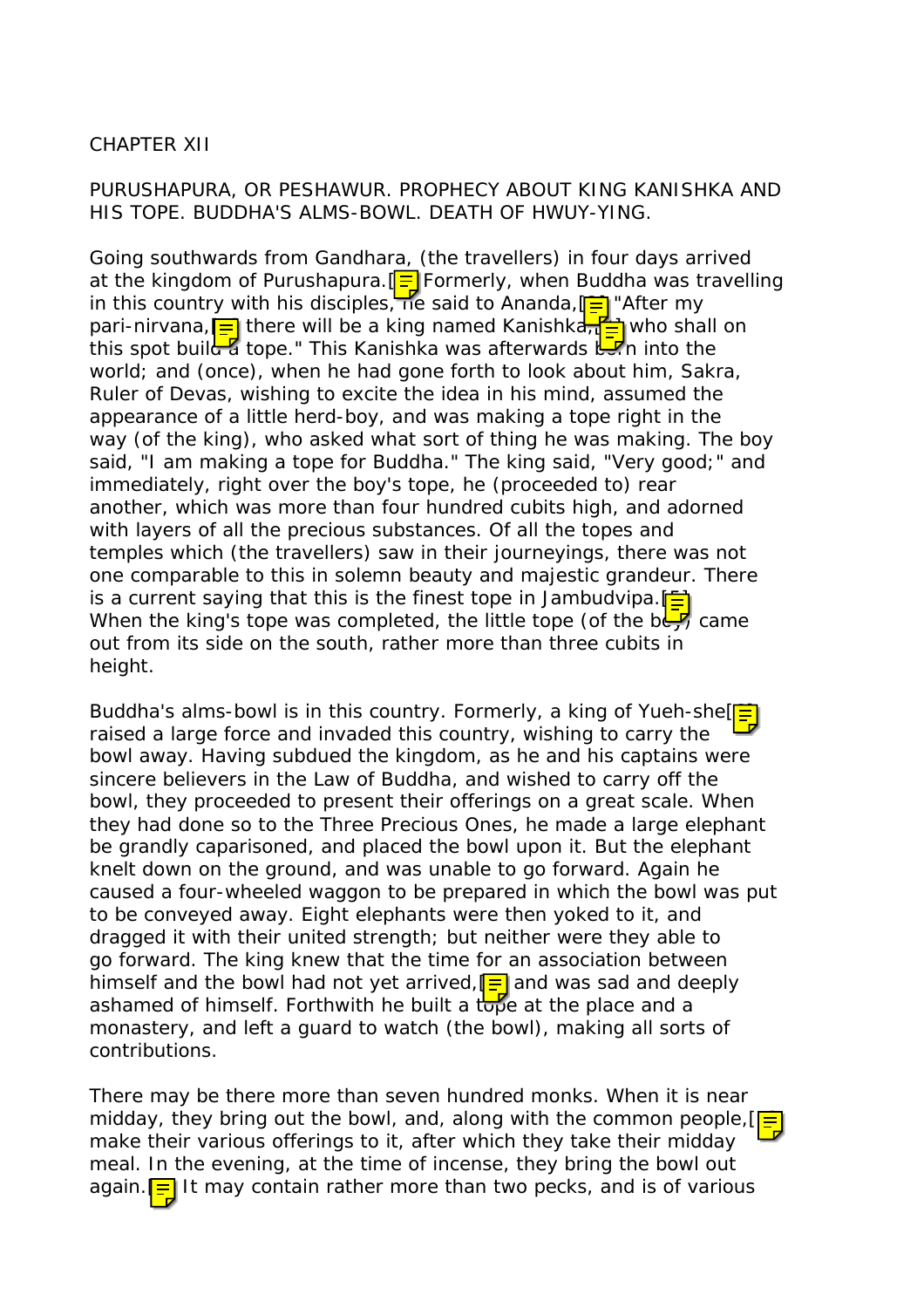CHAPTER XII

PURUSHAPURA, OR PESHAWUR. PROPHECY ABOUT KING KANISHKA AND HIS TOPE. BUDDHA'S ALMS-BOWL. DEATH OF HWUY-YING.

Going southwards from Gandhara, (the travellers) in four days arrived at the kingdom of Purushapura.[] Formerly, when Buddha was travelling in this country with his disciples, he said to Ananda,[] "After my pari-nirvana,[] there will be a king named Kanishka,[] who shall on this spot build a tope." This Kanishka was afterwards born into the world; and (once), when he had gone forth to look about him, Sakra, Ruler of Devas, wishing to excite the idea in his mind, assumed the appearance of a little herd-boy, and was making a tope right in the way (of the king), who asked what sort of thing he was making. The boy said, "I am making a tope for Buddha." The king said, "Very good;" and immediately, right over the boy's tope, he (proceeded to) rear another, which was more than four hundred cubits high, and adorned with layers of all the precious substances. Of all the topes and temples which (the travellers) saw in their journeyings, there was not one comparable to this in solemn beauty and majestic grandeur. There is a current saying that this is the finest tope in Jambudvipa.[] When the king's tope was completed, the little tope (of the boy) came out from its side on the south, rather more than three cubits in height.

Buddha's alms-bowl is in this country. Formerly, a king of Yueh-she[] raised a large force and invaded this country, wishing to carry the bowl away. Having subdued the kingdom, as he and his captains were sincere believers in the Law of Buddha, and wished to carry off the bowl, they proceeded to present their offerings on a great scale. When they had done so to the Three Precious Ones, he made a large elephant be grandly caparisoned, and placed the bowl upon it. But the elephant knelt down on the ground, and was unable to go forward. Again he caused a four-wheeled waggon to be prepared in which the bowl was put to be conveyed away. Eight elephants were then yoked to it, and dragged it with their united strength; but neither were they able to go forward. The king knew that the time for an association between himself and the bowl had not yet arrived,[] and was sad and deeply ashamed of himself. Forthwith he built a tope at the place and a monastery, and left a guard to watch (the bowl), making all sorts of contributions.

There may be there more than seven hundred monks. When it is near midday, they bring out the bowl, and, along with the common people,[] make their various offerings to it, after which they take their midday meal. In the evening, at the time of incense, they bring the bowl out again.[] It may contain rather more than two pecks, and is of various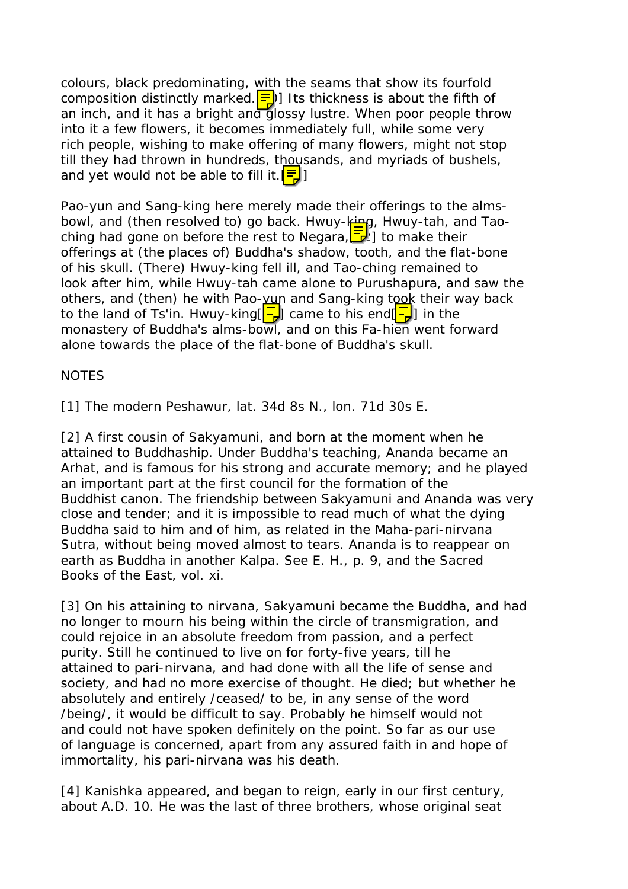colours, black predominating, with the seams that show its fourfold composition distinctly marked.[] Its thickness is about the fifth of an inch, and it has a bright and glossy lustre. When poor people throw into it a few flowers, it becomes immediately full, while some very rich people, wishing to make offering of many flowers, might not stop till they had thrown in hundreds, thousands, and myriads of bushels, and yet would not be able to fill it.[]

Pao-yun and Sang-king here merely made their offerings to the alms-bowl, and (then resolved to) go back. Hwuy-king, Hwuy-tah, and Tao-ching had gone on before the rest to Negara,[] to make their offerings at (the places of) Buddha's shadow, tooth, and the flat-bone of his skull. (There) Hwuy-king fell ill, and Tao-ching remained to look after him, while Hwuy-tah came alone to Purushapura, and saw the others, and (then) he with Pao-yun and Sang-king took their way back to the land of Ts'in. Hwuy-king[] came to his end[] in the monastery of Buddha's alms-bowl, and on this Fa-hien went forward alone towards the place of the flat-bone of Buddha's skull.

NOTES

[1] The modern Peshawur, lat. 34d 8s N., lon. 71d 30s E.

[2] A first cousin of Sakyamuni, and born at the moment when he attained to Buddhaship. Under Buddha's teaching, Ananda became an Arhat, and is famous for his strong and accurate memory; and he played an important part at the first council for the formation of the Buddhist canon. The friendship between Sakyamuni and Ananda was very close and tender; and it is impossible to read much of what the dying Buddha said to him and of him, as related in the Maha-pari-nirvana Sutra, without being moved almost to tears. Ananda is to reappear on earth as Buddha in another Kalpa. See E. H., p. 9, and the Sacred Books of the East, vol. xi.

[3] On his attaining to nirvana, Sakyamuni became the Buddha, and had no longer to mourn his being within the circle of transmigration, and could rejoice in an absolute freedom from passion, and a perfect purity. Still he continued to live on for forty-five years, till he attained to pari-nirvana, and had done with all the life of sense and society, and had no more exercise of thought. He died; but whether he absolutely and entirely /ceased/ to be, in any sense of the word /being/, it would be difficult to say. Probably he himself would not and could not have spoken definitely on the point. So far as our use of language is concerned, apart from any assured faith in and hope of immortality, his pari-nirvana was his death.

[4] Kanishka appeared, and began to reign, early in our first century, about A.D. 10. He was the last of three brothers, whose original seat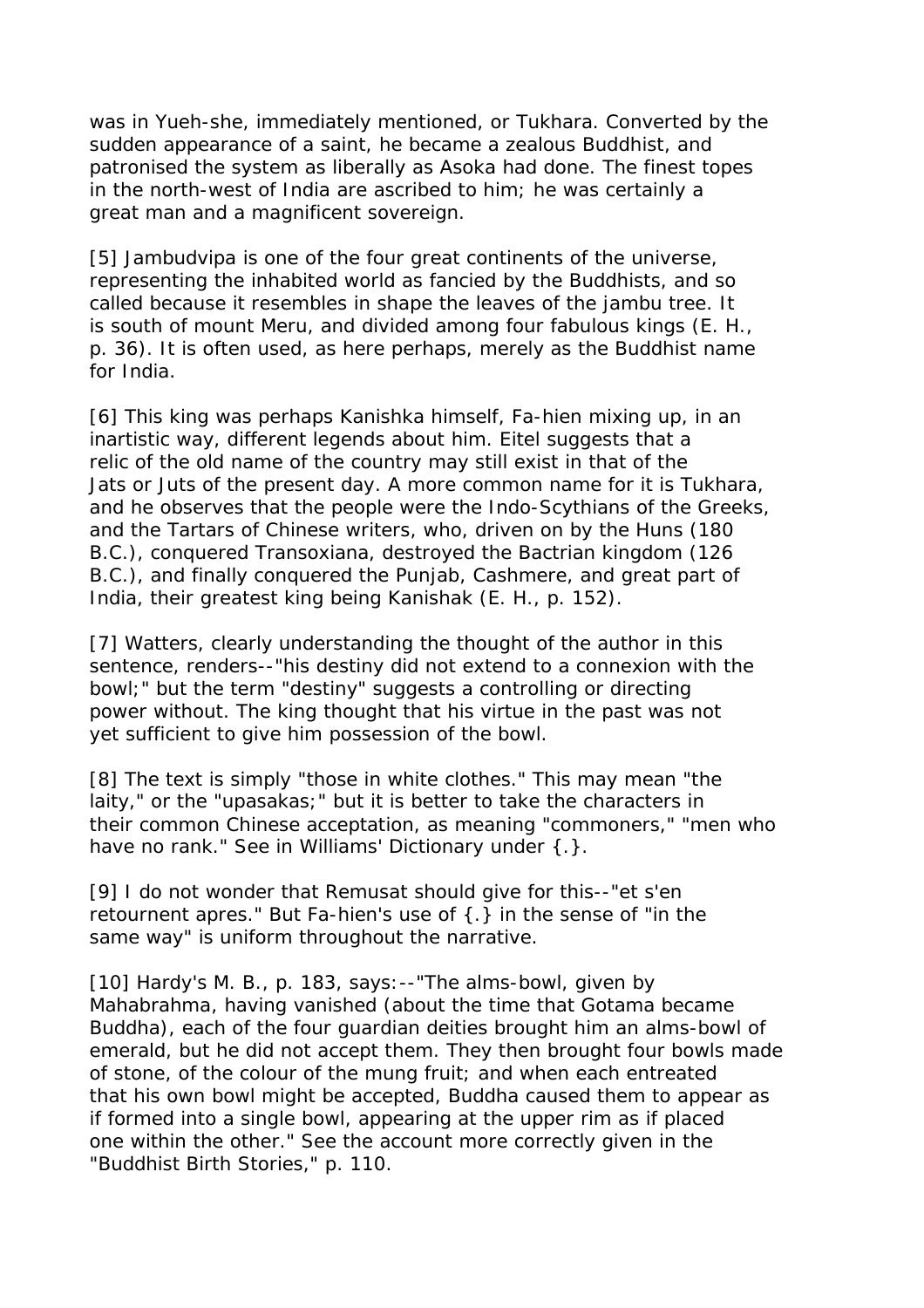was in Yueh-she, immediately mentioned, or Tukhara. Converted by the sudden appearance of a saint, he became a zealous Buddhist, and patronised the system as liberally as Asoka had done. The finest topes in the north-west of India are ascribed to him; he was certainly a great man and a magnificent sovereign.

[5] Jambudvipa is one of the four great continents of the universe, representing the inhabited world as fancied by the Buddhists, and so called because it resembles in shape the leaves of the jambu tree. It is south of mount Meru, and divided among four fabulous kings (E. H., p. 36). It is often used, as here perhaps, merely as the Buddhist name for India.

[6] This king was perhaps Kanishka himself, Fa-hien mixing up, in an inartistic way, different legends about him. Eitel suggests that a relic of the old name of the country may still exist in that of the Jats or Juts of the present day. A more common name for it is Tukhara, and he observes that the people were the Indo-Scythians of the Greeks, and the Tartars of Chinese writers, who, driven on by the Huns (180 B.C.), conquered Transoxiana, destroyed the Bactrian kingdom (126 B.C.), and finally conquered the Punjab, Cashmere, and great part of India, their greatest king being Kanishak (E. H., p. 152).

[7] Watters, clearly understanding the thought of the author in this sentence, renders--"his destiny did not extend to a connexion with the bowl;" but the term "destiny" suggests a controlling or directing power without. The king thought that his virtue in the past was not yet sufficient to give him possession of the bowl.

[8] The text is simply "those in white clothes." This may mean "the laity," or the "upasakas;" but it is better to take the characters in their common Chinese acceptation, as meaning "commoners," "men who have no rank." See in Williams' Dictionary under {.}.

[9] I do not wonder that Remusat should give for this--"et s'en retournent apres." But Fa-hien's use of {.} in the sense of "in the same way" is uniform throughout the narrative.

[10] Hardy's M. B., p. 183, says:--"The alms-bowl, given by Mahabrahma, having vanished (about the time that Gotama became Buddha), each of the four guardian deities brought him an alms-bowl of emerald, but he did not accept them. They then brought four bowls made of stone, of the colour of the mung fruit; and when each entreated that his own bowl might be accepted, Buddha caused them to appear as if formed into a single bowl, appearing at the upper rim as if placed one within the other." See the account more correctly given in the "Buddhist Birth Stories," p. 110.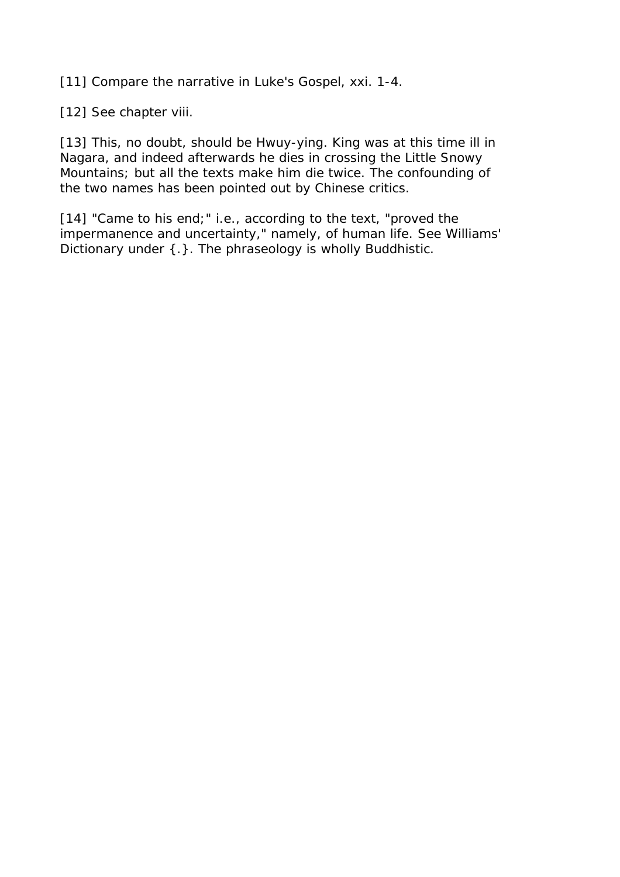[11] Compare the narrative in Luke's Gospel, xxi. 1-4.

[12] See chapter viii.

[13] This, no doubt, should be Hwuy-ying. King was at this time ill in Nagara, and indeed afterwards he dies in crossing the Little Snowy Mountains; but all the texts make him die twice. The confounding of the two names has been pointed out by Chinese critics.

[14] "Came to his end;" i.e., according to the text, "proved the impermanence and uncertainty," namely, of human life. See Williams' Dictionary under {.}. The phraseology is wholly Buddhistic.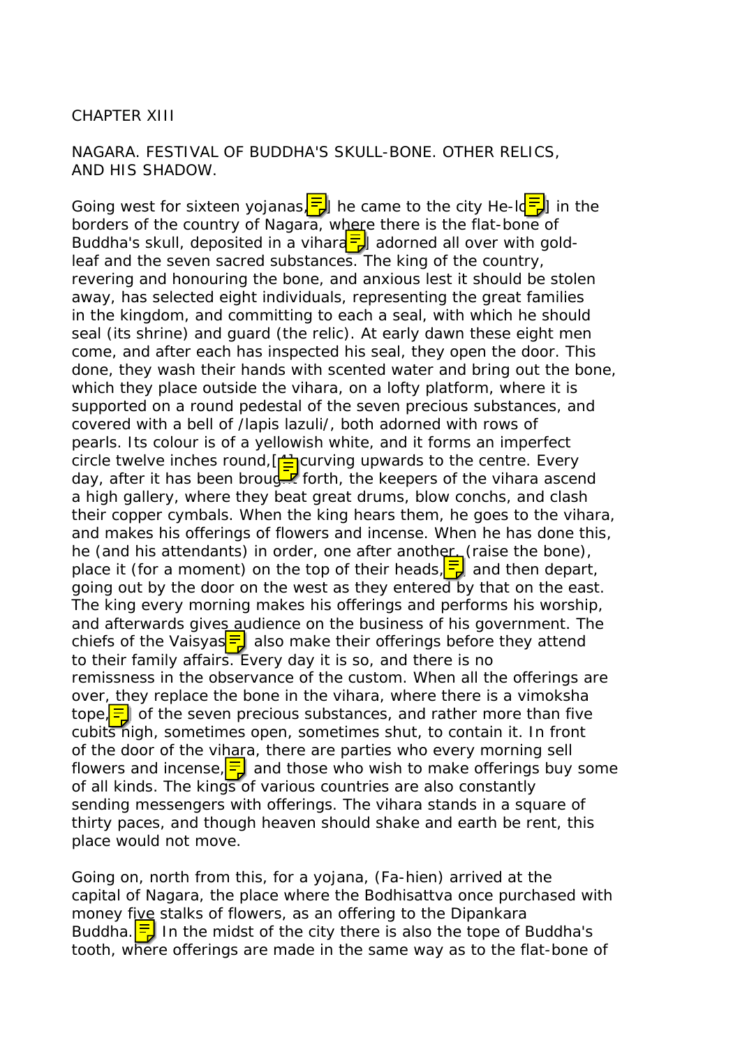CHAPTER XIII

NAGARA. FESTIVAL OF BUDDHA'S SKULL-BONE. OTHER RELICS, AND HIS SHADOW.

Going west for sixteen yojanas,] he came to the city He-lo] in the borders of the country of Nagara, where there is the flat-bone of Buddha's skull, deposited in a vihara] adorned all over with gold-leaf and the seven sacred substances. The king of the country, revering and honouring the bone, and anxious lest it should be stolen away, has selected eight individuals, representing the great families in the kingdom, and committing to each a seal, with which he should seal (its shrine) and guard (the relic). At early dawn these eight men come, and after each has inspected his seal, they open the door. This done, they wash their hands with scented water and bring out the bone, which they place outside the vihara, on a lofty platform, where it is supported on a round pedestal of the seven precious substances, and covered with a bell of /lapis lazuli/, both adorned with rows of pearls. Its colour is of a yellowish white, and it forms an imperfect circle twelve inches round,[ curving upwards to the centre. Every day, after it has been brought forth, the keepers of the vihara ascend a high gallery, where they beat great drums, blow conchs, and clash their copper cymbals. When the king hears them, he goes to the vihara, and makes his offerings of flowers and incense. When he has done this, he (and his attendants) in order, one after another, (raise the bone), place it (for a moment) on the top of their heads, and then depart, going out by the door on the west as they entered by that on the east. The king every morning makes his offerings and performs his worship, and afterwards gives audience on the business of his government. The chiefs of the Vaisyas also make their offerings before they attend to their family affairs. Every day it is so, and there is no remissness in the observance of the custom. When all the offerings are over, they replace the bone in the vihara, where there is a vimoksha tope, of the seven precious substances, and rather more than five cubits high, sometimes open, sometimes shut, to contain it. In front of the door of the vihara, there are parties who every morning sell flowers and incense, and those who wish to make offerings buy some of all kinds. The kings of various countries are also constantly sending messengers with offerings. The vihara stands in a square of thirty paces, and though heaven should shake and earth be rent, this place would not move.

Going on, north from this, for a yojana, (Fa-hien) arrived at the capital of Nagara, the place where the Bodhisattva once purchased with money five stalks of flowers, as an offering to the Dipankara Buddha. In the midst of the city there is also the tope of Buddha's tooth, where offerings are made in the same way as to the flat-bone of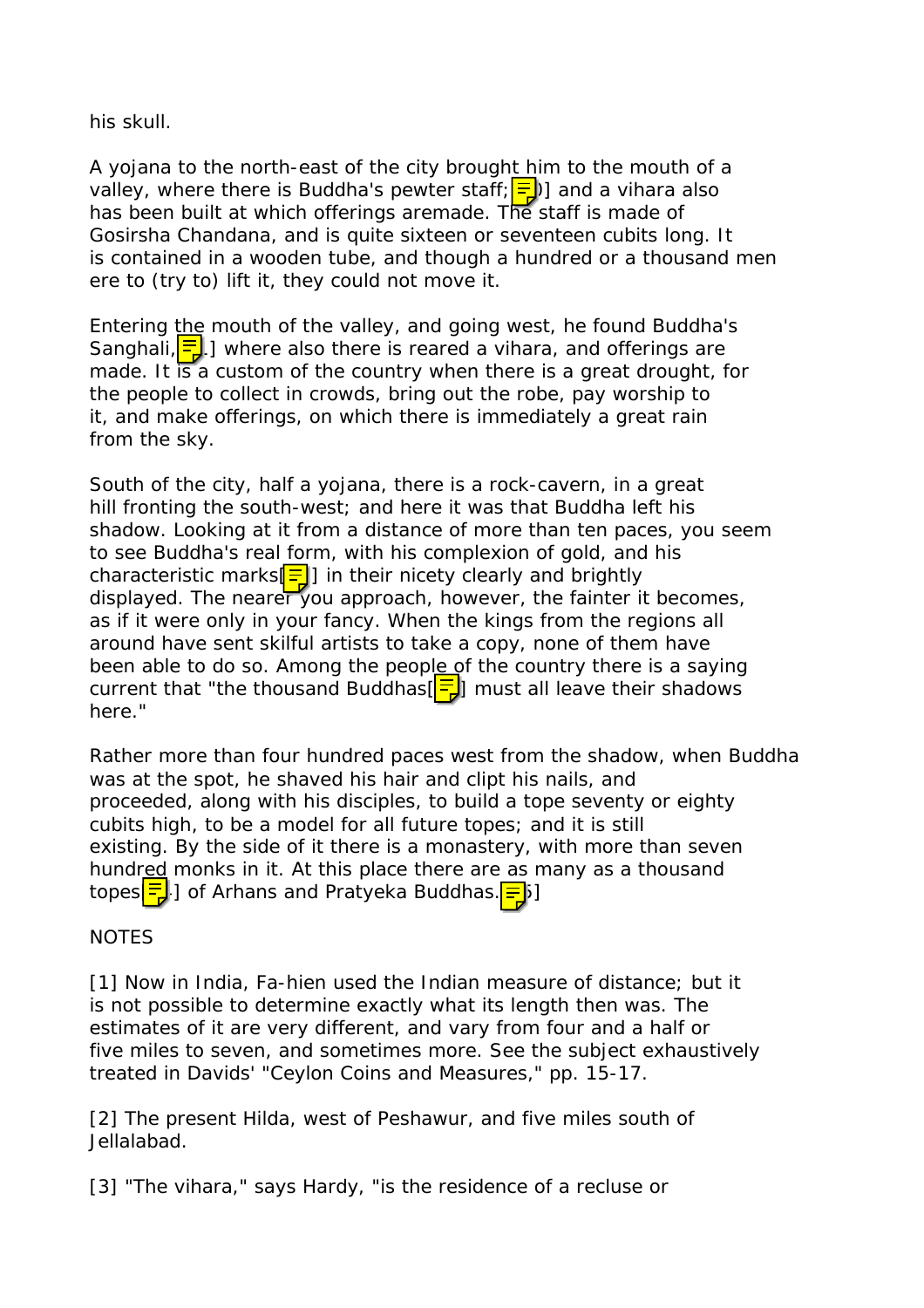his skull.

A yojana to the north-east of the city brought him to the mouth of a valley, where there is Buddha's pewter staff;[9] and a vihara also has been built at which offerings aremade. The staff is made of Gosirsha Chandana, and is quite sixteen or seventeen cubits long. It is contained in a wooden tube, and though a hundred or a thousand men ere to (try to) lift it, they could not move it.

Entering the mouth of the valley, and going west, he found Buddha's Sanghali,[10] where also there is reared a vihara, and offerings are made. It is a custom of the country when there is a great drought, for the people to collect in crowds, bring out the robe, pay worship to it, and make offerings, on which there is immediately a great rain from the sky.

South of the city, half a yojana, there is a rock-cavern, in a great hill fronting the south-west; and here it was that Buddha left his shadow. Looking at it from a distance of more than ten paces, you seem to see Buddha's real form, with his complexion of gold, and his characteristic marks[11] in their nicety clearly and brightly displayed. The nearer you approach, however, the fainter it becomes, as if it were only in your fancy. When the kings from the regions all around have sent skilful artists to take a copy, none of them have been able to do so. Among the people of the country there is a saying current that "the thousand Buddhas[12] must all leave their shadows here."

Rather more than four hundred paces west from the shadow, when Buddha was at the spot, he shaved his hair and clipt his nails, and proceeded, along with his disciples, to build a tope seventy or eighty cubits high, to be a model for all future topes; and it is still existing. By the side of it there is a monastery, with more than seven hundred monks in it. At this place there are as many as a thousand topes[13] of Arhans and Pratyeka Buddhas.[15]

NOTES

[1] Now in India, Fa-hien used the Indian measure of distance; but it is not possible to determine exactly what its length then was. The estimates of it are very different, and vary from four and a half or five miles to seven, and sometimes more. See the subject exhaustively treated in Davids' "Ceylon Coins and Measures," pp. 15-17.

[2] The present Hilda, west of Peshawur, and five miles south of Jellalabad.

[3] "The vihara," says Hardy, "is the residence of a recluse or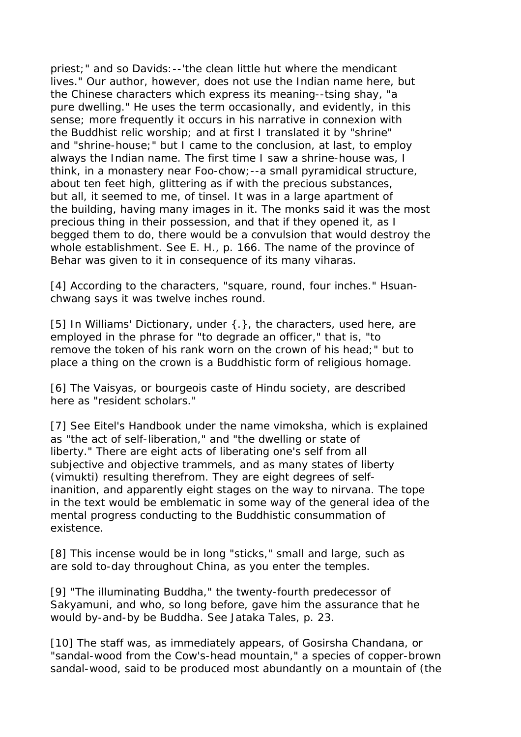priest;" and so Davids:--'the clean little hut where the mendicant lives." Our author, however, does not use the Indian name here, but the Chinese characters which express its meaning--tsing shay, "a pure dwelling." He uses the term occasionally, and evidently, in this sense; more frequently it occurs in his narrative in connexion with the Buddhist relic worship; and at first I translated it by "shrine" and "shrine-house;" but I came to the conclusion, at last, to employ always the Indian name. The first time I saw a shrine-house was, I think, in a monastery near Foo-chow;--a small pyramidical structure, about ten feet high, glittering as if with the precious substances, but all, it seemed to me, of tinsel. It was in a large apartment of the building, having many images in it. The monks said it was the most precious thing in their possession, and that if they opened it, as I begged them to do, there would be a convulsion that would destroy the whole establishment. See E. H., p. 166. The name of the province of Behar was given to it in consequence of its many viharas.

[4] According to the characters, "square, round, four inches." Hsuan-chwang says it was twelve inches round.

[5] In Williams' Dictionary, under {.}, the characters, used here, are employed in the phrase for "to degrade an officer," that is, "to remove the token of his rank worn on the crown of his head;" but to place a thing on the crown is a Buddhistic form of religious homage.

[6] The Vaisyas, or bourgeois caste of Hindu society, are described here as "resident scholars."

[7] See Eitel's Handbook under the name vimoksha, which is explained as "the act of self-liberation," and "the dwelling or state of liberty." There are eight acts of liberating one's self from all subjective and objective trammels, and as many states of liberty (vimukti) resulting therefrom. They are eight degrees of self-inanition, and apparently eight stages on the way to nirvana. The tope in the text would be emblematic in some way of the general idea of the mental progress conducting to the Buddhistic consummation of existence.

[8] This incense would be in long "sticks," small and large, such as are sold to-day throughout China, as you enter the temples.

[9] "The illuminating Buddha," the twenty-fourth predecessor of Sakyamuni, and who, so long before, gave him the assurance that he would by-and-by be Buddha. See Jataka Tales, p. 23.

[10] The staff was, as immediately appears, of Gosirsha Chandana, or "sandal-wood from the Cow's-head mountain," a species of copper-brown sandal-wood, said to be produced most abundantly on a mountain of (the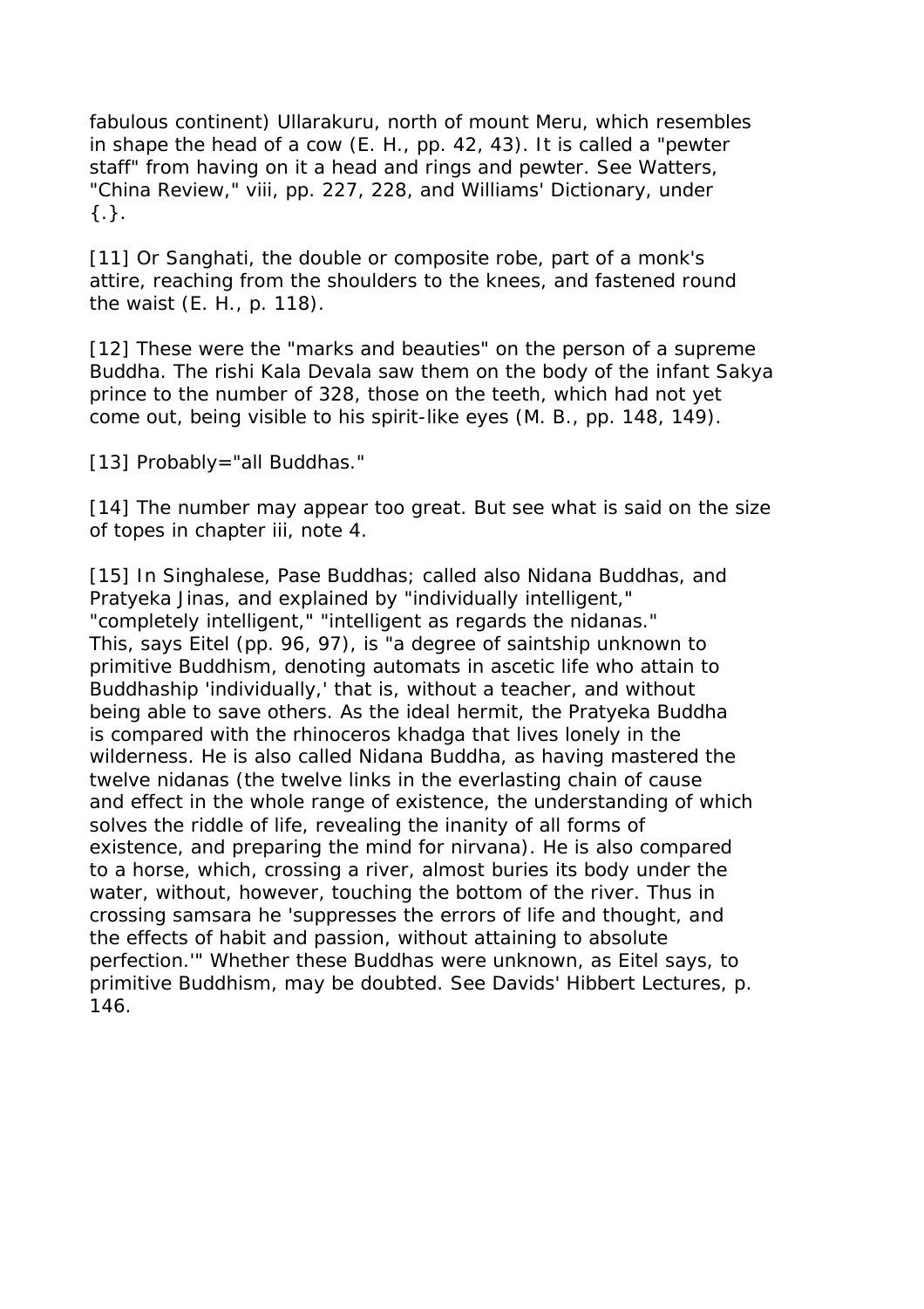fabulous continent) Ullarakuru, north of mount Meru, which resembles in shape the head of a cow (E. H., pp. 42, 43). It is called a "pewter staff" from having on it a head and rings and pewter. See Watters, "China Review," viii, pp. 227, 228, and Williams' Dictionary, under {.}.

[11] Or Sanghati, the double or composite robe, part of a monk's attire, reaching from the shoulders to the knees, and fastened round the waist (E. H., p. 118).

[12] These were the "marks and beauties" on the person of a supreme Buddha. The rishi Kala Devala saw them on the body of the infant Sakya prince to the number of 328, those on the teeth, which had not yet come out, being visible to his spirit-like eyes (M. B., pp. 148, 149).

[13] Probably="all Buddhas."

[14] The number may appear too great. But see what is said on the size of topes in chapter iii, note 4.

[15] In Singhalese, Pase Buddhas; called also Nidana Buddhas, and Pratyeka Jinas, and explained by "individually intelligent," "completely intelligent," "intelligent as regards the nidanas." This, says Eitel (pp. 96, 97), is "a degree of saintship unknown to primitive Buddhism, denoting automats in ascetic life who attain to Buddhaship 'individually,' that is, without a teacher, and without being able to save others. As the ideal hermit, the Pratyeka Buddha is compared with the rhinoceros khadga that lives lonely in the wilderness. He is also called Nidana Buddha, as having mastered the twelve nidanas (the twelve links in the everlasting chain of cause and effect in the whole range of existence, the understanding of which solves the riddle of life, revealing the inanity of all forms of existence, and preparing the mind for nirvana). He is also compared to a horse, which, crossing a river, almost buries its body under the water, without, however, touching the bottom of the river. Thus in crossing samsara he 'suppresses the errors of life and thought, and the effects of habit and passion, without attaining to absolute perfection.'" Whether these Buddhas were unknown, as Eitel says, to primitive Buddhism, may be doubted. See Davids' Hibbert Lectures, p. 146.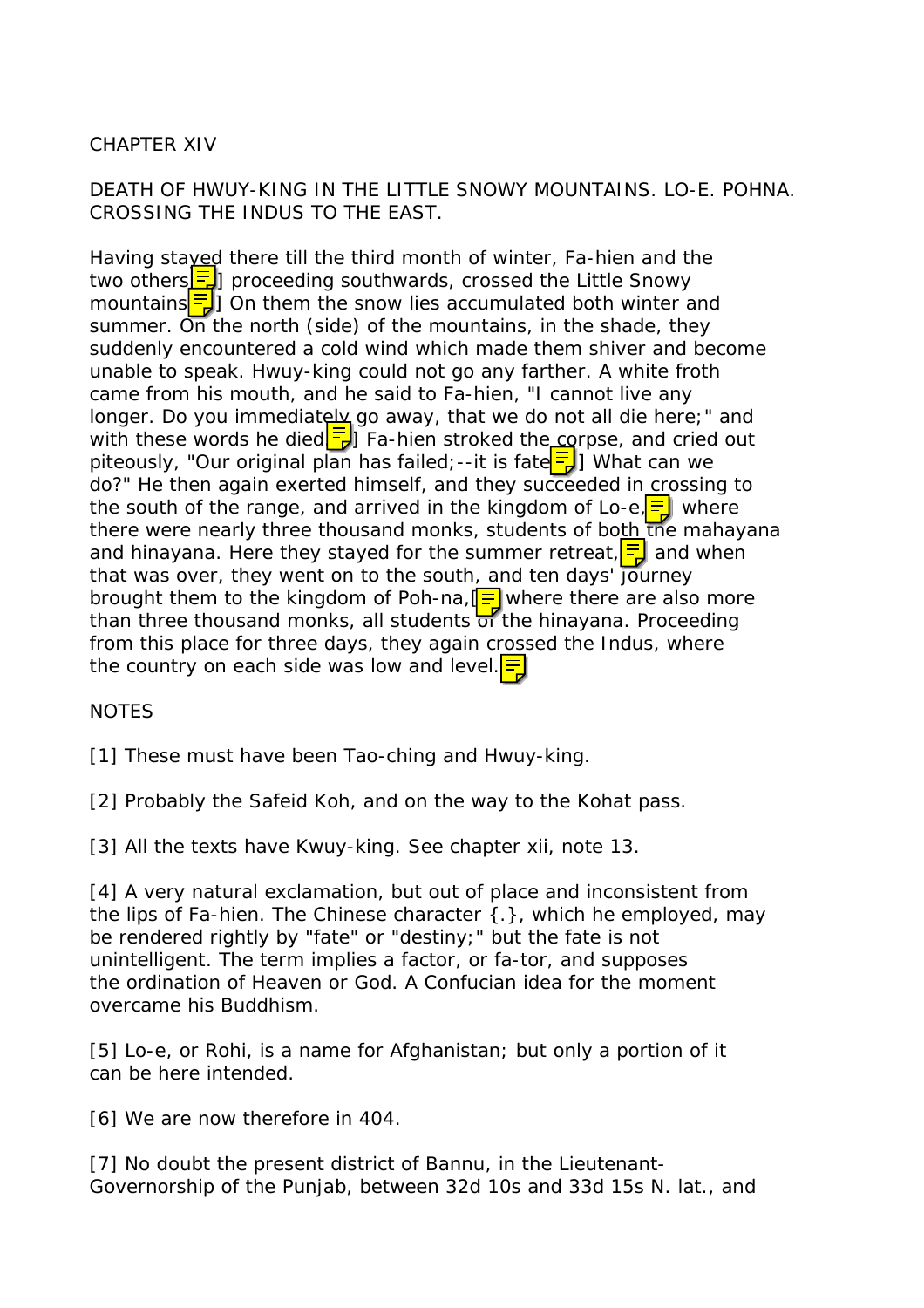CHAPTER XIV

DEATH OF HWUY-KING IN THE LITTLE SNOWY MOUNTAINS. LO-E. POHNA. CROSSING THE INDUS TO THE EAST.

Having stayed there till the third month of winter, Fa-hien and the two others] proceeding southwards, crossed the Little Snowy mountains] On them the snow lies accumulated both winter and summer. On the north (side) of the mountains, in the shade, they suddenly encountered a cold wind which made them shiver and become unable to speak. Hwuy-king could not go any farther. A white froth came from his mouth, and he said to Fa-hien, "I cannot live any longer. Do you immediately go away, that we do not all die here;" and with these words he died] Fa-hien stroked the corpse, and cried out piteously, "Our original plan has failed;--it is fate] What can we do?" He then again exerted himself, and they succeeded in crossing to the south of the range, and arrived in the kingdom of Lo-e, where there were nearly three thousand monks, students of both the mahayana and hinayana. Here they stayed for the summer retreat, and when that was over, they went on to the south, and ten days' journey brought them to the kingdom of Poh-na,[ where there are also more than three thousand monks, all students of the hinayana. Proceeding from this place for three days, they again crossed the Indus, where the country on each side was low and level.

NOTES

[1] These must have been Tao-ching and Hwuy-king.

[2] Probably the Safeid Koh, and on the way to the Kohat pass.

[3] All the texts have Kwuy-king. See chapter xii, note 13.

[4] A very natural exclamation, but out of place and inconsistent from the lips of Fa-hien. The Chinese character {.}, which he employed, may be rendered rightly by "fate" or "destiny;" but the fate is not unintelligent. The term implies a factor, or fa-tor, and supposes the ordination of Heaven or God. A Confucian idea for the moment overcame his Buddhism.

[5] Lo-e, or Rohi, is a name for Afghanistan; but only a portion of it can be here intended.

[6] We are now therefore in 404.

[7] No doubt the present district of Bannu, in the Lieutenant-Governorship of the Punjab, between 32d 10s and 33d 15s N. lat., and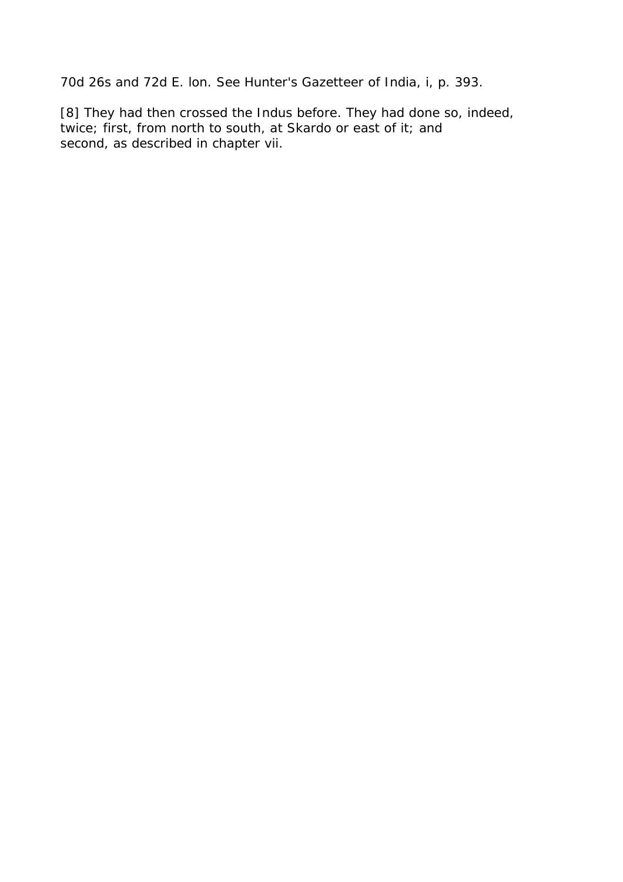70d 26s and 72d E. lon. See Hunter's Gazetteer of India, i, p. 393.

[8] They had then crossed the Indus before. They had done so, indeed, twice; first, from north to south, at Skardo or east of it; and second, as described in chapter vii.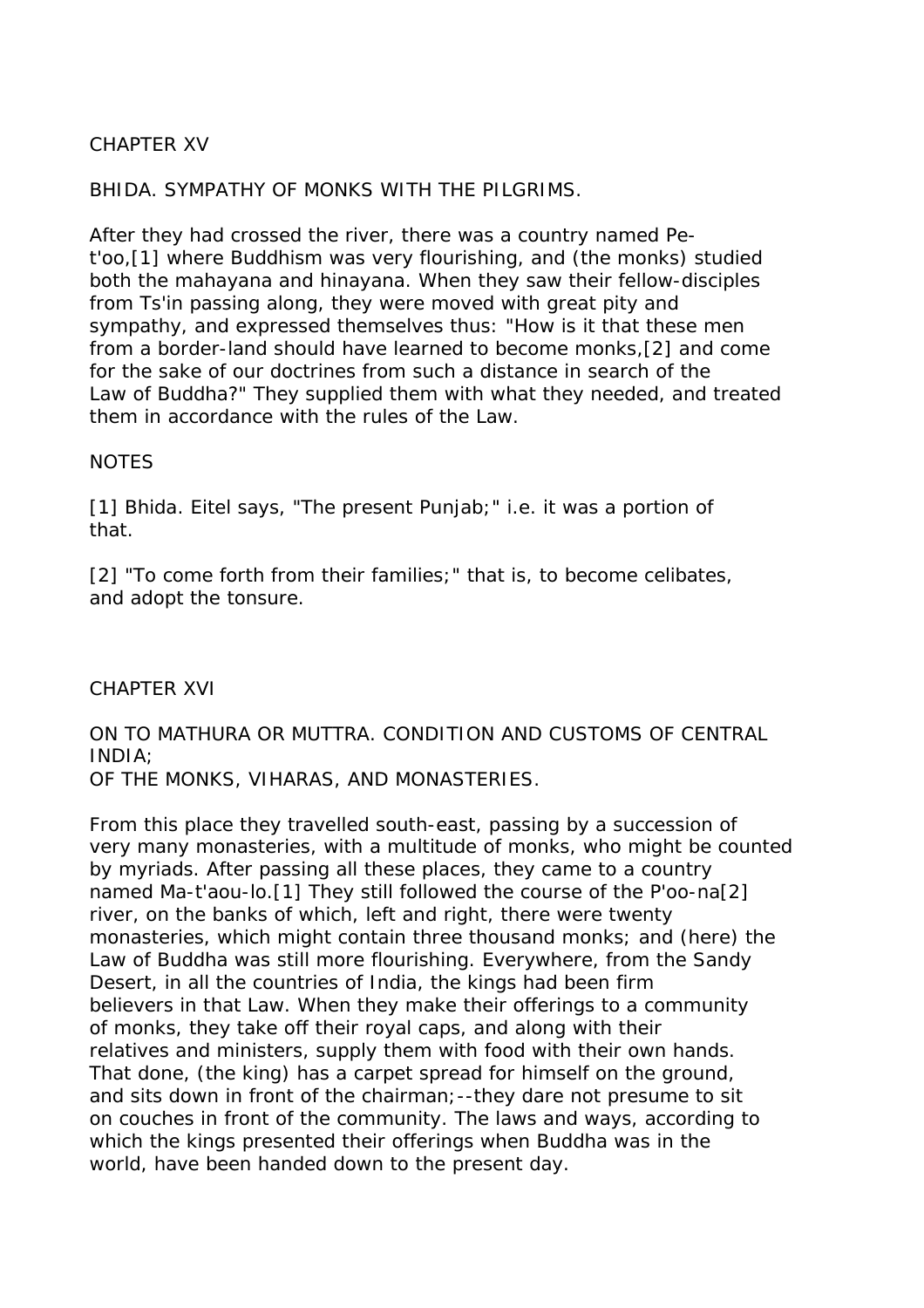## CHAPTER XV

### BHIDA. SYMPATHY OF MONKS WITH THE PILGRIMS.

After they had crossed the river, there was a country named Pe-t'oo,[1] where Buddhism was very flourishing, and (the monks) studied both the mahayana and hinayana. When they saw their fellow-disciples from Ts'in passing along, they were moved with great pity and sympathy, and expressed themselves thus: "How is it that these men from a border-land should have learned to become monks,[2] and come for the sake of our doctrines from such a distance in search of the Law of Buddha?" They supplied them with what they needed, and treated them in accordance with the rules of the Law.

NOTES

[1] Bhida. Eitel says, "The present Punjab;" i.e. it was a portion of that.

[2] "To come forth from their families;" that is, to become celibates, and adopt the tonsure.

## CHAPTER XVI

### ON TO MATHURA OR MUTTRA. CONDITION AND CUSTOMS OF CENTRAL INDIA; OF THE MONKS, VIHARAS, AND MONASTERIES.

From this place they travelled south-east, passing by a succession of very many monasteries, with a multitude of monks, who might be counted by myriads. After passing all these places, they came to a country named Ma-t'aou-lo.[1] They still followed the course of the P'oo-na[2] river, on the banks of which, left and right, there were twenty monasteries, which might contain three thousand monks; and (here) the Law of Buddha was still more flourishing. Everywhere, from the Sandy Desert, in all the countries of India, the kings had been firm believers in that Law. When they make their offerings to a community of monks, they take off their royal caps, and along with their relatives and ministers, supply them with food with their own hands. That done, (the king) has a carpet spread for himself on the ground, and sits down in front of the chairman;--they dare not presume to sit on couches in front of the community. The laws and ways, according to which the kings presented their offerings when Buddha was in the world, have been handed down to the present day.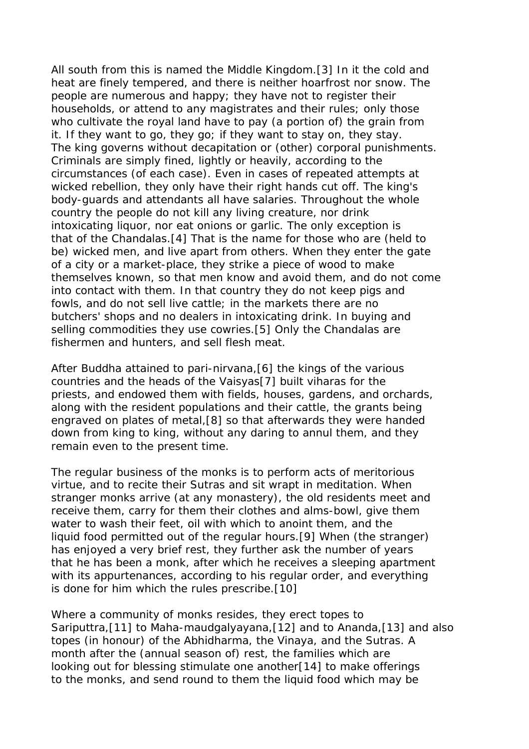All south from this is named the Middle Kingdom.[3] In it the cold and heat are finely tempered, and there is neither hoarfrost nor snow. The people are numerous and happy; they have not to register their households, or attend to any magistrates and their rules; only those who cultivate the royal land have to pay (a portion of) the grain from it. If they want to go, they go; if they want to stay on, they stay. The king governs without decapitation or (other) corporal punishments. Criminals are simply fined, lightly or heavily, according to the circumstances (of each case). Even in cases of repeated attempts at wicked rebellion, they only have their right hands cut off. The king's body-guards and attendants all have salaries. Throughout the whole country the people do not kill any living creature, nor drink intoxicating liquor, nor eat onions or garlic. The only exception is that of the Chandalas.[4] That is the name for those who are (held to be) wicked men, and live apart from others. When they enter the gate of a city or a market-place, they strike a piece of wood to make themselves known, so that men know and avoid them, and do not come into contact with them. In that country they do not keep pigs and fowls, and do not sell live cattle; in the markets there are no butchers' shops and no dealers in intoxicating drink. In buying and selling commodities they use cowries.[5] Only the Chandalas are fishermen and hunters, and sell flesh meat.

After Buddha attained to pari-nirvana,[6] the kings of the various countries and the heads of the Vaisyas[7] built viharas for the priests, and endowed them with fields, houses, gardens, and orchards, along with the resident populations and their cattle, the grants being engraved on plates of metal,[8] so that afterwards they were handed down from king to king, without any daring to annul them, and they remain even to the present time.

The regular business of the monks is to perform acts of meritorious virtue, and to recite their Sutras and sit wrapt in meditation. When stranger monks arrive (at any monastery), the old residents meet and receive them, carry for them their clothes and alms-bowl, give them water to wash their feet, oil with which to anoint them, and the liquid food permitted out of the regular hours.[9] When (the stranger) has enjoyed a very brief rest, they further ask the number of years that he has been a monk, after which he receives a sleeping apartment with its appurtenances, according to his regular order, and everything is done for him which the rules prescribe.[10]

Where a community of monks resides, they erect topes to Sariputtra,[11] to Maha-maudgalyayana,[12] and to Ananda,[13] and also topes (in honour) of the Abhidharma, the Vinaya, and the Sutras. A month after the (annual season of) rest, the families which are looking out for blessing stimulate one another[14] to make offerings to the monks, and send round to them the liquid food which may be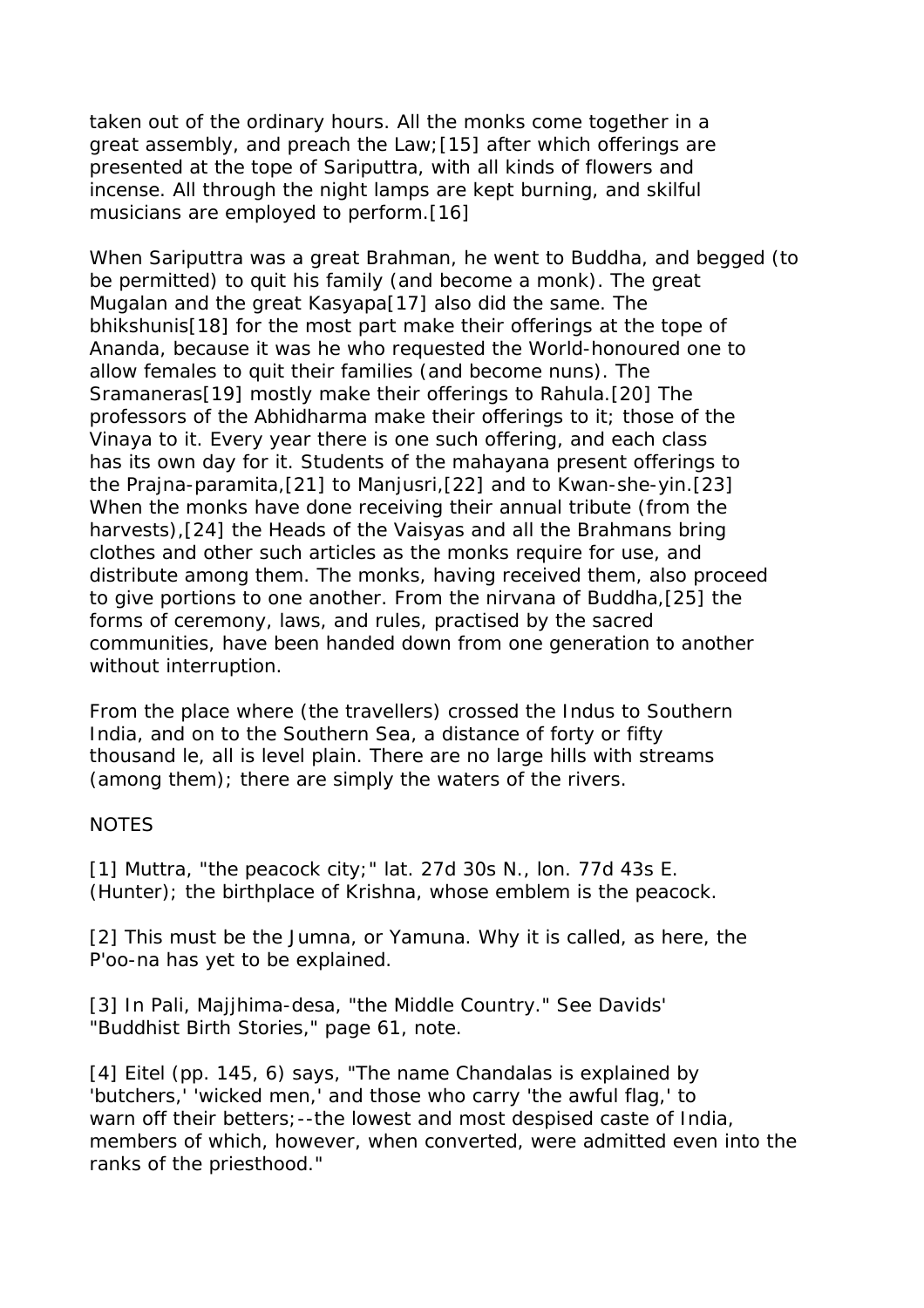taken out of the ordinary hours. All the monks come together in a great assembly, and preach the Law;[15] after which offerings are presented at the tope of Sariputtra, with all kinds of flowers and incense. All through the night lamps are kept burning, and skilful musicians are employed to perform.[16]

When Sariputtra was a great Brahman, he went to Buddha, and begged (to be permitted) to quit his family (and become a monk). The great Mugalan and the great Kasyapa[17] also did the same. The bhikshunis[18] for the most part make their offerings at the tope of Ananda, because it was he who requested the World-honoured one to allow females to quit their families (and become nuns). The Sramaneras[19] mostly make their offerings to Rahula.[20] The professors of the Abhidharma make their offerings to it; those of the Vinaya to it. Every year there is one such offering, and each class has its own day for it. Students of the mahayana present offerings to the Prajna-paramita,[21] to Manjusri,[22] and to Kwan-she-yin.[23] When the monks have done receiving their annual tribute (from the harvests),[24] the Heads of the Vaisyas and all the Brahmans bring clothes and other such articles as the monks require for use, and distribute among them. The monks, having received them, also proceed to give portions to one another. From the nirvana of Buddha,[25] the forms of ceremony, laws, and rules, practised by the sacred communities, have been handed down from one generation to another without interruption.

From the place where (the travellers) crossed the Indus to Southern India, and on to the Southern Sea, a distance of forty or fifty thousand le, all is level plain. There are no large hills with streams (among them); there are simply the waters of the rivers.

NOTES

[1] Muttra, "the peacock city;" lat. 27d 30s N., lon. 77d 43s E. (Hunter); the birthplace of Krishna, whose emblem is the peacock.

[2] This must be the Jumna, or Yamuna. Why it is called, as here, the P'oo-na has yet to be explained.

[3] In Pali, Majjhima-desa, "the Middle Country." See Davids' "Buddhist Birth Stories," page 61, note.

[4] Eitel (pp. 145, 6) says, "The name Chandalas is explained by 'butchers,' 'wicked men,' and those who carry 'the awful flag,' to warn off their betters;--the lowest and most despised caste of India, members of which, however, when converted, were admitted even into the ranks of the priesthood."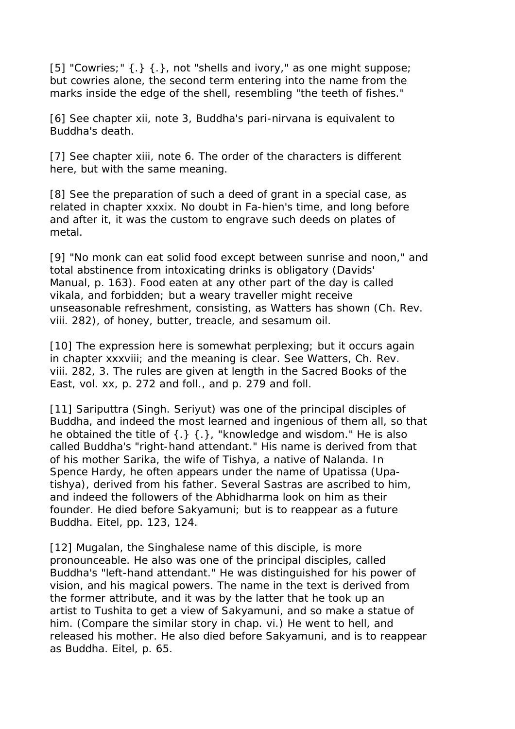[5] "Cowries;" {.} {.}, not "shells and ivory," as one might suppose; but cowries alone, the second term entering into the name from the marks inside the edge of the shell, resembling "the teeth of fishes."

[6] See chapter xii, note 3, Buddha's pari-nirvana is equivalent to Buddha's death.

[7] See chapter xiii, note 6. The order of the characters is different here, but with the same meaning.

[8] See the preparation of such a deed of grant in a special case, as related in chapter xxxix. No doubt in Fa-hien's time, and long before and after it, it was the custom to engrave such deeds on plates of metal.

[9] "No monk can eat solid food except between sunrise and noon," and total abstinence from intoxicating drinks is obligatory (Davids' Manual, p. 163). Food eaten at any other part of the day is called vikala, and forbidden; but a weary traveller might receive unseasonable refreshment, consisting, as Watters has shown (Ch. Rev. viii. 282), of honey, butter, treacle, and sesamum oil.

[10] The expression here is somewhat perplexing; but it occurs again in chapter xxxviii; and the meaning is clear. See Watters, Ch. Rev. viii. 282, 3. The rules are given at length in the Sacred Books of the East, vol. xx, p. 272 and foll., and p. 279 and foll.

[11] Sariputtra (Singh. Seriyut) was one of the principal disciples of Buddha, and indeed the most learned and ingenious of them all, so that he obtained the title of {.} {.}, "knowledge and wisdom." He is also called Buddha's "right-hand attendant." His name is derived from that of his mother Sarika, the wife of Tishya, a native of Nalanda. In Spence Hardy, he often appears under the name of Upatissa (Upa-tishya), derived from his father. Several Sastras are ascribed to him, and indeed the followers of the Abhidharma look on him as their founder. He died before Sakyamuni; but is to reappear as a future Buddha. Eitel, pp. 123, 124.

[12] Mugalan, the Singhalese name of this disciple, is more pronounceable. He also was one of the principal disciples, called Buddha's "left-hand attendant." He was distinguished for his power of vision, and his magical powers. The name in the text is derived from the former attribute, and it was by the latter that he took up an artist to Tushita to get a view of Sakyamuni, and so make a statue of him. (Compare the similar story in chap. vi.) He went to hell, and released his mother. He also died before Sakyamuni, and is to reappear as Buddha. Eitel, p. 65.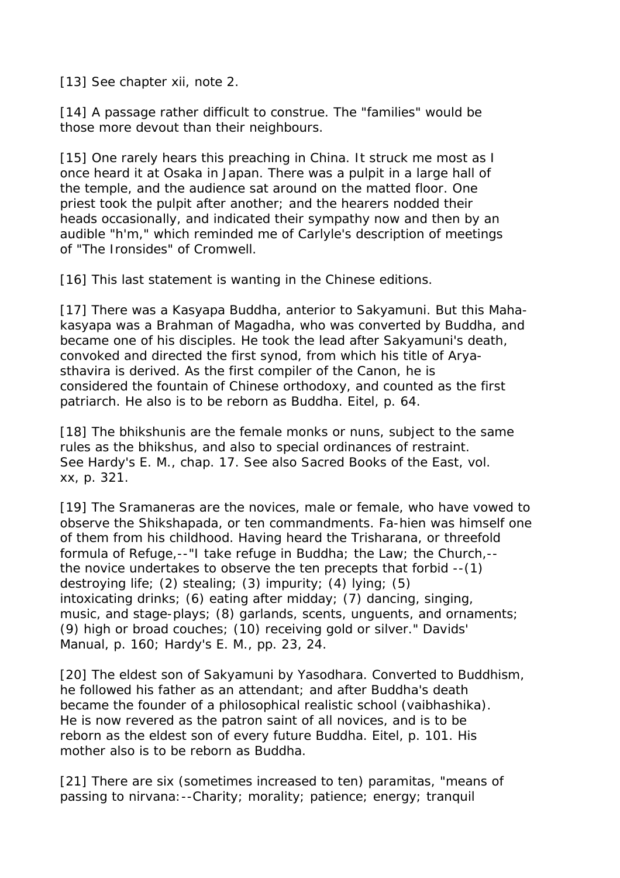[13] See chapter xii, note 2.

[14] A passage rather difficult to construe. The "families" would be those more devout than their neighbours.

[15] One rarely hears this preaching in China. It struck me most as I once heard it at Osaka in Japan. There was a pulpit in a large hall of the temple, and the audience sat around on the matted floor. One priest took the pulpit after another; and the hearers nodded their heads occasionally, and indicated their sympathy now and then by an audible "h'm," which reminded me of Carlyle's description of meetings of "The Ironsides" of Cromwell.

[16] This last statement is wanting in the Chinese editions.

[17] There was a Kasyapa Buddha, anterior to Sakyamuni. But this Maha-kasyapa was a Brahman of Magadha, who was converted by Buddha, and became one of his disciples. He took the lead after Sakyamuni's death, convoked and directed the first synod, from which his title of Arya-sthavira is derived. As the first compiler of the Canon, he is considered the fountain of Chinese orthodoxy, and counted as the first patriarch. He also is to be reborn as Buddha. Eitel, p. 64.

[18] The bhikshunis are the female monks or nuns, subject to the same rules as the bhikshus, and also to special ordinances of restraint. See Hardy's E. M., chap. 17. See also Sacred Books of the East, vol. xx, p. 321.

[19] The Sramaneras are the novices, male or female, who have vowed to observe the Shikshapada, or ten commandments. Fa-hien was himself one of them from his childhood. Having heard the Trisharana, or threefold formula of Refuge,--"I take refuge in Buddha; the Law; the Church,--the novice undertakes to observe the ten precepts that forbid --(1) destroying life; (2) stealing; (3) impurity; (4) lying; (5) intoxicating drinks; (6) eating after midday; (7) dancing, singing, music, and stage-plays; (8) garlands, scents, unguents, and ornaments; (9) high or broad couches; (10) receiving gold or silver." Davids' Manual, p. 160; Hardy's E. M., pp. 23, 24.

[20] The eldest son of Sakyamuni by Yasodhara. Converted to Buddhism, he followed his father as an attendant; and after Buddha's death became the founder of a philosophical realistic school (vaibhashika). He is now revered as the patron saint of all novices, and is to be reborn as the eldest son of every future Buddha. Eitel, p. 101. His mother also is to be reborn as Buddha.

[21] There are six (sometimes increased to ten) paramitas, "means of passing to nirvana:--Charity; morality; patience; energy; tranquil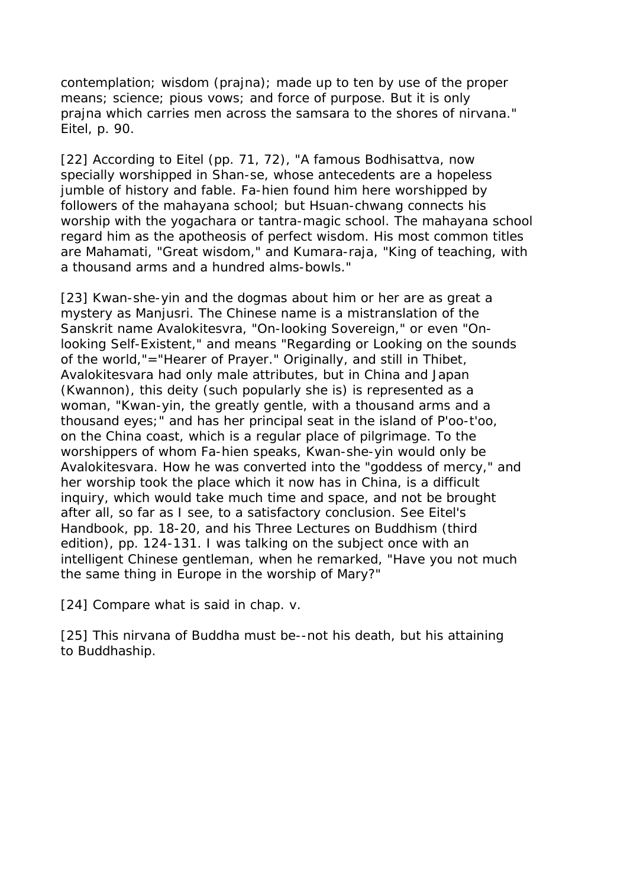contemplation; wisdom (prajna); made up to ten by use of the proper means; science; pious vows; and force of purpose. But it is only prajna which carries men across the samsara to the shores of nirvana." Eitel, p. 90.

[22] According to Eitel (pp. 71, 72), "A famous Bodhisattva, now specially worshipped in Shan-se, whose antecedents are a hopeless jumble of history and fable. Fa-hien found him here worshipped by followers of the mahayana school; but Hsuan-chwang connects his worship with the yogachara or tantra-magic school. The mahayana school regard him as the apotheosis of perfect wisdom. His most common titles are Mahamati, "Great wisdom," and Kumara-raja, "King of teaching, with a thousand arms and a hundred alms-bowls."

[23] Kwan-she-yin and the dogmas about him or her are as great a mystery as Manjusri. The Chinese name is a mistranslation of the Sanskrit name Avalokitesvra, "On-looking Sovereign," or even "On-looking Self-Existent," and means "Regarding or Looking on the sounds of the world,"="Hearer of Prayer." Originally, and still in Thibet, Avalokitesvara had only male attributes, but in China and Japan (Kwannon), this deity (such popularly she is) is represented as a woman, "Kwan-yin, the greatly gentle, with a thousand arms and a thousand eyes;" and has her principal seat in the island of P'oo-t'oo, on the China coast, which is a regular place of pilgrimage. To the worshippers of whom Fa-hien speaks, Kwan-she-yin would only be Avalokitesvara. How he was converted into the "goddess of mercy," and her worship took the place which it now has in China, is a difficult inquiry, which would take much time and space, and not be brought after all, so far as I see, to a satisfactory conclusion. See Eitel's Handbook, pp. 18-20, and his Three Lectures on Buddhism (third edition), pp. 124-131. I was talking on the subject once with an intelligent Chinese gentleman, when he remarked, "Have you not much the same thing in Europe in the worship of Mary?"

[24] Compare what is said in chap. v.

[25] This nirvana of Buddha must be--not his death, but his attaining to Buddhaship.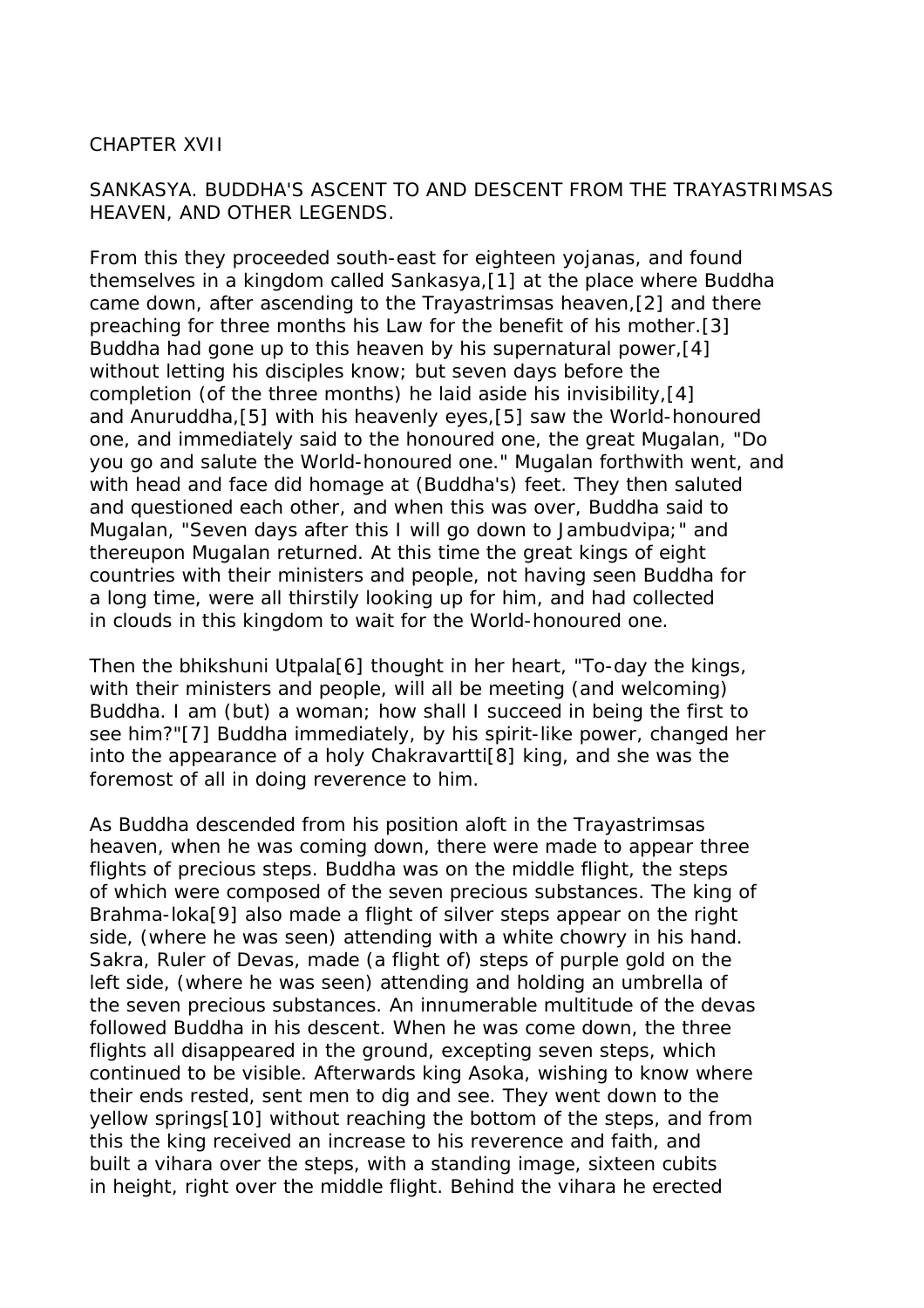# CHAPTER XVII

## SANKASYA. BUDDHA'S ASCENT TO AND DESCENT FROM THE TRAYASTRIMSAS HEAVEN, AND OTHER LEGENDS.

From this they proceeded south-east for eighteen yojanas, and found themselves in a kingdom called Sankasya,[1] at the place where Buddha came down, after ascending to the Trayastrimsas heaven,[2] and there preaching for three months his Law for the benefit of his mother.[3] Buddha had gone up to this heaven by his supernatural power,[4] without letting his disciples know; but seven days before the completion (of the three months) he laid aside his invisibility,[4] and Anuruddha,[5] with his heavenly eyes,[5] saw the World-honoured one, and immediately said to the honoured one, the great Mugalan, "Do you go and salute the World-honoured one." Mugalan forthwith went, and with head and face did homage at (Buddha's) feet. They then saluted and questioned each other, and when this was over, Buddha said to Mugalan, "Seven days after this I will go down to Jambudvipa;" and thereupon Mugalan returned. At this time the great kings of eight countries with their ministers and people, not having seen Buddha for a long time, were all thirstily looking up for him, and had collected in clouds in this kingdom to wait for the World-honoured one.

Then the bhikshuni Utpala[6] thought in her heart, "To-day the kings, with their ministers and people, will all be meeting (and welcoming) Buddha. I am (but) a woman; how shall I succeed in being the first to see him?"[7] Buddha immediately, by his spirit-like power, changed her into the appearance of a holy Chakravartti[8] king, and she was the foremost of all in doing reverence to him.

As Buddha descended from his position aloft in the Trayastrimsas heaven, when he was coming down, there were made to appear three flights of precious steps. Buddha was on the middle flight, the steps of which were composed of the seven precious substances. The king of Brahma-loka[9] also made a flight of silver steps appear on the right side, (where he was seen) attending with a white chowry in his hand. Sakra, Ruler of Devas, made (a flight of) steps of purple gold on the left side, (where he was seen) attending and holding an umbrella of the seven precious substances. An innumerable multitude of the devas followed Buddha in his descent. When he was come down, the three flights all disappeared in the ground, excepting seven steps, which continued to be visible. Afterwards king Asoka, wishing to know where their ends rested, sent men to dig and see. They went down to the yellow springs[10] without reaching the bottom of the steps, and from this the king received an increase to his reverence and faith, and built a vihara over the steps, with a standing image, sixteen cubits in height, right over the middle flight. Behind the vihara he erected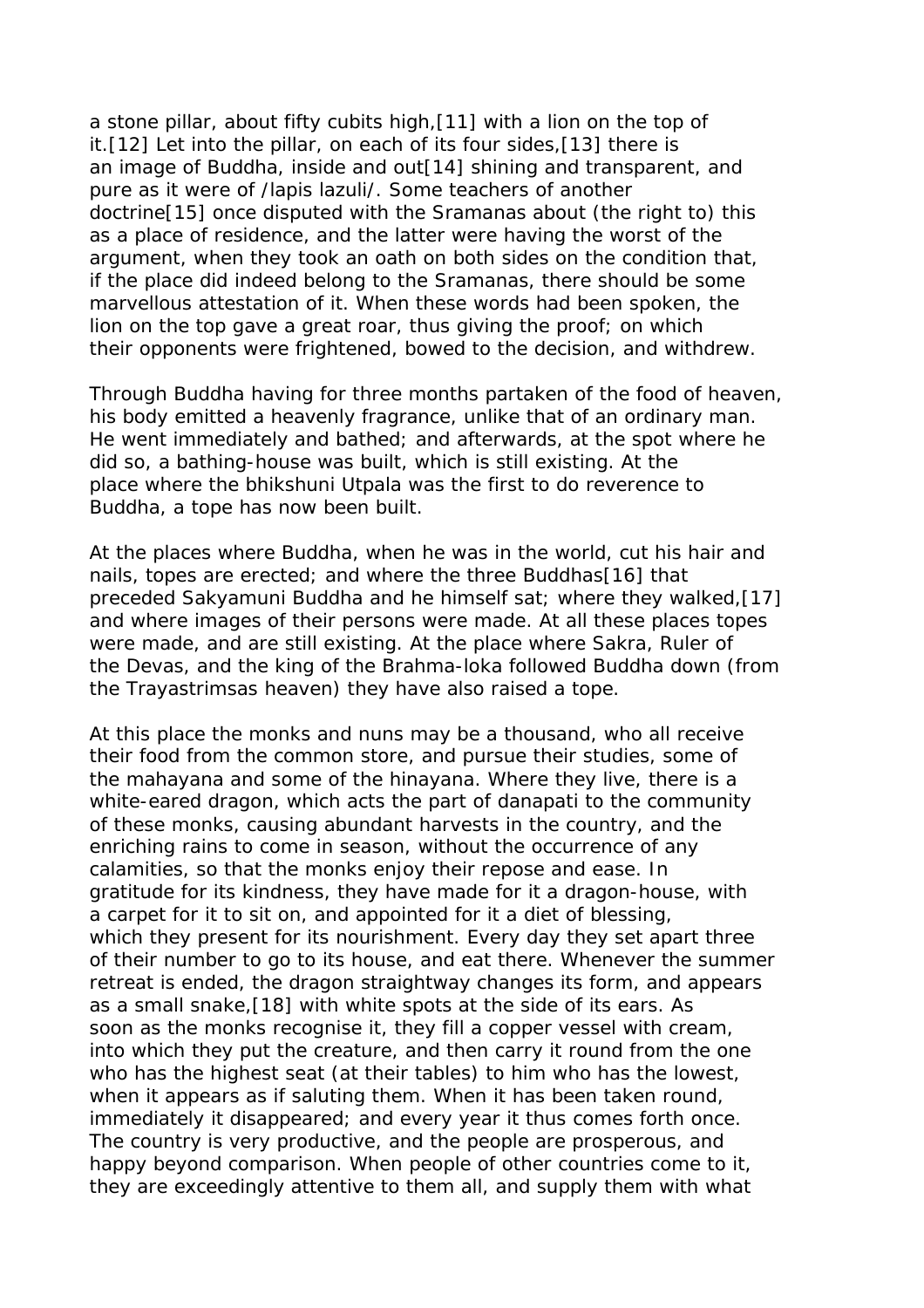a stone pillar, about fifty cubits high,[11] with a lion on the top of it.[12] Let into the pillar, on each of its four sides,[13] there is an image of Buddha, inside and out[14] shining and transparent, and pure as it were of /lapis lazuli/. Some teachers of another doctrine[15] once disputed with the Sramanas about (the right to) this as a place of residence, and the latter were having the worst of the argument, when they took an oath on both sides on the condition that, if the place did indeed belong to the Sramanas, there should be some marvellous attestation of it. When these words had been spoken, the lion on the top gave a great roar, thus giving the proof; on which their opponents were frightened, bowed to the decision, and withdrew.

Through Buddha having for three months partaken of the food of heaven, his body emitted a heavenly fragrance, unlike that of an ordinary man. He went immediately and bathed; and afterwards, at the spot where he did so, a bathing-house was built, which is still existing. At the place where the bhikshuni Utpala was the first to do reverence to Buddha, a tope has now been built.

At the places where Buddha, when he was in the world, cut his hair and nails, topes are erected; and where the three Buddhas[16] that preceded Sakyamuni Buddha and he himself sat; where they walked,[17] and where images of their persons were made. At all these places topes were made, and are still existing. At the place where Sakra, Ruler of the Devas, and the king of the Brahma-loka followed Buddha down (from the Trayastrimsas heaven) they have also raised a tope.

At this place the monks and nuns may be a thousand, who all receive their food from the common store, and pursue their studies, some of the mahayana and some of the hinayana. Where they live, there is a white-eared dragon, which acts the part of danapati to the community of these monks, causing abundant harvests in the country, and the enriching rains to come in season, without the occurrence of any calamities, so that the monks enjoy their repose and ease. In gratitude for its kindness, they have made for it a dragon-house, with a carpet for it to sit on, and appointed for it a diet of blessing, which they present for its nourishment. Every day they set apart three of their number to go to its house, and eat there. Whenever the summer retreat is ended, the dragon straightway changes its form, and appears as a small snake,[18] with white spots at the side of its ears. As soon as the monks recognise it, they fill a copper vessel with cream, into which they put the creature, and then carry it round from the one who has the highest seat (at their tables) to him who has the lowest, when it appears as if saluting them. When it has been taken round, immediately it disappeared; and every year it thus comes forth once. The country is very productive, and the people are prosperous, and happy beyond comparison. When people of other countries come to it, they are exceedingly attentive to them all, and supply them with what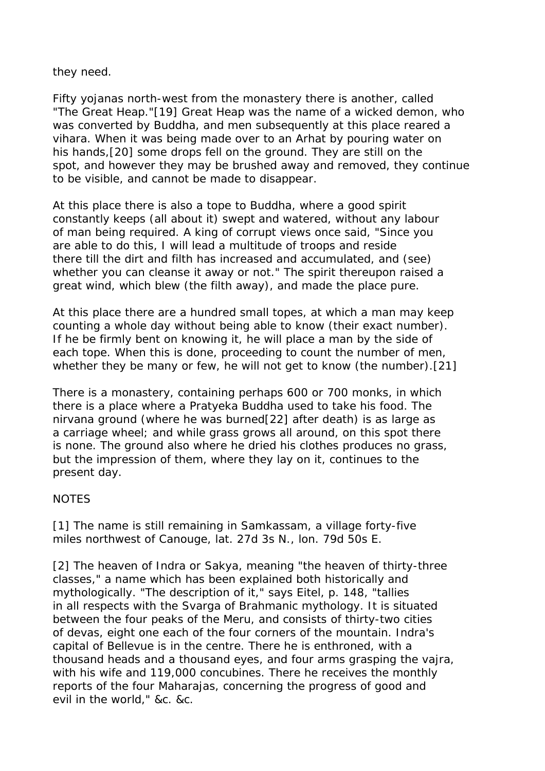they need.

Fifty yojanas north-west from the monastery there is another, called "The Great Heap."[19] Great Heap was the name of a wicked demon, who was converted by Buddha, and men subsequently at this place reared a vihara. When it was being made over to an Arhat by pouring water on his hands,[20] some drops fell on the ground. They are still on the spot, and however they may be brushed away and removed, they continue to be visible, and cannot be made to disappear.

At this place there is also a tope to Buddha, where a good spirit constantly keeps (all about it) swept and watered, without any labour of man being required. A king of corrupt views once said, "Since you are able to do this, I will lead a multitude of troops and reside there till the dirt and filth has increased and accumulated, and (see) whether you can cleanse it away or not." The spirit thereupon raised a great wind, which blew (the filth away), and made the place pure.

At this place there are a hundred small topes, at which a man may keep counting a whole day without being able to know (their exact number). If he be firmly bent on knowing it, he will place a man by the side of each tope. When this is done, proceeding to count the number of men, whether they be many or few, he will not get to know (the number).[21]

There is a monastery, containing perhaps 600 or 700 monks, in which there is a place where a Pratyeka Buddha used to take his food. The nirvana ground (where he was burned[22] after death) is as large as a carriage wheel; and while grass grows all around, on this spot there is none. The ground also where he dried his clothes produces no grass, but the impression of them, where they lay on it, continues to the present day.

NOTES

[1] The name is still remaining in Samkassam, a village forty-five miles northwest of Canouge, lat. 27d 3s N., lon. 79d 50s E.

[2] The heaven of Indra or Sakya, meaning "the heaven of thirty-three classes," a name which has been explained both historically and mythologically. "The description of it," says Eitel, p. 148, "tallies in all respects with the Svarga of Brahmanic mythology. It is situated between the four peaks of the Meru, and consists of thirty-two cities of devas, eight one each of the four corners of the mountain. Indra's capital of Bellevue is in the centre. There he is enthroned, with a thousand heads and a thousand eyes, and four arms grasping the vajra, with his wife and 119,000 concubines. There he receives the monthly reports of the four Maharajas, concerning the progress of good and evil in the world," &c. &c.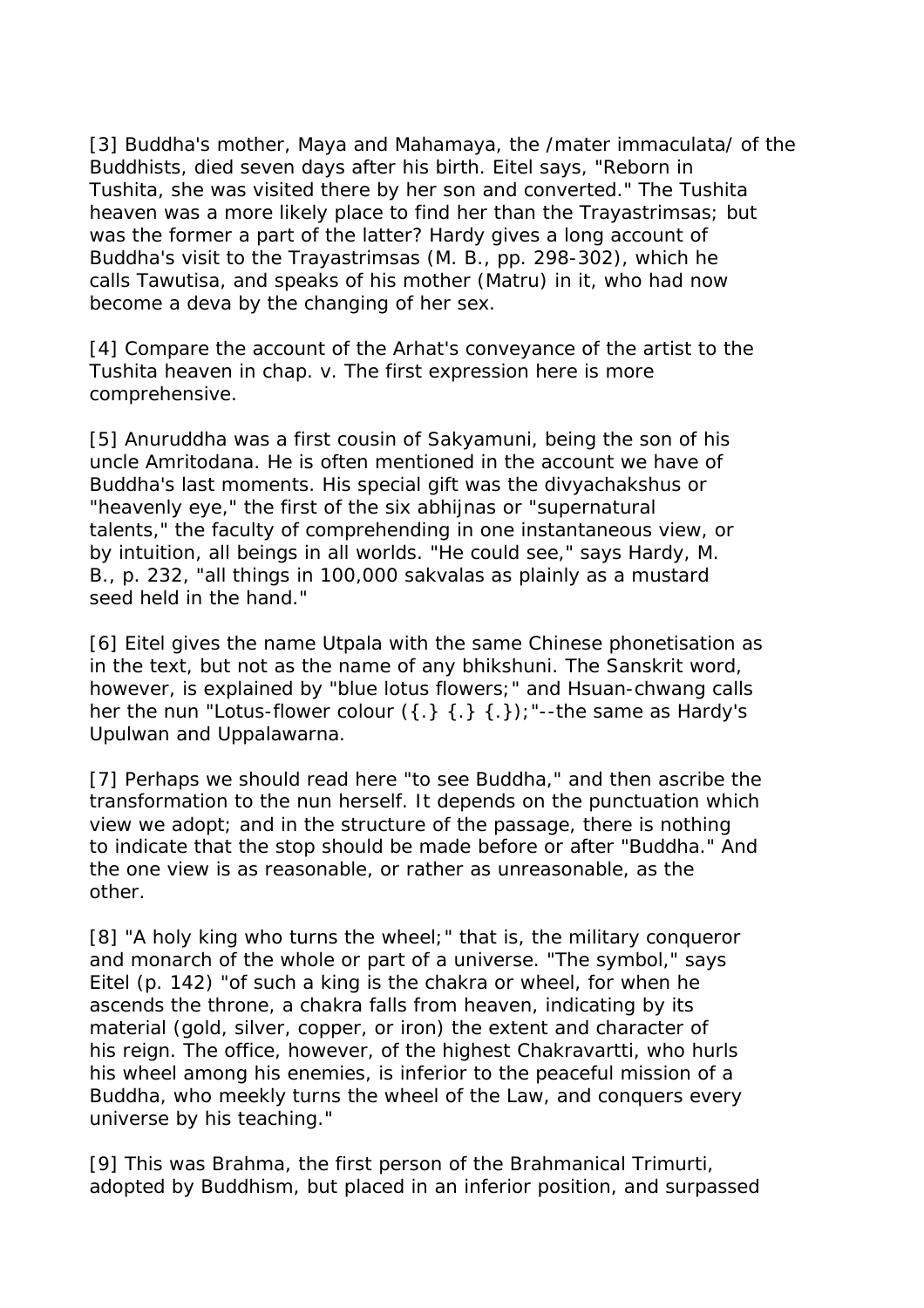[3] Buddha's mother, Maya and Mahamaya, the /mater immaculata/ of the Buddhists, died seven days after his birth. Eitel says, "Reborn in Tushita, she was visited there by her son and converted." The Tushita heaven was a more likely place to find her than the Trayastrimsas; but was the former a part of the latter? Hardy gives a long account of Buddha's visit to the Trayastrimsas (M. B., pp. 298-302), which he calls Tawutisa, and speaks of his mother (Matru) in it, who had now become a deva by the changing of her sex.

[4] Compare the account of the Arhat's conveyance of the artist to the Tushita heaven in chap. v. The first expression here is more comprehensive.

[5] Anuruddha was a first cousin of Sakyamuni, being the son of his uncle Amritodana. He is often mentioned in the account we have of Buddha's last moments. His special gift was the divyachakshus or "heavenly eye," the first of the six abhijnas or "supernatural talents," the faculty of comprehending in one instantaneous view, or by intuition, all beings in all worlds. "He could see," says Hardy, M. B., p. 232, "all things in 100,000 sakvalas as plainly as a mustard seed held in the hand."

[6] Eitel gives the name Utpala with the same Chinese phonetisation as in the text, but not as the name of any bhikshuni. The Sanskrit word, however, is explained by "blue lotus flowers;" and Hsuan-chwang calls her the nun "Lotus-flower colour ({.} {.} {.});"--the same as Hardy's Upulwan and Uppalawarna.

[7] Perhaps we should read here "to see Buddha," and then ascribe the transformation to the nun herself. It depends on the punctuation which view we adopt; and in the structure of the passage, there is nothing to indicate that the stop should be made before or after "Buddha." And the one view is as reasonable, or rather as unreasonable, as the other.

[8] "A holy king who turns the wheel;" that is, the military conqueror and monarch of the whole or part of a universe. "The symbol," says Eitel (p. 142) "of such a king is the chakra or wheel, for when he ascends the throne, a chakra falls from heaven, indicating by its material (gold, silver, copper, or iron) the extent and character of his reign. The office, however, of the highest Chakravartti, who hurls his wheel among his enemies, is inferior to the peaceful mission of a Buddha, who meekly turns the wheel of the Law, and conquers every universe by his teaching."

[9] This was Brahma, the first person of the Brahmanical Trimurti, adopted by Buddhism, but placed in an inferior position, and surpassed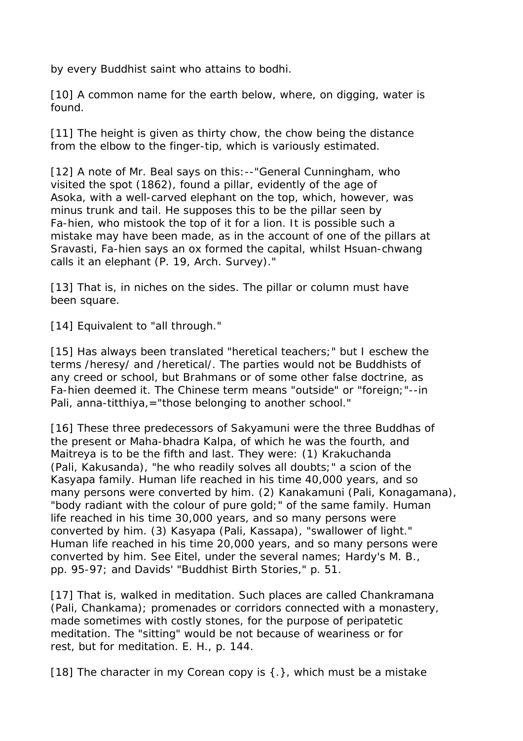by every Buddhist saint who attains to bodhi.

[10] A common name for the earth below, where, on digging, water is found.

[11] The height is given as thirty chow, the chow being the distance from the elbow to the finger-tip, which is variously estimated.

[12] A note of Mr. Beal says on this:--"General Cunningham, who visited the spot (1862), found a pillar, evidently of the age of Asoka, with a well-carved elephant on the top, which, however, was minus trunk and tail. He supposes this to be the pillar seen by Fa-hien, who mistook the top of it for a lion. It is possible such a mistake may have been made, as in the account of one of the pillars at Sravasti, Fa-hien says an ox formed the capital, whilst Hsuan-chwang calls it an elephant (P. 19, Arch. Survey)."

[13] That is, in niches on the sides. The pillar or column must have been square.

[14] Equivalent to "all through."

[15] Has always been translated "heretical teachers;" but I eschew the terms /heresy/ and /heretical/. The parties would not be Buddhists of any creed or school, but Brahmans or of some other false doctrine, as Fa-hien deemed it. The Chinese term means "outside" or "foreign;"--in Pali, anna-titthiya,="those belonging to another school."

[16] These three predecessors of Sakyamuni were the three Buddhas of the present or Maha-bhadra Kalpa, of which he was the fourth, and Maitreya is to be the fifth and last. They were: (1) Krakuchanda (Pali, Kakusanda), "he who readily solves all doubts;" a scion of the Kasyapa family. Human life reached in his time 40,000 years, and so many persons were converted by him. (2) Kanakamuni (Pali, Konagamana), "body radiant with the colour of pure gold;" of the same family. Human life reached in his time 30,000 years, and so many persons were converted by him. (3) Kasyapa (Pali, Kassapa), "swallower of light." Human life reached in his time 20,000 years, and so many persons were converted by him. See Eitel, under the several names; Hardy's M. B., pp. 95-97; and Davids' "Buddhist Birth Stories," p. 51.

[17] That is, walked in meditation. Such places are called Chankramana (Pali, Chankama); promenades or corridors connected with a monastery, made sometimes with costly stones, for the purpose of peripatetic meditation. The "sitting" would be not because of weariness or for rest, but for meditation. E. H., p. 144.

[18] The character in my Corean copy is {.}, which must be a mistake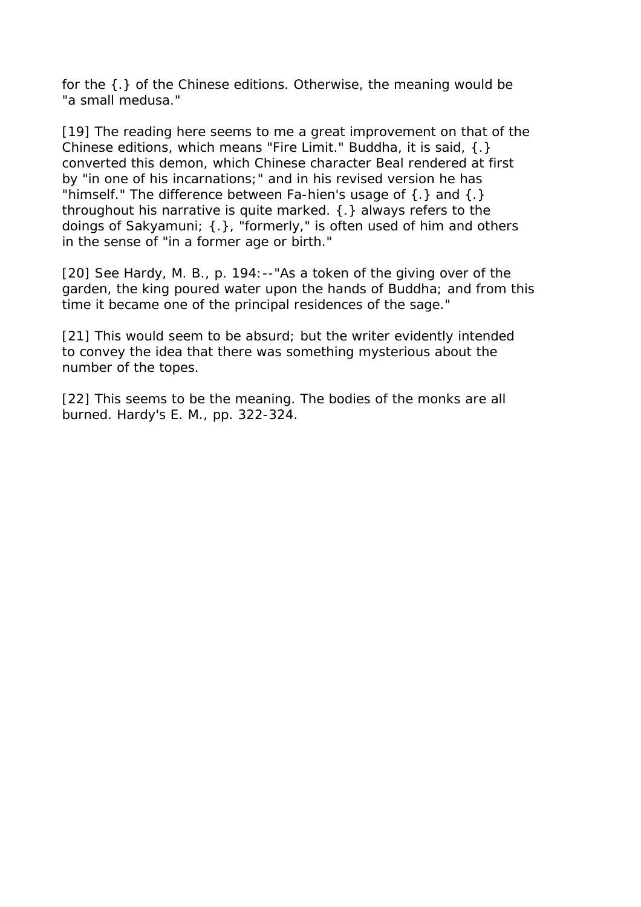for the {.} of the Chinese editions. Otherwise, the meaning would be "a small medusa."

[19] The reading here seems to me a great improvement on that of the Chinese editions, which means "Fire Limit." Buddha, it is said, {.} converted this demon, which Chinese character Beal rendered at first by "in one of his incarnations;" and in his revised version he has "himself." The difference between Fa-hien's usage of {.} and {.} throughout his narrative is quite marked. {.} always refers to the doings of Sakyamuni; {.}, "formerly," is often used of him and others in the sense of "in a former age or birth."

[20] See Hardy, M. B., p. 194:--"As a token of the giving over of the garden, the king poured water upon the hands of Buddha; and from this time it became one of the principal residences of the sage."

[21] This would seem to be absurd; but the writer evidently intended to convey the idea that there was something mysterious about the number of the topes.

[22] This seems to be the meaning. The bodies of the monks are all burned. Hardy's E. M., pp. 322-324.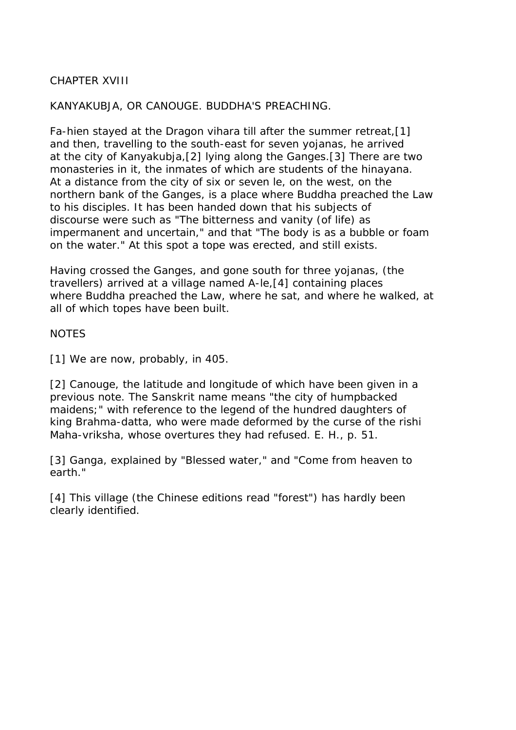# CHAPTER XVIII

## KANYAKUBJA, OR CANOUGE. BUDDHA'S PREACHING.

Fa-hien stayed at the Dragon vihara till after the summer retreat,[1] and then, travelling to the south-east for seven yojanas, he arrived at the city of Kanyakubja,[2] lying along the Ganges.[3] There are two monasteries in it, the inmates of which are students of the hinayana. At a distance from the city of six or seven le, on the west, on the northern bank of the Ganges, is a place where Buddha preached the Law to his disciples. It has been handed down that his subjects of discourse were such as "The bitterness and vanity (of life) as impermanent and uncertain," and that "The body is as a bubble or foam on the water." At this spot a tope was erected, and still exists.

Having crossed the Ganges, and gone south for three yojanas, (the travellers) arrived at a village named A-le,[4] containing places where Buddha preached the Law, where he sat, and where he walked, at all of which topes have been built.

### NOTES

[1] We are now, probably, in 405.

[2] Canouge, the latitude and longitude of which have been given in a previous note. The Sanskrit name means "the city of humpbacked maidens;" with reference to the legend of the hundred daughters of king Brahma-datta, who were made deformed by the curse of the rishi Maha-vriksha, whose overtures they had refused. E. H., p. 51.

[3] Ganga, explained by "Blessed water," and "Come from heaven to earth."

[4] This village (the Chinese editions read "forest") has hardly been clearly identified.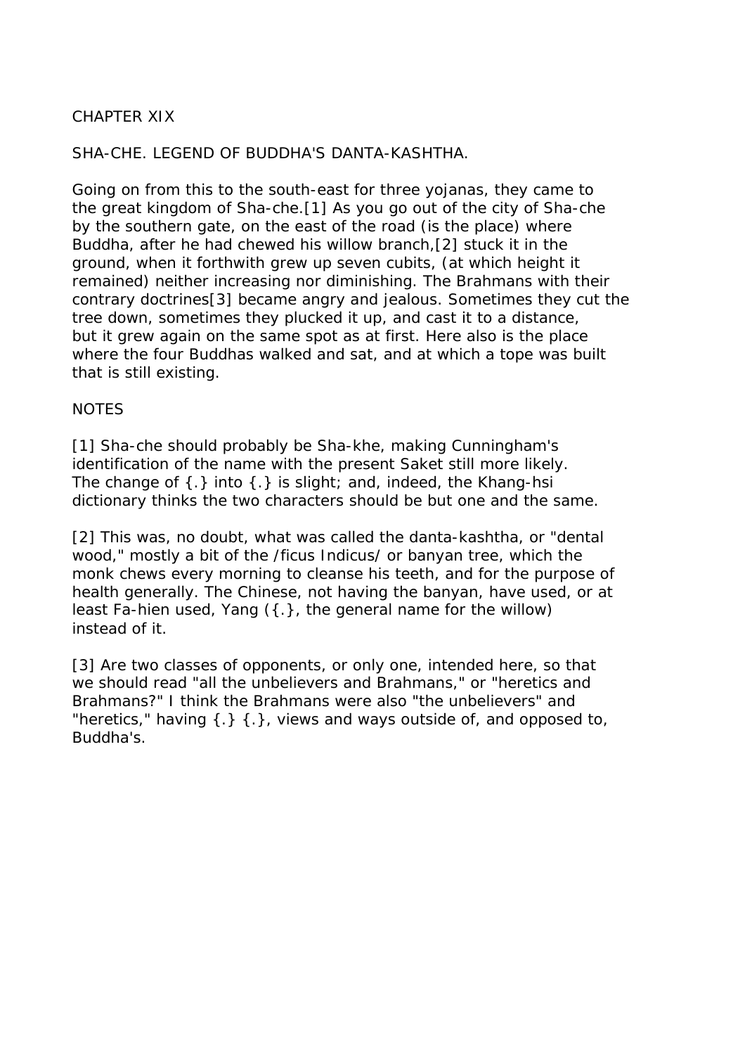# CHAPTER XIX

## SHA-CHE. LEGEND OF BUDDHA'S DANTA-KASHTHA.

Going on from this to the south-east for three yojanas, they came to the great kingdom of Sha-che.[1] As you go out of the city of Sha-che by the southern gate, on the east of the road (is the place) where Buddha, after he had chewed his willow branch,[2] stuck it in the ground, when it forthwith grew up seven cubits, (at which height it remained) neither increasing nor diminishing. The Brahmans with their contrary doctrines[3] became angry and jealous. Sometimes they cut the tree down, sometimes they plucked it up, and cast it to a distance, but it grew again on the same spot as at first. Here also is the place where the four Buddhas walked and sat, and at which a tope was built that is still existing.

### NOTES

[1] Sha-che should probably be Sha-khe, making Cunningham's identification of the name with the present Saket still more likely. The change of {.} into {.} is slight; and, indeed, the Khang-hsi dictionary thinks the two characters should be but one and the same.

[2] This was, no doubt, what was called the danta-kashtha, or "dental wood," mostly a bit of the /ficus Indicus/ or banyan tree, which the monk chews every morning to cleanse his teeth, and for the purpose of health generally. The Chinese, not having the banyan, have used, or at least Fa-hien used, Yang ({.}, the general name for the willow) instead of it.

[3] Are two classes of opponents, or only one, intended here, so that we should read "all the unbelievers and Brahmans," or "heretics and Brahmans?" I think the Brahmans were also "the unbelievers" and "heretics," having {.} {.}, views and ways outside of, and opposed to, Buddha's.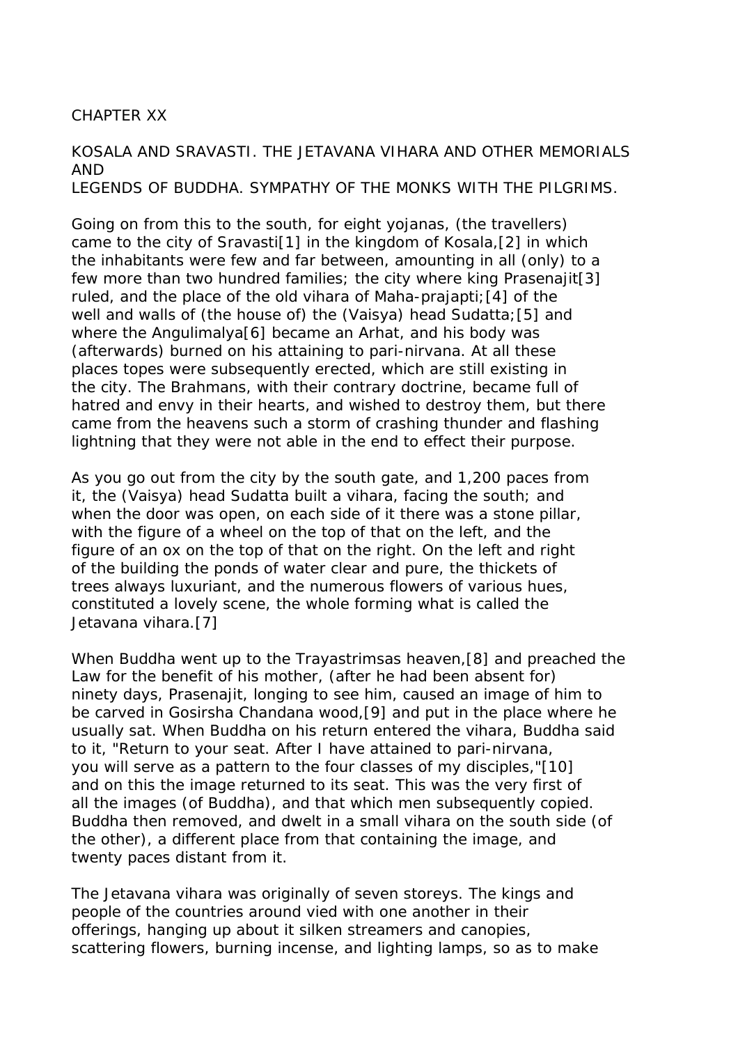CHAPTER XX

KOSALA AND SRAVASTI. THE JETAVANA VIHARA AND OTHER MEMORIALS AND LEGENDS OF BUDDHA. SYMPATHY OF THE MONKS WITH THE PILGRIMS.

Going on from this to the south, for eight yojanas, (the travellers) came to the city of Sravasti[1] in the kingdom of Kosala,[2] in which the inhabitants were few and far between, amounting in all (only) to a few more than two hundred families; the city where king Prasenajit[3] ruled, and the place of the old vihara of Maha-prajapti;[4] of the well and walls of (the house of) the (Vaisya) head Sudatta;[5] and where the Angulimalya[6] became an Arhat, and his body was (afterwards) burned on his attaining to pari-nirvana. At all these places topes were subsequently erected, which are still existing in the city. The Brahmans, with their contrary doctrine, became full of hatred and envy in their hearts, and wished to destroy them, but there came from the heavens such a storm of crashing thunder and flashing lightning that they were not able in the end to effect their purpose.

As you go out from the city by the south gate, and 1,200 paces from it, the (Vaisya) head Sudatta built a vihara, facing the south; and when the door was open, on each side of it there was a stone pillar, with the figure of a wheel on the top of that on the left, and the figure of an ox on the top of that on the right. On the left and right of the building the ponds of water clear and pure, the thickets of trees always luxuriant, and the numerous flowers of various hues, constituted a lovely scene, the whole forming what is called the Jetavana vihara.[7]

When Buddha went up to the Trayastrimsas heaven,[8] and preached the Law for the benefit of his mother, (after he had been absent for) ninety days, Prasenajit, longing to see him, caused an image of him to be carved in Gosirsha Chandana wood,[9] and put in the place where he usually sat. When Buddha on his return entered the vihara, Buddha said to it, "Return to your seat. After I have attained to pari-nirvana, you will serve as a pattern to the four classes of my disciples,"[10] and on this the image returned to its seat. This was the very first of all the images (of Buddha), and that which men subsequently copied. Buddha then removed, and dwelt in a small vihara on the south side (of the other), a different place from that containing the image, and twenty paces distant from it.

The Jetavana vihara was originally of seven storeys. The kings and people of the countries around vied with one another in their offerings, hanging up about it silken streamers and canopies, scattering flowers, burning incense, and lighting lamps, so as to make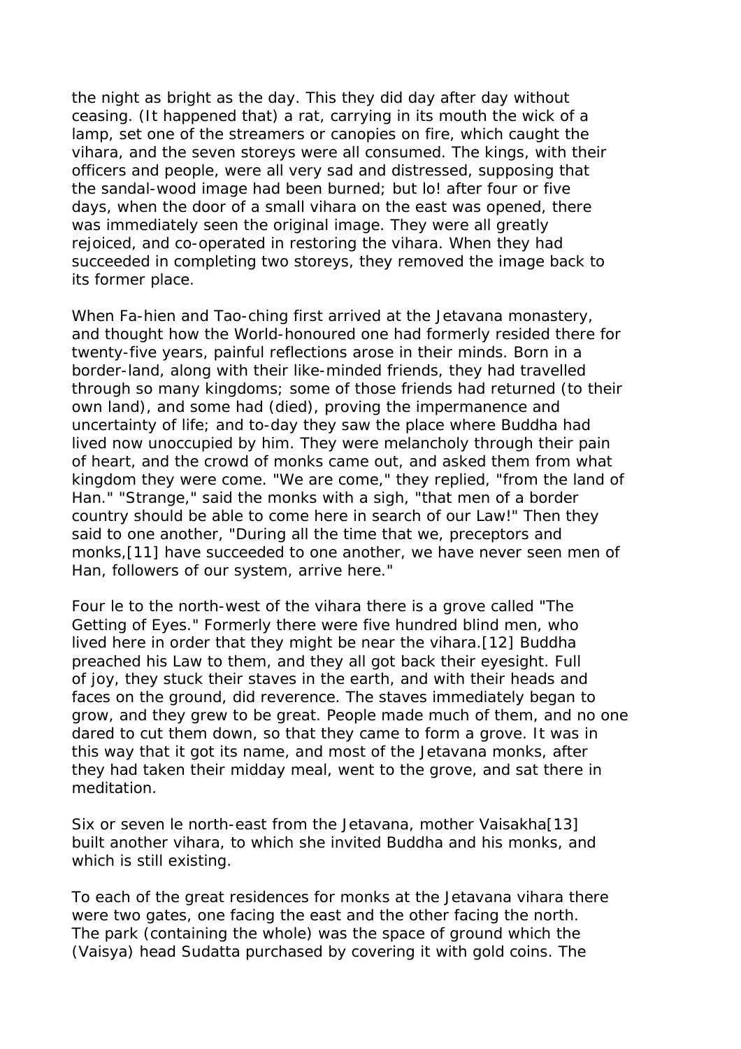the night as bright as the day. This they did day after day without ceasing. (It happened that) a rat, carrying in its mouth the wick of a lamp, set one of the streamers or canopies on fire, which caught the vihara, and the seven storeys were all consumed. The kings, with their officers and people, were all very sad and distressed, supposing that the sandal-wood image had been burned; but lo! after four or five days, when the door of a small vihara on the east was opened, there was immediately seen the original image. They were all greatly rejoiced, and co-operated in restoring the vihara. When they had succeeded in completing two storeys, they removed the image back to its former place.

When Fa-hien and Tao-ching first arrived at the Jetavana monastery, and thought how the World-honoured one had formerly resided there for twenty-five years, painful reflections arose in their minds. Born in a border-land, along with their like-minded friends, they had travelled through so many kingdoms; some of those friends had returned (to their own land), and some had (died), proving the impermanence and uncertainty of life; and to-day they saw the place where Buddha had lived now unoccupied by him. They were melancholy through their pain of heart, and the crowd of monks came out, and asked them from what kingdom they were come. "We are come," they replied, "from the land of Han." "Strange," said the monks with a sigh, "that men of a border country should be able to come here in search of our Law!" Then they said to one another, "During all the time that we, preceptors and monks,[11] have succeeded to one another, we have never seen men of Han, followers of our system, arrive here."

Four le to the north-west of the vihara there is a grove called "The Getting of Eyes." Formerly there were five hundred blind men, who lived here in order that they might be near the vihara.[12] Buddha preached his Law to them, and they all got back their eyesight. Full of joy, they stuck their staves in the earth, and with their heads and faces on the ground, did reverence. The staves immediately began to grow, and they grew to be great. People made much of them, and no one dared to cut them down, so that they came to form a grove. It was in this way that it got its name, and most of the Jetavana monks, after they had taken their midday meal, went to the grove, and sat there in meditation.

Six or seven le north-east from the Jetavana, mother Vaisakha[13] built another vihara, to which she invited Buddha and his monks, and which is still existing.

To each of the great residences for monks at the Jetavana vihara there were two gates, one facing the east and the other facing the north. The park (containing the whole) was the space of ground which the (Vaisya) head Sudatta purchased by covering it with gold coins. The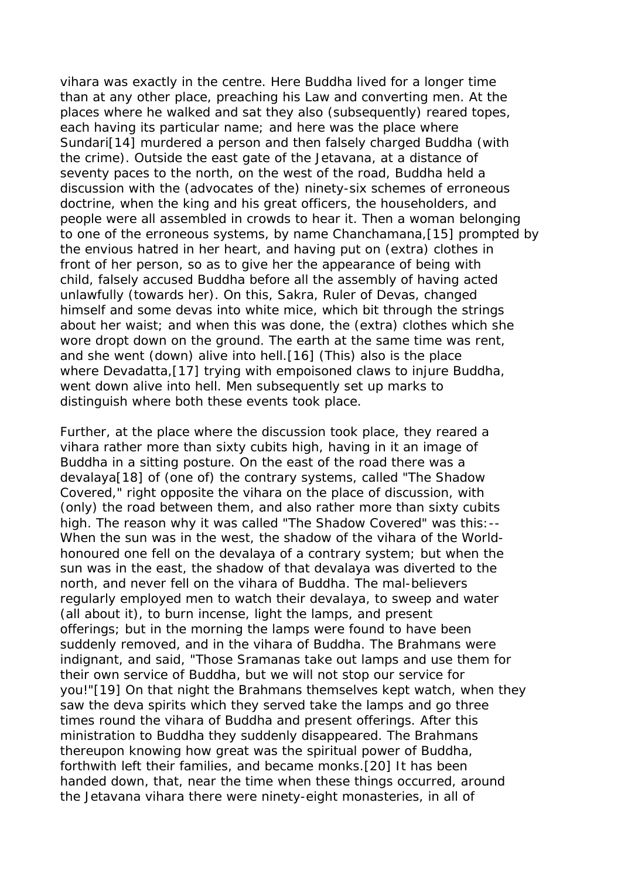vihara was exactly in the centre. Here Buddha lived for a longer time than at any other place, preaching his Law and converting men. At the places where he walked and sat they also (subsequently) reared topes, each having its particular name; and here was the place where Sundari[14] murdered a person and then falsely charged Buddha (with the crime). Outside the east gate of the Jetavana, at a distance of seventy paces to the north, on the west of the road, Buddha held a discussion with the (advocates of the) ninety-six schemes of erroneous doctrine, when the king and his great officers, the householders, and people were all assembled in crowds to hear it. Then a woman belonging to one of the erroneous systems, by name Chanchamana,[15] prompted by the envious hatred in her heart, and having put on (extra) clothes in front of her person, so as to give her the appearance of being with child, falsely accused Buddha before all the assembly of having acted unlawfully (towards her). On this, Sakra, Ruler of Devas, changed himself and some devas into white mice, which bit through the strings about her waist; and when this was done, the (extra) clothes which she wore dropt down on the ground. The earth at the same time was rent, and she went (down) alive into hell.[16] (This) also is the place where Devadatta,[17] trying with empoisoned claws to injure Buddha, went down alive into hell. Men subsequently set up marks to distinguish where both these events took place.

Further, at the place where the discussion took place, they reared a vihara rather more than sixty cubits high, having in it an image of Buddha in a sitting posture. On the east of the road there was a devalaya[18] of (one of) the contrary systems, called "The Shadow Covered," right opposite the vihara on the place of discussion, with (only) the road between them, and also rather more than sixty cubits high. The reason why it was called "The Shadow Covered" was this:-- When the sun was in the west, the shadow of the vihara of the World-honoured one fell on the devalaya of a contrary system; but when the sun was in the east, the shadow of that devalaya was diverted to the north, and never fell on the vihara of Buddha. The mal-believers regularly employed men to watch their devalaya, to sweep and water (all about it), to burn incense, light the lamps, and present offerings; but in the morning the lamps were found to have been suddenly removed, and in the vihara of Buddha. The Brahmans were indignant, and said, "Those Sramanas take out lamps and use them for their own service of Buddha, but we will not stop our service for you!"[19] On that night the Brahmans themselves kept watch, when they saw the deva spirits which they served take the lamps and go three times round the vihara of Buddha and present offerings. After this ministration to Buddha they suddenly disappeared. The Brahmans thereupon knowing how great was the spiritual power of Buddha, forthwith left their families, and became monks.[20] It has been handed down, that, near the time when these things occurred, around the Jetavana vihara there were ninety-eight monasteries, in all of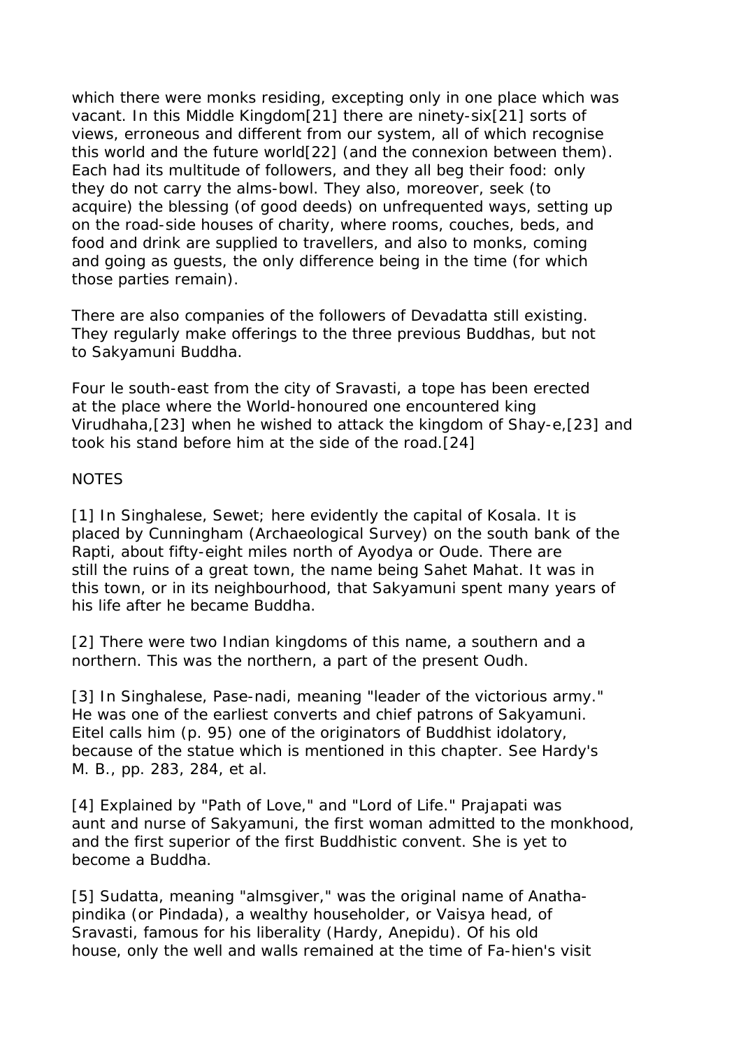which there were monks residing, excepting only in one place which was vacant. In this Middle Kingdom[21] there are ninety-six[21] sorts of views, erroneous and different from our system, all of which recognise this world and the future world[22] (and the connexion between them). Each had its multitude of followers, and they all beg their food: only they do not carry the alms-bowl. They also, moreover, seek (to acquire) the blessing (of good deeds) on unfrequented ways, setting up on the road-side houses of charity, where rooms, couches, beds, and food and drink are supplied to travellers, and also to monks, coming and going as guests, the only difference being in the time (for which those parties remain).

There are also companies of the followers of Devadatta still existing. They regularly make offerings to the three previous Buddhas, but not to Sakyamuni Buddha.

Four le south-east from the city of Sravasti, a tope has been erected at the place where the World-honoured one encountered king Virudhaha,[23] when he wished to attack the kingdom of Shay-e,[23] and took his stand before him at the side of the road.[24]

NOTES

[1] In Singhalese, Sewet; here evidently the capital of Kosala. It is placed by Cunningham (Archaeological Survey) on the south bank of the Rapti, about fifty-eight miles north of Ayodya or Oude. There are still the ruins of a great town, the name being Sahet Mahat. It was in this town, or in its neighbourhood, that Sakyamuni spent many years of his life after he became Buddha.

[2] There were two Indian kingdoms of this name, a southern and a northern. This was the northern, a part of the present Oudh.

[3] In Singhalese, Pase-nadi, meaning "leader of the victorious army." He was one of the earliest converts and chief patrons of Sakyamuni. Eitel calls him (p. 95) one of the originators of Buddhist idolatory, because of the statue which is mentioned in this chapter. See Hardy's M. B., pp. 283, 284, et al.

[4] Explained by "Path of Love," and "Lord of Life." Prajapati was aunt and nurse of Sakyamuni, the first woman admitted to the monkhood, and the first superior of the first Buddhistic convent. She is yet to become a Buddha.

[5] Sudatta, meaning "almsgiver," was the original name of Anatha-pindika (or Pindada), a wealthy householder, or Vaisya head, of Sravasti, famous for his liberality (Hardy, Anepidu). Of his old house, only the well and walls remained at the time of Fa-hien's visit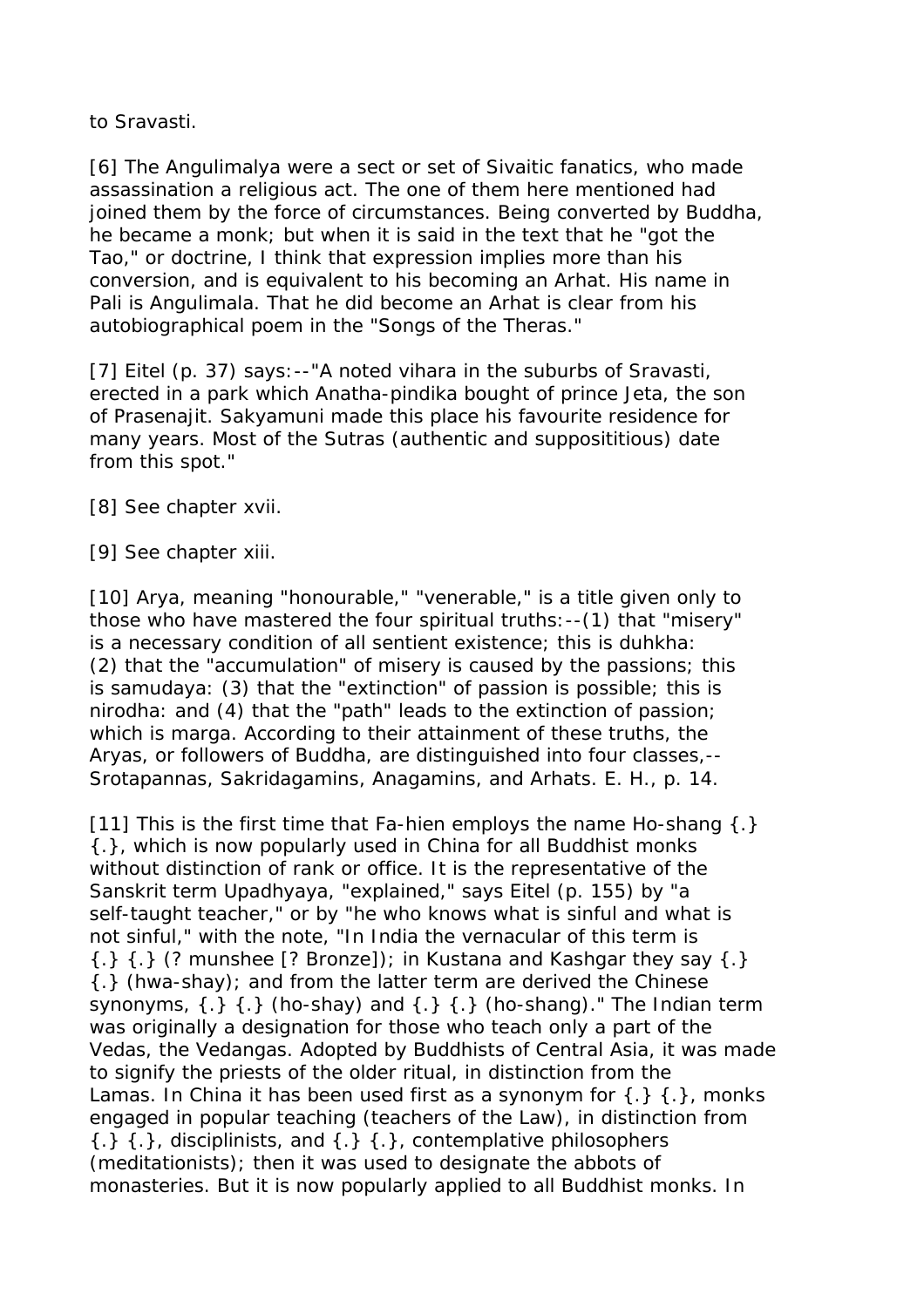to Sravasti.

[6] The Angulimalya were a sect or set of Sivaitic fanatics, who made assassination a religious act. The one of them here mentioned had joined them by the force of circumstances. Being converted by Buddha, he became a monk; but when it is said in the text that he "got the Tao," or doctrine, I think that expression implies more than his conversion, and is equivalent to his becoming an Arhat. His name in Pali is Angulimala. That he did become an Arhat is clear from his autobiographical poem in the "Songs of the Theras."

[7] Eitel (p. 37) says:--"A noted vihara in the suburbs of Sravasti, erected in a park which Anatha-pindika bought of prince Jeta, the son of Prasenajit. Sakyamuni made this place his favourite residence for many years. Most of the Sutras (authentic and supposititious) date from this spot."

[8] See chapter xvii.

[9] See chapter xiii.

[10] Arya, meaning "honourable," "venerable," is a title given only to those who have mastered the four spiritual truths:--(1) that "misery" is a necessary condition of all sentient existence; this is duhkha: (2) that the "accumulation" of misery is caused by the passions; this is samudaya: (3) that the "extinction" of passion is possible; this is nirodha: and (4) that the "path" leads to the extinction of passion; which is marga. According to their attainment of these truths, the Aryas, or followers of Buddha, are distinguished into four classes,-- Srotapannas, Sakridagamins, Anagamins, and Arhats. E. H., p. 14.

[11] This is the first time that Fa-hien employs the name Ho-shang {.} {.}, which is now popularly used in China for all Buddhist monks without distinction of rank or office. It is the representative of the Sanskrit term Upadhyaya, "explained," says Eitel (p. 155) by "a self-taught teacher," or by "he who knows what is sinful and what is not sinful," with the note, "In India the vernacular of this term is {.} {.} (? munshee [? Bronze]); in Kustana and Kashgar they say {.} {.} (hwa-shay); and from the latter term are derived the Chinese synonyms, {.} {.} (ho-shay) and {.} {.} (ho-shang)." The Indian term was originally a designation for those who teach only a part of the Vedas, the Vedangas. Adopted by Buddhists of Central Asia, it was made to signify the priests of the older ritual, in distinction from the Lamas. In China it has been used first as a synonym for {.} {.}, monks engaged in popular teaching (teachers of the Law), in distinction from {.} {.}, disciplinists, and {.} {.}, contemplative philosophers (meditationists); then it was used to designate the abbots of monasteries. But it is now popularly applied to all Buddhist monks. In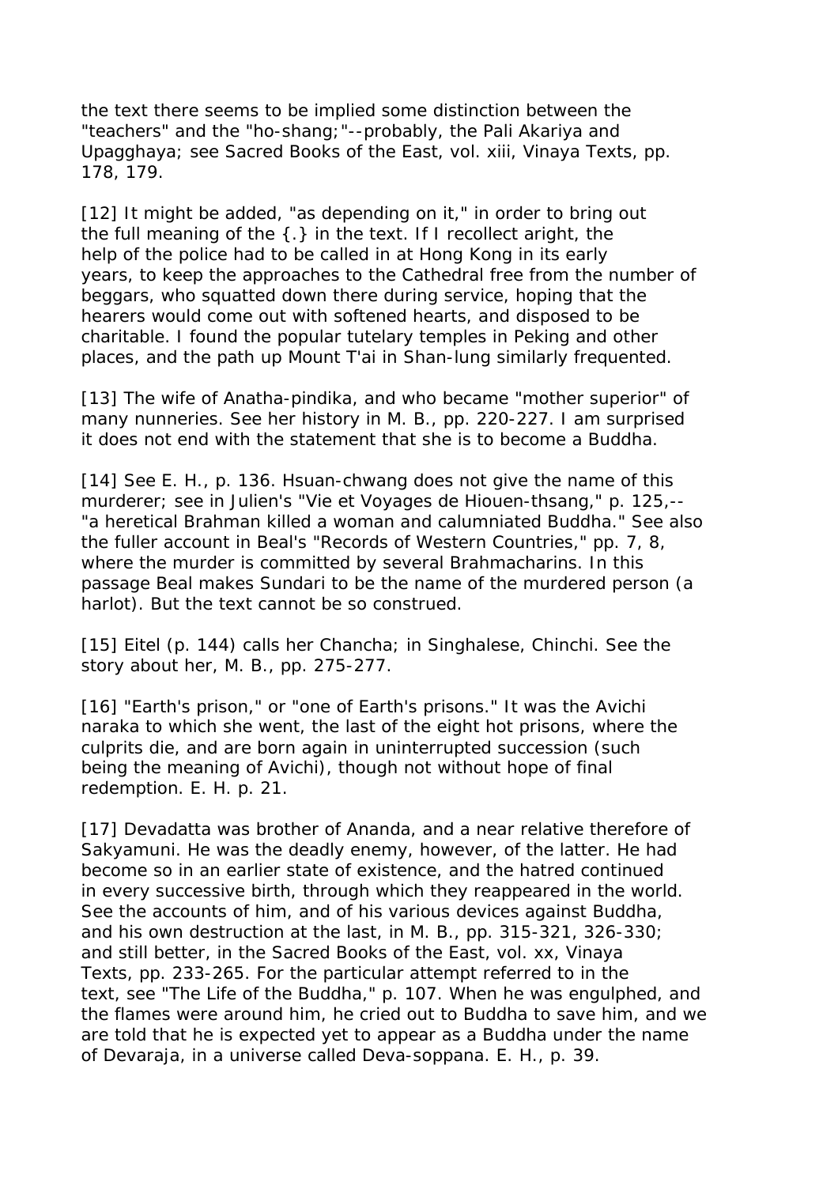the text there seems to be implied some distinction between the "teachers" and the "ho-shang;"--probably, the Pali Akariya and Upagghaya; see Sacred Books of the East, vol. xiii, Vinaya Texts, pp. 178, 179.

[12] It might be added, "as depending on it," in order to bring out the full meaning of the {.} in the text. If I recollect aright, the help of the police had to be called in at Hong Kong in its early years, to keep the approaches to the Cathedral free from the number of beggars, who squatted down there during service, hoping that the hearers would come out with softened hearts, and disposed to be charitable. I found the popular tutelary temples in Peking and other places, and the path up Mount T'ai in Shan-lung similarly frequented.

[13] The wife of Anatha-pindika, and who became "mother superior" of many nunneries. See her history in M. B., pp. 220-227. I am surprised it does not end with the statement that she is to become a Buddha.

[14] See E. H., p. 136. Hsuan-chwang does not give the name of this murderer; see in Julien's "Vie et Voyages de Hiouen-thsang," p. 125,--"a heretical Brahman killed a woman and calumniated Buddha." See also the fuller account in Beal's "Records of Western Countries," pp. 7, 8, where the murder is committed by several Brahmacharins. In this passage Beal makes Sundari to be the name of the murdered person (a harlot). But the text cannot be so construed.

[15] Eitel (p. 144) calls her Chancha; in Singhalese, Chinchi. See the story about her, M. B., pp. 275-277.

[16] "Earth's prison," or "one of Earth's prisons." It was the Avichi naraka to which she went, the last of the eight hot prisons, where the culprits die, and are born again in uninterrupted succession (such being the meaning of Avichi), though not without hope of final redemption. E. H. p. 21.

[17] Devadatta was brother of Ananda, and a near relative therefore of Sakyamuni. He was the deadly enemy, however, of the latter. He had become so in an earlier state of existence, and the hatred continued in every successive birth, through which they reappeared in the world. See the accounts of him, and of his various devices against Buddha, and his own destruction at the last, in M. B., pp. 315-321, 326-330; and still better, in the Sacred Books of the East, vol. xx, Vinaya Texts, pp. 233-265. For the particular attempt referred to in the text, see "The Life of the Buddha," p. 107. When he was engulphed, and the flames were around him, he cried out to Buddha to save him, and we are told that he is expected yet to appear as a Buddha under the name of Devaraja, in a universe called Deva-soppana. E. H., p. 39.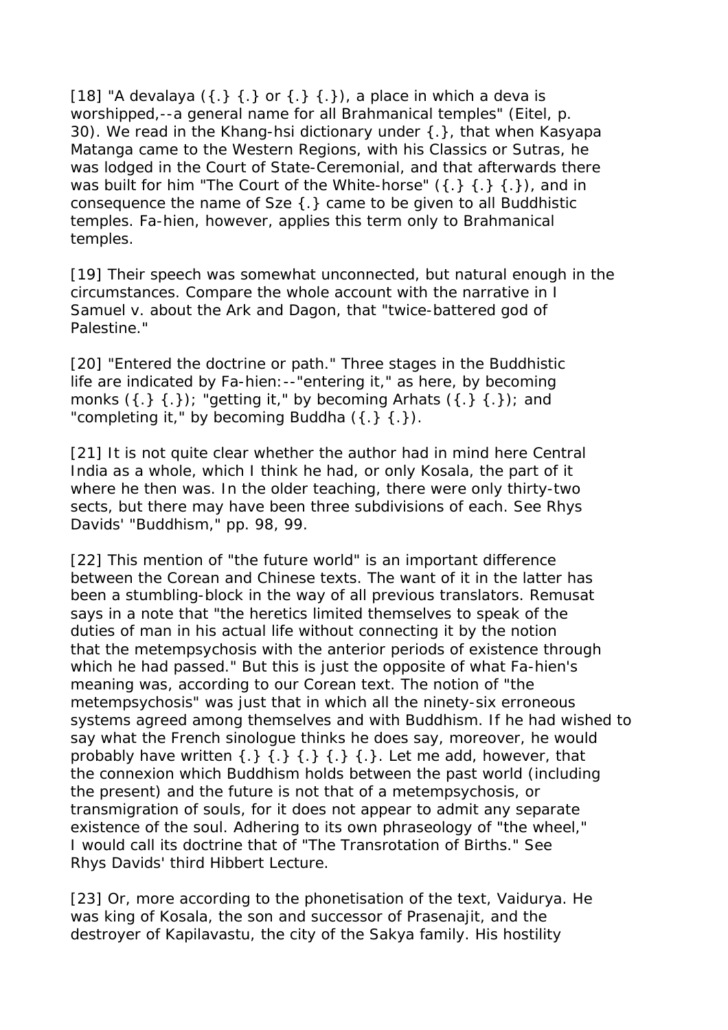[18] "A devalaya ({.} {.} or {.} {.}), a place in which a deva is worshipped,--a general name for all Brahmanical temples" (Eitel, p. 30). We read in the Khang-hsi dictionary under {.}, that when Kasyapa Matanga came to the Western Regions, with his Classics or Sutras, he was lodged in the Court of State-Ceremonial, and that afterwards there was built for him "The Court of the White-horse" ({.} {.} {.}), and in consequence the name of Sze {.} came to be given to all Buddhistic temples. Fa-hien, however, applies this term only to Brahmanical temples.

[19] Their speech was somewhat unconnected, but natural enough in the circumstances. Compare the whole account with the narrative in I Samuel v. about the Ark and Dagon, that "twice-battered god of Palestine."

[20] "Entered the doctrine or path." Three stages in the Buddhistic life are indicated by Fa-hien:--"entering it," as here, by becoming monks ({.} {.}); "getting it," by becoming Arhats ({.} {.}); and "completing it," by becoming Buddha ({.} {.}).

[21] It is not quite clear whether the author had in mind here Central India as a whole, which I think he had, or only Kosala, the part of it where he then was. In the older teaching, there were only thirty-two sects, but there may have been three subdivisions of each. See Rhys Davids' "Buddhism," pp. 98, 99.

[22] This mention of "the future world" is an important difference between the Corean and Chinese texts. The want of it in the latter has been a stumbling-block in the way of all previous translators. Remusat says in a note that "the heretics limited themselves to speak of the duties of man in his actual life without connecting it by the notion that the metempsychosis with the anterior periods of existence through which he had passed." But this is just the opposite of what Fa-hien's meaning was, according to our Corean text. The notion of "the metempsychosis" was just that in which all the ninety-six erroneous systems agreed among themselves and with Buddhism. If he had wished to say what the French sinologue thinks he does say, moreover, he would probably have written {.} {.} {.} {.} {.}. Let me add, however, that the connexion which Buddhism holds between the past world (including the present) and the future is not that of a metempsychosis, or transmigration of souls, for it does not appear to admit any separate existence of the soul. Adhering to its own phraseology of "the wheel," I would call its doctrine that of "The Transrotation of Births." See Rhys Davids' third Hibbert Lecture.

[23] Or, more according to the phonetisation of the text, Vaidurya. He was king of Kosala, the son and successor of Prasenajit, and the destroyer of Kapilavastu, the city of the Sakya family. His hostility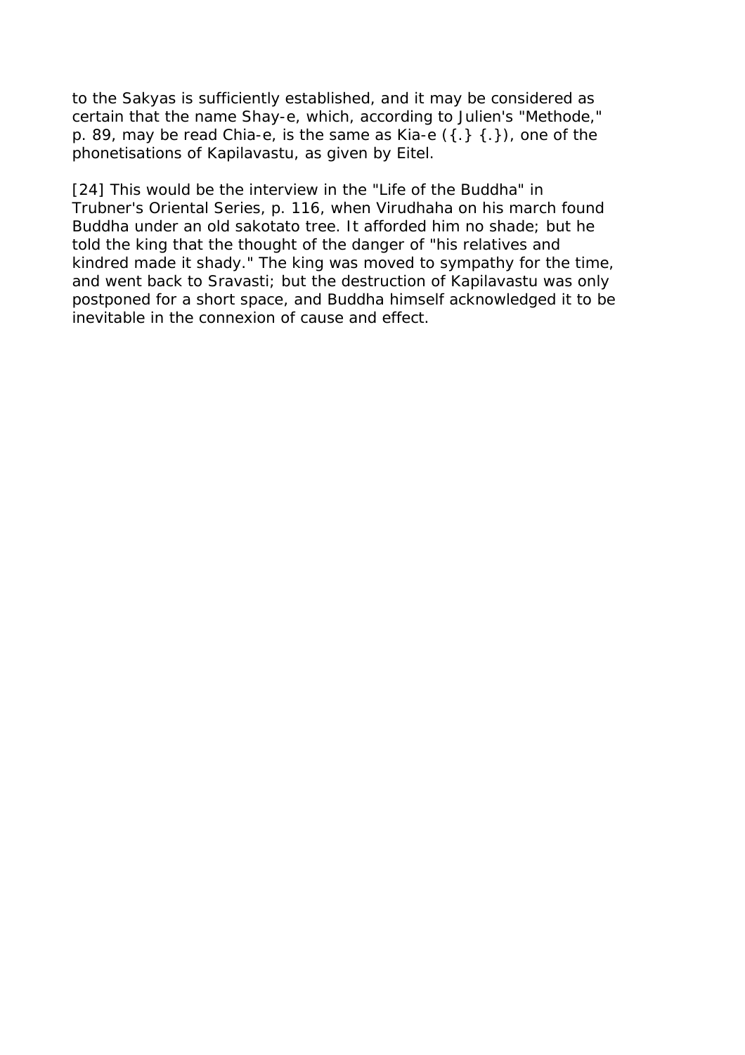to the Sakyas is sufficiently established, and it may be considered as certain that the name Shay-e, which, according to Julien's "Methode," p. 89, may be read Chia-e, is the same as Kia-e ({.} {.}), one of the phonetisations of Kapilavastu, as given by Eitel.

[24] This would be the interview in the "Life of the Buddha" in Trubner's Oriental Series, p. 116, when Virudhaha on his march found Buddha under an old sakotato tree. It afforded him no shade; but he told the king that the thought of the danger of "his relatives and kindred made it shady." The king was moved to sympathy for the time, and went back to Sravasti; but the destruction of Kapilavastu was only postponed for a short space, and Buddha himself acknowledged it to be inevitable in the connexion of cause and effect.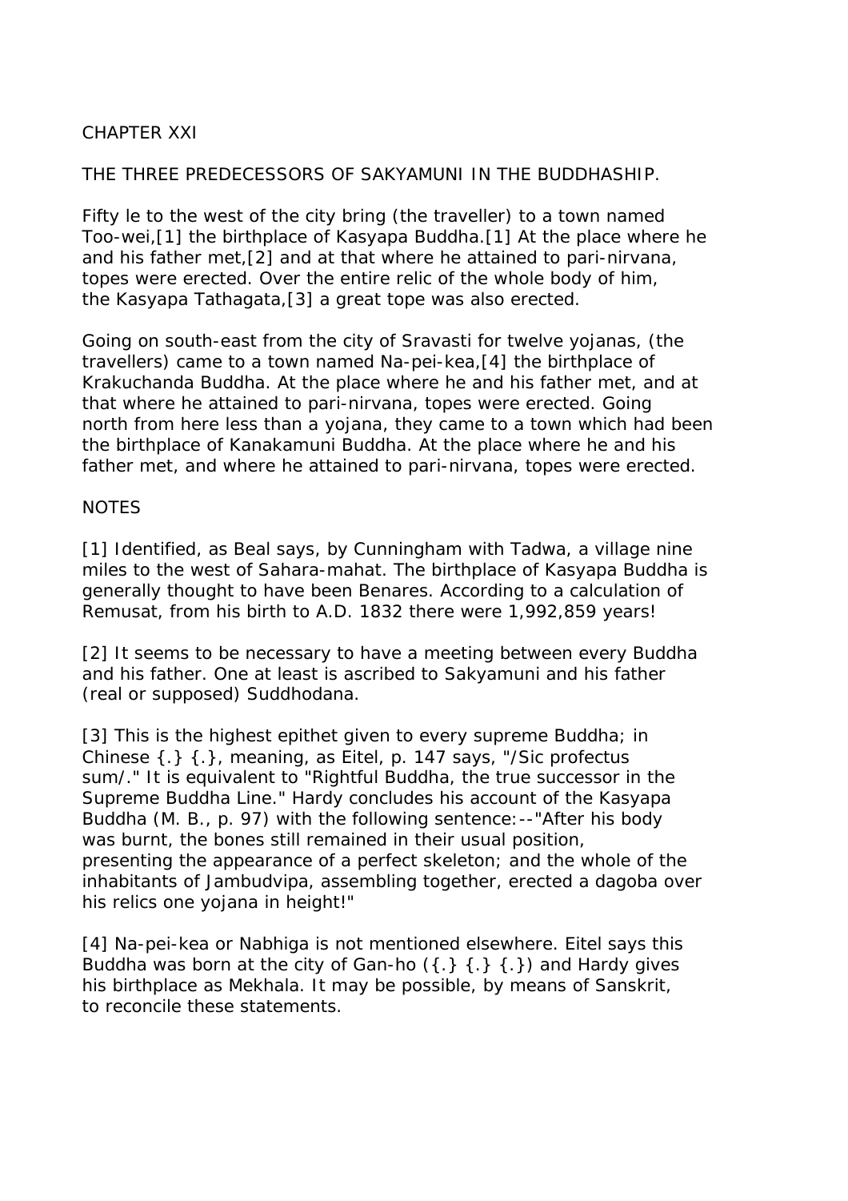# CHAPTER XXI

## THE THREE PREDECESSORS OF SAKYAMUNI IN THE BUDDHASHIP.

Fifty le to the west of the city bring (the traveller) to a town named Too-wei,[1] the birthplace of Kasyapa Buddha.[1] At the place where he and his father met,[2] and at that where he attained to pari-nirvana, topes were erected. Over the entire relic of the whole body of him, the Kasyapa Tathagata,[3] a great tope was also erected.

Going on south-east from the city of Sravasti for twelve yojanas, (the travellers) came to a town named Na-pei-kea,[4] the birthplace of Krakuchanda Buddha. At the place where he and his father met, and at that where he attained to pari-nirvana, topes were erected. Going north from here less than a yojana, they came to a town which had been the birthplace of Kanakamuni Buddha. At the place where he and his father met, and where he attained to pari-nirvana, topes were erected.

### NOTES

[1] Identified, as Beal says, by Cunningham with Tadwa, a village nine miles to the west of Sahara-mahat. The birthplace of Kasyapa Buddha is generally thought to have been Benares. According to a calculation of Remusat, from his birth to A.D. 1832 there were 1,992,859 years!

[2] It seems to be necessary to have a meeting between every Buddha and his father. One at least is ascribed to Sakyamuni and his father (real or supposed) Suddhodana.

[3] This is the highest epithet given to every supreme Buddha; in Chinese {.} {.}, meaning, as Eitel, p. 147 says, "/Sic profectus sum/." It is equivalent to "Rightful Buddha, the true successor in the Supreme Buddha Line." Hardy concludes his account of the Kasyapa Buddha (M. B., p. 97) with the following sentence:--"After his body was burnt, the bones still remained in their usual position, presenting the appearance of a perfect skeleton; and the whole of the inhabitants of Jambudvipa, assembling together, erected a dagoba over his relics one yojana in height!"

[4] Na-pei-kea or Nabhiga is not mentioned elsewhere. Eitel says this Buddha was born at the city of Gan-ho ({.} {.} {.}) and Hardy gives his birthplace as Mekhala. It may be possible, by means of Sanskrit, to reconcile these statements.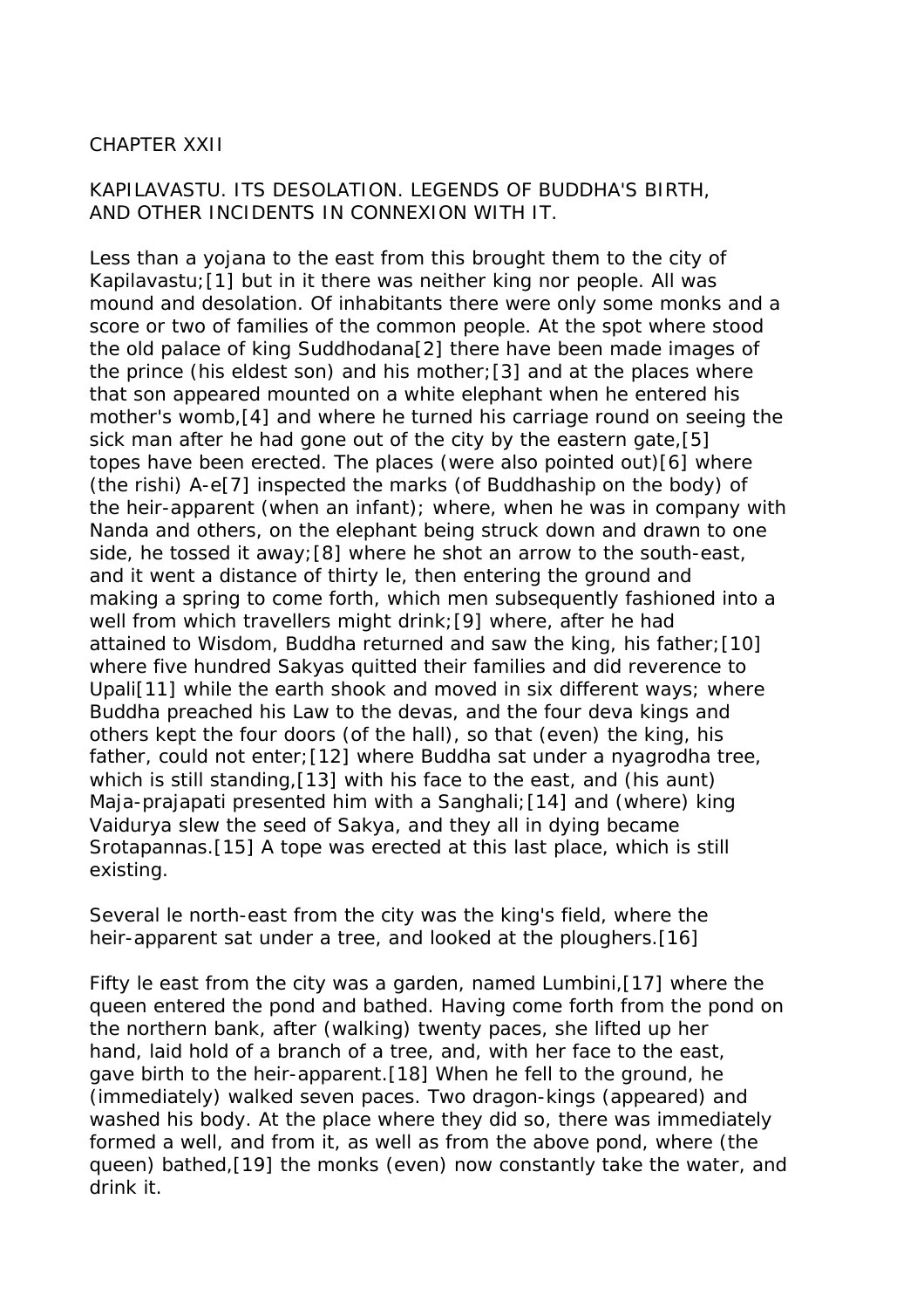# CHAPTER XXII

## KAPILAVASTU. ITS DESOLATION. LEGENDS OF BUDDHA'S BIRTH, AND OTHER INCIDENTS IN CONNEXION WITH IT.

Less than a yojana to the east from this brought them to the city of Kapilavastu;[1] but in it there was neither king nor people. All was mound and desolation. Of inhabitants there were only some monks and a score or two of families of the common people. At the spot where stood the old palace of king Suddhodana[2] there have been made images of the prince (his eldest son) and his mother;[3] and at the places where that son appeared mounted on a white elephant when he entered his mother's womb,[4] and where he turned his carriage round on seeing the sick man after he had gone out of the city by the eastern gate,[5] topes have been erected. The places (were also pointed out)[6] where (the rishi) A-e[7] inspected the marks (of Buddhaship on the body) of the heir-apparent (when an infant); where, when he was in company with Nanda and others, on the elephant being struck down and drawn to one side, he tossed it away;[8] where he shot an arrow to the south-east, and it went a distance of thirty le, then entering the ground and making a spring to come forth, which men subsequently fashioned into a well from which travellers might drink;[9] where, after he had attained to Wisdom, Buddha returned and saw the king, his father;[10] where five hundred Sakyas quitted their families and did reverence to Upali[11] while the earth shook and moved in six different ways; where Buddha preached his Law to the devas, and the four deva kings and others kept the four doors (of the hall), so that (even) the king, his father, could not enter;[12] where Buddha sat under a nyagrodha tree, which is still standing,[13] with his face to the east, and (his aunt) Maja-prajapati presented him with a Sanghali;[14] and (where) king Vaidurya slew the seed of Sakya, and they all in dying became Srotapannas.[15] A tope was erected at this last place, which is still existing.

Several le north-east from the city was the king's field, where the heir-apparent sat under a tree, and looked at the ploughers.[16]

Fifty le east from the city was a garden, named Lumbini,[17] where the queen entered the pond and bathed. Having come forth from the pond on the northern bank, after (walking) twenty paces, she lifted up her hand, laid hold of a branch of a tree, and, with her face to the east, gave birth to the heir-apparent.[18] When he fell to the ground, he (immediately) walked seven paces. Two dragon-kings (appeared) and washed his body. At the place where they did so, there was immediately formed a well, and from it, as well as from the above pond, where (the queen) bathed,[19] the monks (even) now constantly take the water, and drink it.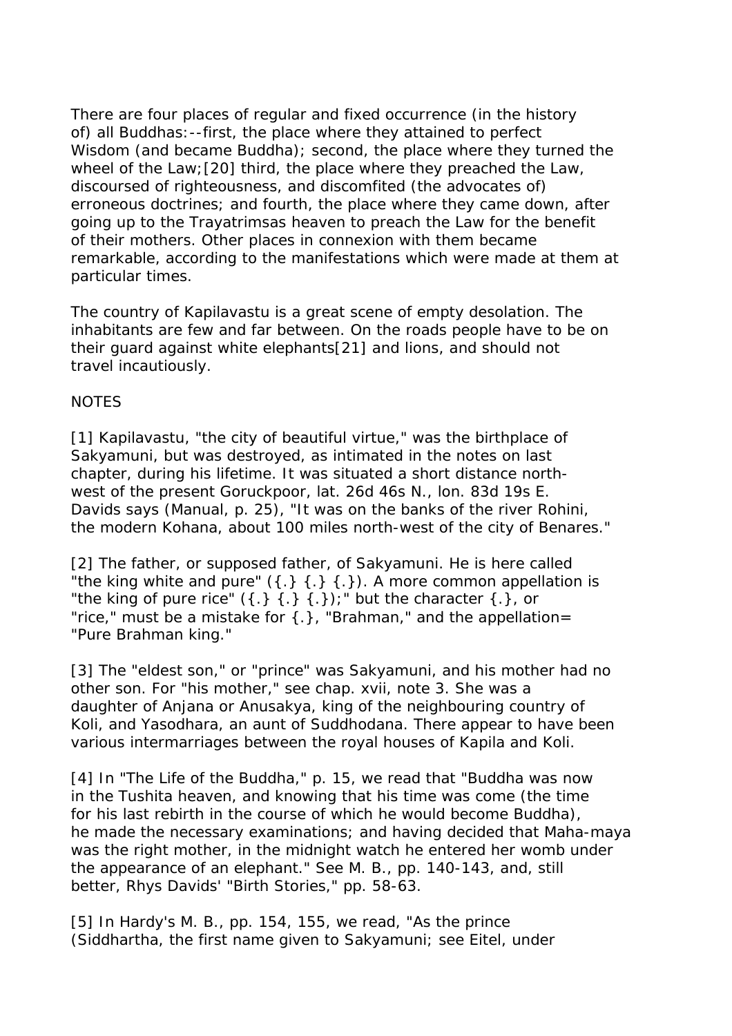There are four places of regular and fixed occurrence (in the history of) all Buddhas:--first, the place where they attained to perfect Wisdom (and became Buddha); second, the place where they turned the wheel of the Law;[20] third, the place where they preached the Law, discoursed of righteousness, and discomfited (the advocates of) erroneous doctrines; and fourth, the place where they came down, after going up to the Trayatrimsas heaven to preach the Law for the benefit of their mothers. Other places in connexion with them became remarkable, according to the manifestations which were made at them at particular times.

The country of Kapilavastu is a great scene of empty desolation. The inhabitants are few and far between. On the roads people have to be on their guard against white elephants[21] and lions, and should not travel incautiously.

NOTES

[1] Kapilavastu, "the city of beautiful virtue," was the birthplace of Sakyamuni, but was destroyed, as intimated in the notes on last chapter, during his lifetime. It was situated a short distance north-west of the present Goruckpoor, lat. 26d 46s N., lon. 83d 19s E. Davids says (Manual, p. 25), "It was on the banks of the river Rohini, the modern Kohana, about 100 miles north-west of the city of Benares."

[2] The father, or supposed father, of Sakyamuni. He is here called "the king white and pure" ({.} {.} {.}). A more common appellation is "the king of pure rice" ({.} {.} {.});" but the character {.}, or "rice," must be a mistake for {.}, "Brahman," and the appellation= "Pure Brahman king."

[3] The "eldest son," or "prince" was Sakyamuni, and his mother had no other son. For "his mother," see chap. xvii, note 3. She was a daughter of Anjana or Anusakya, king of the neighbouring country of Koli, and Yasodhara, an aunt of Suddhodana. There appear to have been various intermarriages between the royal houses of Kapila and Koli.

[4] In "The Life of the Buddha," p. 15, we read that "Buddha was now in the Tushita heaven, and knowing that his time was come (the time for his last rebirth in the course of which he would become Buddha), he made the necessary examinations; and having decided that Maha-maya was the right mother, in the midnight watch he entered her womb under the appearance of an elephant." See M. B., pp. 140-143, and, still better, Rhys Davids' "Birth Stories," pp. 58-63.

[5] In Hardy's M. B., pp. 154, 155, we read, "As the prince (Siddhartha, the first name given to Sakyamuni; see Eitel, under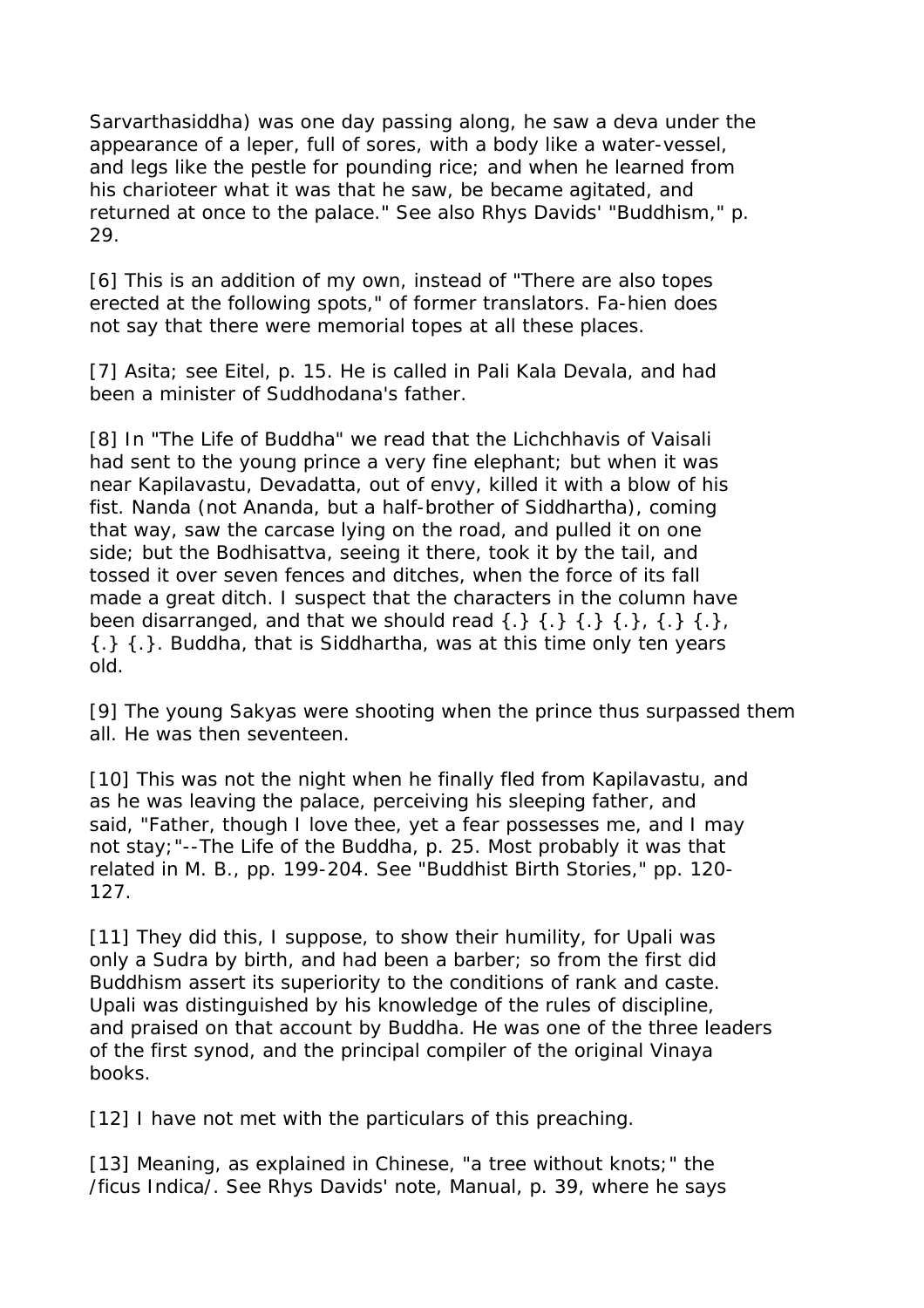Sarvarthasiddha) was one day passing along, he saw a deva under the appearance of a leper, full of sores, with a body like a water-vessel, and legs like the pestle for pounding rice; and when he learned from his charioteer what it was that he saw, be became agitated, and returned at once to the palace." See also Rhys Davids' "Buddhism," p. 29.

[6] This is an addition of my own, instead of "There are also topes erected at the following spots," of former translators. Fa-hien does not say that there were memorial topes at all these places.

[7] Asita; see Eitel, p. 15. He is called in Pali Kala Devala, and had been a minister of Suddhodana's father.

[8] In "The Life of Buddha" we read that the Lichchhavis of Vaisali had sent to the young prince a very fine elephant; but when it was near Kapilavastu, Devadatta, out of envy, killed it with a blow of his fist. Nanda (not Ananda, but a half-brother of Siddhartha), coming that way, saw the carcase lying on the road, and pulled it on one side; but the Bodhisattva, seeing it there, took it by the tail, and tossed it over seven fences and ditches, when the force of its fall made a great ditch. I suspect that the characters in the column have been disarranged, and that we should read {.} {.} {.} {.}, {.} {.}, {.} {.}. Buddha, that is Siddhartha, was at this time only ten years old.

[9] The young Sakyas were shooting when the prince thus surpassed them all. He was then seventeen.

[10] This was not the night when he finally fled from Kapilavastu, and as he was leaving the palace, perceiving his sleeping father, and said, "Father, though I love thee, yet a fear possesses me, and I may not stay;"--The Life of the Buddha, p. 25. Most probably it was that related in M. B., pp. 199-204. See "Buddhist Birth Stories," pp. 120-127.

[11] They did this, I suppose, to show their humility, for Upali was only a Sudra by birth, and had been a barber; so from the first did Buddhism assert its superiority to the conditions of rank and caste. Upali was distinguished by his knowledge of the rules of discipline, and praised on that account by Buddha. He was one of the three leaders of the first synod, and the principal compiler of the original Vinaya books.

[12] I have not met with the particulars of this preaching.

[13] Meaning, as explained in Chinese, "a tree without knots;" the /ficus Indica/. See Rhys Davids' note, Manual, p. 39, where he says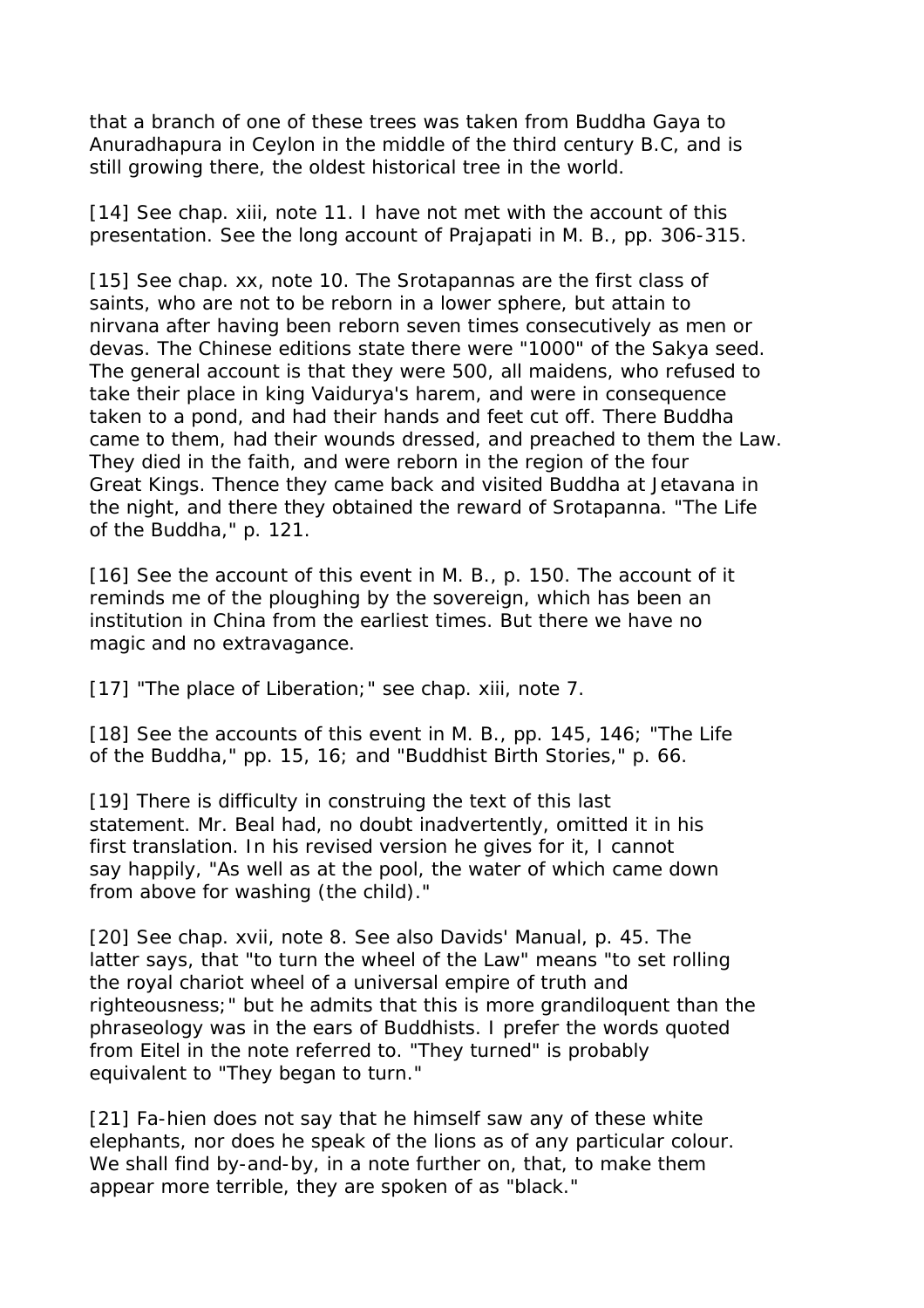that a branch of one of these trees was taken from Buddha Gaya to Anuradhapura in Ceylon in the middle of the third century B.C, and is still growing there, the oldest historical tree in the world.

[14] See chap. xiii, note 11. I have not met with the account of this presentation. See the long account of Prajapati in M. B., pp. 306-315.

[15] See chap. xx, note 10. The Srotapannas are the first class of saints, who are not to be reborn in a lower sphere, but attain to nirvana after having been reborn seven times consecutively as men or devas. The Chinese editions state there were "1000" of the Sakya seed. The general account is that they were 500, all maidens, who refused to take their place in king Vaidurya's harem, and were in consequence taken to a pond, and had their hands and feet cut off. There Buddha came to them, had their wounds dressed, and preached to them the Law. They died in the faith, and were reborn in the region of the four Great Kings. Thence they came back and visited Buddha at Jetavana in the night, and there they obtained the reward of Srotapanna. "The Life of the Buddha," p. 121.

[16] See the account of this event in M. B., p. 150. The account of it reminds me of the ploughing by the sovereign, which has been an institution in China from the earliest times. But there we have no magic and no extravagance.

[17] "The place of Liberation;" see chap. xiii, note 7.

[18] See the accounts of this event in M. B., pp. 145, 146; "The Life of the Buddha," pp. 15, 16; and "Buddhist Birth Stories," p. 66.

[19] There is difficulty in construing the text of this last statement. Mr. Beal had, no doubt inadvertently, omitted it in his first translation. In his revised version he gives for it, I cannot say happily, "As well as at the pool, the water of which came down from above for washing (the child)."

[20] See chap. xvii, note 8. See also Davids' Manual, p. 45. The latter says, that "to turn the wheel of the Law" means "to set rolling the royal chariot wheel of a universal empire of truth and righteousness;" but he admits that this is more grandiloquent than the phraseology was in the ears of Buddhists. I prefer the words quoted from Eitel in the note referred to. "They turned" is probably equivalent to "They began to turn."

[21] Fa-hien does not say that he himself saw any of these white elephants, nor does he speak of the lions as of any particular colour. We shall find by-and-by, in a note further on, that, to make them appear more terrible, they are spoken of as "black."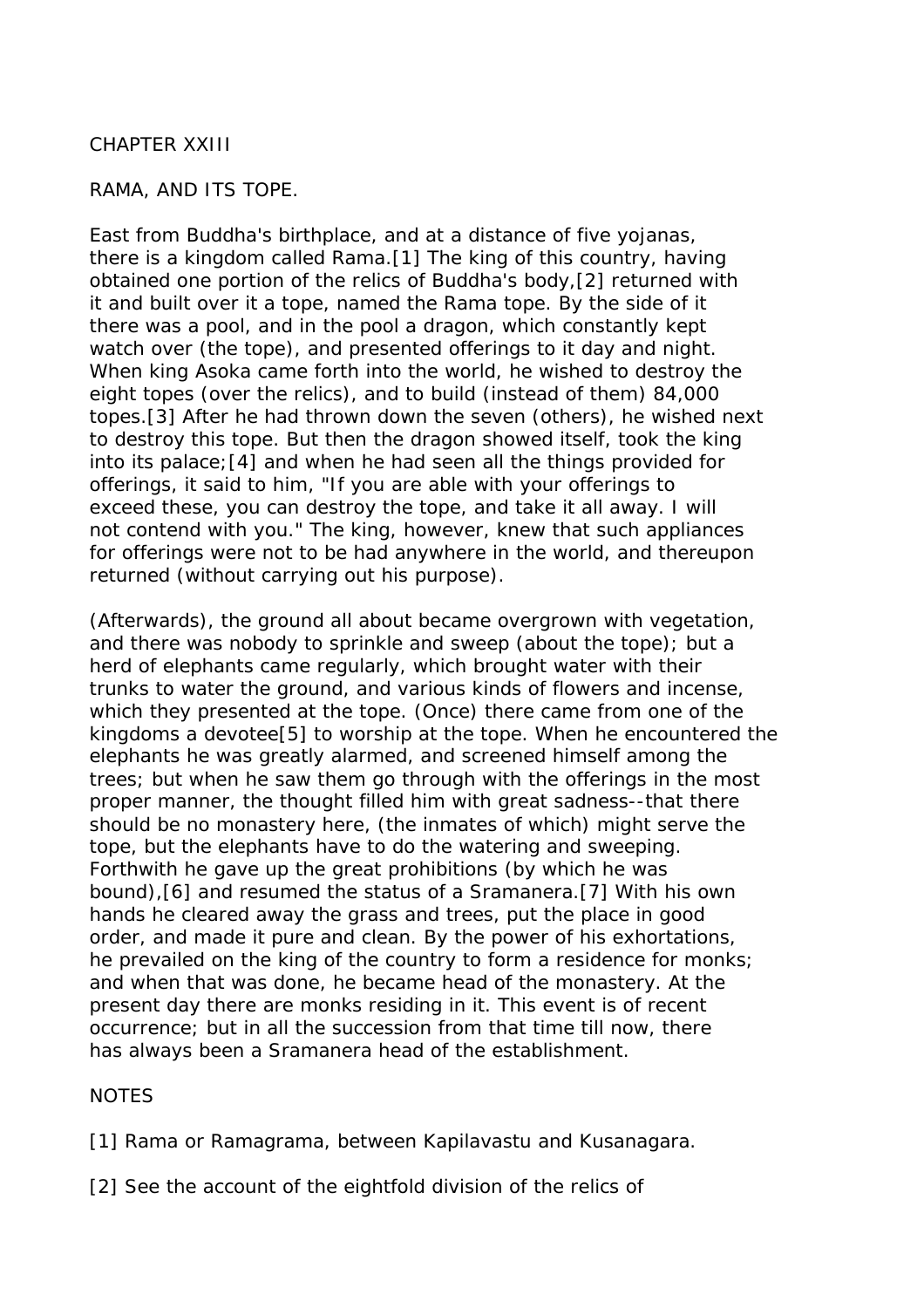# CHAPTER XXIII

## RAMA, AND ITS TOPE.

East from Buddha's birthplace, and at a distance of five yojanas, there is a kingdom called Rama.[1] The king of this country, having obtained one portion of the relics of Buddha's body,[2] returned with it and built over it a tope, named the Rama tope. By the side of it there was a pool, and in the pool a dragon, which constantly kept watch over (the tope), and presented offerings to it day and night. When king Asoka came forth into the world, he wished to destroy the eight topes (over the relics), and to build (instead of them) 84,000 topes.[3] After he had thrown down the seven (others), he wished next to destroy this tope. But then the dragon showed itself, took the king into its palace;[4] and when he had seen all the things provided for offerings, it said to him, "If you are able with your offerings to exceed these, you can destroy the tope, and take it all away. I will not contend with you." The king, however, knew that such appliances for offerings were not to be had anywhere in the world, and thereupon returned (without carrying out his purpose).

(Afterwards), the ground all about became overgrown with vegetation, and there was nobody to sprinkle and sweep (about the tope); but a herd of elephants came regularly, which brought water with their trunks to water the ground, and various kinds of flowers and incense, which they presented at the tope. (Once) there came from one of the kingdoms a devotee[5] to worship at the tope. When he encountered the elephants he was greatly alarmed, and screened himself among the trees; but when he saw them go through with the offerings in the most proper manner, the thought filled him with great sadness--that there should be no monastery here, (the inmates of which) might serve the tope, but the elephants have to do the watering and sweeping. Forthwith he gave up the great prohibitions (by which he was bound),[6] and resumed the status of a Sramanera.[7] With his own hands he cleared away the grass and trees, put the place in good order, and made it pure and clean. By the power of his exhortations, he prevailed on the king of the country to form a residence for monks; and when that was done, he became head of the monastery. At the present day there are monks residing in it. This event is of recent occurrence; but in all the succession from that time till now, there has always been a Sramanera head of the establishment.

NOTES

[1] Rama or Ramagrama, between Kapilavastu and Kusanagara.

[2] See the account of the eightfold division of the relics of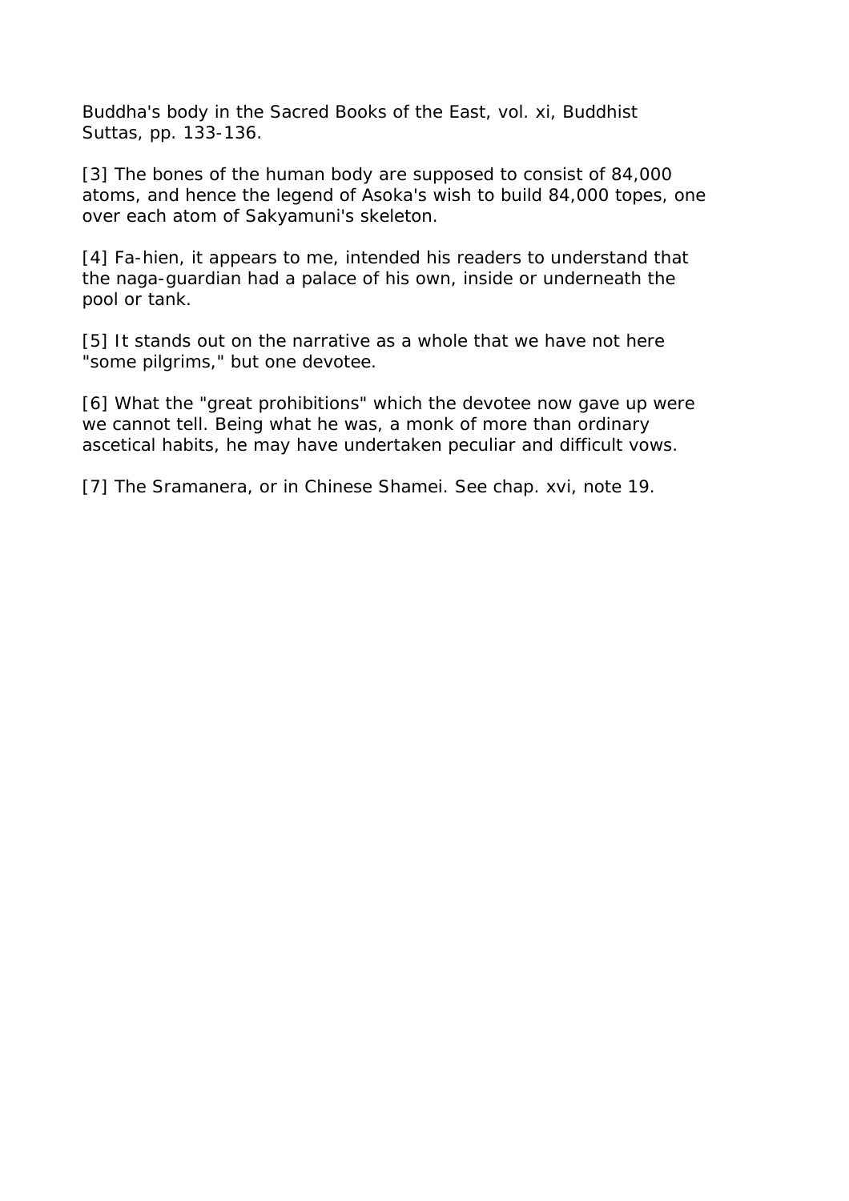Buddha's body in the Sacred Books of the East, vol. xi, Buddhist Suttas, pp. 133-136.

[3] The bones of the human body are supposed to consist of 84,000 atoms, and hence the legend of Asoka's wish to build 84,000 topes, one over each atom of Sakyamuni's skeleton.

[4] Fa-hien, it appears to me, intended his readers to understand that the naga-guardian had a palace of his own, inside or underneath the pool or tank.

[5] It stands out on the narrative as a whole that we have not here "some pilgrims," but one devotee.

[6] What the "great prohibitions" which the devotee now gave up were we cannot tell. Being what he was, a monk of more than ordinary ascetical habits, he may have undertaken peculiar and difficult vows.

[7] The Sramanera, or in Chinese Shamei. See chap. xvi, note 19.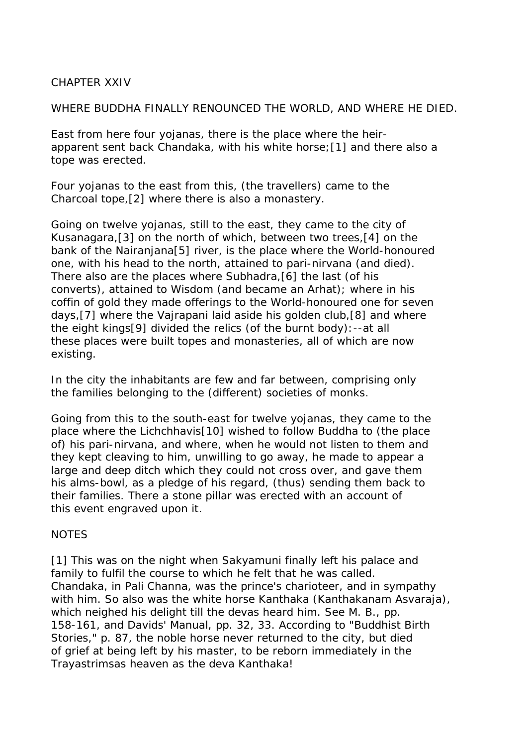# CHAPTER XXIV

## WHERE BUDDHA FINALLY RENOUNCED THE WORLD, AND WHERE HE DIED.

East from here four yojanas, there is the place where the heir-apparent sent back Chandaka, with his white horse;[1] and there also a tope was erected.

Four yojanas to the east from this, (the travellers) came to the Charcoal tope,[2] where there is also a monastery.

Going on twelve yojanas, still to the east, they came to the city of Kusanagara,[3] on the north of which, between two trees,[4] on the bank of the Nairanjana[5] river, is the place where the World-honoured one, with his head to the north, attained to pari-nirvana (and died). There also are the places where Subhadra,[6] the last (of his converts), attained to Wisdom (and became an Arhat); where in his coffin of gold they made offerings to the World-honoured one for seven days,[7] where the Vajrapani laid aside his golden club,[8] and where the eight kings[9] divided the relics (of the burnt body):--at all these places were built topes and monasteries, all of which are now existing.

In the city the inhabitants are few and far between, comprising only the families belonging to the (different) societies of monks.

Going from this to the south-east for twelve yojanas, they came to the place where the Lichchhavis[10] wished to follow Buddha to (the place of) his pari-nirvana, and where, when he would not listen to them and they kept cleaving to him, unwilling to go away, he made to appear a large and deep ditch which they could not cross over, and gave them his alms-bowl, as a pledge of his regard, (thus) sending them back to their families. There a stone pillar was erected with an account of this event engraved upon it.

## NOTES

[1] This was on the night when Sakyamuni finally left his palace and family to fulfil the course to which he felt that he was called. Chandaka, in Pali Channa, was the prince's charioteer, and in sympathy with him. So also was the white horse Kanthaka (Kanthakanam Asvaraja), which neighed his delight till the devas heard him. See M. B., pp. 158-161, and Davids' Manual, pp. 32, 33. According to "Buddhist Birth Stories," p. 87, the noble horse never returned to the city, but died of grief at being left by his master, to be reborn immediately in the Trayastrimsas heaven as the deva Kanthaka!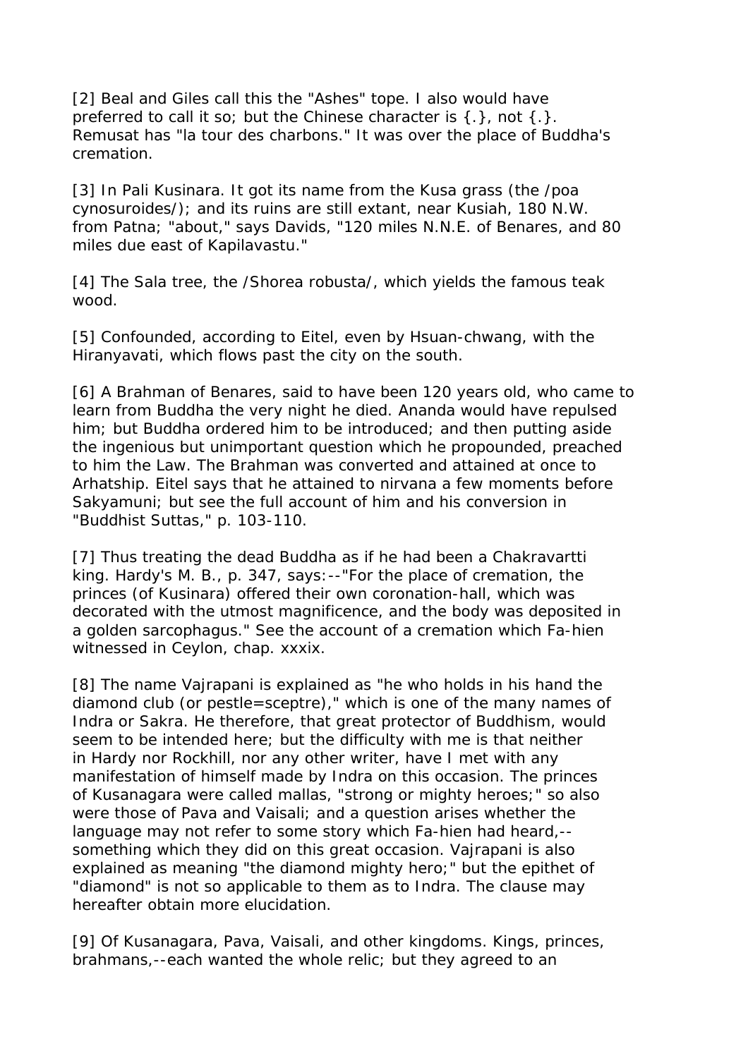[2] Beal and Giles call this the "Ashes" tope. I also would have preferred to call it so; but the Chinese character is {.}, not {.}. Remusat has "la tour des charbons." It was over the place of Buddha's cremation.

[3] In Pali Kusinara. It got its name from the Kusa grass (the /poa cynosuroides/); and its ruins are still extant, near Kusiah, 180 N.W. from Patna; "about," says Davids, "120 miles N.N.E. of Benares, and 80 miles due east of Kapilavastu."

[4] The Sala tree, the /Shorea robusta/, which yields the famous teak wood.

[5] Confounded, according to Eitel, even by Hsuan-chwang, with the Hiranyavati, which flows past the city on the south.

[6] A Brahman of Benares, said to have been 120 years old, who came to learn from Buddha the very night he died. Ananda would have repulsed him; but Buddha ordered him to be introduced; and then putting aside the ingenious but unimportant question which he propounded, preached to him the Law. The Brahman was converted and attained at once to Arhatship. Eitel says that he attained to nirvana a few moments before Sakyamuni; but see the full account of him and his conversion in "Buddhist Suttas," p. 103-110.

[7] Thus treating the dead Buddha as if he had been a Chakravartti king. Hardy's M. B., p. 347, says:--"For the place of cremation, the princes (of Kusinara) offered their own coronation-hall, which was decorated with the utmost magnificence, and the body was deposited in a golden sarcophagus." See the account of a cremation which Fa-hien witnessed in Ceylon, chap. xxxix.

[8] The name Vajrapani is explained as "he who holds in his hand the diamond club (or pestle=sceptre)," which is one of the many names of Indra or Sakra. He therefore, that great protector of Buddhism, would seem to be intended here; but the difficulty with me is that neither in Hardy nor Rockhill, nor any other writer, have I met with any manifestation of himself made by Indra on this occasion. The princes of Kusanagara were called mallas, "strong or mighty heroes;" so also were those of Pava and Vaisali; and a question arises whether the language may not refer to some story which Fa-hien had heard,--something which they did on this great occasion. Vajrapani is also explained as meaning "the diamond mighty hero;" but the epithet of "diamond" is not so applicable to them as to Indra. The clause may hereafter obtain more elucidation.

[9] Of Kusanagara, Pava, Vaisali, and other kingdoms. Kings, princes, brahmans,--each wanted the whole relic; but they agreed to an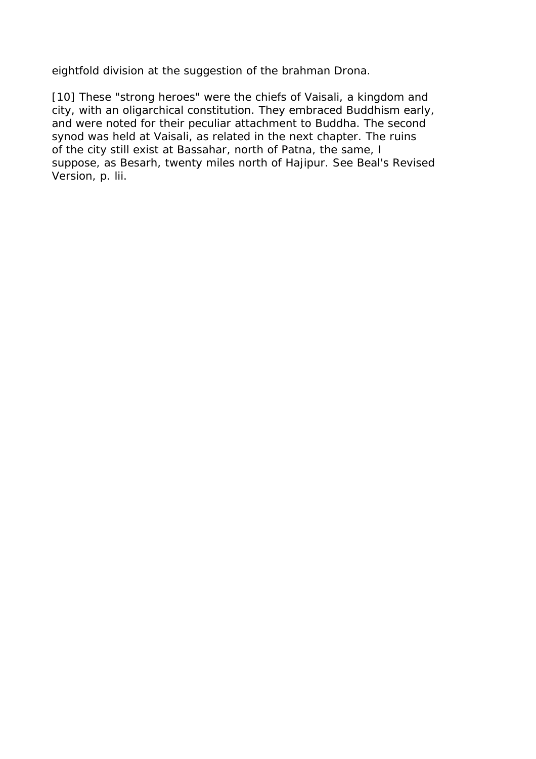eightfold division at the suggestion of the brahman Drona.

[10] These "strong heroes" were the chiefs of Vaisali, a kingdom and city, with an oligarchical constitution. They embraced Buddhism early, and were noted for their peculiar attachment to Buddha. The second synod was held at Vaisali, as related in the next chapter. The ruins of the city still exist at Bassahar, north of Patna, the same, I suppose, as Besarh, twenty miles north of Hajipur. See Beal's Revised Version, p. lii.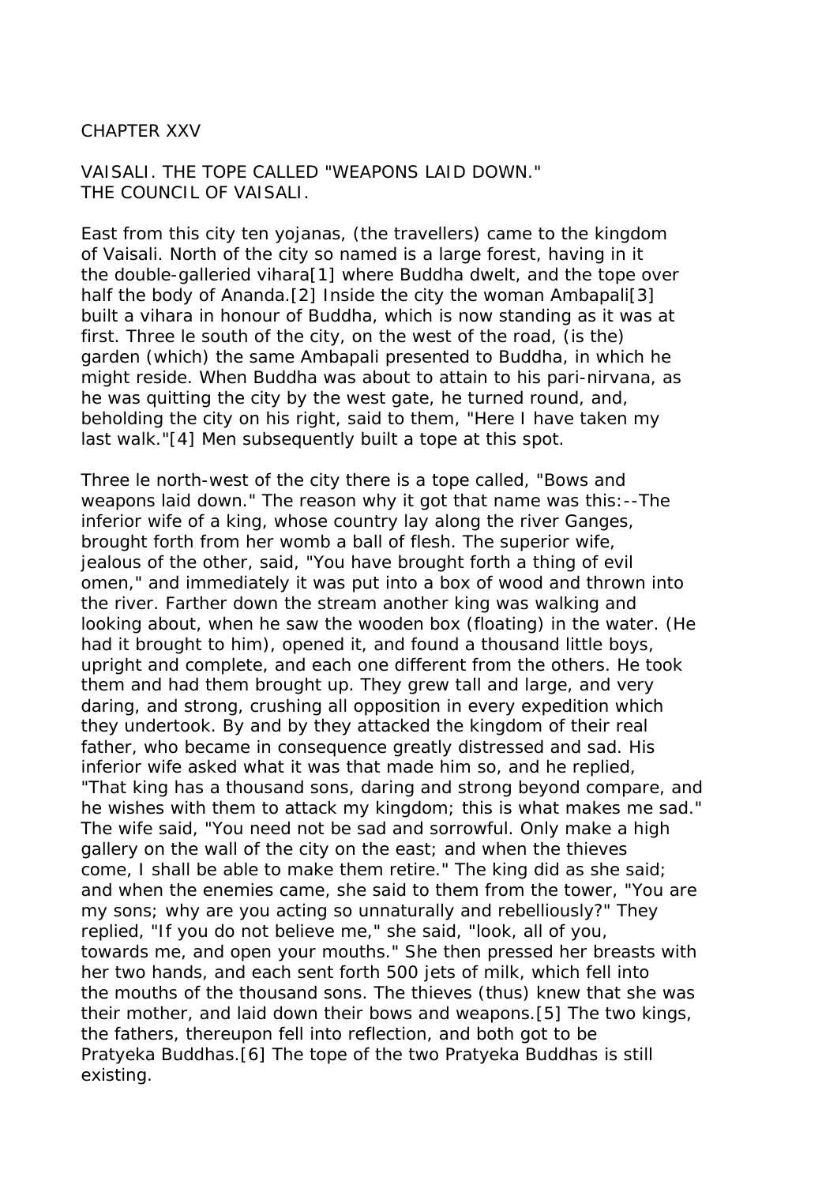## CHAPTER XXV

### VAISALI. THE TOPE CALLED "WEAPONS LAID DOWN." THE COUNCIL OF VAISALI.

East from this city ten yojanas, (the travellers) came to the kingdom of Vaisali. North of the city so named is a large forest, having in it the double-galleried vihara[1] where Buddha dwelt, and the tope over half the body of Ananda.[2] Inside the city the woman Ambapali[3] built a vihara in honour of Buddha, which is now standing as it was at first. Three le south of the city, on the west of the road, (is the) garden (which) the same Ambapali presented to Buddha, in which he might reside. When Buddha was about to attain to his pari-nirvana, as he was quitting the city by the west gate, he turned round, and, beholding the city on his right, said to them, "Here I have taken my last walk."[4] Men subsequently built a tope at this spot.

Three le north-west of the city there is a tope called, "Bows and weapons laid down." The reason why it got that name was this:--The inferior wife of a king, whose country lay along the river Ganges, brought forth from her womb a ball of flesh. The superior wife, jealous of the other, said, "You have brought forth a thing of evil omen," and immediately it was put into a box of wood and thrown into the river. Farther down the stream another king was walking and looking about, when he saw the wooden box (floating) in the water. (He had it brought to him), opened it, and found a thousand little boys, upright and complete, and each one different from the others. He took them and had them brought up. They grew tall and large, and very daring, and strong, crushing all opposition in every expedition which they undertook. By and by they attacked the kingdom of their real father, who became in consequence greatly distressed and sad. His inferior wife asked what it was that made him so, and he replied, "That king has a thousand sons, daring and strong beyond compare, and he wishes with them to attack my kingdom; this is what makes me sad." The wife said, "You need not be sad and sorrowful. Only make a high gallery on the wall of the city on the east; and when the thieves come, I shall be able to make them retire." The king did as she said; and when the enemies came, she said to them from the tower, "You are my sons; why are you acting so unnaturally and rebelliously?" They replied, "If you do not believe me," she said, "look, all of you, towards me, and open your mouths." She then pressed her breasts with her two hands, and each sent forth 500 jets of milk, which fell into the mouths of the thousand sons. The thieves (thus) knew that she was their mother, and laid down their bows and weapons.[5] The two kings, the fathers, thereupon fell into reflection, and both got to be Pratyeka Buddhas.[6] The tope of the two Pratyeka Buddhas is still existing.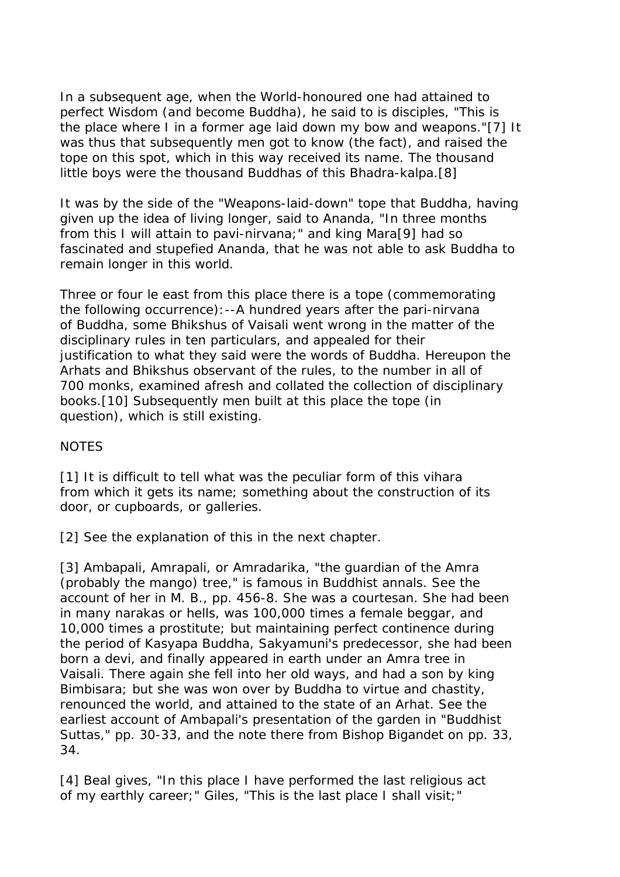In a subsequent age, when the World-honoured one had attained to perfect Wisdom (and become Buddha), he said to is disciples, "This is the place where I in a former age laid down my bow and weapons."[7] It was thus that subsequently men got to know (the fact), and raised the tope on this spot, which in this way received its name. The thousand little boys were the thousand Buddhas of this Bhadra-kalpa.[8]

It was by the side of the "Weapons-laid-down" tope that Buddha, having given up the idea of living longer, said to Ananda, "In three months from this I will attain to pavi-nirvana;" and king Mara[9] had so fascinated and stupefied Ananda, that he was not able to ask Buddha to remain longer in this world.

Three or four le east from this place there is a tope (commemorating the following occurrence):--A hundred years after the pari-nirvana of Buddha, some Bhikshus of Vaisali went wrong in the matter of the disciplinary rules in ten particulars, and appealed for their justification to what they said were the words of Buddha. Hereupon the Arhats and Bhikshus observant of the rules, to the number in all of 700 monks, examined afresh and collated the collection of disciplinary books.[10] Subsequently men built at this place the tope (in question), which is still existing.

NOTES

[1] It is difficult to tell what was the peculiar form of this vihara from which it gets its name; something about the construction of its door, or cupboards, or galleries.

[2] See the explanation of this in the next chapter.

[3] Ambapali, Amrapali, or Amradarika, "the guardian of the Amra (probably the mango) tree," is famous in Buddhist annals. See the account of her in M. B., pp. 456-8. She was a courtesan. She had been in many narakas or hells, was 100,000 times a female beggar, and 10,000 times a prostitute; but maintaining perfect continence during the period of Kasyapa Buddha, Sakyamuni's predecessor, she had been born a devi, and finally appeared in earth under an Amra tree in Vaisali. There again she fell into her old ways, and had a son by king Bimbisara; but she was won over by Buddha to virtue and chastity, renounced the world, and attained to the state of an Arhat. See the earliest account of Ambapali's presentation of the garden in "Buddhist Suttas," pp. 30-33, and the note there from Bishop Bigandet on pp. 33, 34.

[4] Beal gives, "In this place I have performed the last religious act of my earthly career;" Giles, "This is the last place I shall visit;"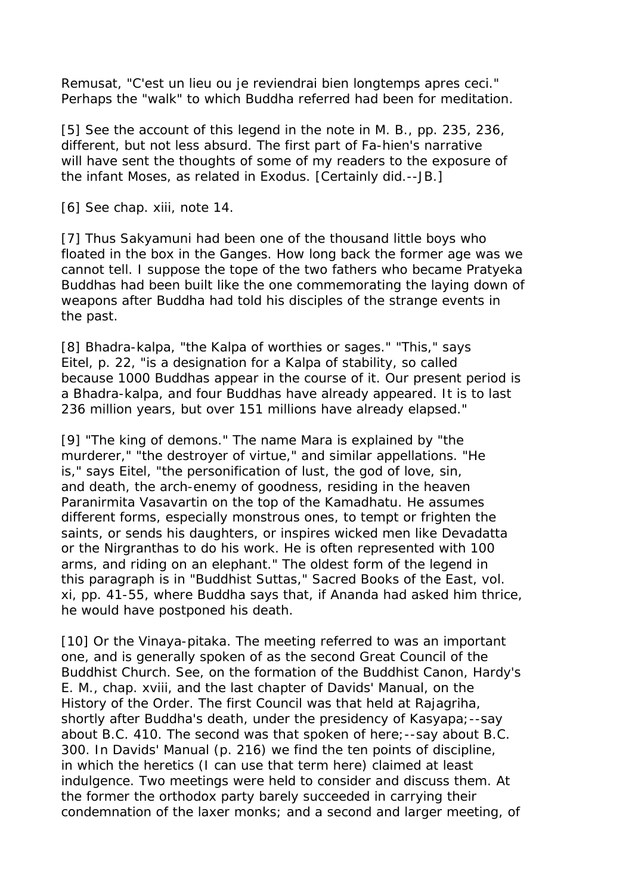Remusat, "C'est un lieu ou je reviendrai bien longtemps apres ceci." Perhaps the "walk" to which Buddha referred had been for meditation.

[5] See the account of this legend in the note in M. B., pp. 235, 236, different, but not less absurd. The first part of Fa-hien's narrative will have sent the thoughts of some of my readers to the exposure of the infant Moses, as related in Exodus. [Certainly did.--JB.]

[6] See chap. xiii, note 14.

[7] Thus Sakyamuni had been one of the thousand little boys who floated in the box in the Ganges. How long back the former age was we cannot tell. I suppose the tope of the two fathers who became Pratyeka Buddhas had been built like the one commemorating the laying down of weapons after Buddha had told his disciples of the strange events in the past.

[8] Bhadra-kalpa, "the Kalpa of worthies or sages." "This," says Eitel, p. 22, "is a designation for a Kalpa of stability, so called because 1000 Buddhas appear in the course of it. Our present period is a Bhadra-kalpa, and four Buddhas have already appeared. It is to last 236 million years, but over 151 millions have already elapsed."

[9] "The king of demons." The name Mara is explained by "the murderer," "the destroyer of virtue," and similar appellations. "He is," says Eitel, "the personification of lust, the god of love, sin, and death, the arch-enemy of goodness, residing in the heaven Paranirmita Vasavartin on the top of the Kamadhatu. He assumes different forms, especially monstrous ones, to tempt or frighten the saints, or sends his daughters, or inspires wicked men like Devadatta or the Nirgranthas to do his work. He is often represented with 100 arms, and riding on an elephant." The oldest form of the legend in this paragraph is in "Buddhist Suttas," Sacred Books of the East, vol. xi, pp. 41-55, where Buddha says that, if Ananda had asked him thrice, he would have postponed his death.

[10] Or the Vinaya-pitaka. The meeting referred to was an important one, and is generally spoken of as the second Great Council of the Buddhist Church. See, on the formation of the Buddhist Canon, Hardy's E. M., chap. xviii, and the last chapter of Davids' Manual, on the History of the Order. The first Council was that held at Rajagriha, shortly after Buddha's death, under the presidency of Kasyapa;--say about B.C. 410. The second was that spoken of here;--say about B.C. 300. In Davids' Manual (p. 216) we find the ten points of discipline, in which the heretics (I can use that term here) claimed at least indulgence. Two meetings were held to consider and discuss them. At the former the orthodox party barely succeeded in carrying their condemnation of the laxer monks; and a second and larger meeting, of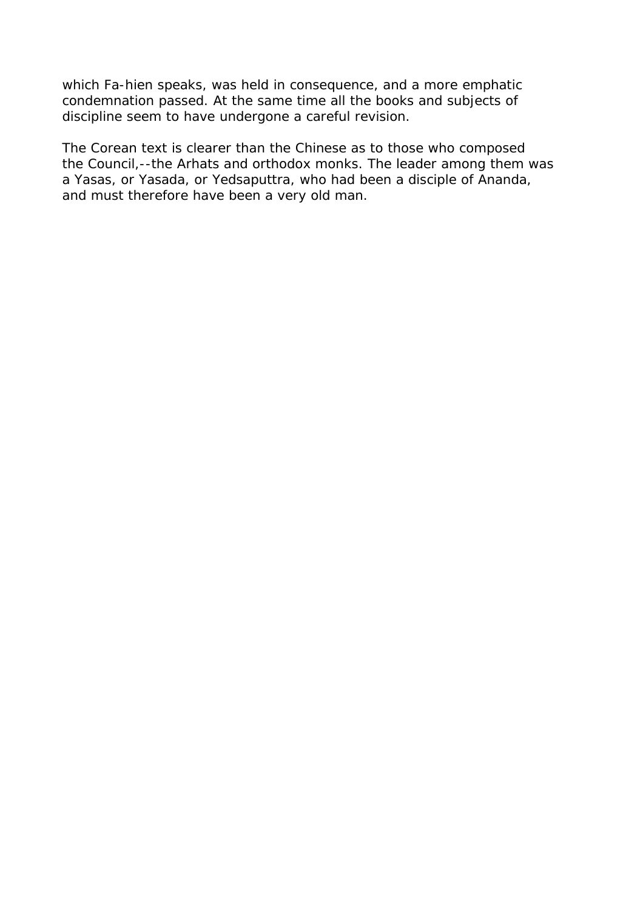which Fa-hien speaks, was held in consequence, and a more emphatic condemnation passed. At the same time all the books and subjects of discipline seem to have undergone a careful revision.

The Corean text is clearer than the Chinese as to those who composed the Council,--the Arhats and orthodox monks. The leader among them was a Yasas, or Yasada, or Yedsaputtra, who had been a disciple of Ananda, and must therefore have been a very old man.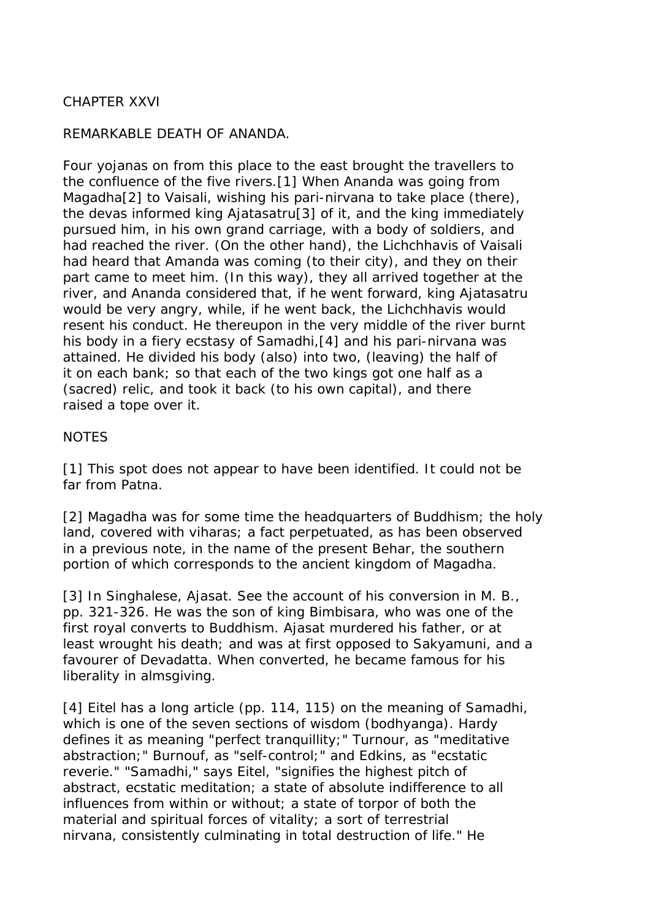# CHAPTER XXVI

## REMARKABLE DEATH OF ANANDA.

Four yojanas on from this place to the east brought the travellers to the confluence of the five rivers.[1] When Ananda was going from Magadha[2] to Vaisali, wishing his pari-nirvana to take place (there), the devas informed king Ajatasatru[3] of it, and the king immediately pursued him, in his own grand carriage, with a body of soldiers, and had reached the river. (On the other hand), the Lichchhavis of Vaisali had heard that Amanda was coming (to their city), and they on their part came to meet him. (In this way), they all arrived together at the river, and Ananda considered that, if he went forward, king Ajatasatru would be very angry, while, if he went back, the Lichchhavis would resent his conduct. He thereupon in the very middle of the river burnt his body in a fiery ecstasy of Samadhi,[4] and his pari-nirvana was attained. He divided his body (also) into two, (leaving) the half of it on each bank; so that each of the two kings got one half as a (sacred) relic, and took it back (to his own capital), and there raised a tope over it.

NOTES

[1] This spot does not appear to have been identified. It could not be far from Patna.

[2] Magadha was for some time the headquarters of Buddhism; the holy land, covered with viharas; a fact perpetuated, as has been observed in a previous note, in the name of the present Behar, the southern portion of which corresponds to the ancient kingdom of Magadha.

[3] In Singhalese, Ajasat. See the account of his conversion in M. B., pp. 321-326. He was the son of king Bimbisara, who was one of the first royal converts to Buddhism. Ajasat murdered his father, or at least wrought his death; and was at first opposed to Sakyamuni, and a favourer of Devadatta. When converted, he became famous for his liberality in almsgiving.

[4] Eitel has a long article (pp. 114, 115) on the meaning of Samadhi, which is one of the seven sections of wisdom (bodhyanga). Hardy defines it as meaning "perfect tranquillity;" Turnour, as "meditative abstraction;" Burnouf, as "self-control;" and Edkins, as "ecstatic reverie." "Samadhi," says Eitel, "signifies the highest pitch of abstract, ecstatic meditation; a state of absolute indifference to all influences from within or without; a state of torpor of both the material and spiritual forces of vitality; a sort of terrestrial nirvana, consistently culminating in total destruction of life." He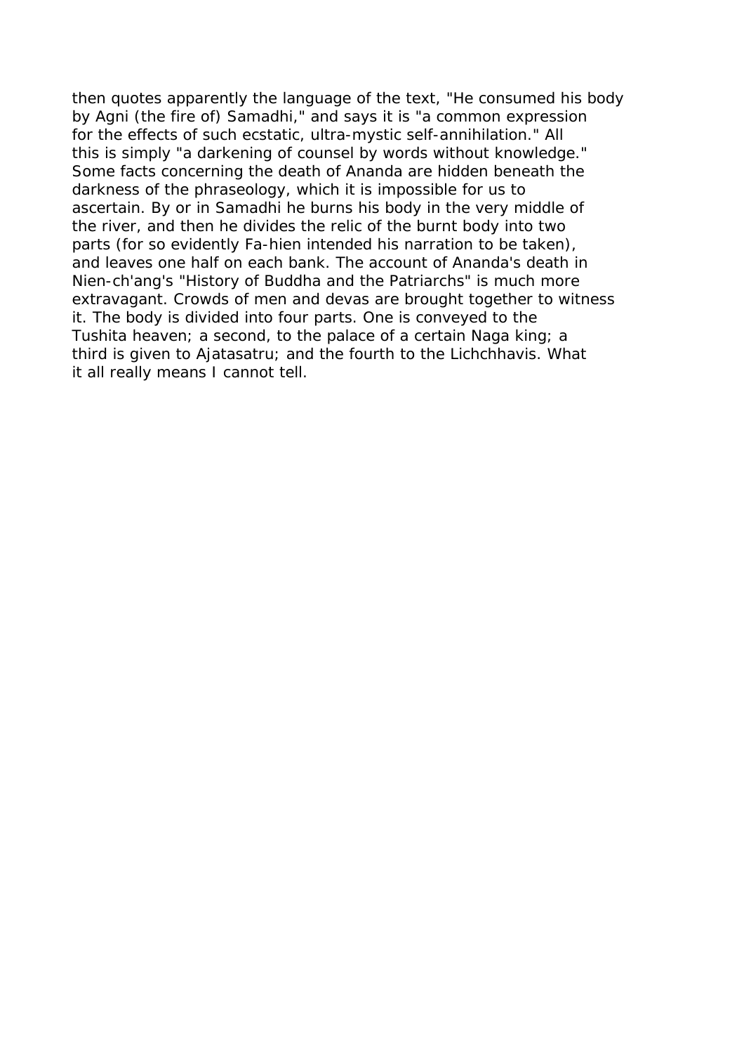then quotes apparently the language of the text, "He consumed his body by Agni (the fire of) Samadhi," and says it is "a common expression for the effects of such ecstatic, ultra-mystic self-annihilation." All this is simply "a darkening of counsel by words without knowledge." Some facts concerning the death of Ananda are hidden beneath the darkness of the phraseology, which it is impossible for us to ascertain. By or in Samadhi he burns his body in the very middle of the river, and then he divides the relic of the burnt body into two parts (for so evidently Fa-hien intended his narration to be taken), and leaves one half on each bank. The account of Ananda's death in Nien-ch'ang's "History of Buddha and the Patriarchs" is much more extravagant. Crowds of men and devas are brought together to witness it. The body is divided into four parts. One is conveyed to the Tushita heaven; a second, to the palace of a certain Naga king; a third is given to Ajatasatru; and the fourth to the Lichchhavis. What it all really means I cannot tell.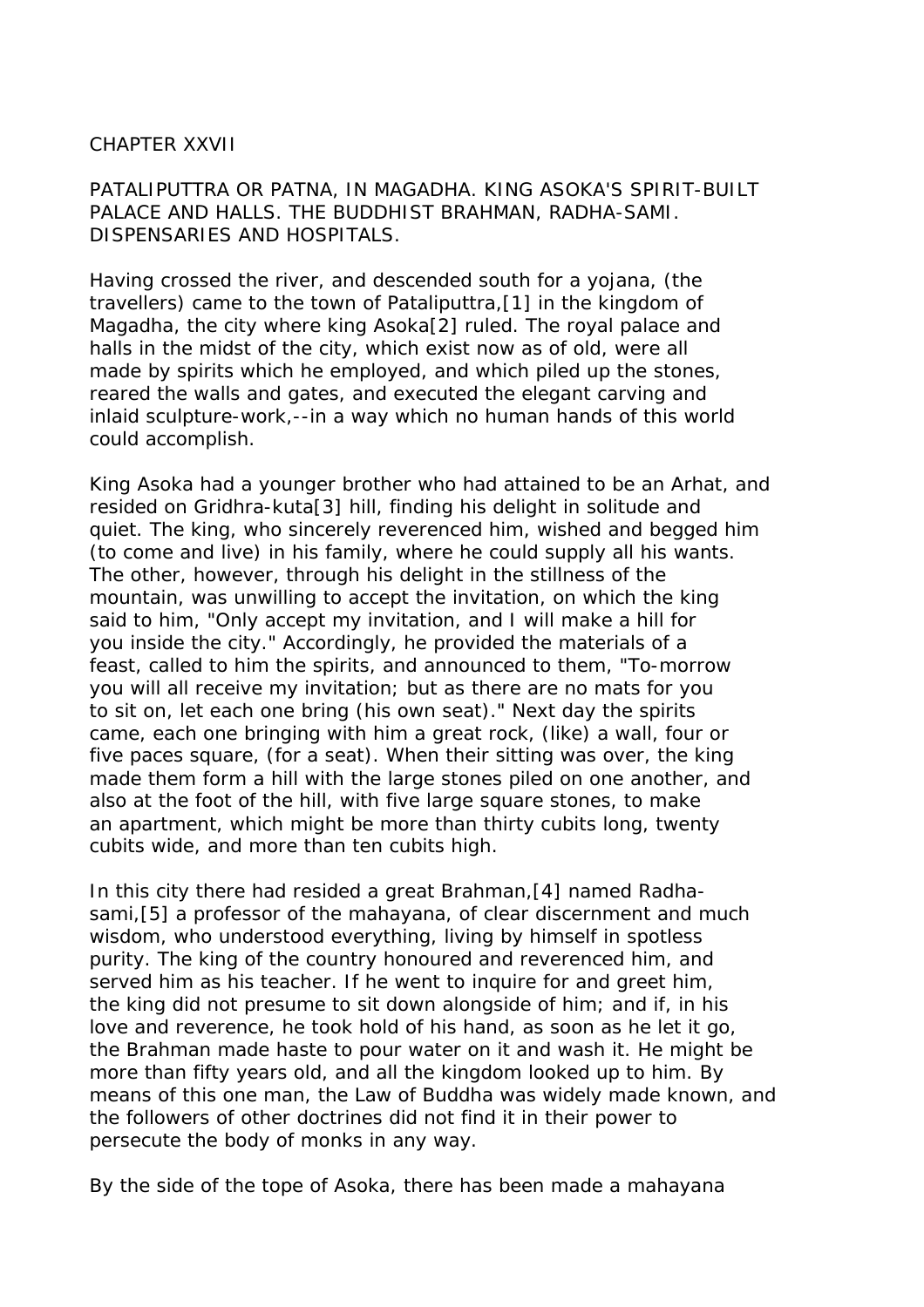# CHAPTER XXVII

PATALIPUTTRA OR PATNA, IN MAGADHA. KING ASOKA'S SPIRIT-BUILT PALACE AND HALLS. THE BUDDHIST BRAHMAN, RADHA-SAMI. DISPENSARIES AND HOSPITALS.

Having crossed the river, and descended south for a yojana, (the travellers) came to the town of Pataliputtra,[1] in the kingdom of Magadha, the city where king Asoka[2] ruled. The royal palace and halls in the midst of the city, which exist now as of old, were all made by spirits which he employed, and which piled up the stones, reared the walls and gates, and executed the elegant carving and inlaid sculpture-work,--in a way which no human hands of this world could accomplish.

King Asoka had a younger brother who had attained to be an Arhat, and resided on Gridhra-kuta[3] hill, finding his delight in solitude and quiet. The king, who sincerely reverenced him, wished and begged him (to come and live) in his family, where he could supply all his wants. The other, however, through his delight in the stillness of the mountain, was unwilling to accept the invitation, on which the king said to him, "Only accept my invitation, and I will make a hill for you inside the city." Accordingly, he provided the materials of a feast, called to him the spirits, and announced to them, "To-morrow you will all receive my invitation; but as there are no mats for you to sit on, let each one bring (his own seat)." Next day the spirits came, each one bringing with him a great rock, (like) a wall, four or five paces square, (for a seat). When their sitting was over, the king made them form a hill with the large stones piled on one another, and also at the foot of the hill, with five large square stones, to make an apartment, which might be more than thirty cubits long, twenty cubits wide, and more than ten cubits high.

In this city there had resided a great Brahman,[4] named Radha-sami,[5] a professor of the mahayana, of clear discernment and much wisdom, who understood everything, living by himself in spotless purity. The king of the country honoured and reverenced him, and served him as his teacher. If he went to inquire for and greet him, the king did not presume to sit down alongside of him; and if, in his love and reverence, he took hold of his hand, as soon as he let it go, the Brahman made haste to pour water on it and wash it. He might be more than fifty years old, and all the kingdom looked up to him. By means of this one man, the Law of Buddha was widely made known, and the followers of other doctrines did not find it in their power to persecute the body of monks in any way.

By the side of the tope of Asoka, there has been made a mahayana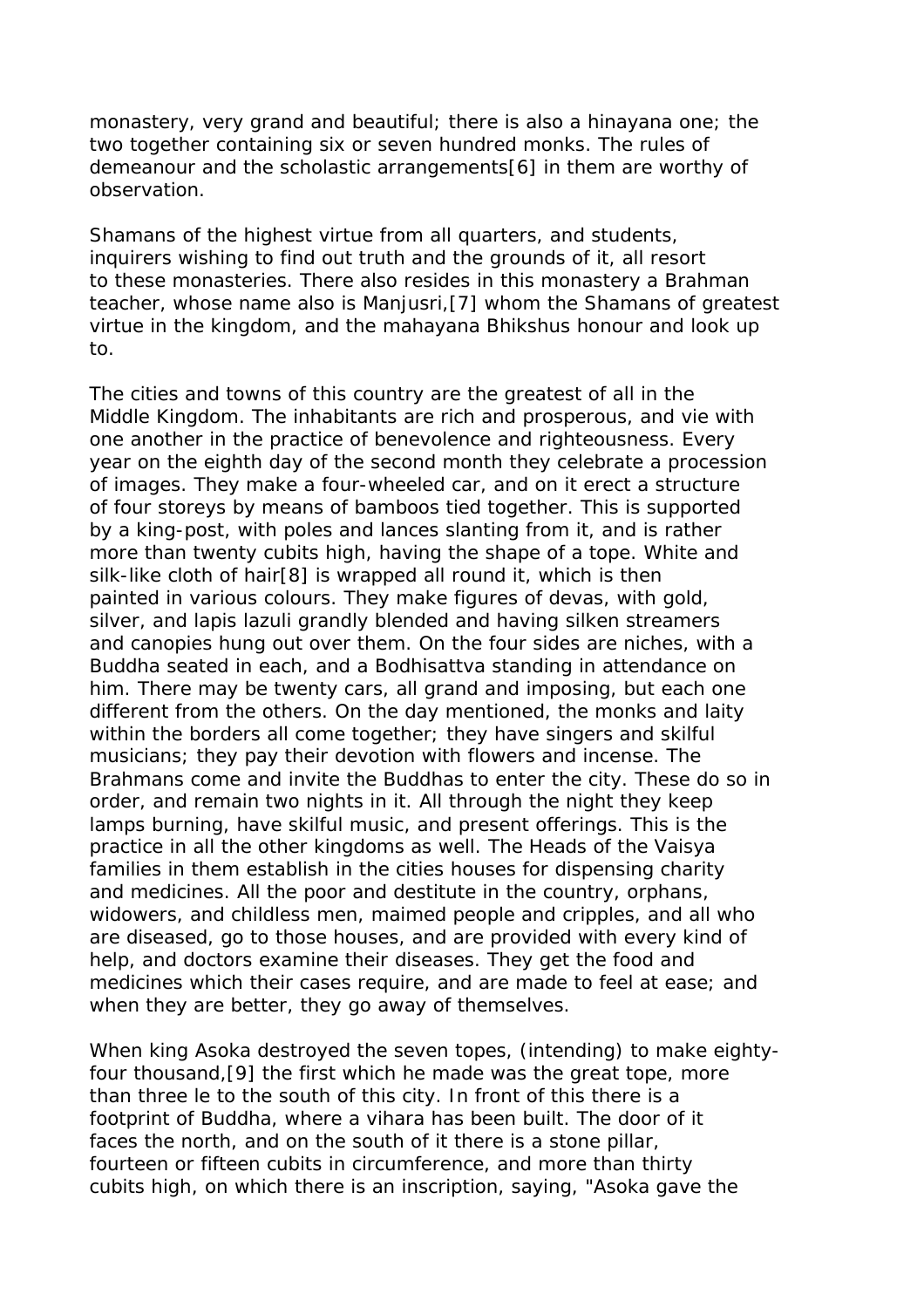monastery, very grand and beautiful; there is also a hinayana one; the two together containing six or seven hundred monks. The rules of demeanour and the scholastic arrangements[6] in them are worthy of observation.

Shamans of the highest virtue from all quarters, and students, inquirers wishing to find out truth and the grounds of it, all resort to these monasteries. There also resides in this monastery a Brahman teacher, whose name also is Manjusri,[7] whom the Shamans of greatest virtue in the kingdom, and the mahayana Bhikshus honour and look up to.

The cities and towns of this country are the greatest of all in the Middle Kingdom. The inhabitants are rich and prosperous, and vie with one another in the practice of benevolence and righteousness. Every year on the eighth day of the second month they celebrate a procession of images. They make a four-wheeled car, and on it erect a structure of four storeys by means of bamboos tied together. This is supported by a king-post, with poles and lances slanting from it, and is rather more than twenty cubits high, having the shape of a tope. White and silk-like cloth of hair[8] is wrapped all round it, which is then painted in various colours. They make figures of devas, with gold, silver, and lapis lazuli grandly blended and having silken streamers and canopies hung out over them. On the four sides are niches, with a Buddha seated in each, and a Bodhisattva standing in attendance on him. There may be twenty cars, all grand and imposing, but each one different from the others. On the day mentioned, the monks and laity within the borders all come together; they have singers and skilful musicians; they pay their devotion with flowers and incense. The Brahmans come and invite the Buddhas to enter the city. These do so in order, and remain two nights in it. All through the night they keep lamps burning, have skilful music, and present offerings. This is the practice in all the other kingdoms as well. The Heads of the Vaisya families in them establish in the cities houses for dispensing charity and medicines. All the poor and destitute in the country, orphans, widowers, and childless men, maimed people and cripples, and all who are diseased, go to those houses, and are provided with every kind of help, and doctors examine their diseases. They get the food and medicines which their cases require, and are made to feel at ease; and when they are better, they go away of themselves.

When king Asoka destroyed the seven topes, (intending) to make eighty-four thousand,[9] the first which he made was the great tope, more than three le to the south of this city. In front of this there is a footprint of Buddha, where a vihara has been built. The door of it faces the north, and on the south of it there is a stone pillar, fourteen or fifteen cubits in circumference, and more than thirty cubits high, on which there is an inscription, saying, "Asoka gave the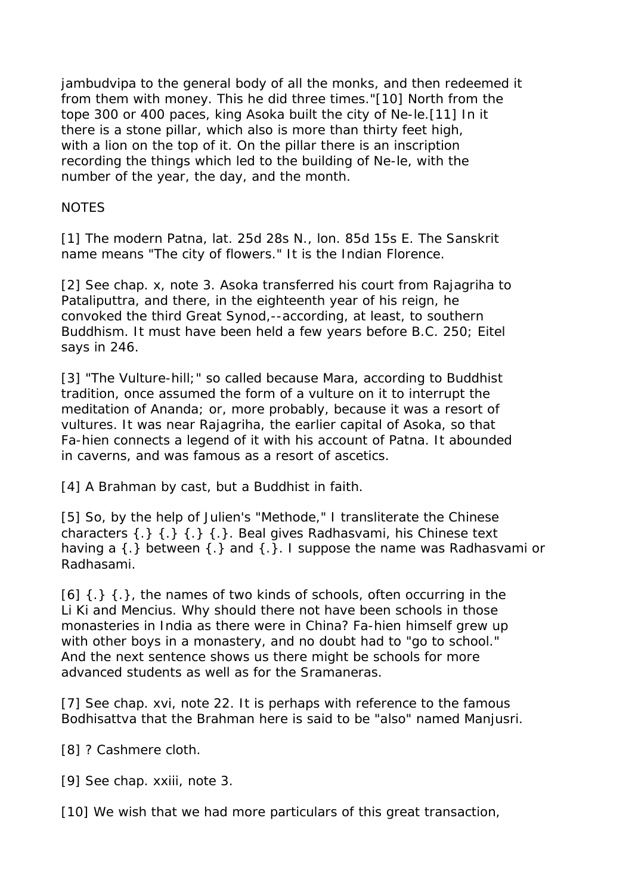jambudvipa to the general body of all the monks, and then redeemed it from them with money. This he did three times."[10] North from the tope 300 or 400 paces, king Asoka built the city of Ne-le.[11] In it there is a stone pillar, which also is more than thirty feet high, with a lion on the top of it. On the pillar there is an inscription recording the things which led to the building of Ne-le, with the number of the year, the day, and the month.

NOTES

[1] The modern Patna, lat. 25d 28s N., lon. 85d 15s E. The Sanskrit name means "The city of flowers." It is the Indian Florence.

[2] See chap. x, note 3. Asoka transferred his court from Rajagriha to Pataliputtra, and there, in the eighteenth year of his reign, he convoked the third Great Synod,--according, at least, to southern Buddhism. It must have been held a few years before B.C. 250; Eitel says in 246.

[3] "The Vulture-hill;" so called because Mara, according to Buddhist tradition, once assumed the form of a vulture on it to interrupt the meditation of Ananda; or, more probably, because it was a resort of vultures. It was near Rajagriha, the earlier capital of Asoka, so that Fa-hien connects a legend of it with his account of Patna. It abounded in caverns, and was famous as a resort of ascetics.

[4] A Brahman by cast, but a Buddhist in faith.

[5] So, by the help of Julien's "Methode," I transliterate the Chinese characters {.} {.} {.} {.}. Beal gives Radhasvami, his Chinese text having a {.} between {.} and {.}. I suppose the name was Radhasvami or Radhasami.

[6] {.} {.}, the names of two kinds of schools, often occurring in the Li Ki and Mencius. Why should there not have been schools in those monasteries in India as there were in China? Fa-hien himself grew up with other boys in a monastery, and no doubt had to "go to school." And the next sentence shows us there might be schools for more advanced students as well as for the Sramaneras.

[7] See chap. xvi, note 22. It is perhaps with reference to the famous Bodhisattva that the Brahman here is said to be "also" named Manjusri.

[8] ? Cashmere cloth.

[9] See chap. xxiii, note 3.

[10] We wish that we had more particulars of this great transaction,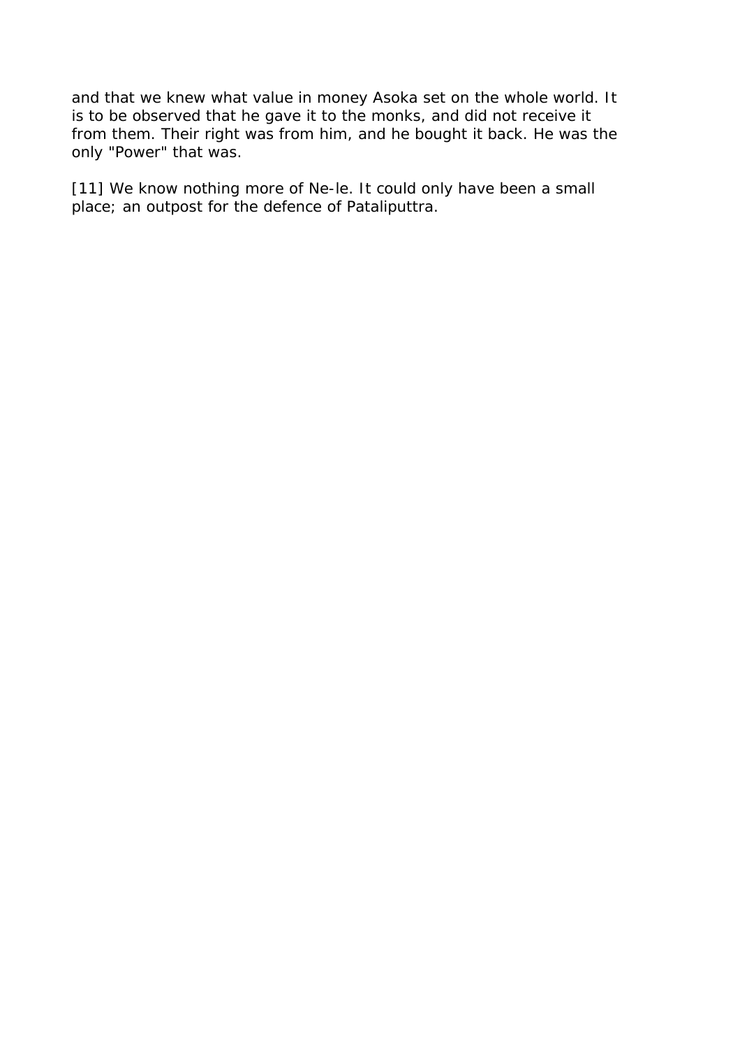and that we knew what value in money Asoka set on the whole world. It is to be observed that he gave it to the monks, and did not receive it from them. Their right was from him, and he bought it back. He was the only "Power" that was.

[11] We know nothing more of Ne-le. It could only have been a small place; an outpost for the defence of Pataliputtra.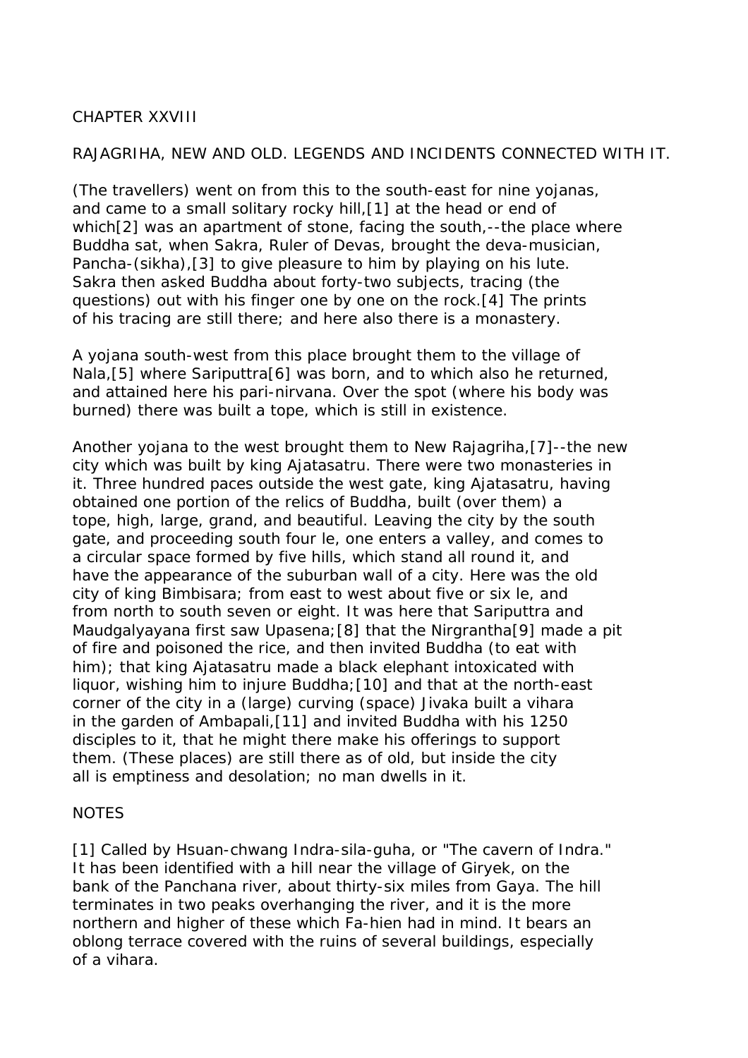# CHAPTER XXVIII

## RAJAGRIHA, NEW AND OLD. LEGENDS AND INCIDENTS CONNECTED WITH IT.

(The travellers) went on from this to the south-east for nine yojanas, and came to a small solitary rocky hill,[1] at the head or end of which[2] was an apartment of stone, facing the south,--the place where Buddha sat, when Sakra, Ruler of Devas, brought the deva-musician, Pancha-(sikha),[3] to give pleasure to him by playing on his lute. Sakra then asked Buddha about forty-two subjects, tracing (the questions) out with his finger one by one on the rock.[4] The prints of his tracing are still there; and here also there is a monastery.

A yojana south-west from this place brought them to the village of Nala,[5] where Sariputtra[6] was born, and to which also he returned, and attained here his pari-nirvana. Over the spot (where his body was burned) there was built a tope, which is still in existence.

Another yojana to the west brought them to New Rajagriha,[7]--the new city which was built by king Ajatasatru. There were two monasteries in it. Three hundred paces outside the west gate, king Ajatasatru, having obtained one portion of the relics of Buddha, built (over them) a tope, high, large, grand, and beautiful. Leaving the city by the south gate, and proceeding south four le, one enters a valley, and comes to a circular space formed by five hills, which stand all round it, and have the appearance of the suburban wall of a city. Here was the old city of king Bimbisara; from east to west about five or six le, and from north to south seven or eight. It was here that Sariputtra and Maudgalyayana first saw Upasena;[8] that the Nirgrantha[9] made a pit of fire and poisoned the rice, and then invited Buddha (to eat with him); that king Ajatasatru made a black elephant intoxicated with liquor, wishing him to injure Buddha;[10] and that at the north-east corner of the city in a (large) curving (space) Jivaka built a vihara in the garden of Ambapali,[11] and invited Buddha with his 1250 disciples to it, that he might there make his offerings to support them. (These places) are still there as of old, but inside the city all is emptiness and desolation; no man dwells in it.

NOTES

[1] Called by Hsuan-chwang Indra-sila-guha, or "The cavern of Indra." It has been identified with a hill near the village of Giryek, on the bank of the Panchana river, about thirty-six miles from Gaya. The hill terminates in two peaks overhanging the river, and it is the more northern and higher of these which Fa-hien had in mind. It bears an oblong terrace covered with the ruins of several buildings, especially of a vihara.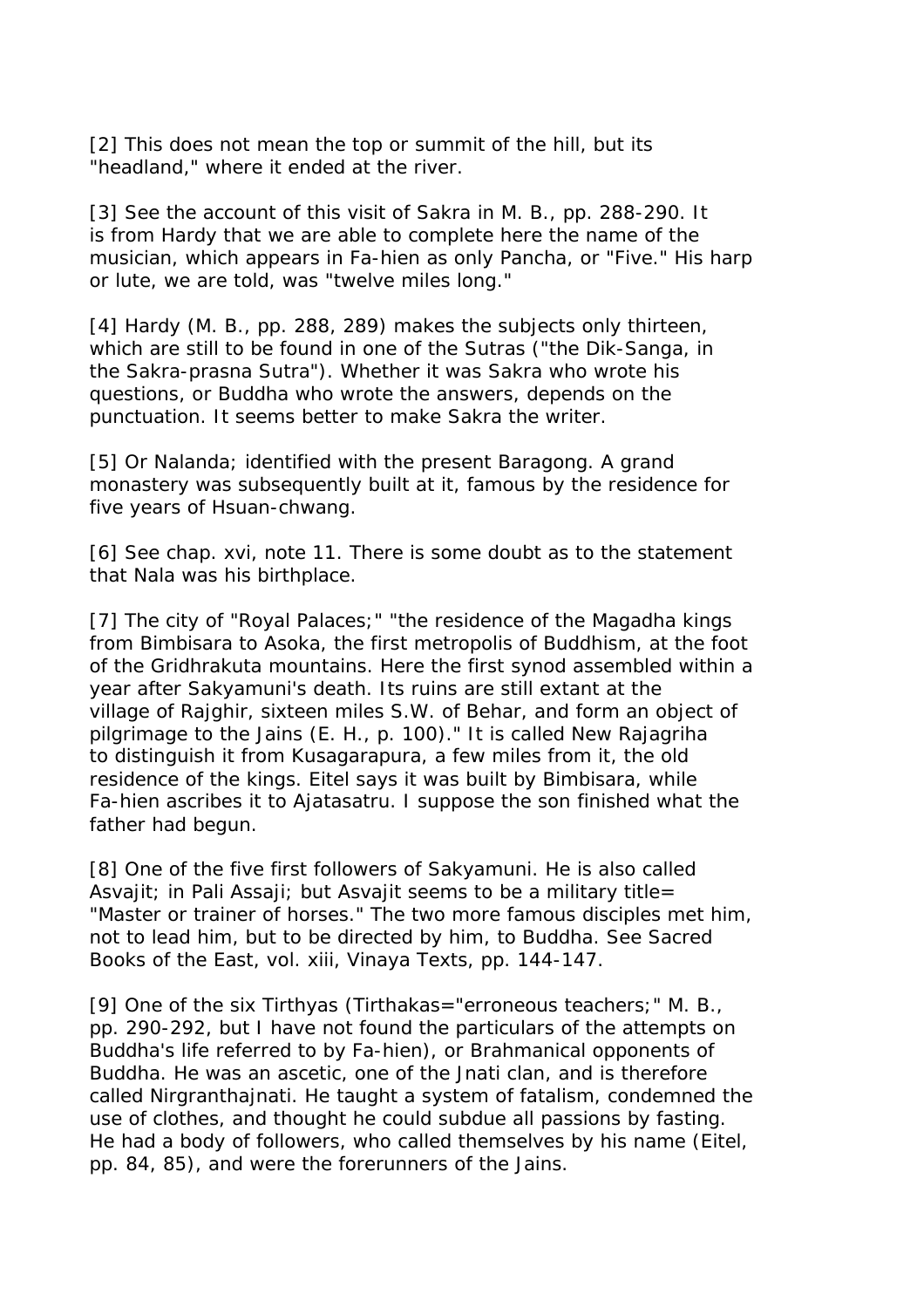[2] This does not mean the top or summit of the hill, but its "headland," where it ended at the river.

[3] See the account of this visit of Sakra in M. B., pp. 288-290. It is from Hardy that we are able to complete here the name of the musician, which appears in Fa-hien as only Pancha, or "Five." His harp or lute, we are told, was "twelve miles long."

[4] Hardy (M. B., pp. 288, 289) makes the subjects only thirteen, which are still to be found in one of the Sutras ("the Dik-Sanga, in the Sakra-prasna Sutra"). Whether it was Sakra who wrote his questions, or Buddha who wrote the answers, depends on the punctuation. It seems better to make Sakra the writer.

[5] Or Nalanda; identified with the present Baragong. A grand monastery was subsequently built at it, famous by the residence for five years of Hsuan-chwang.

[6] See chap. xvi, note 11. There is some doubt as to the statement that Nala was his birthplace.

[7] The city of "Royal Palaces;" "the residence of the Magadha kings from Bimbisara to Asoka, the first metropolis of Buddhism, at the foot of the Gridhrakuta mountains. Here the first synod assembled within a year after Sakyamuni's death. Its ruins are still extant at the village of Rajghir, sixteen miles S.W. of Behar, and form an object of pilgrimage to the Jains (E. H., p. 100)." It is called New Rajagriha to distinguish it from Kusagarapura, a few miles from it, the old residence of the kings. Eitel says it was built by Bimbisara, while Fa-hien ascribes it to Ajatasatru. I suppose the son finished what the father had begun.

[8] One of the five first followers of Sakyamuni. He is also called Asvajit; in Pali Assaji; but Asvajit seems to be a military title= "Master or trainer of horses." The two more famous disciples met him, not to lead him, but to be directed by him, to Buddha. See Sacred Books of the East, vol. xiii, Vinaya Texts, pp. 144-147.

[9] One of the six Tirthyas (Tirthakas="erroneous teachers;" M. B., pp. 290-292, but I have not found the particulars of the attempts on Buddha's life referred to by Fa-hien), or Brahmanical opponents of Buddha. He was an ascetic, one of the Jnati clan, and is therefore called Nirgranthajnati. He taught a system of fatalism, condemned the use of clothes, and thought he could subdue all passions by fasting. He had a body of followers, who called themselves by his name (Eitel, pp. 84, 85), and were the forerunners of the Jains.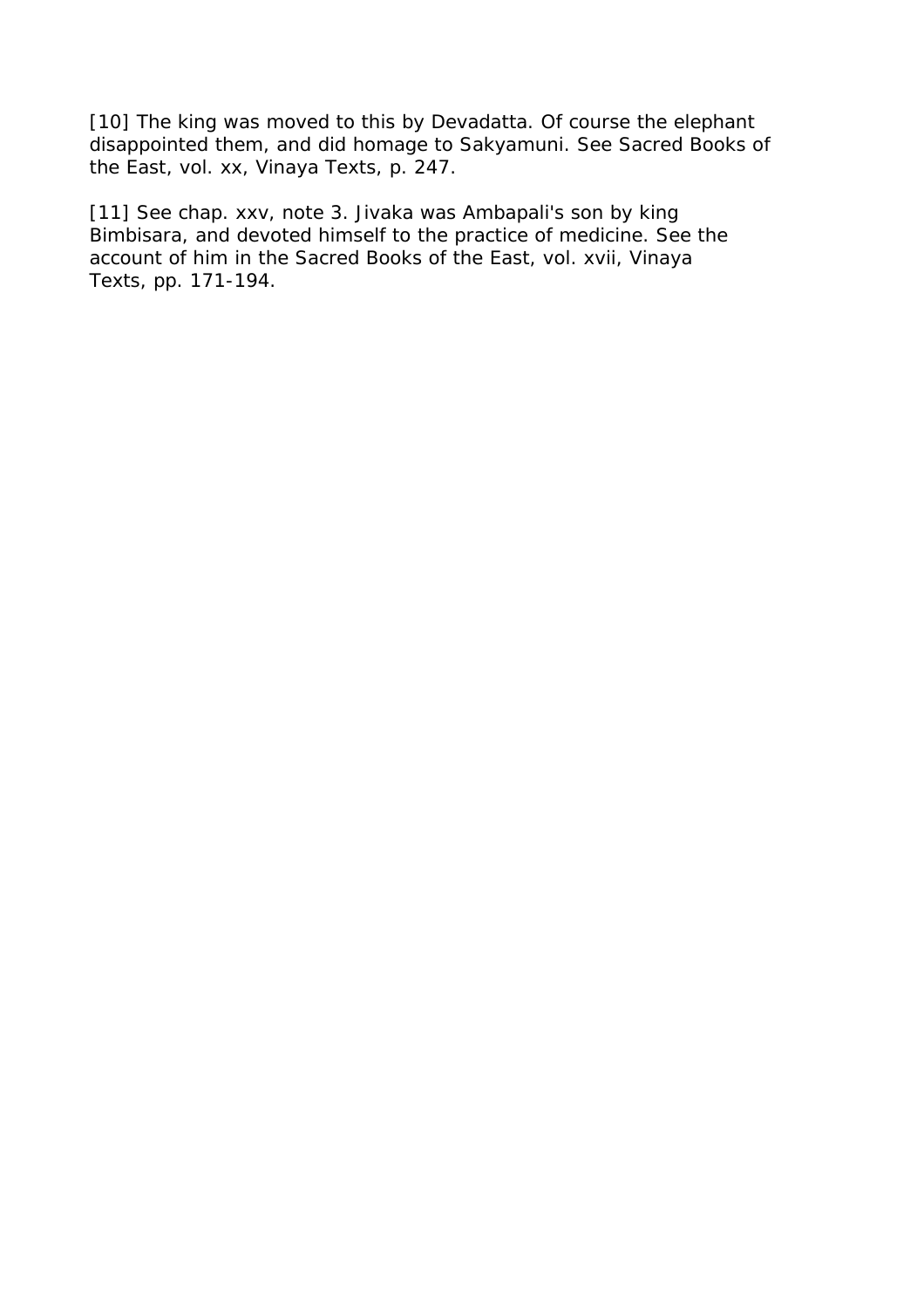[10] The king was moved to this by Devadatta. Of course the elephant disappointed them, and did homage to Sakyamuni. See Sacred Books of the East, vol. xx, Vinaya Texts, p. 247.

[11] See chap. xxv, note 3. Jivaka was Ambapali's son by king Bimbisara, and devoted himself to the practice of medicine. See the account of him in the Sacred Books of the East, vol. xvii, Vinaya Texts, pp. 171-194.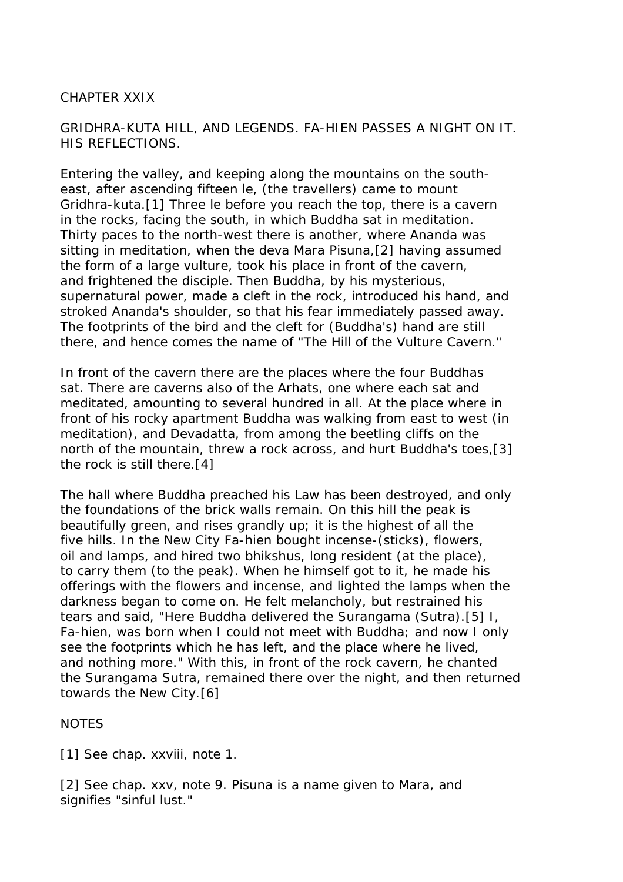# CHAPTER XXIX

## GRIDHRA-KUTA HILL, AND LEGENDS. FA-HIEN PASSES A NIGHT ON IT. HIS REFLECTIONS.

Entering the valley, and keeping along the mountains on the south-east, after ascending fifteen le, (the travellers) came to mount Gridhra-kuta.[1] Three le before you reach the top, there is a cavern in the rocks, facing the south, in which Buddha sat in meditation. Thirty paces to the north-west there is another, where Ananda was sitting in meditation, when the deva Mara Pisuna,[2] having assumed the form of a large vulture, took his place in front of the cavern, and frightened the disciple. Then Buddha, by his mysterious, supernatural power, made a cleft in the rock, introduced his hand, and stroked Ananda's shoulder, so that his fear immediately passed away. The footprints of the bird and the cleft for (Buddha's) hand are still there, and hence comes the name of "The Hill of the Vulture Cavern."

In front of the cavern there are the places where the four Buddhas sat. There are caverns also of the Arhats, one where each sat and meditated, amounting to several hundred in all. At the place where in front of his rocky apartment Buddha was walking from east to west (in meditation), and Devadatta, from among the beetling cliffs on the north of the mountain, threw a rock across, and hurt Buddha's toes,[3] the rock is still there.[4]

The hall where Buddha preached his Law has been destroyed, and only the foundations of the brick walls remain. On this hill the peak is beautifully green, and rises grandly up; it is the highest of all the five hills. In the New City Fa-hien bought incense-(sticks), flowers, oil and lamps, and hired two bhikshus, long resident (at the place), to carry them (to the peak). When he himself got to it, he made his offerings with the flowers and incense, and lighted the lamps when the darkness began to come on. He felt melancholy, but restrained his tears and said, "Here Buddha delivered the Surangama (Sutra).[5] I, Fa-hien, was born when I could not meet with Buddha; and now I only see the footprints which he has left, and the place where he lived, and nothing more." With this, in front of the rock cavern, he chanted the Surangama Sutra, remained there over the night, and then returned towards the New City.[6]

NOTES

[1] See chap. xxviii, note 1.

[2] See chap. xxv, note 9. Pisuna is a name given to Mara, and signifies "sinful lust."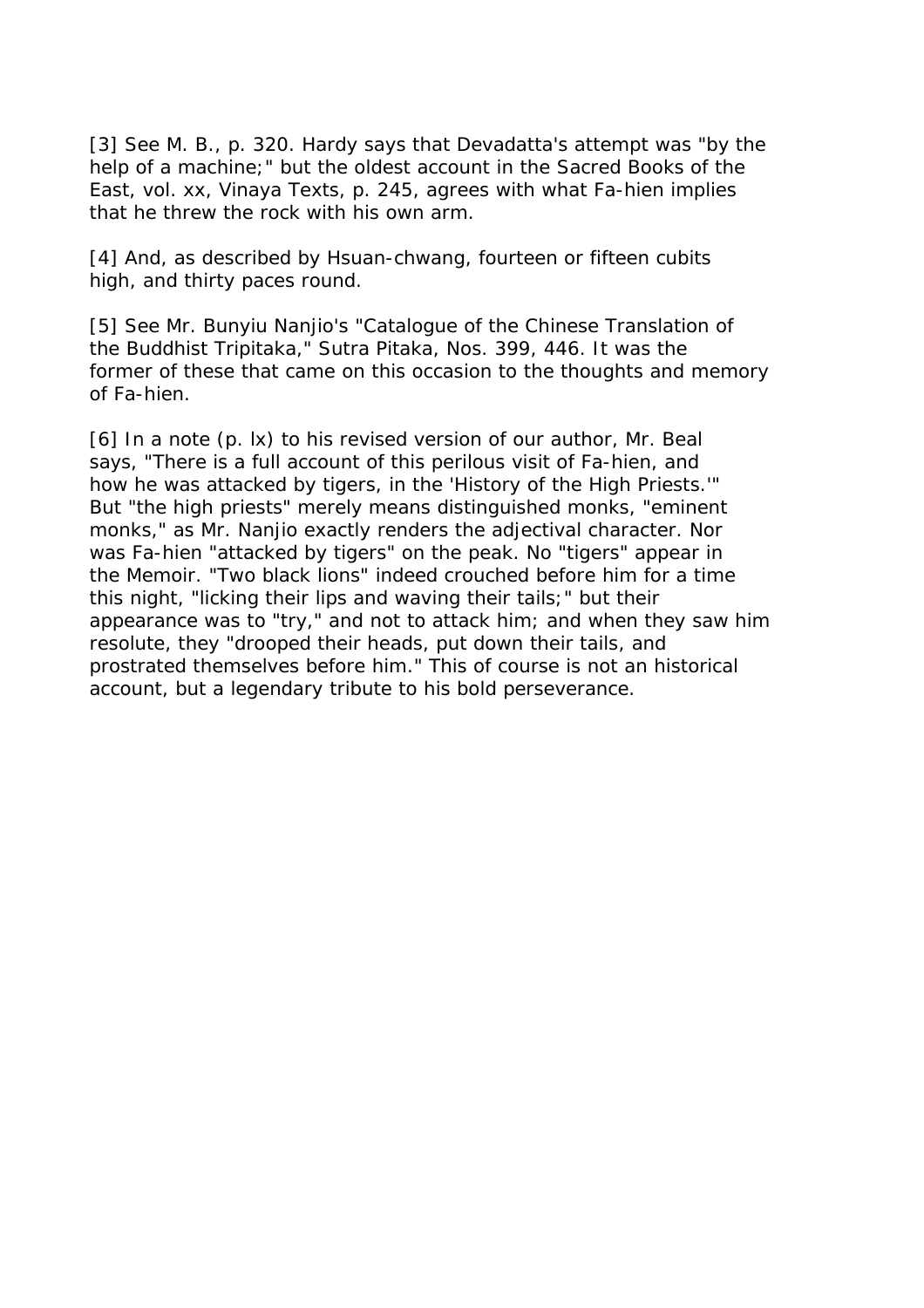[3] See M. B., p. 320. Hardy says that Devadatta's attempt was "by the help of a machine;" but the oldest account in the Sacred Books of the East, vol. xx, Vinaya Texts, p. 245, agrees with what Fa-hien implies that he threw the rock with his own arm.

[4] And, as described by Hsuan-chwang, fourteen or fifteen cubits high, and thirty paces round.

[5] See Mr. Bunyiu Nanjio's "Catalogue of the Chinese Translation of the Buddhist Tripitaka," Sutra Pitaka, Nos. 399, 446. It was the former of these that came on this occasion to the thoughts and memory of Fa-hien.

[6] In a note (p. lx) to his revised version of our author, Mr. Beal says, "There is a full account of this perilous visit of Fa-hien, and how he was attacked by tigers, in the 'History of the High Priests.'" But "the high priests" merely means distinguished monks, "eminent monks," as Mr. Nanjio exactly renders the adjectival character. Nor was Fa-hien "attacked by tigers" on the peak. No "tigers" appear in the Memoir. "Two black lions" indeed crouched before him for a time this night, "licking their lips and waving their tails;" but their appearance was to "try," and not to attack him; and when they saw him resolute, they "drooped their heads, put down their tails, and prostrated themselves before him." This of course is not an historical account, but a legendary tribute to his bold perseverance.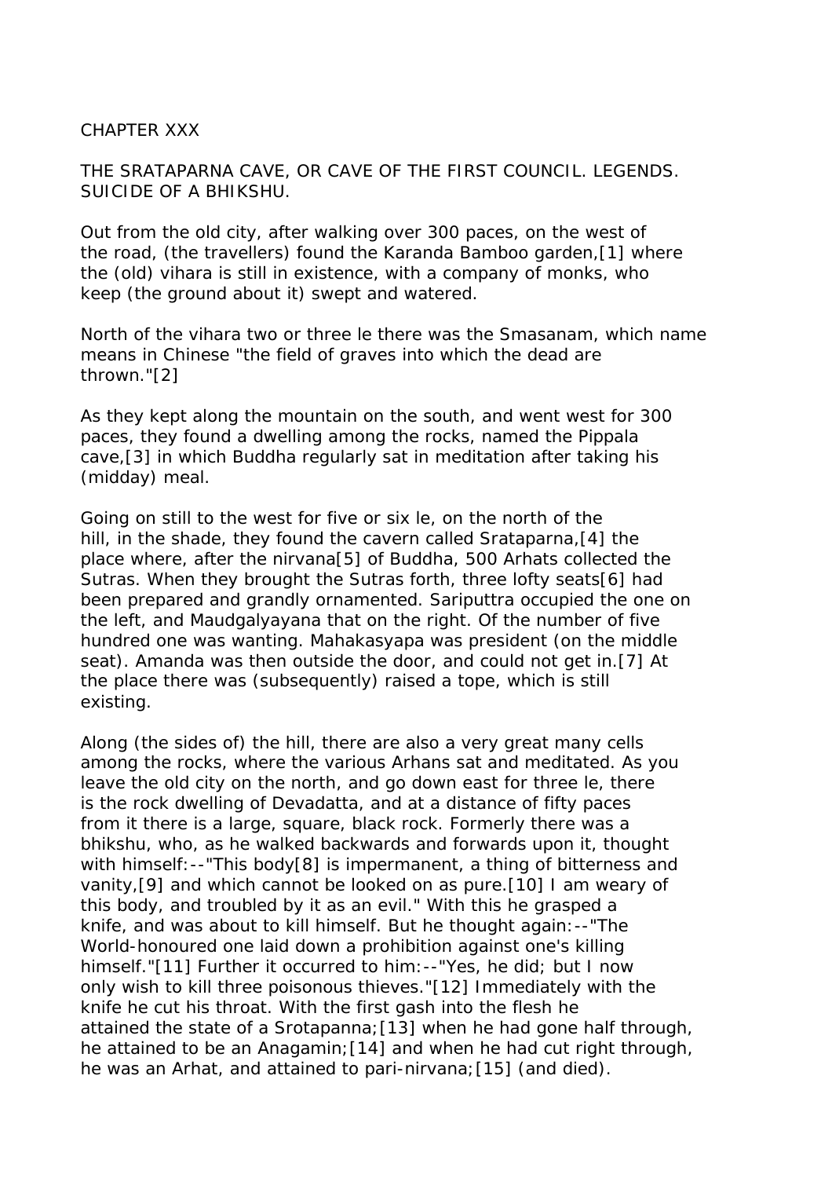# CHAPTER XXX

## THE SRATAPARNA CAVE, OR CAVE OF THE FIRST COUNCIL. LEGENDS. SUICIDE OF A BHIKSHU.

Out from the old city, after walking over 300 paces, on the west of the road, (the travellers) found the Karanda Bamboo garden,[1] where the (old) vihara is still in existence, with a company of monks, who keep (the ground about it) swept and watered.

North of the vihara two or three le there was the Smasanam, which name means in Chinese "the field of graves into which the dead are thrown."[2]

As they kept along the mountain on the south, and went west for 300 paces, they found a dwelling among the rocks, named the Pippala cave,[3] in which Buddha regularly sat in meditation after taking his (midday) meal.

Going on still to the west for five or six le, on the north of the hill, in the shade, they found the cavern called Srataparna,[4] the place where, after the nirvana[5] of Buddha, 500 Arhats collected the Sutras. When they brought the Sutras forth, three lofty seats[6] had been prepared and grandly ornamented. Sariputtra occupied the one on the left, and Maudgalyayana that on the right. Of the number of five hundred one was wanting. Mahakasyapa was president (on the middle seat). Amanda was then outside the door, and could not get in.[7] At the place there was (subsequently) raised a tope, which is still existing.

Along (the sides of) the hill, there are also a very great many cells among the rocks, where the various Arhans sat and meditated. As you leave the old city on the north, and go down east for three le, there is the rock dwelling of Devadatta, and at a distance of fifty paces from it there is a large, square, black rock. Formerly there was a bhikshu, who, as he walked backwards and forwards upon it, thought with himself:--"This body[8] is impermanent, a thing of bitterness and vanity,[9] and which cannot be looked on as pure.[10] I am weary of this body, and troubled by it as an evil." With this he grasped a knife, and was about to kill himself. But he thought again:--"The World-honoured one laid down a prohibition against one's killing himself."[11] Further it occurred to him:--"Yes, he did; but I now only wish to kill three poisonous thieves."[12] Immediately with the knife he cut his throat. With the first gash into the flesh he attained the state of a Srotapanna;[13] when he had gone half through, he attained to be an Anagamin;[14] and when he had cut right through, he was an Arhat, and attained to pari-nirvana;[15] (and died).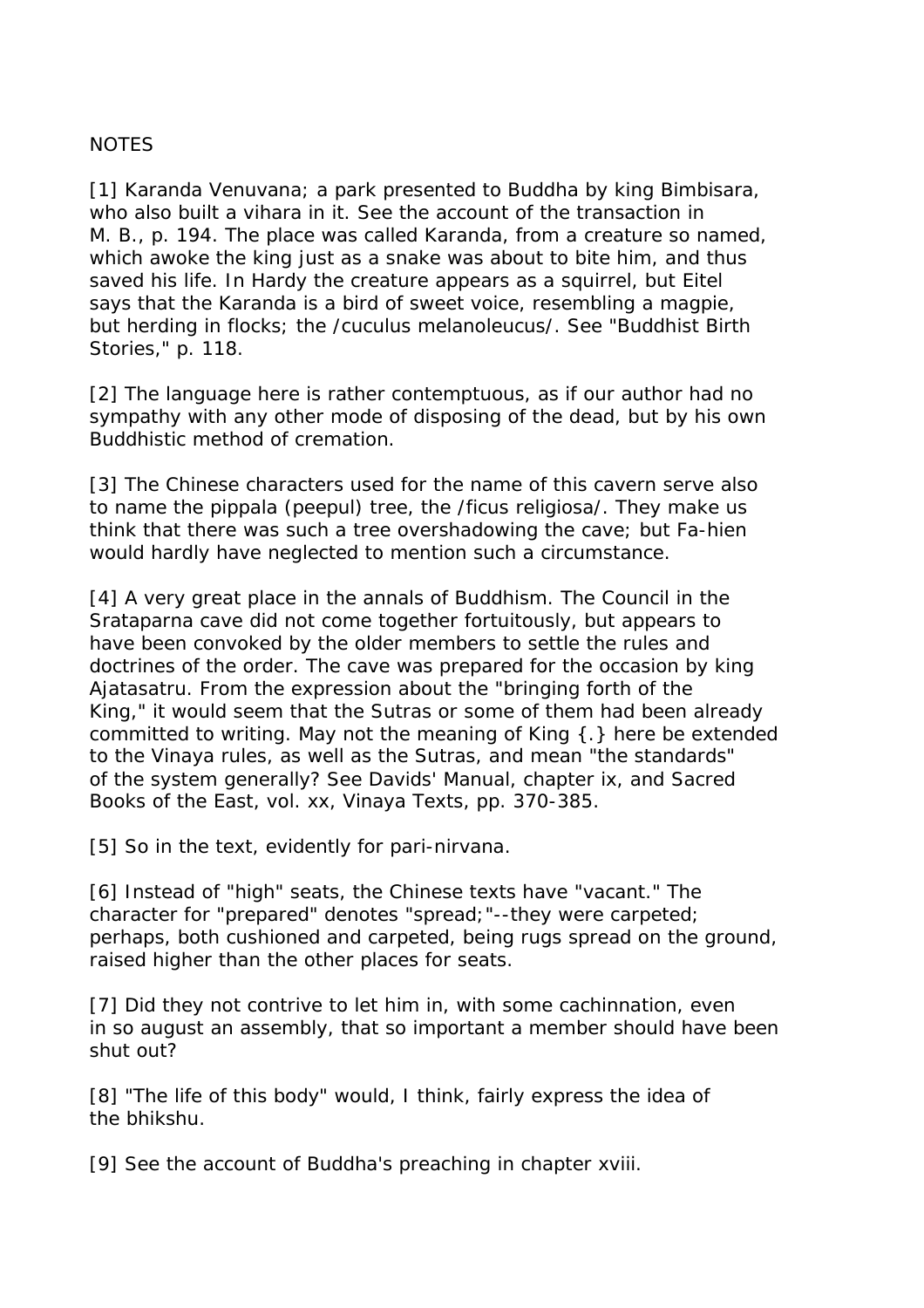NOTES

[1] Karanda Venuvana; a park presented to Buddha by king Bimbisara, who also built a vihara in it. See the account of the transaction in M. B., p. 194. The place was called Karanda, from a creature so named, which awoke the king just as a snake was about to bite him, and thus saved his life. In Hardy the creature appears as a squirrel, but Eitel says that the Karanda is a bird of sweet voice, resembling a magpie, but herding in flocks; the /cuculus melanoleucus/. See "Buddhist Birth Stories," p. 118.

[2] The language here is rather contemptuous, as if our author had no sympathy with any other mode of disposing of the dead, but by his own Buddhistic method of cremation.

[3] The Chinese characters used for the name of this cavern serve also to name the pippala (peepul) tree, the /ficus religiosa/. They make us think that there was such a tree overshadowing the cave; but Fa-hien would hardly have neglected to mention such a circumstance.

[4] A very great place in the annals of Buddhism. The Council in the Srataparna cave did not come together fortuitously, but appears to have been convoked by the older members to settle the rules and doctrines of the order. The cave was prepared for the occasion by king Ajatasatru. From the expression about the "bringing forth of the King," it would seem that the Sutras or some of them had been already committed to writing. May not the meaning of King {.} here be extended to the Vinaya rules, as well as the Sutras, and mean "the standards" of the system generally? See Davids' Manual, chapter ix, and Sacred Books of the East, vol. xx, Vinaya Texts, pp. 370-385.

[5] So in the text, evidently for pari-nirvana.

[6] Instead of "high" seats, the Chinese texts have "vacant." The character for "prepared" denotes "spread;"--they were carpeted; perhaps, both cushioned and carpeted, being rugs spread on the ground, raised higher than the other places for seats.

[7] Did they not contrive to let him in, with some cachinnation, even in so august an assembly, that so important a member should have been shut out?

[8] "The life of this body" would, I think, fairly express the idea of the bhikshu.

[9] See the account of Buddha's preaching in chapter xviii.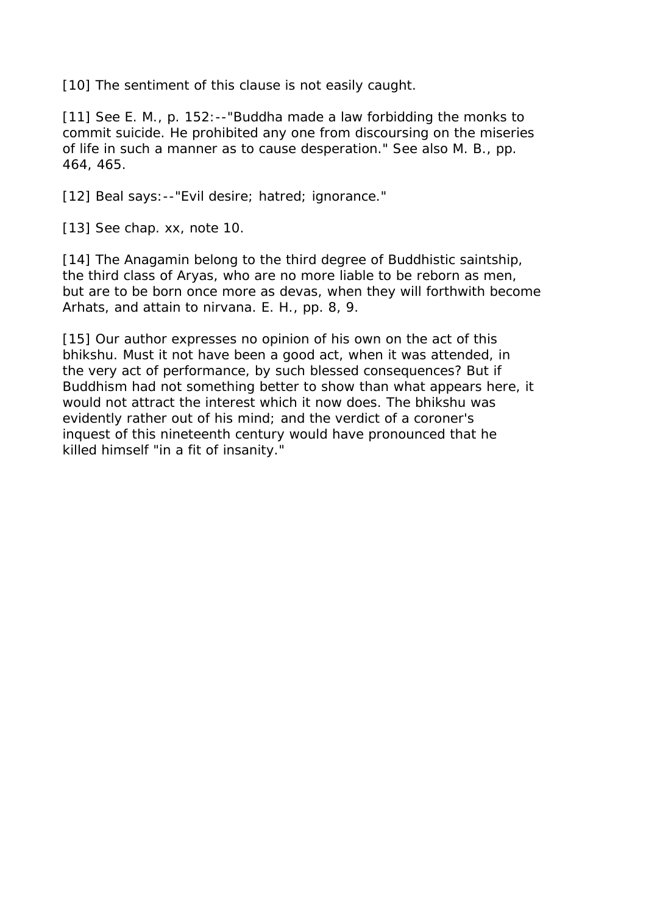[10] The sentiment of this clause is not easily caught.

[11] See E. M., p. 152:--"Buddha made a law forbidding the monks to commit suicide. He prohibited any one from discoursing on the miseries of life in such a manner as to cause desperation." See also M. B., pp. 464, 465.

[12] Beal says:--"Evil desire; hatred; ignorance."

[13] See chap. xx, note 10.

[14] The Anagamin belong to the third degree of Buddhistic saintship, the third class of Aryas, who are no more liable to be reborn as men, but are to be born once more as devas, when they will forthwith become Arhats, and attain to nirvana. E. H., pp. 8, 9.

[15] Our author expresses no opinion of his own on the act of this bhikshu. Must it not have been a good act, when it was attended, in the very act of performance, by such blessed consequences? But if Buddhism had not something better to show than what appears here, it would not attract the interest which it now does. The bhikshu was evidently rather out of his mind; and the verdict of a coroner's inquest of this nineteenth century would have pronounced that he killed himself "in a fit of insanity."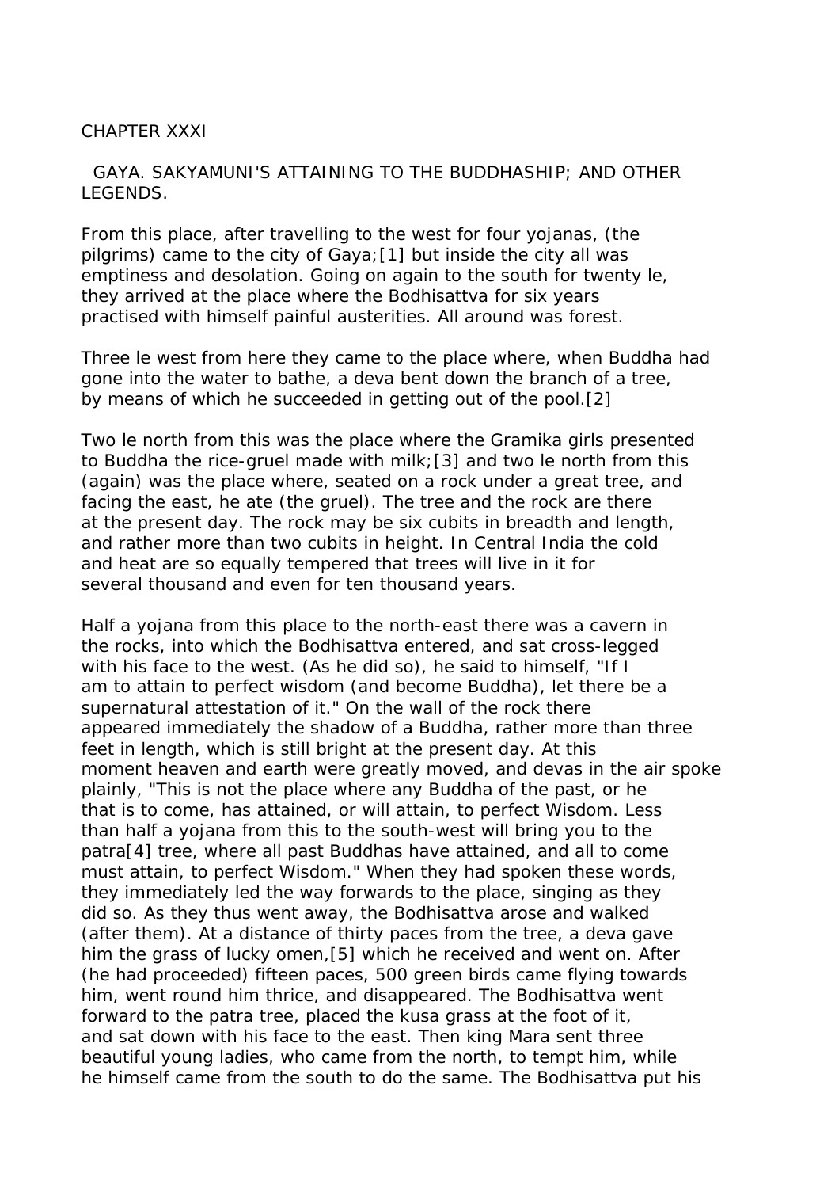# CHAPTER XXXI

## GAYA. SAKYAMUNI'S ATTAINING TO THE BUDDHASHIP; AND OTHER LEGENDS.

From this place, after travelling to the west for four yojanas, (the pilgrims) came to the city of Gaya;[1] but inside the city all was emptiness and desolation. Going on again to the south for twenty le, they arrived at the place where the Bodhisattva for six years practised with himself painful austerities. All around was forest.

Three le west from here they came to the place where, when Buddha had gone into the water to bathe, a deva bent down the branch of a tree, by means of which he succeeded in getting out of the pool.[2]

Two le north from this was the place where the Gramika girls presented to Buddha the rice-gruel made with milk;[3] and two le north from this (again) was the place where, seated on a rock under a great tree, and facing the east, he ate (the gruel). The tree and the rock are there at the present day. The rock may be six cubits in breadth and length, and rather more than two cubits in height. In Central India the cold and heat are so equally tempered that trees will live in it for several thousand and even for ten thousand years.

Half a yojana from this place to the north-east there was a cavern in the rocks, into which the Bodhisattva entered, and sat cross-legged with his face to the west. (As he did so), he said to himself, "If I am to attain to perfect wisdom (and become Buddha), let there be a supernatural attestation of it." On the wall of the rock there appeared immediately the shadow of a Buddha, rather more than three feet in length, which is still bright at the present day. At this moment heaven and earth were greatly moved, and devas in the air spoke plainly, "This is not the place where any Buddha of the past, or he that is to come, has attained, or will attain, to perfect Wisdom. Less than half a yojana from this to the south-west will bring you to the patra[4] tree, where all past Buddhas have attained, and all to come must attain, to perfect Wisdom." When they had spoken these words, they immediately led the way forwards to the place, singing as they did so. As they thus went away, the Bodhisattva arose and walked (after them). At a distance of thirty paces from the tree, a deva gave him the grass of lucky omen,[5] which he received and went on. After (he had proceeded) fifteen paces, 500 green birds came flying towards him, went round him thrice, and disappeared. The Bodhisattva went forward to the patra tree, placed the kusa grass at the foot of it, and sat down with his face to the east. Then king Mara sent three beautiful young ladies, who came from the north, to tempt him, while he himself came from the south to do the same. The Bodhisattva put his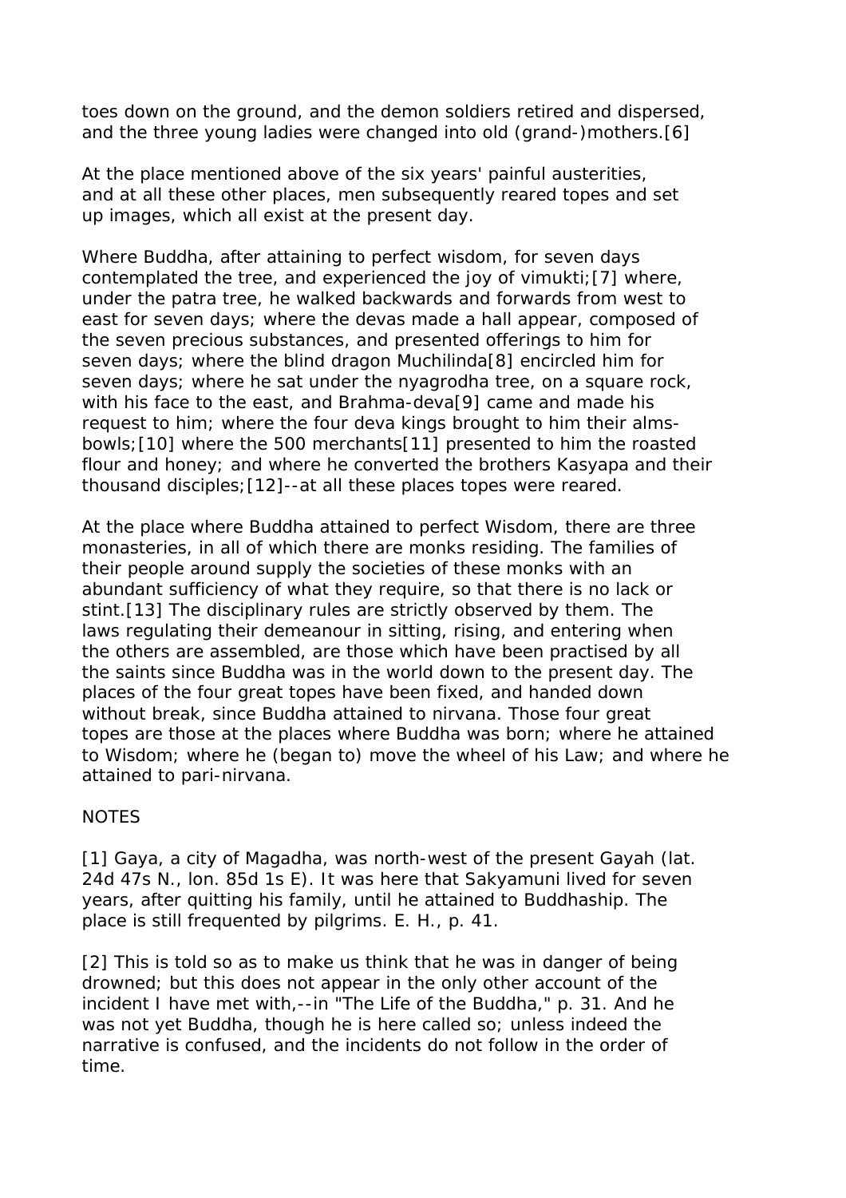toes down on the ground, and the demon soldiers retired and dispersed, and the three young ladies were changed into old (grand-)mothers.[6]

At the place mentioned above of the six years' painful austerities, and at all these other places, men subsequently reared topes and set up images, which all exist at the present day.

Where Buddha, after attaining to perfect wisdom, for seven days contemplated the tree, and experienced the joy of vimukti;[7] where, under the patra tree, he walked backwards and forwards from west to east for seven days; where the devas made a hall appear, composed of the seven precious substances, and presented offerings to him for seven days; where the blind dragon Muchilinda[8] encircled him for seven days; where he sat under the nyagrodha tree, on a square rock, with his face to the east, and Brahma-deva[9] came and made his request to him; where the four deva kings brought to him their alms-bowls;[10] where the 500 merchants[11] presented to him the roasted flour and honey; and where he converted the brothers Kasyapa and their thousand disciples;[12]--at all these places topes were reared.

At the place where Buddha attained to perfect Wisdom, there are three monasteries, in all of which there are monks residing. The families of their people around supply the societies of these monks with an abundant sufficiency of what they require, so that there is no lack or stint.[13] The disciplinary rules are strictly observed by them. The laws regulating their demeanour in sitting, rising, and entering when the others are assembled, are those which have been practised by all the saints since Buddha was in the world down to the present day. The places of the four great topes have been fixed, and handed down without break, since Buddha attained to nirvana. Those four great topes are those at the places where Buddha was born; where he attained to Wisdom; where he (began to) move the wheel of his Law; and where he attained to pari-nirvana.

NOTES

[1] Gaya, a city of Magadha, was north-west of the present Gayah (lat. 24d 47s N., lon. 85d 1s E). It was here that Sakyamuni lived for seven years, after quitting his family, until he attained to Buddhaship. The place is still frequented by pilgrims. E. H., p. 41.

[2] This is told so as to make us think that he was in danger of being drowned; but this does not appear in the only other account of the incident I have met with,--in "The Life of the Buddha," p. 31. And he was not yet Buddha, though he is here called so; unless indeed the narrative is confused, and the incidents do not follow in the order of time.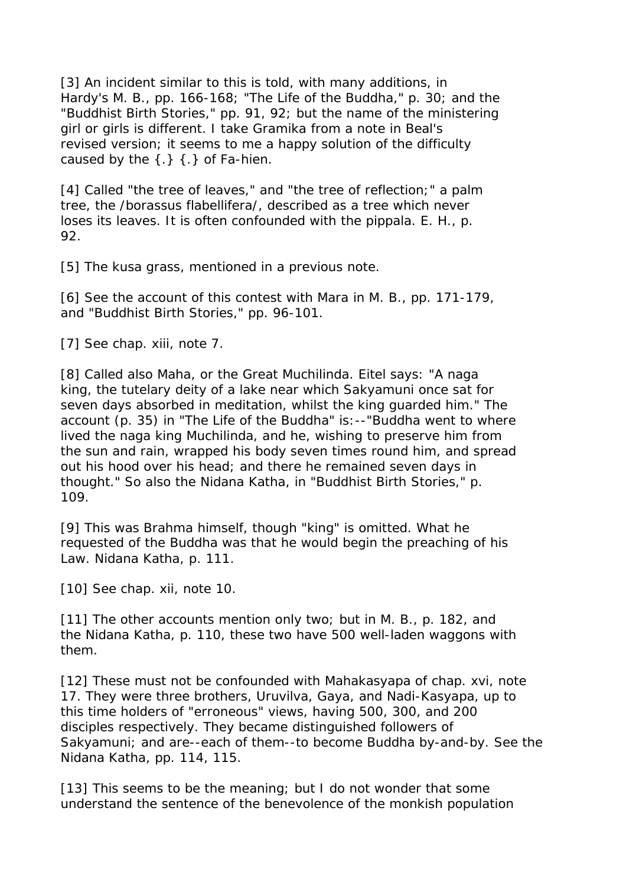[3] An incident similar to this is told, with many additions, in Hardy's M. B., pp. 166-168; "The Life of the Buddha," p. 30; and the "Buddhist Birth Stories," pp. 91, 92; but the name of the ministering girl or girls is different. I take Gramika from a note in Beal's revised version; it seems to me a happy solution of the difficulty caused by the {.} {.} of Fa-hien.

[4] Called "the tree of leaves," and "the tree of reflection;" a palm tree, the /borassus flabellifera/, described as a tree which never loses its leaves. It is often confounded with the pippala. E. H., p. 92.

[5] The kusa grass, mentioned in a previous note.

[6] See the account of this contest with Mara in M. B., pp. 171-179, and "Buddhist Birth Stories," pp. 96-101.

[7] See chap. xiii, note 7.

[8] Called also Maha, or the Great Muchilinda. Eitel says: "A naga king, the tutelary deity of a lake near which Sakyamuni once sat for seven days absorbed in meditation, whilst the king guarded him." The account (p. 35) in "The Life of the Buddha" is:--"Buddha went to where lived the naga king Muchilinda, and he, wishing to preserve him from the sun and rain, wrapped his body seven times round him, and spread out his hood over his head; and there he remained seven days in thought." So also the Nidana Katha, in "Buddhist Birth Stories," p. 109.

[9] This was Brahma himself, though "king" is omitted. What he requested of the Buddha was that he would begin the preaching of his Law. Nidana Katha, p. 111.

[10] See chap. xii, note 10.

[11] The other accounts mention only two; but in M. B., p. 182, and the Nidana Katha, p. 110, these two have 500 well-laden waggons with them.

[12] These must not be confounded with Mahakasyapa of chap. xvi, note 17. They were three brothers, Uruvilva, Gaya, and Nadi-Kasyapa, up to this time holders of "erroneous" views, having 500, 300, and 200 disciples respectively. They became distinguished followers of Sakyamuni; and are--each of them--to become Buddha by-and-by. See the Nidana Katha, pp. 114, 115.

[13] This seems to be the meaning; but I do not wonder that some understand the sentence of the benevolence of the monkish population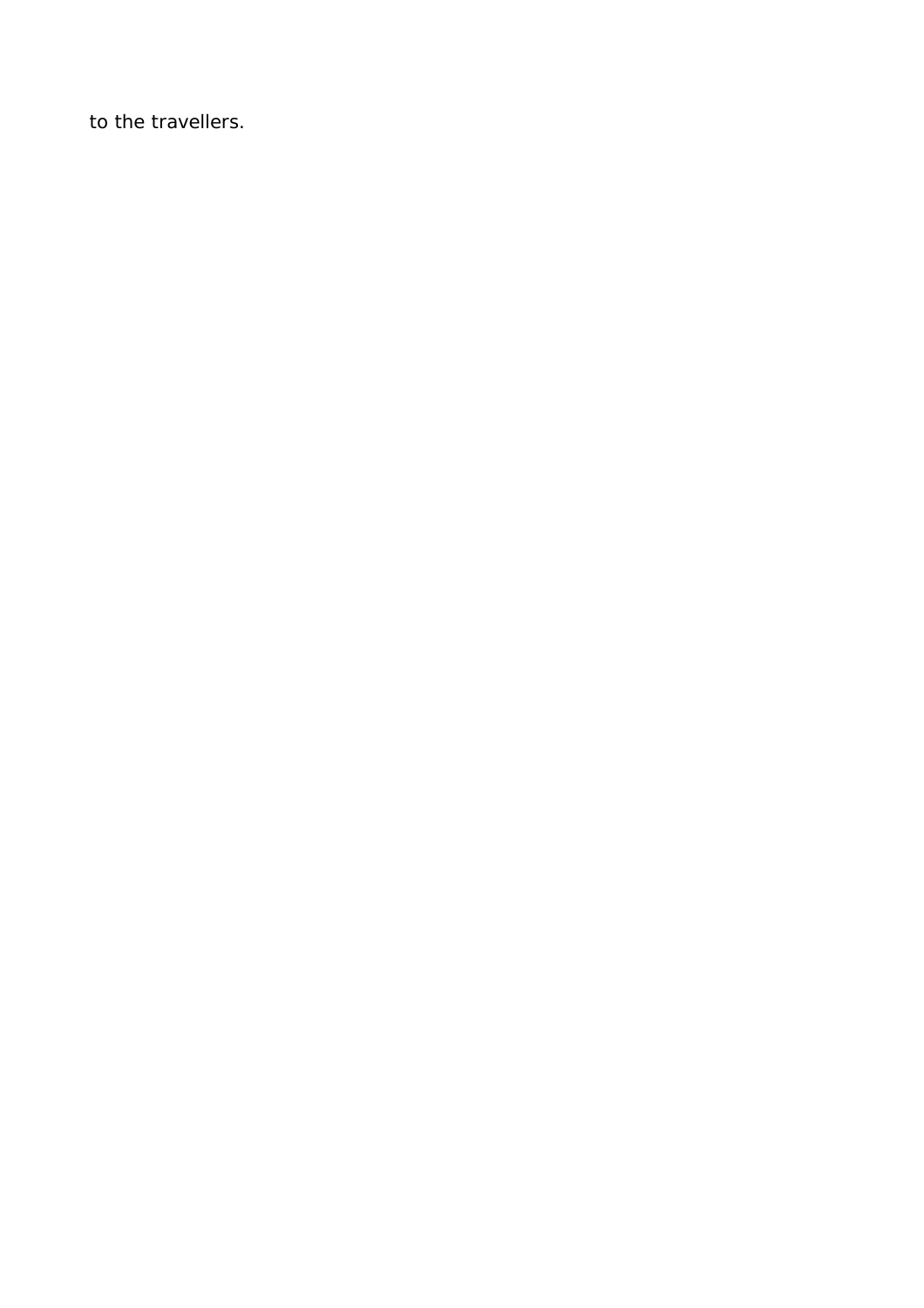to the travellers.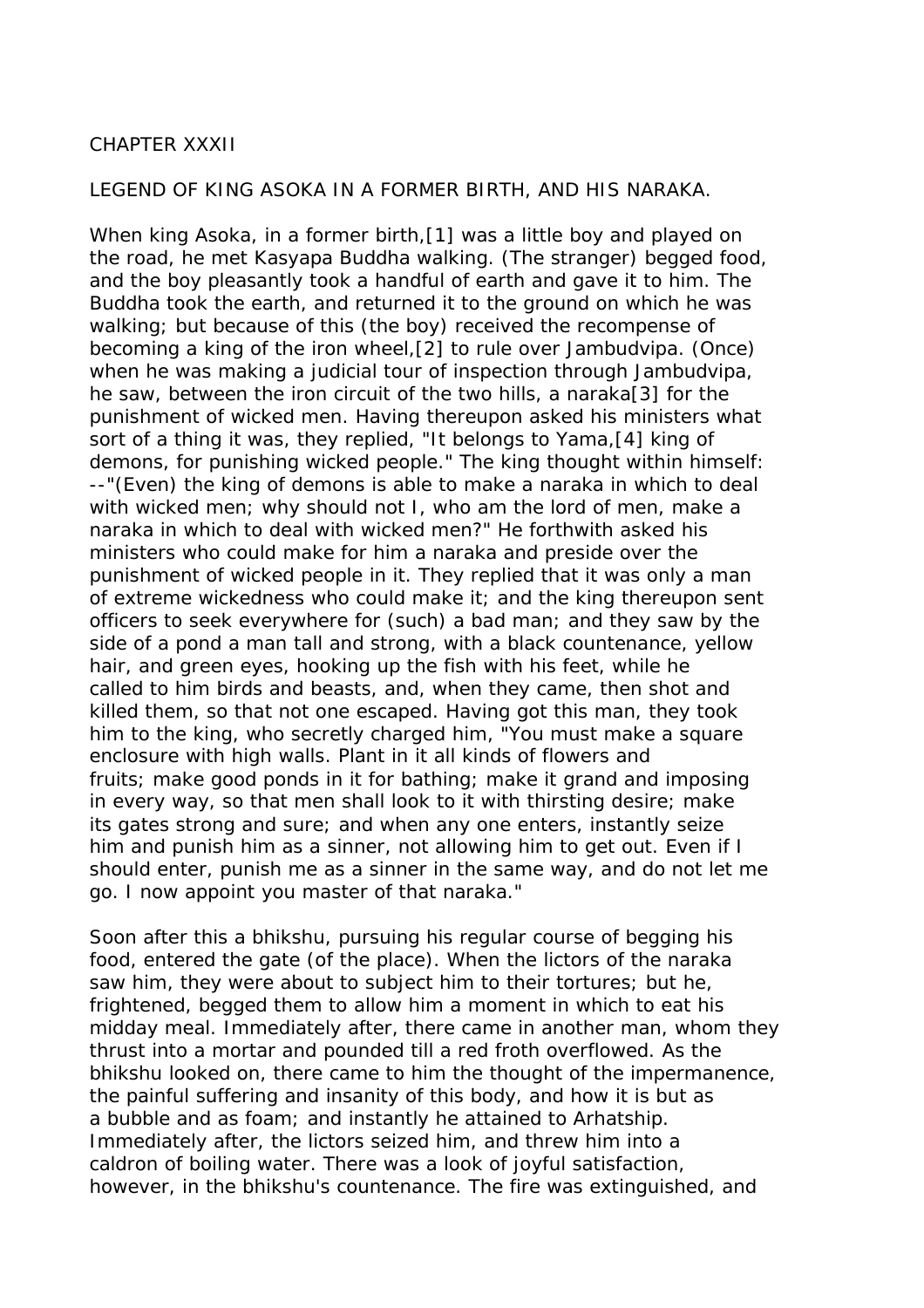## CHAPTER XXXII

### LEGEND OF KING ASOKA IN A FORMER BIRTH, AND HIS NARAKA.

When king Asoka, in a former birth,[1] was a little boy and played on the road, he met Kasyapa Buddha walking. (The stranger) begged food, and the boy pleasantly took a handful of earth and gave it to him. The Buddha took the earth, and returned it to the ground on which he was walking; but because of this (the boy) received the recompense of becoming a king of the iron wheel,[2] to rule over Jambudvipa. (Once) when he was making a judicial tour of inspection through Jambudvipa, he saw, between the iron circuit of the two hills, a naraka[3] for the punishment of wicked men. Having thereupon asked his ministers what sort of a thing it was, they replied, "It belongs to Yama,[4] king of demons, for punishing wicked people." The king thought within himself: --"(Even) the king of demons is able to make a naraka in which to deal with wicked men; why should not I, who am the lord of men, make a naraka in which to deal with wicked men?" He forthwith asked his ministers who could make for him a naraka and preside over the punishment of wicked people in it. They replied that it was only a man of extreme wickedness who could make it; and the king thereupon sent officers to seek everywhere for (such) a bad man; and they saw by the side of a pond a man tall and strong, with a black countenance, yellow hair, and green eyes, hooking up the fish with his feet, while he called to him birds and beasts, and, when they came, then shot and killed them, so that not one escaped. Having got this man, they took him to the king, who secretly charged him, "You must make a square enclosure with high walls. Plant in it all kinds of flowers and fruits; make good ponds in it for bathing; make it grand and imposing in every way, so that men shall look to it with thirsting desire; make its gates strong and sure; and when any one enters, instantly seize him and punish him as a sinner, not allowing him to get out. Even if I should enter, punish me as a sinner in the same way, and do not let me go. I now appoint you master of that naraka."

Soon after this a bhikshu, pursuing his regular course of begging his food, entered the gate (of the place). When the lictors of the naraka saw him, they were about to subject him to their tortures; but he, frightened, begged them to allow him a moment in which to eat his midday meal. Immediately after, there came in another man, whom they thrust into a mortar and pounded till a red froth overflowed. As the bhikshu looked on, there came to him the thought of the impermanence, the painful suffering and insanity of this body, and how it is but as a bubble and as foam; and instantly he attained to Arhatship. Immediately after, the lictors seized him, and threw him into a caldron of boiling water. There was a look of joyful satisfaction, however, in the bhikshu's countenance. The fire was extinguished, and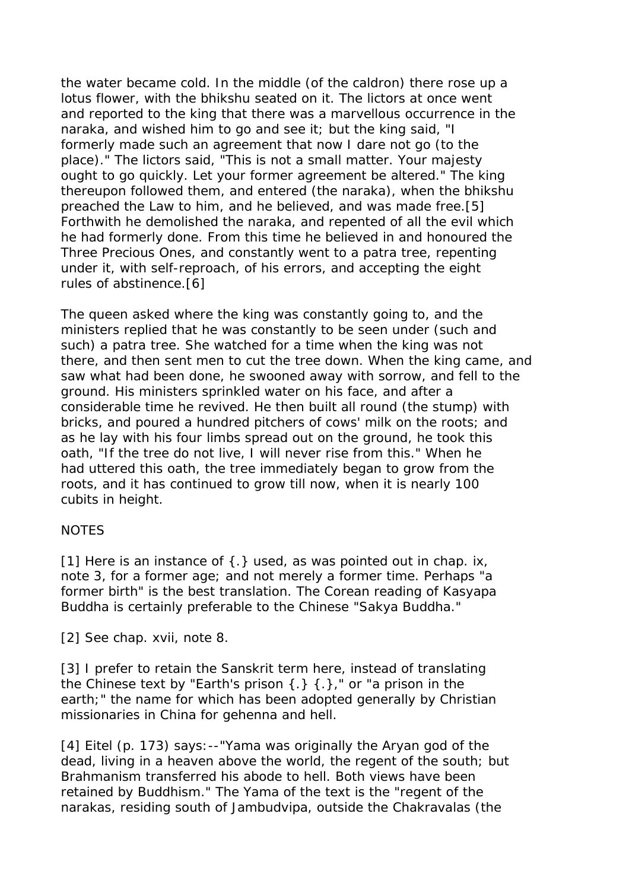the water became cold. In the middle (of the caldron) there rose up a lotus flower, with the bhikshu seated on it. The lictors at once went and reported to the king that there was a marvellous occurrence in the naraka, and wished him to go and see it; but the king said, "I formerly made such an agreement that now I dare not go (to the place)." The lictors said, "This is not a small matter. Your majesty ought to go quickly. Let your former agreement be altered." The king thereupon followed them, and entered (the naraka), when the bhikshu preached the Law to him, and he believed, and was made free.[5] Forthwith he demolished the naraka, and repented of all the evil which he had formerly done. From this time he believed in and honoured the Three Precious Ones, and constantly went to a patra tree, repenting under it, with self-reproach, of his errors, and accepting the eight rules of abstinence.[6]

The queen asked where the king was constantly going to, and the ministers replied that he was constantly to be seen under (such and such) a patra tree. She watched for a time when the king was not there, and then sent men to cut the tree down. When the king came, and saw what had been done, he swooned away with sorrow, and fell to the ground. His ministers sprinkled water on his face, and after a considerable time he revived. He then built all round (the stump) with bricks, and poured a hundred pitchers of cows' milk on the roots; and as he lay with his four limbs spread out on the ground, he took this oath, "If the tree do not live, I will never rise from this." When he had uttered this oath, the tree immediately began to grow from the roots, and it has continued to grow till now, when it is nearly 100 cubits in height.

NOTES

[1] Here is an instance of {.} used, as was pointed out in chap. ix, note 3, for a former age; and not merely a former time. Perhaps "a former birth" is the best translation. The Corean reading of Kasyapa Buddha is certainly preferable to the Chinese "Sakya Buddha."

[2] See chap. xvii, note 8.

[3] I prefer to retain the Sanskrit term here, instead of translating the Chinese text by "Earth's prison {.} {.}," or "a prison in the earth;" the name for which has been adopted generally by Christian missionaries in China for gehenna and hell.

[4] Eitel (p. 173) says:--"Yama was originally the Aryan god of the dead, living in a heaven above the world, the regent of the south; but Brahmanism transferred his abode to hell. Both views have been retained by Buddhism." The Yama of the text is the "regent of the narakas, residing south of Jambudvipa, outside the Chakravalas (the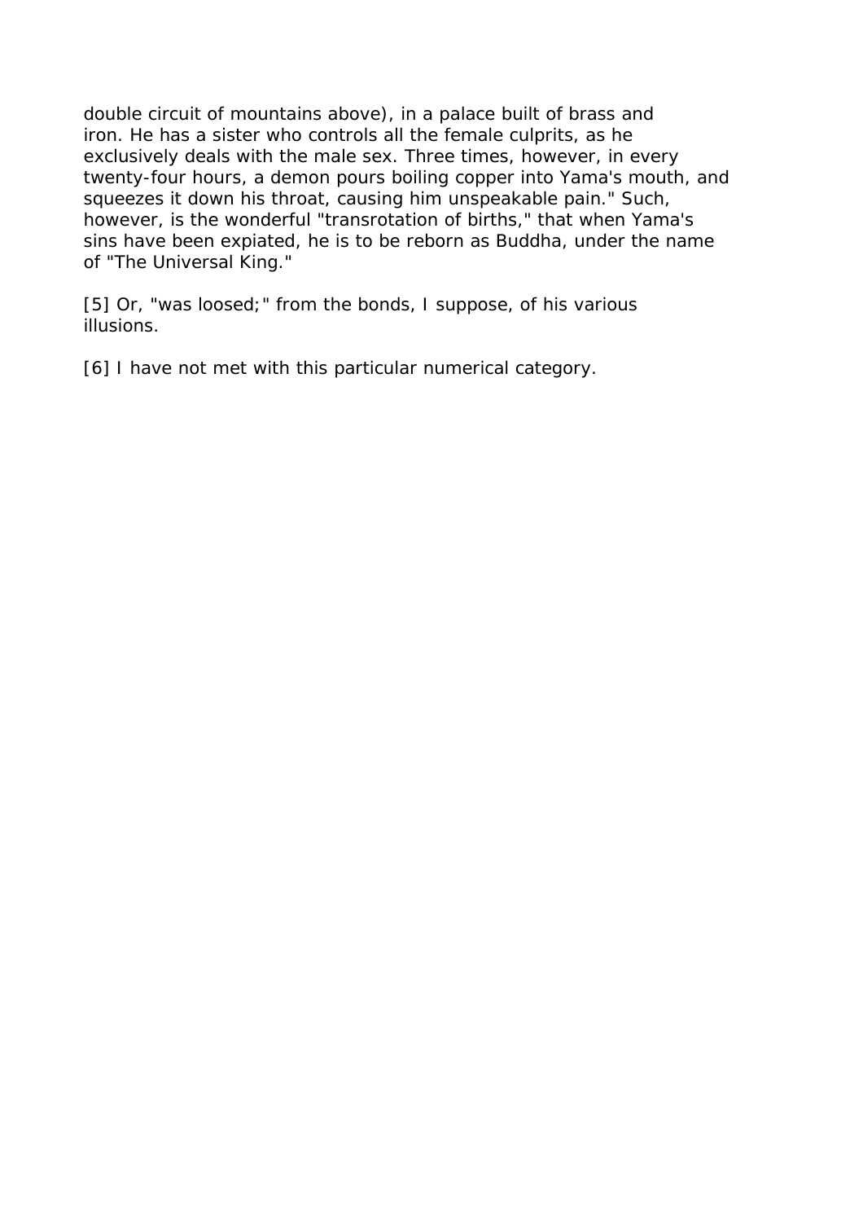double circuit of mountains above), in a palace built of brass and iron. He has a sister who controls all the female culprits, as he exclusively deals with the male sex. Three times, however, in every twenty-four hours, a demon pours boiling copper into Yama's mouth, and squeezes it down his throat, causing him unspeakable pain." Such, however, is the wonderful "transrotation of births," that when Yama's sins have been expiated, he is to be reborn as Buddha, under the name of "The Universal King."

[5] Or, "was loosed;" from the bonds, I suppose, of his various illusions.

[6] I have not met with this particular numerical category.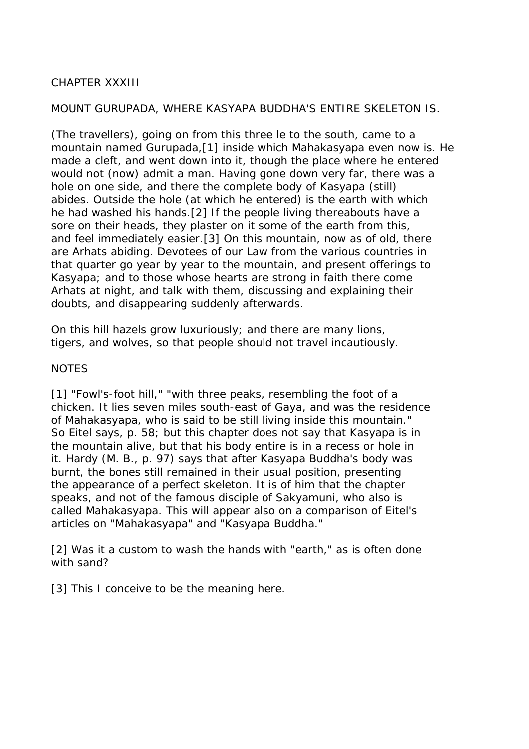## CHAPTER XXXIII

### MOUNT GURUPADA, WHERE KASYAPA BUDDHA'S ENTIRE SKELETON IS.

(The travellers), going on from this three le to the south, came to a mountain named Gurupada,[1] inside which Mahakasyapa even now is. He made a cleft, and went down into it, though the place where he entered would not (now) admit a man. Having gone down very far, there was a hole on one side, and there the complete body of Kasyapa (still) abides. Outside the hole (at which he entered) is the earth with which he had washed his hands.[2] If the people living thereabouts have a sore on their heads, they plaster on it some of the earth from this, and feel immediately easier.[3] On this mountain, now as of old, there are Arhats abiding. Devotees of our Law from the various countries in that quarter go year by year to the mountain, and present offerings to Kasyapa; and to those whose hearts are strong in faith there come Arhats at night, and talk with them, discussing and explaining their doubts, and disappearing suddenly afterwards.

On this hill hazels grow luxuriously; and there are many lions, tigers, and wolves, so that people should not travel incautiously.

NOTES

[1] "Fowl's-foot hill," "with three peaks, resembling the foot of a chicken. It lies seven miles south-east of Gaya, and was the residence of Mahakasyapa, who is said to be still living inside this mountain." So Eitel says, p. 58; but this chapter does not say that Kasyapa is in the mountain alive, but that his body entire is in a recess or hole in it. Hardy (M. B., p. 97) says that after Kasyapa Buddha's body was burnt, the bones still remained in their usual position, presenting the appearance of a perfect skeleton. It is of him that the chapter speaks, and not of the famous disciple of Sakyamuni, who also is called Mahakasyapa. This will appear also on a comparison of Eitel's articles on "Mahakasyapa" and "Kasyapa Buddha."

[2] Was it a custom to wash the hands with "earth," as is often done with sand?

[3] This I conceive to be the meaning here.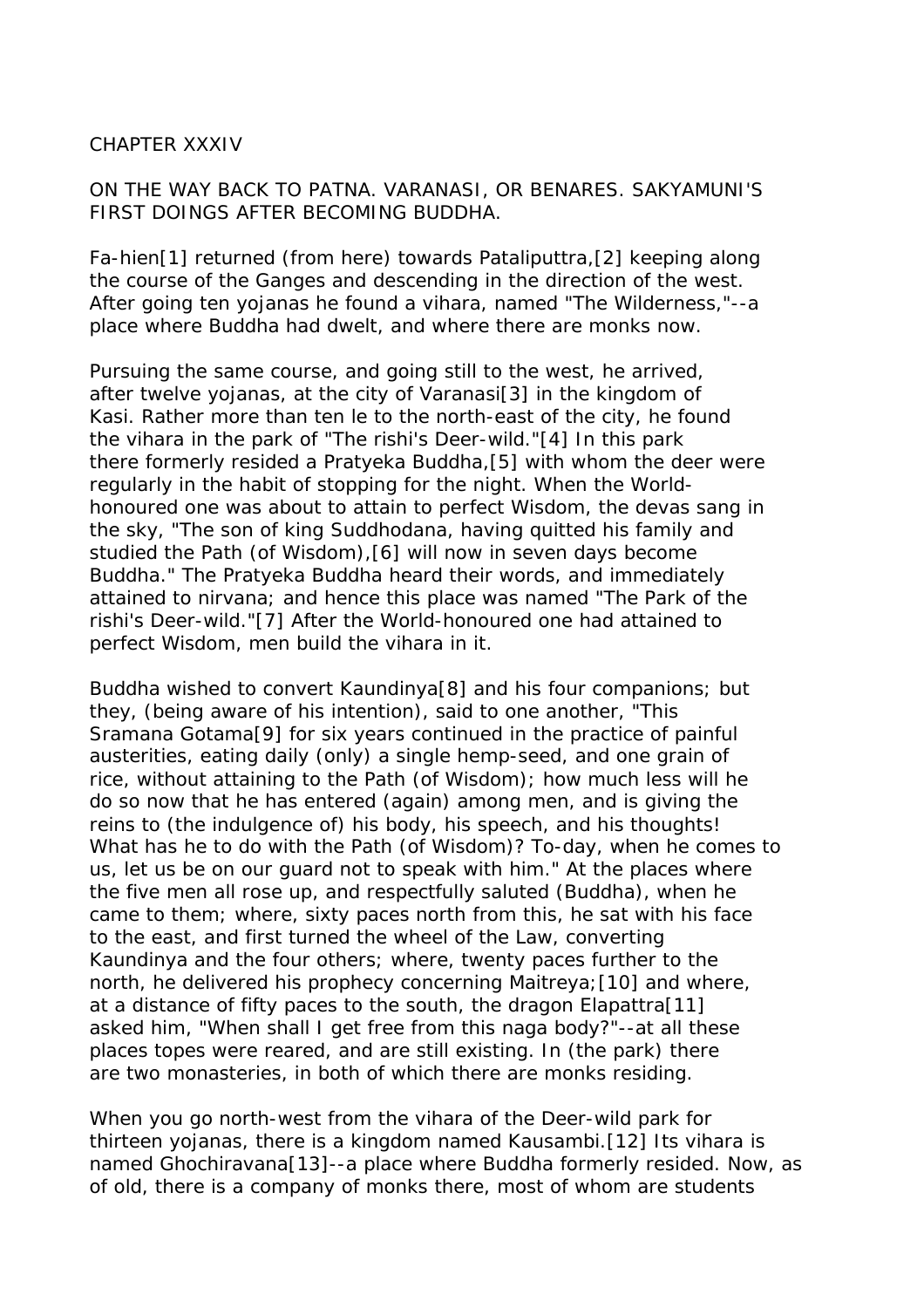## CHAPTER XXXIV

### ON THE WAY BACK TO PATNA. VARANASI, OR BENARES. SAKYAMUNI'S FIRST DOINGS AFTER BECOMING BUDDHA.

Fa-hien[1] returned (from here) towards Pataliputtra,[2] keeping along the course of the Ganges and descending in the direction of the west. After going ten yojanas he found a vihara, named "The Wilderness,"--a place where Buddha had dwelt, and where there are monks now.

Pursuing the same course, and going still to the west, he arrived, after twelve yojanas, at the city of Varanasi[3] in the kingdom of Kasi. Rather more than ten le to the north-east of the city, he found the vihara in the park of "The rishi's Deer-wild."[4] In this park there formerly resided a Pratyeka Buddha,[5] with whom the deer were regularly in the habit of stopping for the night. When the World-honoured one was about to attain to perfect Wisdom, the devas sang in the sky, "The son of king Suddhodana, having quitted his family and studied the Path (of Wisdom),[6] will now in seven days become Buddha." The Pratyeka Buddha heard their words, and immediately attained to nirvana; and hence this place was named "The Park of the rishi's Deer-wild."[7] After the World-honoured one had attained to perfect Wisdom, men build the vihara in it.

Buddha wished to convert Kaundinya[8] and his four companions; but they, (being aware of his intention), said to one another, "This Sramana Gotama[9] for six years continued in the practice of painful austerities, eating daily (only) a single hemp-seed, and one grain of rice, without attaining to the Path (of Wisdom); how much less will he do so now that he has entered (again) among men, and is giving the reins to (the indulgence of) his body, his speech, and his thoughts! What has he to do with the Path (of Wisdom)? To-day, when he comes to us, let us be on our guard not to speak with him." At the places where the five men all rose up, and respectfully saluted (Buddha), when he came to them; where, sixty paces north from this, he sat with his face to the east, and first turned the wheel of the Law, converting Kaundinya and the four others; where, twenty paces further to the north, he delivered his prophecy concerning Maitreya;[10] and where, at a distance of fifty paces to the south, the dragon Elapattra[11] asked him, "When shall I get free from this naga body?"--at all these places topes were reared, and are still existing. In (the park) there are two monasteries, in both of which there are monks residing.

When you go north-west from the vihara of the Deer-wild park for thirteen yojanas, there is a kingdom named Kausambi.[12] Its vihara is named Ghochiravana[13]--a place where Buddha formerly resided. Now, as of old, there is a company of monks there, most of whom are students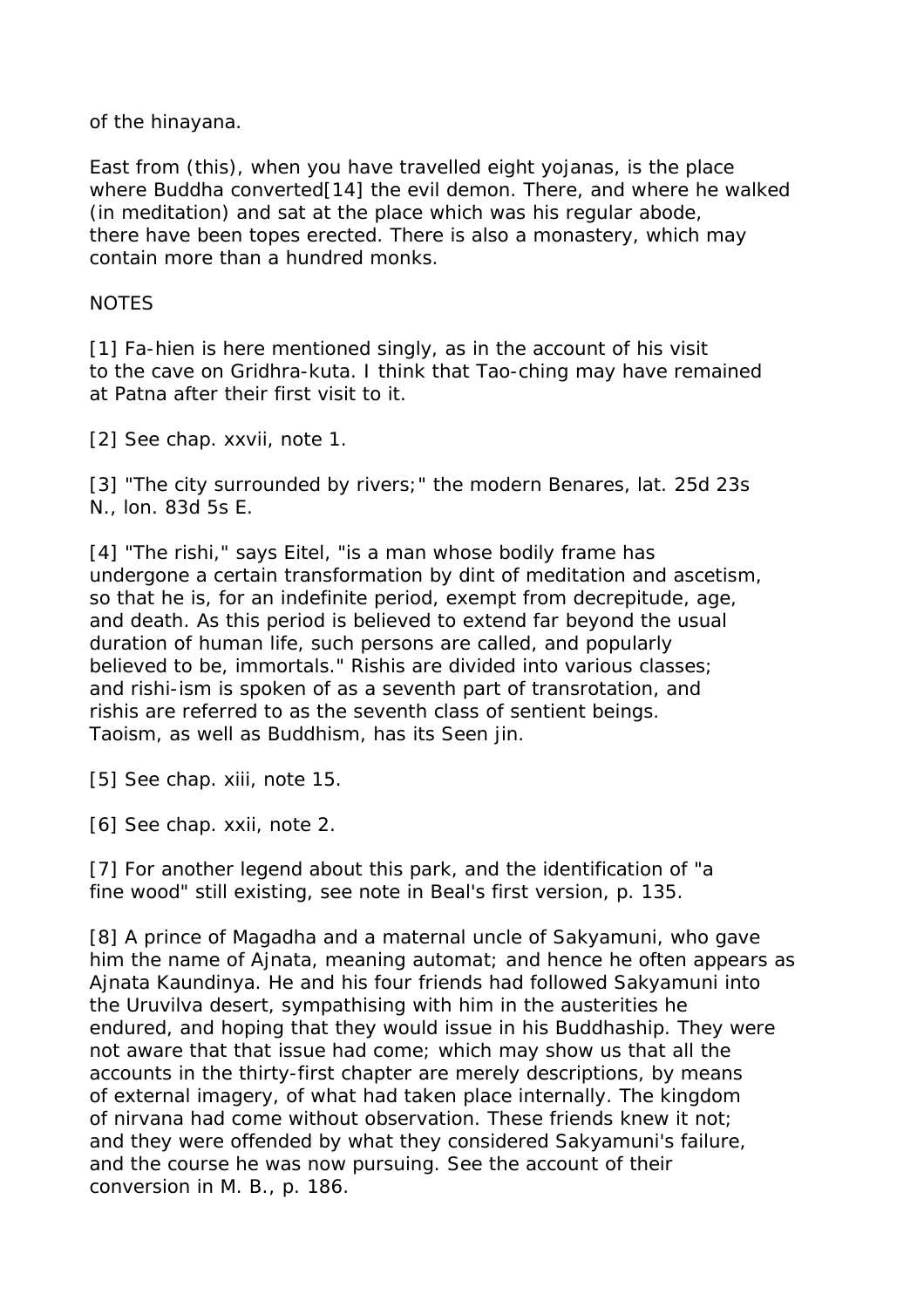of the hinayana.

East from (this), when you have travelled eight yojanas, is the place where Buddha converted[14] the evil demon. There, and where he walked (in meditation) and sat at the place which was his regular abode, there have been topes erected. There is also a monastery, which may contain more than a hundred monks.

NOTES

[1] Fa-hien is here mentioned singly, as in the account of his visit to the cave on Gridhra-kuta. I think that Tao-ching may have remained at Patna after their first visit to it.

[2] See chap. xxvii, note 1.

[3] "The city surrounded by rivers;" the modern Benares, lat. 25d 23s N., lon. 83d 5s E.

[4] "The rishi," says Eitel, "is a man whose bodily frame has undergone a certain transformation by dint of meditation and ascetism, so that he is, for an indefinite period, exempt from decrepitude, age, and death. As this period is believed to extend far beyond the usual duration of human life, such persons are called, and popularly believed to be, immortals." Rishis are divided into various classes; and rishi-ism is spoken of as a seventh part of transrotation, and rishis are referred to as the seventh class of sentient beings. Taoism, as well as Buddhism, has its Seen jin.

[5] See chap. xiii, note 15.

[6] See chap. xxii, note 2.

[7] For another legend about this park, and the identification of "a fine wood" still existing, see note in Beal's first version, p. 135.

[8] A prince of Magadha and a maternal uncle of Sakyamuni, who gave him the name of Ajnata, meaning automat; and hence he often appears as Ajnata Kaundinya. He and his four friends had followed Sakyamuni into the Uruvilva desert, sympathising with him in the austerities he endured, and hoping that they would issue in his Buddhaship. They were not aware that that issue had come; which may show us that all the accounts in the thirty-first chapter are merely descriptions, by means of external imagery, of what had taken place internally. The kingdom of nirvana had come without observation. These friends knew it not; and they were offended by what they considered Sakyamuni's failure, and the course he was now pursuing. See the account of their conversion in M. B., p. 186.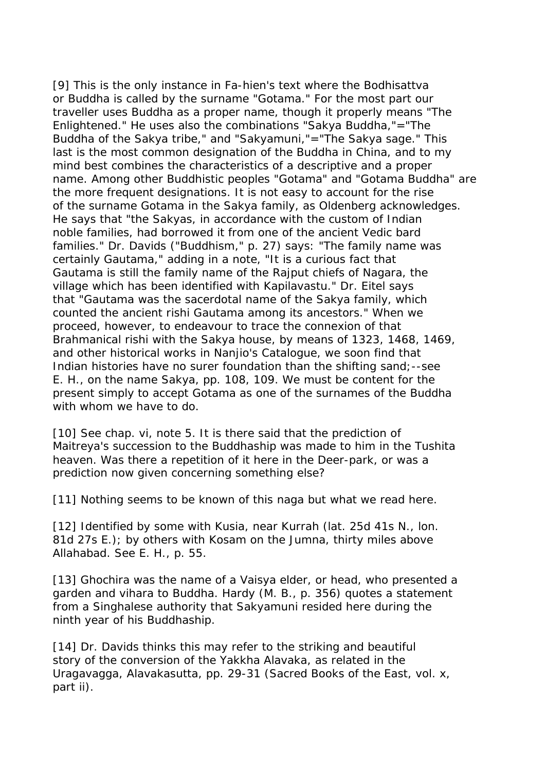[9] This is the only instance in Fa-hien's text where the Bodhisattva or Buddha is called by the surname "Gotama." For the most part our traveller uses Buddha as a proper name, though it properly means "The Enlightened." He uses also the combinations "Sakya Buddha,"="The Buddha of the Sakya tribe," and "Sakyamuni,"="The Sakya sage." This last is the most common designation of the Buddha in China, and to my mind best combines the characteristics of a descriptive and a proper name. Among other Buddhistic peoples "Gotama" and "Gotama Buddha" are the more frequent designations. It is not easy to account for the rise of the surname Gotama in the Sakya family, as Oldenberg acknowledges. He says that "the Sakyas, in accordance with the custom of Indian noble families, had borrowed it from one of the ancient Vedic bard families." Dr. Davids ("Buddhism," p. 27) says: "The family name was certainly Gautama," adding in a note, "It is a curious fact that Gautama is still the family name of the Rajput chiefs of Nagara, the village which has been identified with Kapilavastu." Dr. Eitel says that "Gautama was the sacerdotal name of the Sakya family, which counted the ancient rishi Gautama among its ancestors." When we proceed, however, to endeavour to trace the connexion of that Brahmanical rishi with the Sakya house, by means of 1323, 1468, 1469, and other historical works in Nanjio's Catalogue, we soon find that Indian histories have no surer foundation than the shifting sand;--see E. H., on the name Sakya, pp. 108, 109. We must be content for the present simply to accept Gotama as one of the surnames of the Buddha with whom we have to do.

[10] See chap. vi, note 5. It is there said that the prediction of Maitreya's succession to the Buddhaship was made to him in the Tushita heaven. Was there a repetition of it here in the Deer-park, or was a prediction now given concerning something else?

[11] Nothing seems to be known of this naga but what we read here.

[12] Identified by some with Kusia, near Kurrah (lat. 25d 41s N., lon. 81d 27s E.); by others with Kosam on the Jumna, thirty miles above Allahabad. See E. H., p. 55.

[13] Ghochira was the name of a Vaisya elder, or head, who presented a garden and vihara to Buddha. Hardy (M. B., p. 356) quotes a statement from a Singhalese authority that Sakyamuni resided here during the ninth year of his Buddhaship.

[14] Dr. Davids thinks this may refer to the striking and beautiful story of the conversion of the Yakkha Alavaka, as related in the Uragavagga, Alavakasutta, pp. 29-31 (Sacred Books of the East, vol. x, part ii).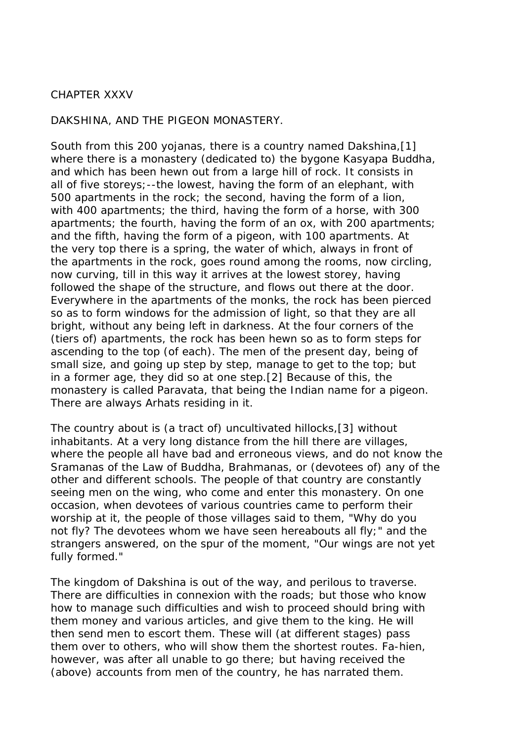# CHAPTER XXXV

## DAKSHINA, AND THE PIGEON MONASTERY.

South from this 200 yojanas, there is a country named Dakshina,[1] where there is a monastery (dedicated to) the bygone Kasyapa Buddha, and which has been hewn out from a large hill of rock. It consists in all of five storeys;--the lowest, having the form of an elephant, with 500 apartments in the rock; the second, having the form of a lion, with 400 apartments; the third, having the form of a horse, with 300 apartments; the fourth, having the form of an ox, with 200 apartments; and the fifth, having the form of a pigeon, with 100 apartments. At the very top there is a spring, the water of which, always in front of the apartments in the rock, goes round among the rooms, now circling, now curving, till in this way it arrives at the lowest storey, having followed the shape of the structure, and flows out there at the door. Everywhere in the apartments of the monks, the rock has been pierced so as to form windows for the admission of light, so that they are all bright, without any being left in darkness. At the four corners of the (tiers of) apartments, the rock has been hewn so as to form steps for ascending to the top (of each). The men of the present day, being of small size, and going up step by step, manage to get to the top; but in a former age, they did so at one step.[2] Because of this, the monastery is called Paravata, that being the Indian name for a pigeon. There are always Arhats residing in it.

The country about is (a tract of) uncultivated hillocks,[3] without inhabitants. At a very long distance from the hill there are villages, where the people all have bad and erroneous views, and do not know the Sramanas of the Law of Buddha, Brahmanas, or (devotees of) any of the other and different schools. The people of that country are constantly seeing men on the wing, who come and enter this monastery. On one occasion, when devotees of various countries came to perform their worship at it, the people of those villages said to them, "Why do you not fly? The devotees whom we have seen hereabouts all fly;" and the strangers answered, on the spur of the moment, "Our wings are not yet fully formed."

The kingdom of Dakshina is out of the way, and perilous to traverse. There are difficulties in connexion with the roads; but those who know how to manage such difficulties and wish to proceed should bring with them money and various articles, and give them to the king. He will then send men to escort them. These will (at different stages) pass them over to others, who will show them the shortest routes. Fa-hien, however, was after all unable to go there; but having received the (above) accounts from men of the country, he has narrated them.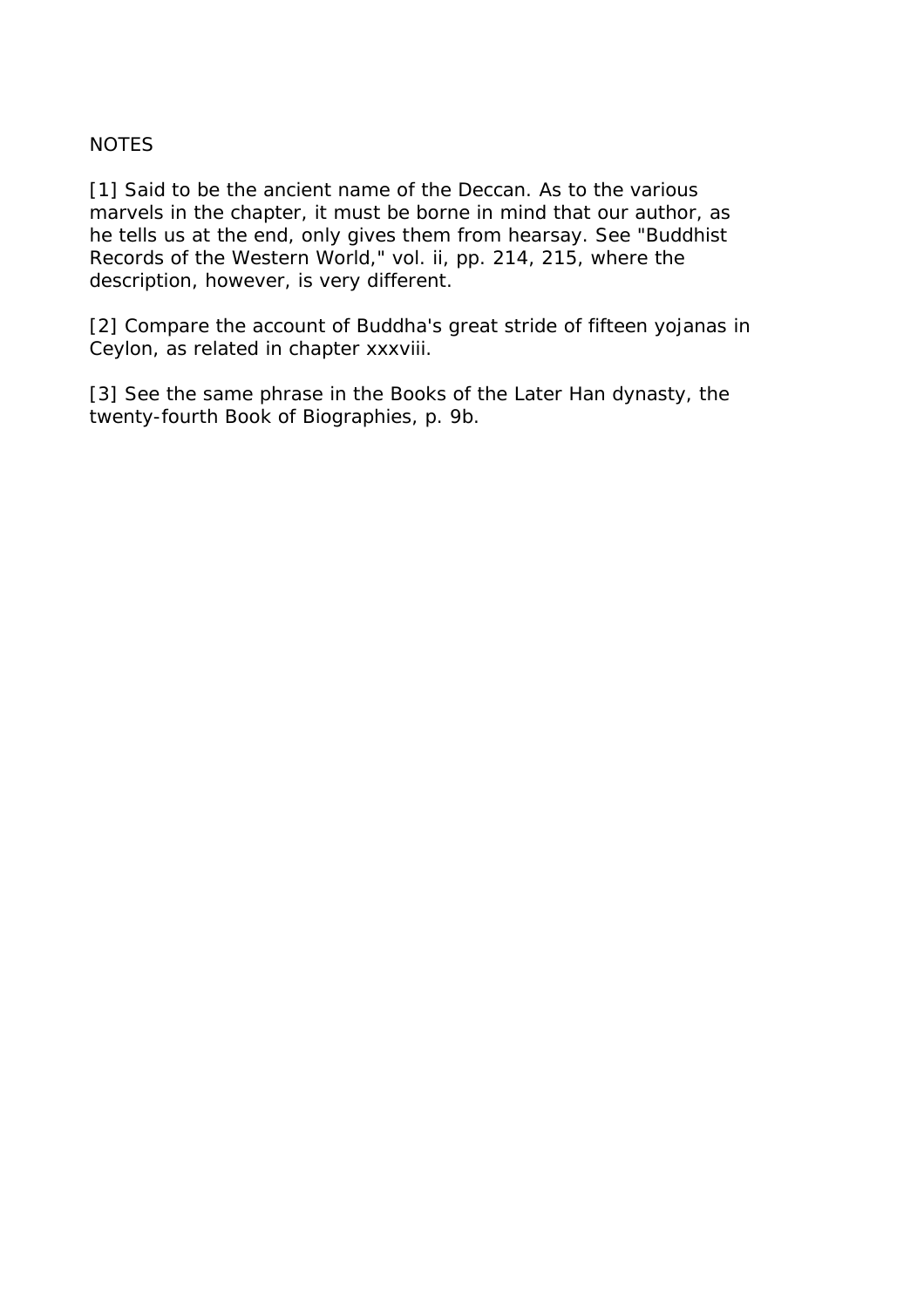NOTES

[1] Said to be the ancient name of the Deccan. As to the various marvels in the chapter, it must be borne in mind that our author, as he tells us at the end, only gives them from hearsay. See "Buddhist Records of the Western World," vol. ii, pp. 214, 215, where the description, however, is very different.

[2] Compare the account of Buddha's great stride of fifteen yojanas in Ceylon, as related in chapter xxxviii.

[3] See the same phrase in the Books of the Later Han dynasty, the twenty-fourth Book of Biographies, p. 9b.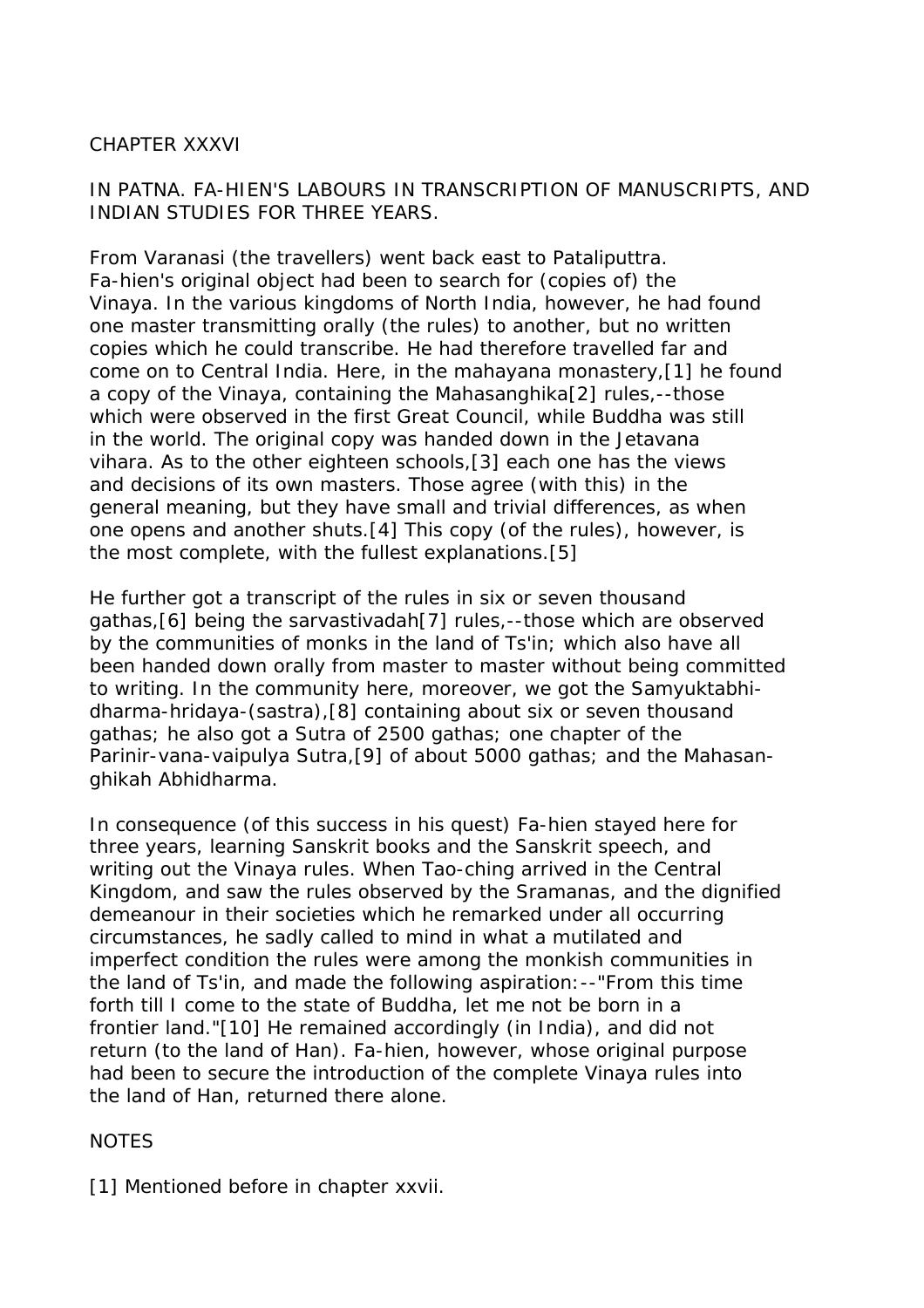# CHAPTER XXXVI

## IN PATNA. FA-HIEN'S LABOURS IN TRANSCRIPTION OF MANUSCRIPTS, AND INDIAN STUDIES FOR THREE YEARS.

From Varanasi (the travellers) went back east to Pataliputtra. Fa-hien's original object had been to search for (copies of) the Vinaya. In the various kingdoms of North India, however, he had found one master transmitting orally (the rules) to another, but no written copies which he could transcribe. He had therefore travelled far and come on to Central India. Here, in the mahayana monastery,[1] he found a copy of the Vinaya, containing the Mahasanghika[2] rules,--those which were observed in the first Great Council, while Buddha was still in the world. The original copy was handed down in the Jetavana vihara. As to the other eighteen schools,[3] each one has the views and decisions of its own masters. Those agree (with this) in the general meaning, but they have small and trivial differences, as when one opens and another shuts.[4] This copy (of the rules), however, is the most complete, with the fullest explanations.[5]

He further got a transcript of the rules in six or seven thousand gathas,[6] being the sarvastivadah[7] rules,--those which are observed by the communities of monks in the land of Ts'in; which also have all been handed down orally from master to master without being committed to writing. In the community here, moreover, we got the Samyuktabhi-dharma-hridaya-(sastra),[8] containing about six or seven thousand gathas; he also got a Sutra of 2500 gathas; one chapter of the Parinir-vana-vaipulya Sutra,[9] of about 5000 gathas; and the Mahasan-ghikah Abhidharma.

In consequence (of this success in his quest) Fa-hien stayed here for three years, learning Sanskrit books and the Sanskrit speech, and writing out the Vinaya rules. When Tao-ching arrived in the Central Kingdom, and saw the rules observed by the Sramanas, and the dignified demeanour in their societies which he remarked under all occurring circumstances, he sadly called to mind in what a mutilated and imperfect condition the rules were among the monkish communities in the land of Ts'in, and made the following aspiration:--"From this time forth till I come to the state of Buddha, let me not be born in a frontier land."[10] He remained accordingly (in India), and did not return (to the land of Han). Fa-hien, however, whose original purpose had been to secure the introduction of the complete Vinaya rules into the land of Han, returned there alone.

NOTES

[1] Mentioned before in chapter xxvii.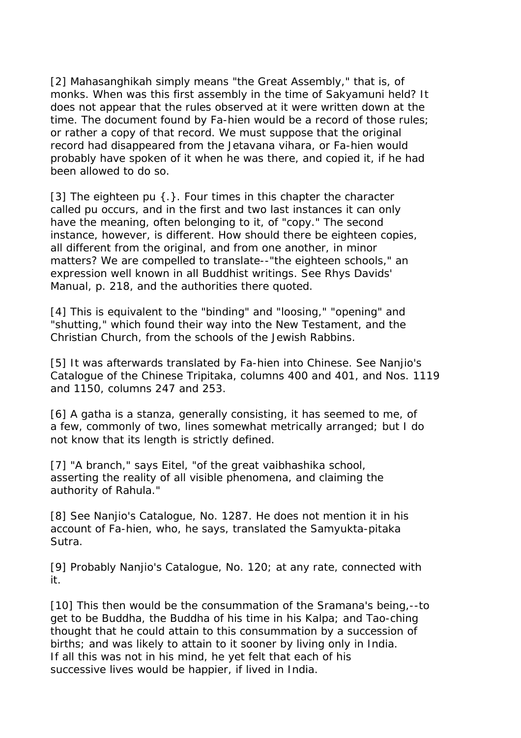[2] Mahasanghikah simply means "the Great Assembly," that is, of monks. When was this first assembly in the time of Sakyamuni held? It does not appear that the rules observed at it were written down at the time. The document found by Fa-hien would be a record of those rules; or rather a copy of that record. We must suppose that the original record had disappeared from the Jetavana vihara, or Fa-hien would probably have spoken of it when he was there, and copied it, if he had been allowed to do so.

[3] The eighteen pu {.}. Four times in this chapter the character called pu occurs, and in the first and two last instances it can only have the meaning, often belonging to it, of "copy." The second instance, however, is different. How should there be eighteen copies, all different from the original, and from one another, in minor matters? We are compelled to translate--"the eighteen schools," an expression well known in all Buddhist writings. See Rhys Davids' Manual, p. 218, and the authorities there quoted.

[4] This is equivalent to the "binding" and "loosing," "opening" and "shutting," which found their way into the New Testament, and the Christian Church, from the schools of the Jewish Rabbins.

[5] It was afterwards translated by Fa-hien into Chinese. See Nanjio's Catalogue of the Chinese Tripitaka, columns 400 and 401, and Nos. 1119 and 1150, columns 247 and 253.

[6] A gatha is a stanza, generally consisting, it has seemed to me, of a few, commonly of two, lines somewhat metrically arranged; but I do not know that its length is strictly defined.

[7] "A branch," says Eitel, "of the great vaibhashika school, asserting the reality of all visible phenomena, and claiming the authority of Rahula."

[8] See Nanjio's Catalogue, No. 1287. He does not mention it in his account of Fa-hien, who, he says, translated the Samyukta-pitaka Sutra.

[9] Probably Nanjio's Catalogue, No. 120; at any rate, connected with it.

[10] This then would be the consummation of the Sramana's being,--to get to be Buddha, the Buddha of his time in his Kalpa; and Tao-ching thought that he could attain to this consummation by a succession of births; and was likely to attain to it sooner by living only in India. If all this was not in his mind, he yet felt that each of his successive lives would be happier, if lived in India.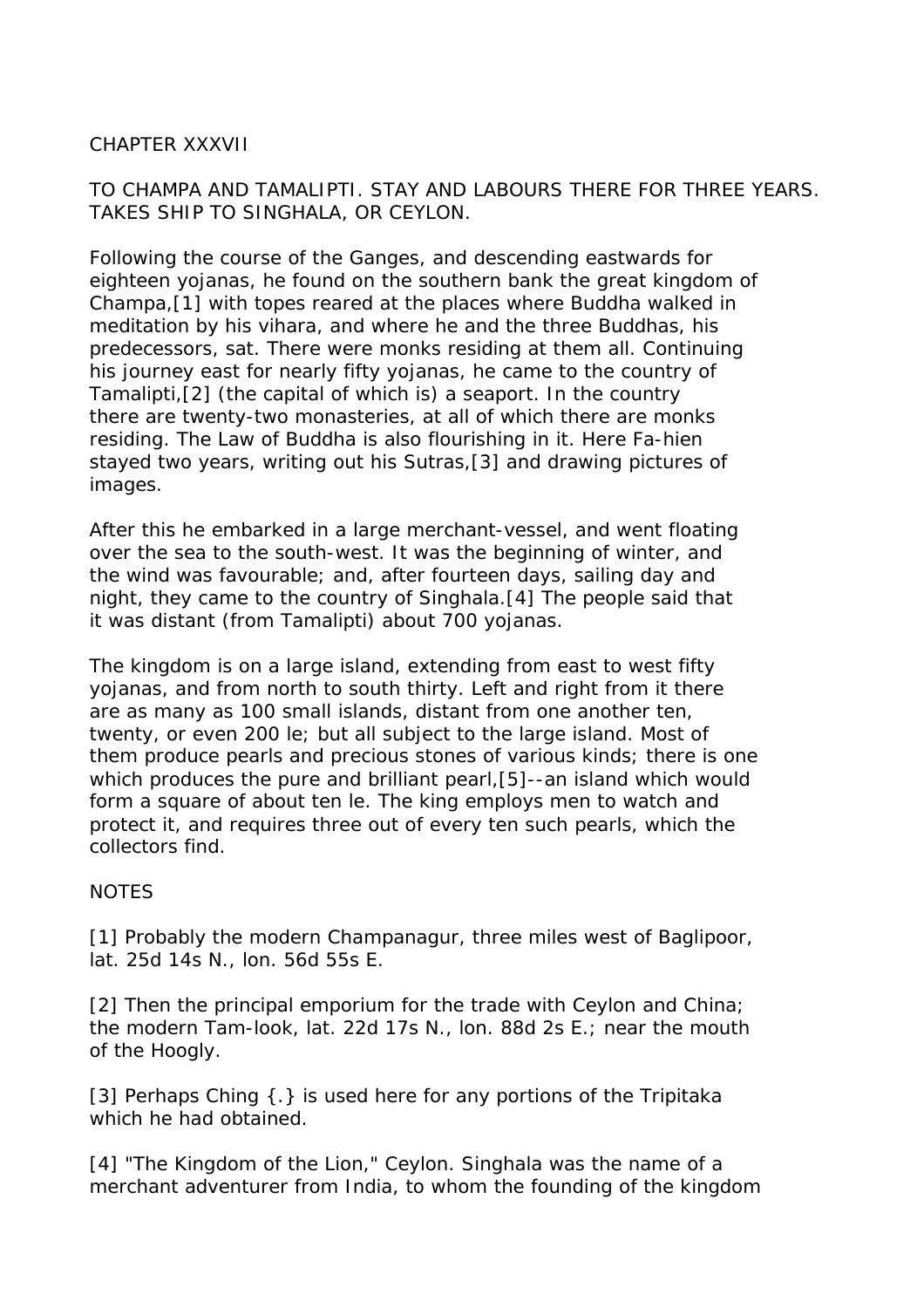CHAPTER XXXVII

TO CHAMPA AND TAMALIPTI. STAY AND LABOURS THERE FOR THREE YEARS. TAKES SHIP TO SINGHALA, OR CEYLON.

Following the course of the Ganges, and descending eastwards for eighteen yojanas, he found on the southern bank the great kingdom of Champa,[1] with topes reared at the places where Buddha walked in meditation by his vihara, and where he and the three Buddhas, his predecessors, sat. There were monks residing at them all. Continuing his journey east for nearly fifty yojanas, he came to the country of Tamalipti,[2] (the capital of which is) a seaport. In the country there are twenty-two monasteries, at all of which there are monks residing. The Law of Buddha is also flourishing in it. Here Fa-hien stayed two years, writing out his Sutras,[3] and drawing pictures of images.

After this he embarked in a large merchant-vessel, and went floating over the sea to the south-west. It was the beginning of winter, and the wind was favourable; and, after fourteen days, sailing day and night, they came to the country of Singhala.[4] The people said that it was distant (from Tamalipti) about 700 yojanas.

The kingdom is on a large island, extending from east to west fifty yojanas, and from north to south thirty. Left and right from it there are as many as 100 small islands, distant from one another ten, twenty, or even 200 le; but all subject to the large island. Most of them produce pearls and precious stones of various kinds; there is one which produces the pure and brilliant pearl,[5]--an island which would form a square of about ten le. The king employs men to watch and protect it, and requires three out of every ten such pearls, which the collectors find.

NOTES

[1] Probably the modern Champanagur, three miles west of Baglipoor, lat. 25d 14s N., lon. 56d 55s E.

[2] Then the principal emporium for the trade with Ceylon and China; the modern Tam-look, lat. 22d 17s N., lon. 88d 2s E.; near the mouth of the Hoogly.

[3] Perhaps Ching {.} is used here for any portions of the Tripitaka which he had obtained.

[4] "The Kingdom of the Lion," Ceylon. Singhala was the name of a merchant adventurer from India, to whom the founding of the kingdom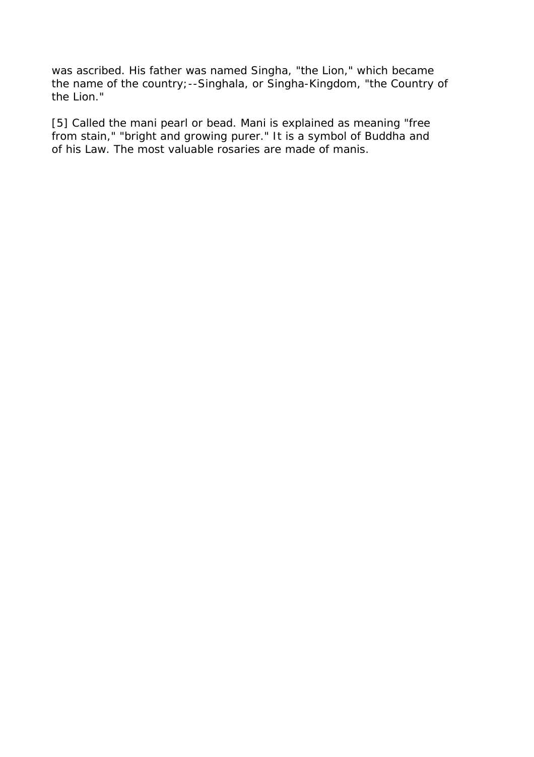was ascribed. His father was named Singha, "the Lion," which became the name of the country;--Singhala, or Singha-Kingdom, "the Country of the Lion."

[5] Called the mani pearl or bead. Mani is explained as meaning "free from stain," "bright and growing purer." It is a symbol of Buddha and of his Law. The most valuable rosaries are made of manis.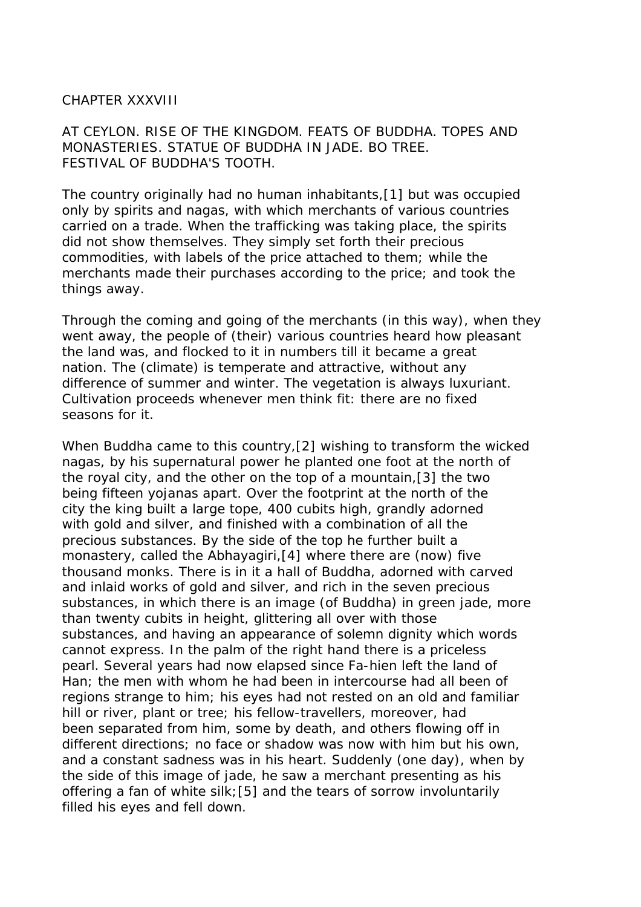## CHAPTER XXXVIII

AT CEYLON. RISE OF THE KINGDOM. FEATS OF BUDDHA. TOPES AND MONASTERIES. STATUE OF BUDDHA IN JADE. BO TREE. FESTIVAL OF BUDDHA'S TOOTH.

The country originally had no human inhabitants,[1] but was occupied only by spirits and nagas, with which merchants of various countries carried on a trade. When the trafficking was taking place, the spirits did not show themselves. They simply set forth their precious commodities, with labels of the price attached to them; while the merchants made their purchases according to the price; and took the things away.

Through the coming and going of the merchants (in this way), when they went away, the people of (their) various countries heard how pleasant the land was, and flocked to it in numbers till it became a great nation. The (climate) is temperate and attractive, without any difference of summer and winter. The vegetation is always luxuriant. Cultivation proceeds whenever men think fit: there are no fixed seasons for it.

When Buddha came to this country,[2] wishing to transform the wicked nagas, by his supernatural power he planted one foot at the north of the royal city, and the other on the top of a mountain,[3] the two being fifteen yojanas apart. Over the footprint at the north of the city the king built a large tope, 400 cubits high, grandly adorned with gold and silver, and finished with a combination of all the precious substances. By the side of the top he further built a monastery, called the Abhayagiri,[4] where there are (now) five thousand monks. There is in it a hall of Buddha, adorned with carved and inlaid works of gold and silver, and rich in the seven precious substances, in which there is an image (of Buddha) in green jade, more than twenty cubits in height, glittering all over with those substances, and having an appearance of solemn dignity which words cannot express. In the palm of the right hand there is a priceless pearl. Several years had now elapsed since Fa-hien left the land of Han; the men with whom he had been in intercourse had all been of regions strange to him; his eyes had not rested on an old and familiar hill or river, plant or tree; his fellow-travellers, moreover, had been separated from him, some by death, and others flowing off in different directions; no face or shadow was now with him but his own, and a constant sadness was in his heart. Suddenly (one day), when by the side of this image of jade, he saw a merchant presenting as his offering a fan of white silk;[5] and the tears of sorrow involuntarily filled his eyes and fell down.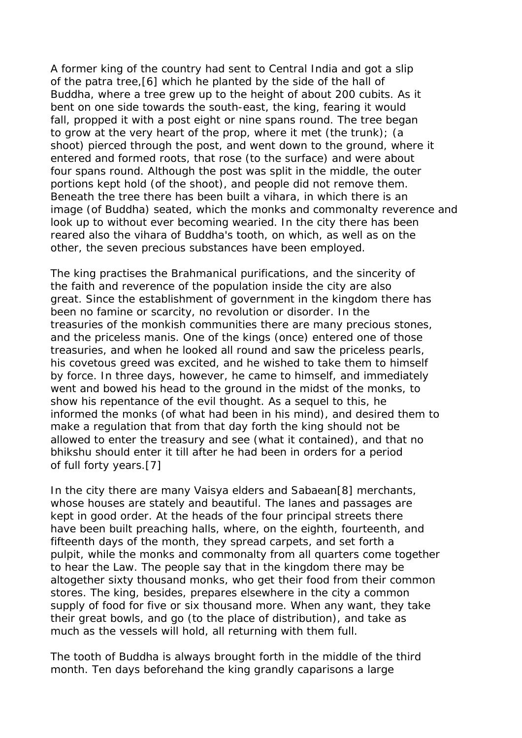A former king of the country had sent to Central India and got a slip of the patra tree,[6] which he planted by the side of the hall of Buddha, where a tree grew up to the height of about 200 cubits. As it bent on one side towards the south-east, the king, fearing it would fall, propped it with a post eight or nine spans round. The tree began to grow at the very heart of the prop, where it met (the trunk); (a shoot) pierced through the post, and went down to the ground, where it entered and formed roots, that rose (to the surface) and were about four spans round. Although the post was split in the middle, the outer portions kept hold (of the shoot), and people did not remove them. Beneath the tree there has been built a vihara, in which there is an image (of Buddha) seated, which the monks and commonalty reverence and look up to without ever becoming wearied. In the city there has been reared also the vihara of Buddha's tooth, on which, as well as on the other, the seven precious substances have been employed.

The king practises the Brahmanical purifications, and the sincerity of the faith and reverence of the population inside the city are also great. Since the establishment of government in the kingdom there has been no famine or scarcity, no revolution or disorder. In the treasuries of the monkish communities there are many precious stones, and the priceless manis. One of the kings (once) entered one of those treasuries, and when he looked all round and saw the priceless pearls, his covetous greed was excited, and he wished to take them to himself by force. In three days, however, he came to himself, and immediately went and bowed his head to the ground in the midst of the monks, to show his repentance of the evil thought. As a sequel to this, he informed the monks (of what had been in his mind), and desired them to make a regulation that from that day forth the king should not be allowed to enter the treasury and see (what it contained), and that no bhikshu should enter it till after he had been in orders for a period of full forty years.[7]

In the city there are many Vaisya elders and Sabaean[8] merchants, whose houses are stately and beautiful. The lanes and passages are kept in good order. At the heads of the four principal streets there have been built preaching halls, where, on the eighth, fourteenth, and fifteenth days of the month, they spread carpets, and set forth a pulpit, while the monks and commonalty from all quarters come together to hear the Law. The people say that in the kingdom there may be altogether sixty thousand monks, who get their food from their common stores. The king, besides, prepares elsewhere in the city a common supply of food for five or six thousand more. When any want, they take their great bowls, and go (to the place of distribution), and take as much as the vessels will hold, all returning with them full.

The tooth of Buddha is always brought forth in the middle of the third month. Ten days beforehand the king grandly caparisons a large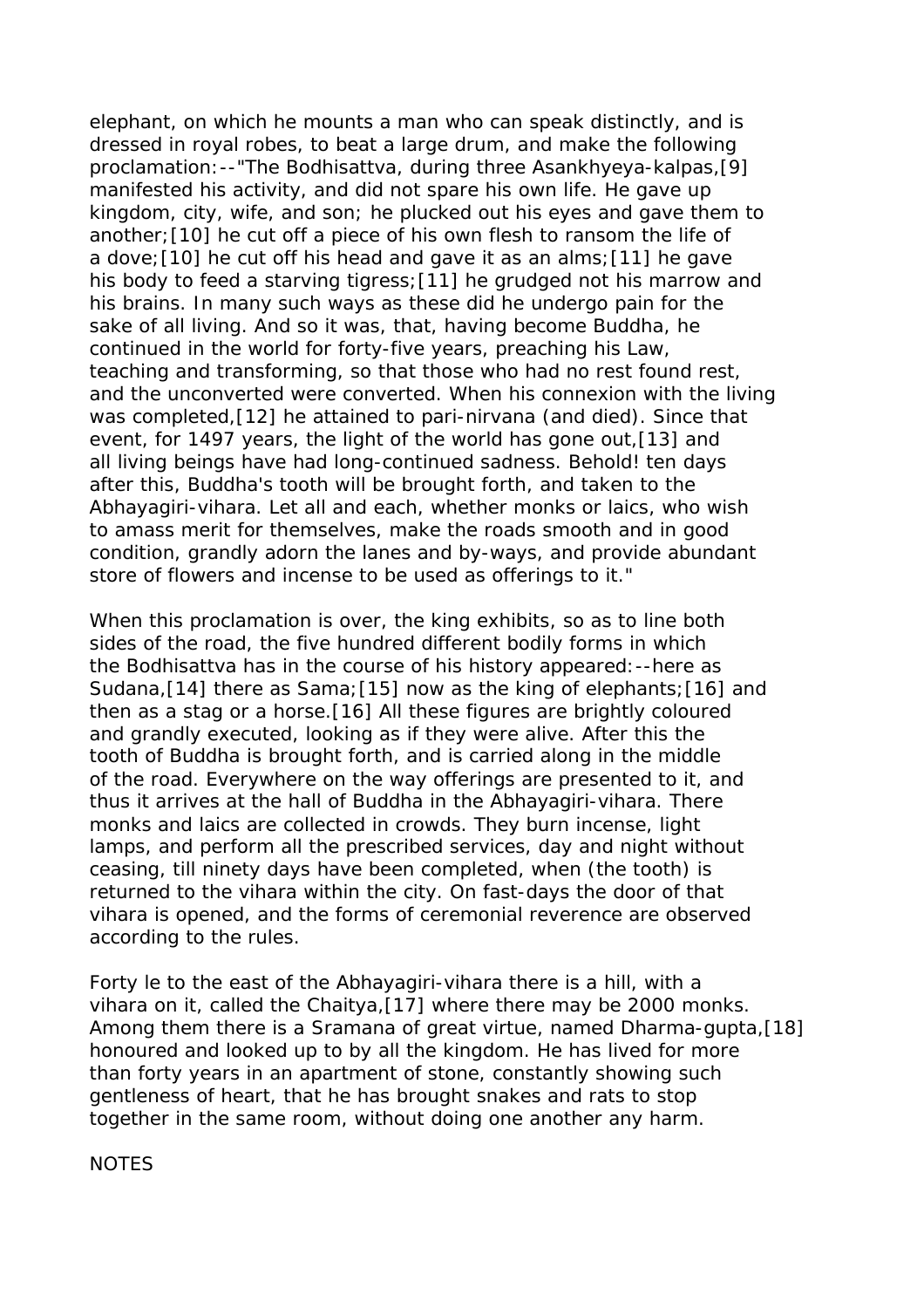elephant, on which he mounts a man who can speak distinctly, and is dressed in royal robes, to beat a large drum, and make the following proclamation:--"The Bodhisattva, during three Asankhyeya-kalpas,[9] manifested his activity, and did not spare his own life. He gave up kingdom, city, wife, and son; he plucked out his eyes and gave them to another;[10] he cut off a piece of his own flesh to ransom the life of a dove;[10] he cut off his head and gave it as an alms;[11] he gave his body to feed a starving tigress;[11] he grudged not his marrow and his brains. In many such ways as these did he undergo pain for the sake of all living. And so it was, that, having become Buddha, he continued in the world for forty-five years, preaching his Law, teaching and transforming, so that those who had no rest found rest, and the unconverted were converted. When his connexion with the living was completed,[12] he attained to pari-nirvana (and died). Since that event, for 1497 years, the light of the world has gone out,[13] and all living beings have had long-continued sadness. Behold! ten days after this, Buddha's tooth will be brought forth, and taken to the Abhayagiri-vihara. Let all and each, whether monks or laics, who wish to amass merit for themselves, make the roads smooth and in good condition, grandly adorn the lanes and by-ways, and provide abundant store of flowers and incense to be used as offerings to it."

When this proclamation is over, the king exhibits, so as to line both sides of the road, the five hundred different bodily forms in which the Bodhisattva has in the course of his history appeared:--here as Sudana,[14] there as Sama;[15] now as the king of elephants;[16] and then as a stag or a horse.[16] All these figures are brightly coloured and grandly executed, looking as if they were alive. After this the tooth of Buddha is brought forth, and is carried along in the middle of the road. Everywhere on the way offerings are presented to it, and thus it arrives at the hall of Buddha in the Abhayagiri-vihara. There monks and laics are collected in crowds. They burn incense, light lamps, and perform all the prescribed services, day and night without ceasing, till ninety days have been completed, when (the tooth) is returned to the vihara within the city. On fast-days the door of that vihara is opened, and the forms of ceremonial reverence are observed according to the rules.

Forty le to the east of the Abhayagiri-vihara there is a hill, with a vihara on it, called the Chaitya,[17] where there may be 2000 monks. Among them there is a Sramana of great virtue, named Dharma-gupta,[18] honoured and looked up to by all the kingdom. He has lived for more than forty years in an apartment of stone, constantly showing such gentleness of heart, that he has brought snakes and rats to stop together in the same room, without doing one another any harm.

NOTES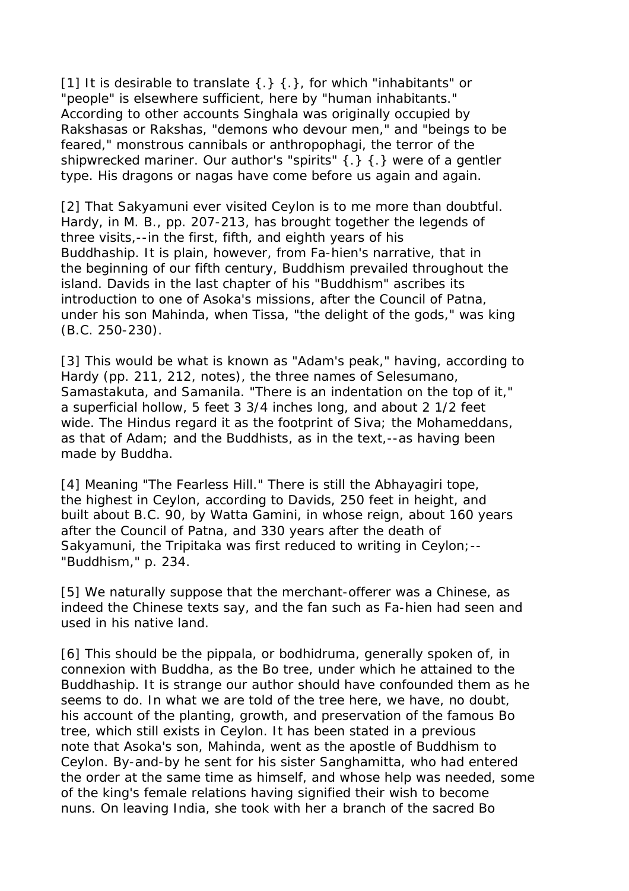[1] It is desirable to translate {.} {.}, for which "inhabitants" or "people" is elsewhere sufficient, here by "human inhabitants." According to other accounts Singhala was originally occupied by Rakshasas or Rakshas, "demons who devour men," and "beings to be feared," monstrous cannibals or anthropophagi, the terror of the shipwrecked mariner. Our author's "spirits" {.} {.} were of a gentler type. His dragons or nagas have come before us again and again.

[2] That Sakyamuni ever visited Ceylon is to me more than doubtful. Hardy, in M. B., pp. 207-213, has brought together the legends of three visits,--in the first, fifth, and eighth years of his Buddhaship. It is plain, however, from Fa-hien's narrative, that in the beginning of our fifth century, Buddhism prevailed throughout the island. Davids in the last chapter of his "Buddhism" ascribes its introduction to one of Asoka's missions, after the Council of Patna, under his son Mahinda, when Tissa, "the delight of the gods," was king (B.C. 250-230).

[3] This would be what is known as "Adam's peak," having, according to Hardy (pp. 211, 212, notes), the three names of Selesumano, Samastakuta, and Samanila. "There is an indentation on the top of it," a superficial hollow, 5 feet 3 3/4 inches long, and about 2 1/2 feet wide. The Hindus regard it as the footprint of Siva; the Mohameddans, as that of Adam; and the Buddhists, as in the text,--as having been made by Buddha.

[4] Meaning "The Fearless Hill." There is still the Abhayagiri tope, the highest in Ceylon, according to Davids, 250 feet in height, and built about B.C. 90, by Watta Gamini, in whose reign, about 160 years after the Council of Patna, and 330 years after the death of Sakyamuni, the Tripitaka was first reduced to writing in Ceylon;--"Buddhism," p. 234.

[5] We naturally suppose that the merchant-offerer was a Chinese, as indeed the Chinese texts say, and the fan such as Fa-hien had seen and used in his native land.

[6] This should be the pippala, or bodhidruma, generally spoken of, in connexion with Buddha, as the Bo tree, under which he attained to the Buddhaship. It is strange our author should have confounded them as he seems to do. In what we are told of the tree here, we have, no doubt, his account of the planting, growth, and preservation of the famous Bo tree, which still exists in Ceylon. It has been stated in a previous note that Asoka's son, Mahinda, went as the apostle of Buddhism to Ceylon. By-and-by he sent for his sister Sanghamitta, who had entered the order at the same time as himself, and whose help was needed, some of the king's female relations having signified their wish to become nuns. On leaving India, she took with her a branch of the sacred Bo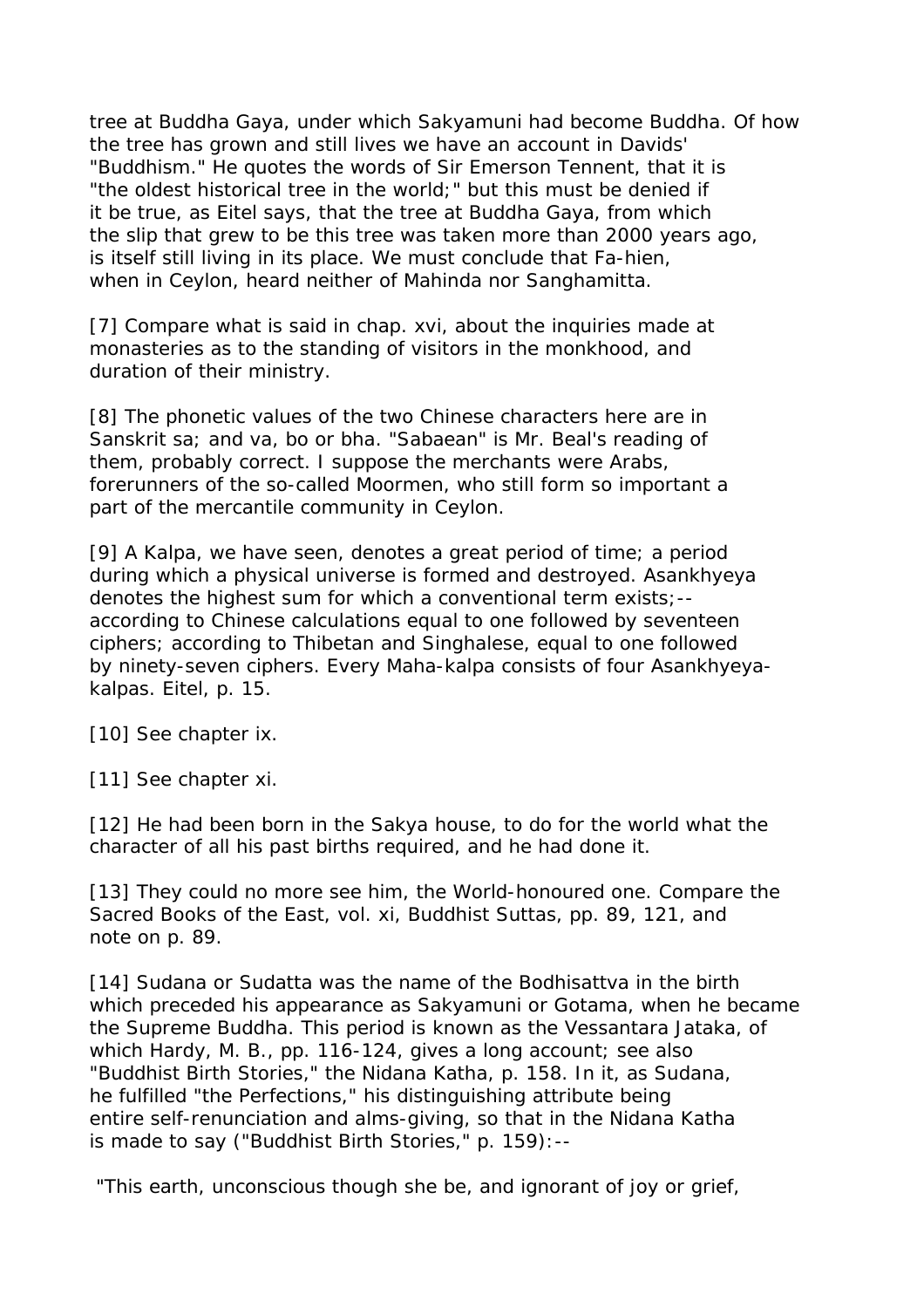tree at Buddha Gaya, under which Sakyamuni had become Buddha. Of how the tree has grown and still lives we have an account in Davids' "Buddhism." He quotes the words of Sir Emerson Tennent, that it is "the oldest historical tree in the world;" but this must be denied if it be true, as Eitel says, that the tree at Buddha Gaya, from which the slip that grew to be this tree was taken more than 2000 years ago, is itself still living in its place. We must conclude that Fa-hien, when in Ceylon, heard neither of Mahinda nor Sanghamitta.

[7] Compare what is said in chap. xvi, about the inquiries made at monasteries as to the standing of visitors in the monkhood, and duration of their ministry.

[8] The phonetic values of the two Chinese characters here are in Sanskrit sa; and va, bo or bha. "Sabaean" is Mr. Beal's reading of them, probably correct. I suppose the merchants were Arabs, forerunners of the so-called Moormen, who still form so important a part of the mercantile community in Ceylon.

[9] A Kalpa, we have seen, denotes a great period of time; a period during which a physical universe is formed and destroyed. Asankhyeya denotes the highest sum for which a conventional term exists;--according to Chinese calculations equal to one followed by seventeen ciphers; according to Thibetan and Singhalese, equal to one followed by ninety-seven ciphers. Every Maha-kalpa consists of four Asankhyeya-kalpas. Eitel, p. 15.

[10] See chapter ix.

[11] See chapter xi.

[12] He had been born in the Sakya house, to do for the world what the character of all his past births required, and he had done it.

[13] They could no more see him, the World-honoured one. Compare the Sacred Books of the East, vol. xi, Buddhist Suttas, pp. 89, 121, and note on p. 89.

[14] Sudana or Sudatta was the name of the Bodhisattva in the birth which preceded his appearance as Sakyamuni or Gotama, when he became the Supreme Buddha. This period is known as the Vessantara Jataka, of which Hardy, M. B., pp. 116-124, gives a long account; see also "Buddhist Birth Stories," the Nidana Katha, p. 158. In it, as Sudana, he fulfilled "the Perfections," his distinguishing attribute being entire self-renunciation and alms-giving, so that in the Nidana Katha is made to say ("Buddhist Birth Stories," p. 159):--

"This earth, unconscious though she be, and ignorant of joy or grief,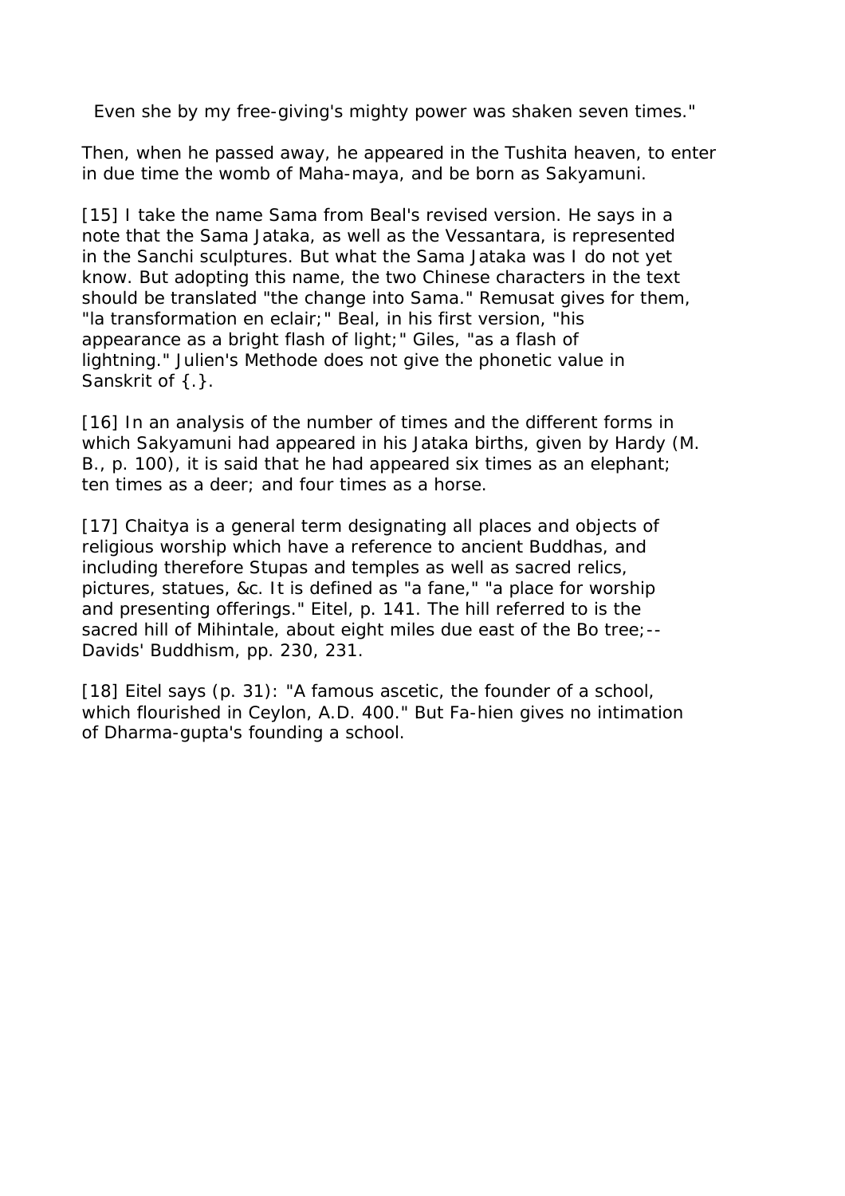Even she by my free-giving's mighty power was shaken seven times."

Then, when he passed away, he appeared in the Tushita heaven, to enter in due time the womb of Maha-maya, and be born as Sakyamuni.

[15] I take the name Sama from Beal's revised version. He says in a note that the Sama Jataka, as well as the Vessantara, is represented in the Sanchi sculptures. But what the Sama Jataka was I do not yet know. But adopting this name, the two Chinese characters in the text should be translated "the change into Sama." Remusat gives for them, "la transformation en eclair;" Beal, in his first version, "his appearance as a bright flash of light;" Giles, "as a flash of lightning." Julien's Methode does not give the phonetic value in Sanskrit of {.}.

[16] In an analysis of the number of times and the different forms in which Sakyamuni had appeared in his Jataka births, given by Hardy (M. B., p. 100), it is said that he had appeared six times as an elephant; ten times as a deer; and four times as a horse.

[17] Chaitya is a general term designating all places and objects of religious worship which have a reference to ancient Buddhas, and including therefore Stupas and temples as well as sacred relics, pictures, statues, &c. It is defined as "a fane," "a place for worship and presenting offerings." Eitel, p. 141. The hill referred to is the sacred hill of Mihintale, about eight miles due east of the Bo tree;--Davids' Buddhism, pp. 230, 231.

[18] Eitel says (p. 31): "A famous ascetic, the founder of a school, which flourished in Ceylon, A.D. 400." But Fa-hien gives no intimation of Dharma-gupta's founding a school.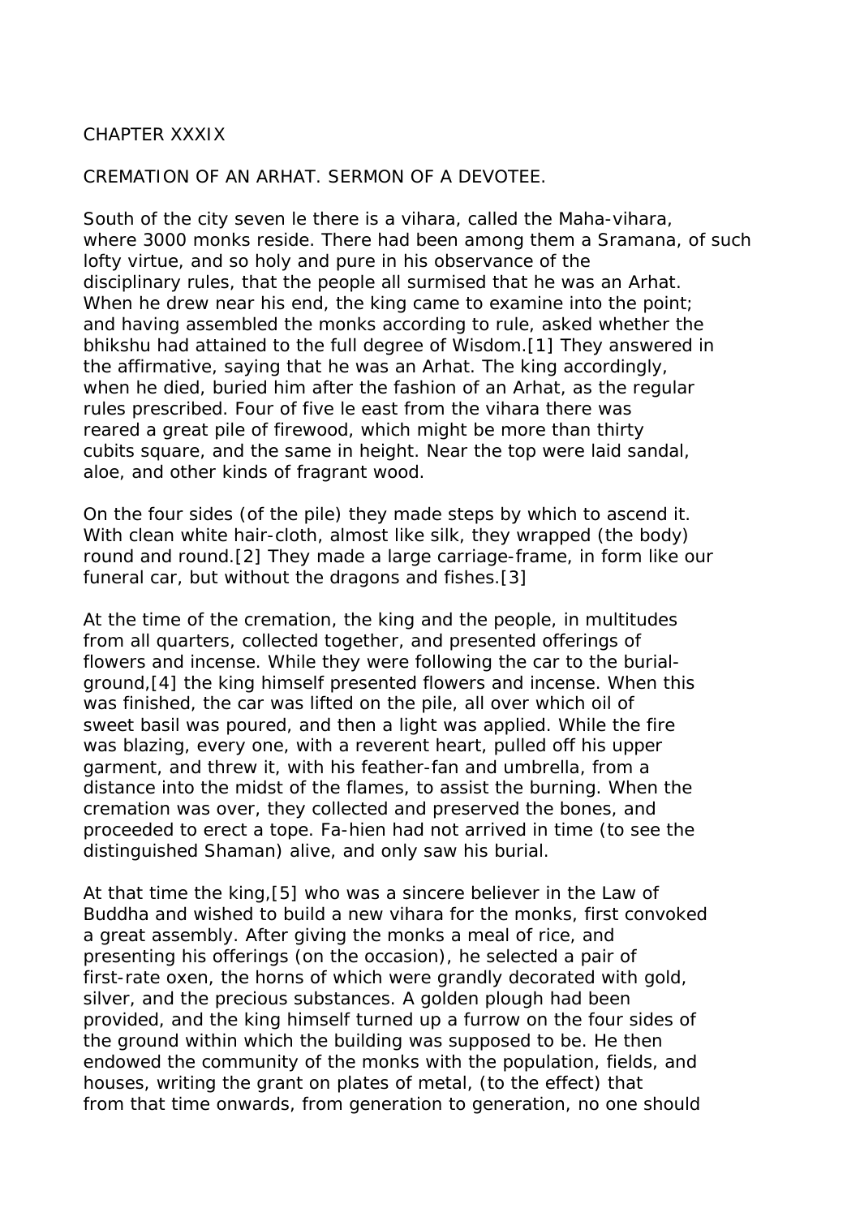## CHAPTER XXXIX

### CREMATION OF AN ARHAT. SERMON OF A DEVOTEE.

South of the city seven le there is a vihara, called the Maha-vihara, where 3000 monks reside. There had been among them a Sramana, of such lofty virtue, and so holy and pure in his observance of the disciplinary rules, that the people all surmised that he was an Arhat. When he drew near his end, the king came to examine into the point; and having assembled the monks according to rule, asked whether the bhikshu had attained to the full degree of Wisdom.[1] They answered in the affirmative, saying that he was an Arhat. The king accordingly, when he died, buried him after the fashion of an Arhat, as the regular rules prescribed. Four of five le east from the vihara there was reared a great pile of firewood, which might be more than thirty cubits square, and the same in height. Near the top were laid sandal, aloe, and other kinds of fragrant wood.

On the four sides (of the pile) they made steps by which to ascend it. With clean white hair-cloth, almost like silk, they wrapped (the body) round and round.[2] They made a large carriage-frame, in form like our funeral car, but without the dragons and fishes.[3]

At the time of the cremation, the king and the people, in multitudes from all quarters, collected together, and presented offerings of flowers and incense. While they were following the car to the burial-ground,[4] the king himself presented flowers and incense. When this was finished, the car was lifted on the pile, all over which oil of sweet basil was poured, and then a light was applied. While the fire was blazing, every one, with a reverent heart, pulled off his upper garment, and threw it, with his feather-fan and umbrella, from a distance into the midst of the flames, to assist the burning. When the cremation was over, they collected and preserved the bones, and proceeded to erect a tope. Fa-hien had not arrived in time (to see the distinguished Shaman) alive, and only saw his burial.

At that time the king,[5] who was a sincere believer in the Law of Buddha and wished to build a new vihara for the monks, first convoked a great assembly. After giving the monks a meal of rice, and presenting his offerings (on the occasion), he selected a pair of first-rate oxen, the horns of which were grandly decorated with gold, silver, and the precious substances. A golden plough had been provided, and the king himself turned up a furrow on the four sides of the ground within which the building was supposed to be. He then endowed the community of the monks with the population, fields, and houses, writing the grant on plates of metal, (to the effect) that from that time onwards, from generation to generation, no one should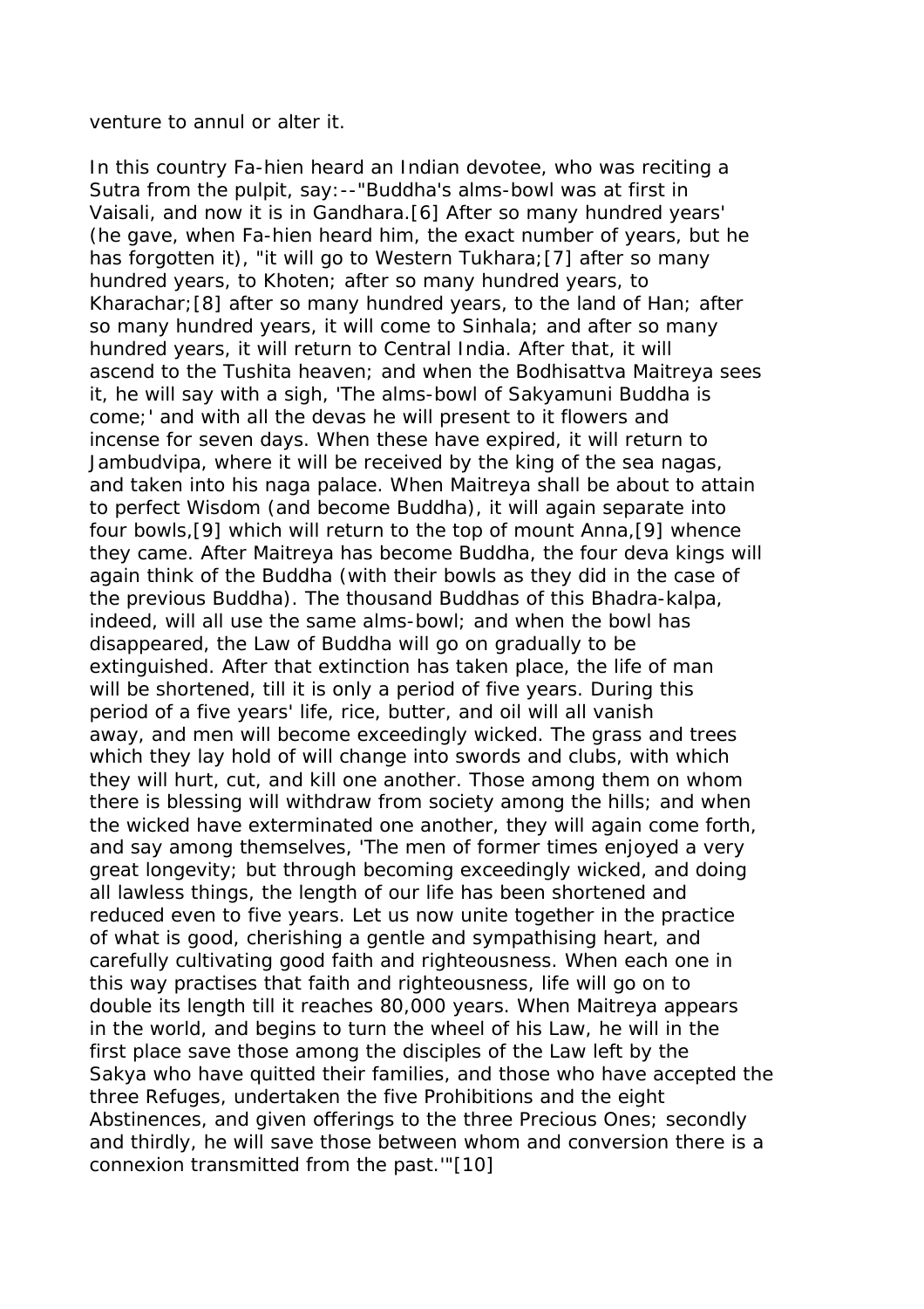venture to annul or alter it.

In this country Fa-hien heard an Indian devotee, who was reciting a Sutra from the pulpit, say:--"Buddha's alms-bowl was at first in Vaisali, and now it is in Gandhara.[6] After so many hundred years' (he gave, when Fa-hien heard him, the exact number of years, but he has forgotten it), "it will go to Western Tukhara;[7] after so many hundred years, to Khoten; after so many hundred years, to Kharachar;[8] after so many hundred years, to the land of Han; after so many hundred years, it will come to Sinhala; and after so many hundred years, it will return to Central India. After that, it will ascend to the Tushita heaven; and when the Bodhisattva Maitreya sees it, he will say with a sigh, 'The alms-bowl of Sakyamuni Buddha is come;' and with all the devas he will present to it flowers and incense for seven days. When these have expired, it will return to Jambudvipa, where it will be received by the king of the sea nagas, and taken into his naga palace. When Maitreya shall be about to attain to perfect Wisdom (and become Buddha), it will again separate into four bowls,[9] which will return to the top of mount Anna,[9] whence they came. After Maitreya has become Buddha, the four deva kings will again think of the Buddha (with their bowls as they did in the case of the previous Buddha). The thousand Buddhas of this Bhadra-kalpa, indeed, will all use the same alms-bowl; and when the bowl has disappeared, the Law of Buddha will go on gradually to be extinguished. After that extinction has taken place, the life of man will be shortened, till it is only a period of five years. During this period of a five years' life, rice, butter, and oil will all vanish away, and men will become exceedingly wicked. The grass and trees which they lay hold of will change into swords and clubs, with which they will hurt, cut, and kill one another. Those among them on whom there is blessing will withdraw from society among the hills; and when the wicked have exterminated one another, they will again come forth, and say among themselves, 'The men of former times enjoyed a very great longevity; but through becoming exceedingly wicked, and doing all lawless things, the length of our life has been shortened and reduced even to five years. Let us now unite together in the practice of what is good, cherishing a gentle and sympathising heart, and carefully cultivating good faith and righteousness. When each one in this way practises that faith and righteousness, life will go on to double its length till it reaches 80,000 years. When Maitreya appears in the world, and begins to turn the wheel of his Law, he will in the first place save those among the disciples of the Law left by the Sakya who have quitted their families, and those who have accepted the three Refuges, undertaken the five Prohibitions and the eight Abstinences, and given offerings to the three Precious Ones; secondly and thirdly, he will save those between whom and conversion there is a connexion transmitted from the past.'"[10]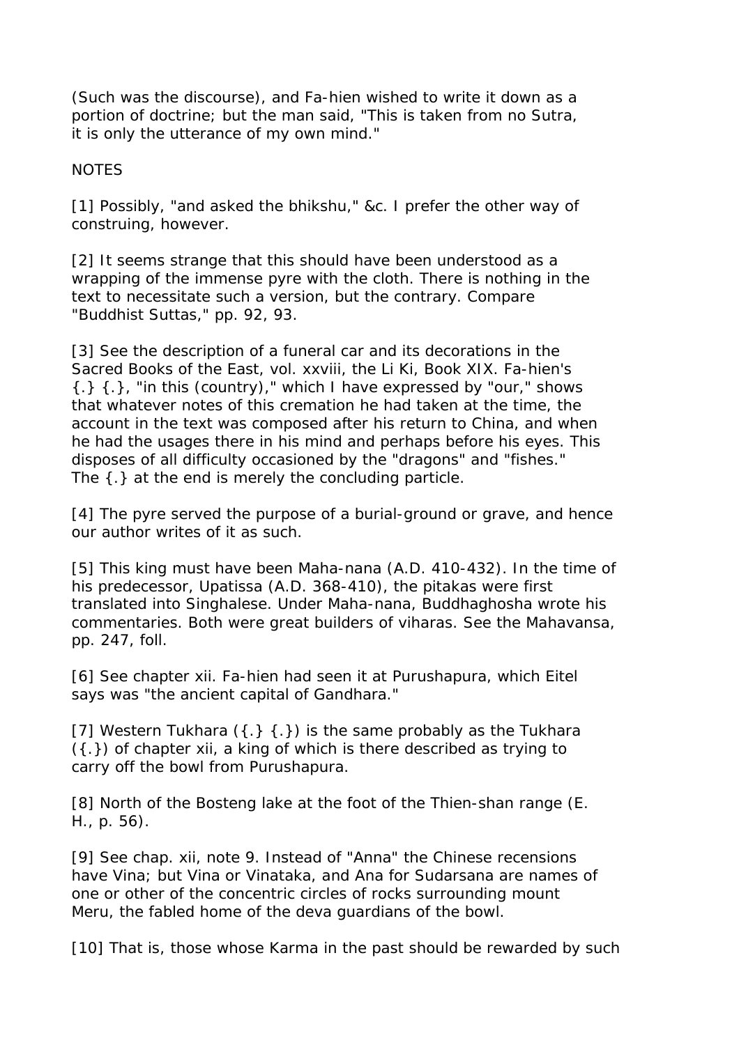(Such was the discourse), and Fa-hien wished to write it down as a portion of doctrine; but the man said, "This is taken from no Sutra, it is only the utterance of my own mind."

NOTES

[1] Possibly, "and asked the bhikshu," &c. I prefer the other way of construing, however.

[2] It seems strange that this should have been understood as a wrapping of the immense pyre with the cloth. There is nothing in the text to necessitate such a version, but the contrary. Compare "Buddhist Suttas," pp. 92, 93.

[3] See the description of a funeral car and its decorations in the Sacred Books of the East, vol. xxviii, the Li Ki, Book XIX. Fa-hien's {.} {.}, "in this (country)," which I have expressed by "our," shows that whatever notes of this cremation he had taken at the time, the account in the text was composed after his return to China, and when he had the usages there in his mind and perhaps before his eyes. This disposes of all difficulty occasioned by the "dragons" and "fishes." The {.} at the end is merely the concluding particle.

[4] The pyre served the purpose of a burial-ground or grave, and hence our author writes of it as such.

[5] This king must have been Maha-nana (A.D. 410-432). In the time of his predecessor, Upatissa (A.D. 368-410), the pitakas were first translated into Singhalese. Under Maha-nana, Buddhaghosha wrote his commentaries. Both were great builders of viharas. See the Mahavansa, pp. 247, foll.

[6] See chapter xii. Fa-hien had seen it at Purushapura, which Eitel says was "the ancient capital of Gandhara."

[7] Western Tukhara ({.} {.}) is the same probably as the Tukhara ({.}) of chapter xii, a king of which is there described as trying to carry off the bowl from Purushapura.

[8] North of the Bosteng lake at the foot of the Thien-shan range (E. H., p. 56).

[9] See chap. xii, note 9. Instead of "Anna" the Chinese recensions have Vina; but Vina or Vinataka, and Ana for Sudarsana are names of one or other of the concentric circles of rocks surrounding mount Meru, the fabled home of the deva guardians of the bowl.

[10] That is, those whose Karma in the past should be rewarded by such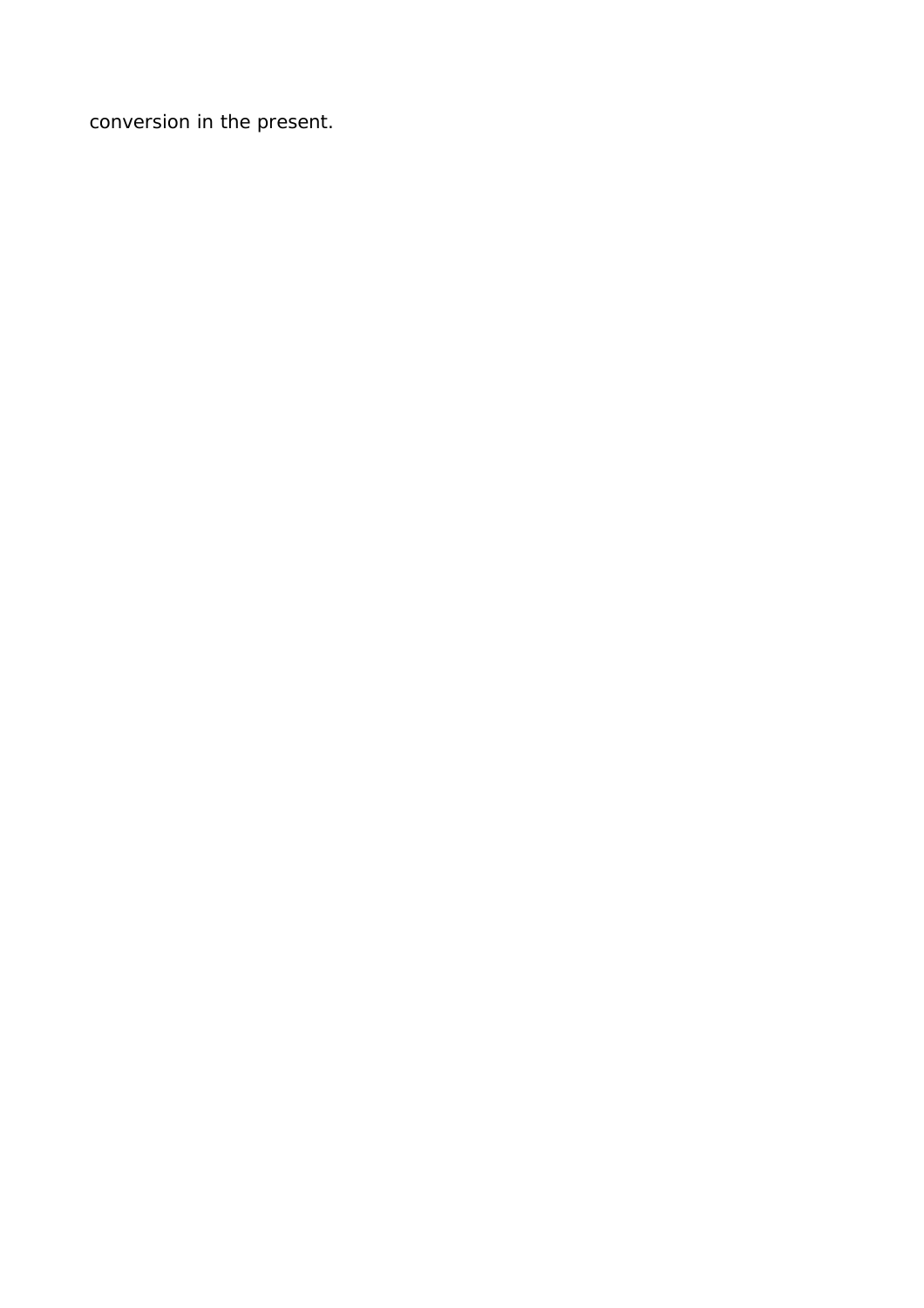conversion in the present.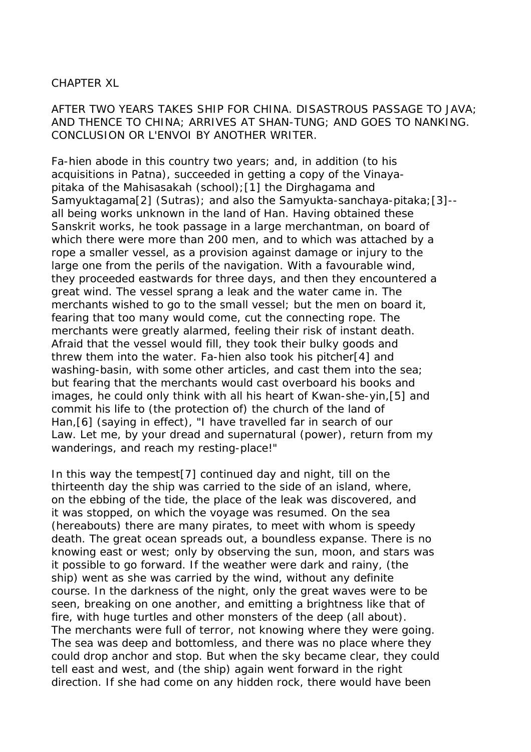## CHAPTER XL

AFTER TWO YEARS TAKES SHIP FOR CHINA. DISASTROUS PASSAGE TO JAVA; AND THENCE TO CHINA; ARRIVES AT SHAN-TUNG; AND GOES TO NANKING. CONCLUSION OR L'ENVOI BY ANOTHER WRITER.

Fa-hien abode in this country two years; and, in addition (to his acquisitions in Patna), succeeded in getting a copy of the Vinaya-pitaka of the Mahisasakah (school);[1] the Dirghagama and Samyuktagama[2] (Sutras); and also the Samyukta-sanchaya-pitaka;[3]--all being works unknown in the land of Han. Having obtained these Sanskrit works, he took passage in a large merchantman, on board of which there were more than 200 men, and to which was attached by a rope a smaller vessel, as a provision against damage or injury to the large one from the perils of the navigation. With a favourable wind, they proceeded eastwards for three days, and then they encountered a great wind. The vessel sprang a leak and the water came in. The merchants wished to go to the small vessel; but the men on board it, fearing that too many would come, cut the connecting rope. The merchants were greatly alarmed, feeling their risk of instant death. Afraid that the vessel would fill, they took their bulky goods and threw them into the water. Fa-hien also took his pitcher[4] and washing-basin, with some other articles, and cast them into the sea; but fearing that the merchants would cast overboard his books and images, he could only think with all his heart of Kwan-she-yin,[5] and commit his life to (the protection of) the church of the land of Han,[6] (saying in effect), "I have travelled far in search of our Law. Let me, by your dread and supernatural (power), return from my wanderings, and reach my resting-place!"

In this way the tempest[7] continued day and night, till on the thirteenth day the ship was carried to the side of an island, where, on the ebbing of the tide, the place of the leak was discovered, and it was stopped, on which the voyage was resumed. On the sea (hereabouts) there are many pirates, to meet with whom is speedy death. The great ocean spreads out, a boundless expanse. There is no knowing east or west; only by observing the sun, moon, and stars was it possible to go forward. If the weather were dark and rainy, (the ship) went as she was carried by the wind, without any definite course. In the darkness of the night, only the great waves were to be seen, breaking on one another, and emitting a brightness like that of fire, with huge turtles and other monsters of the deep (all about). The merchants were full of terror, not knowing where they were going. The sea was deep and bottomless, and there was no place where they could drop anchor and stop. But when the sky became clear, they could tell east and west, and (the ship) again went forward in the right direction. If she had come on any hidden rock, there would have been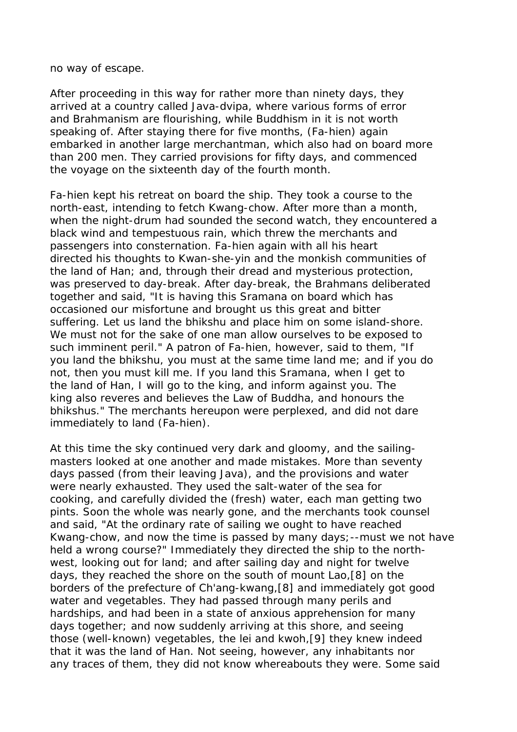no way of escape.

After proceeding in this way for rather more than ninety days, they arrived at a country called Java-dvipa, where various forms of error and Brahmanism are flourishing, while Buddhism in it is not worth speaking of. After staying there for five months, (Fa-hien) again embarked in another large merchantman, which also had on board more than 200 men. They carried provisions for fifty days, and commenced the voyage on the sixteenth day of the fourth month.

Fa-hien kept his retreat on board the ship. They took a course to the north-east, intending to fetch Kwang-chow. After more than a month, when the night-drum had sounded the second watch, they encountered a black wind and tempestuous rain, which threw the merchants and passengers into consternation. Fa-hien again with all his heart directed his thoughts to Kwan-she-yin and the monkish communities of the land of Han; and, through their dread and mysterious protection, was preserved to day-break. After day-break, the Brahmans deliberated together and said, "It is having this Sramana on board which has occasioned our misfortune and brought us this great and bitter suffering. Let us land the bhikshu and place him on some island-shore. We must not for the sake of one man allow ourselves to be exposed to such imminent peril." A patron of Fa-hien, however, said to them, "If you land the bhikshu, you must at the same time land me; and if you do not, then you must kill me. If you land this Sramana, when I get to the land of Han, I will go to the king, and inform against you. The king also reveres and believes the Law of Buddha, and honours the bhikshus." The merchants hereupon were perplexed, and did not dare immediately to land (Fa-hien).

At this time the sky continued very dark and gloomy, and the sailing-masters looked at one another and made mistakes. More than seventy days passed (from their leaving Java), and the provisions and water were nearly exhausted. They used the salt-water of the sea for cooking, and carefully divided the (fresh) water, each man getting two pints. Soon the whole was nearly gone, and the merchants took counsel and said, "At the ordinary rate of sailing we ought to have reached Kwang-chow, and now the time is passed by many days;--must we not have held a wrong course?" Immediately they directed the ship to the north-west, looking out for land; and after sailing day and night for twelve days, they reached the shore on the south of mount Lao,[8] on the borders of the prefecture of Ch'ang-kwang,[8] and immediately got good water and vegetables. They had passed through many perils and hardships, and had been in a state of anxious apprehension for many days together; and now suddenly arriving at this shore, and seeing those (well-known) vegetables, the lei and kwoh,[9] they knew indeed that it was the land of Han. Not seeing, however, any inhabitants nor any traces of them, they did not know whereabouts they were. Some said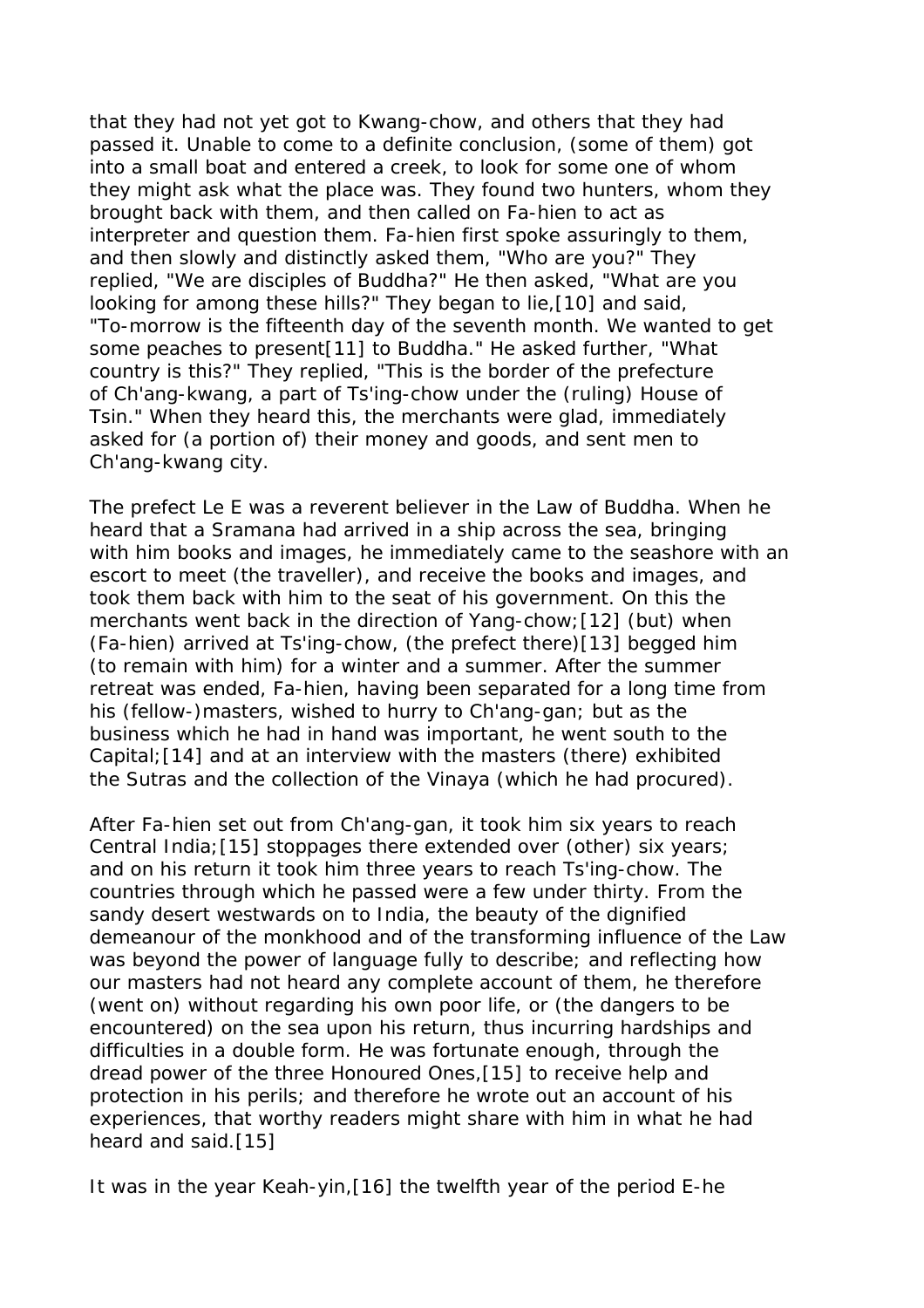that they had not yet got to Kwang-chow, and others that they had passed it. Unable to come to a definite conclusion, (some of them) got into a small boat and entered a creek, to look for some one of whom they might ask what the place was. They found two hunters, whom they brought back with them, and then called on Fa-hien to act as interpreter and question them. Fa-hien first spoke assuringly to them, and then slowly and distinctly asked them, "Who are you?" They replied, "We are disciples of Buddha?" He then asked, "What are you looking for among these hills?" They began to lie,[10] and said, "To-morrow is the fifteenth day of the seventh month. We wanted to get some peaches to present[11] to Buddha." He asked further, "What country is this?" They replied, "This is the border of the prefecture of Ch'ang-kwang, a part of Ts'ing-chow under the (ruling) House of Tsin." When they heard this, the merchants were glad, immediately asked for (a portion of) their money and goods, and sent men to Ch'ang-kwang city.

The prefect Le E was a reverent believer in the Law of Buddha. When he heard that a Sramana had arrived in a ship across the sea, bringing with him books and images, he immediately came to the seashore with an escort to meet (the traveller), and receive the books and images, and took them back with him to the seat of his government. On this the merchants went back in the direction of Yang-chow;[12] (but) when (Fa-hien) arrived at Ts'ing-chow, (the prefect there)[13] begged him (to remain with him) for a winter and a summer. After the summer retreat was ended, Fa-hien, having been separated for a long time from his (fellow-)masters, wished to hurry to Ch'ang-gan; but as the business which he had in hand was important, he went south to the Capital;[14] and at an interview with the masters (there) exhibited the Sutras and the collection of the Vinaya (which he had procured).

After Fa-hien set out from Ch'ang-gan, it took him six years to reach Central India;[15] stoppages there extended over (other) six years; and on his return it took him three years to reach Ts'ing-chow. The countries through which he passed were a few under thirty. From the sandy desert westwards on to India, the beauty of the dignified demeanour of the monkhood and of the transforming influence of the Law was beyond the power of language fully to describe; and reflecting how our masters had not heard any complete account of them, he therefore (went on) without regarding his own poor life, or (the dangers to be encountered) on the sea upon his return, thus incurring hardships and difficulties in a double form. He was fortunate enough, through the dread power of the three Honoured Ones,[15] to receive help and protection in his perils; and therefore he wrote out an account of his experiences, that worthy readers might share with him in what he had heard and said.[15]

It was in the year Keah-yin,[16] the twelfth year of the period E-he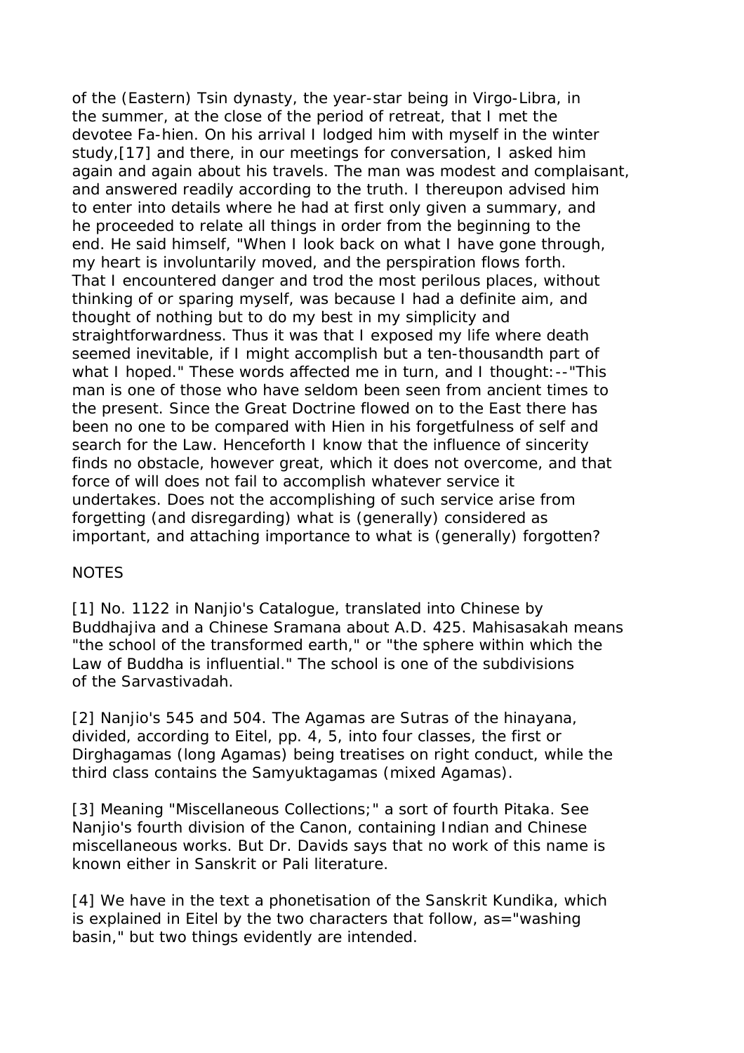of the (Eastern) Tsin dynasty, the year-star being in Virgo-Libra, in the summer, at the close of the period of retreat, that I met the devotee Fa-hien. On his arrival I lodged him with myself in the winter study,[17] and there, in our meetings for conversation, I asked him again and again about his travels. The man was modest and complaisant, and answered readily according to the truth. I thereupon advised him to enter into details where he had at first only given a summary, and he proceeded to relate all things in order from the beginning to the end. He said himself, "When I look back on what I have gone through, my heart is involuntarily moved, and the perspiration flows forth. That I encountered danger and trod the most perilous places, without thinking of or sparing myself, was because I had a definite aim, and thought of nothing but to do my best in my simplicity and straightforwardness. Thus it was that I exposed my life where death seemed inevitable, if I might accomplish but a ten-thousandth part of what I hoped." These words affected me in turn, and I thought:--"This man is one of those who have seldom been seen from ancient times to the present. Since the Great Doctrine flowed on to the East there has been no one to be compared with Hien in his forgetfulness of self and search for the Law. Henceforth I know that the influence of sincerity finds no obstacle, however great, which it does not overcome, and that force of will does not fail to accomplish whatever service it undertakes. Does not the accomplishing of such service arise from forgetting (and disregarding) what is (generally) considered as important, and attaching importance to what is (generally) forgotten?

## NOTES

[1] No. 1122 in Nanjio's Catalogue, translated into Chinese by Buddhajiva and a Chinese Sramana about A.D. 425. Mahisasakah means "the school of the transformed earth," or "the sphere within which the Law of Buddha is influential." The school is one of the subdivisions of the Sarvastivadah.

[2] Nanjio's 545 and 504. The Agamas are Sutras of the hinayana, divided, according to Eitel, pp. 4, 5, into four classes, the first or Dirghagamas (long Agamas) being treatises on right conduct, while the third class contains the Samyuktagamas (mixed Agamas).

[3] Meaning "Miscellaneous Collections;" a sort of fourth Pitaka. See Nanjio's fourth division of the Canon, containing Indian and Chinese miscellaneous works. But Dr. Davids says that no work of this name is known either in Sanskrit or Pali literature.

[4] We have in the text a phonetisation of the Sanskrit Kundika, which is explained in Eitel by the two characters that follow, as="washing basin," but two things evidently are intended.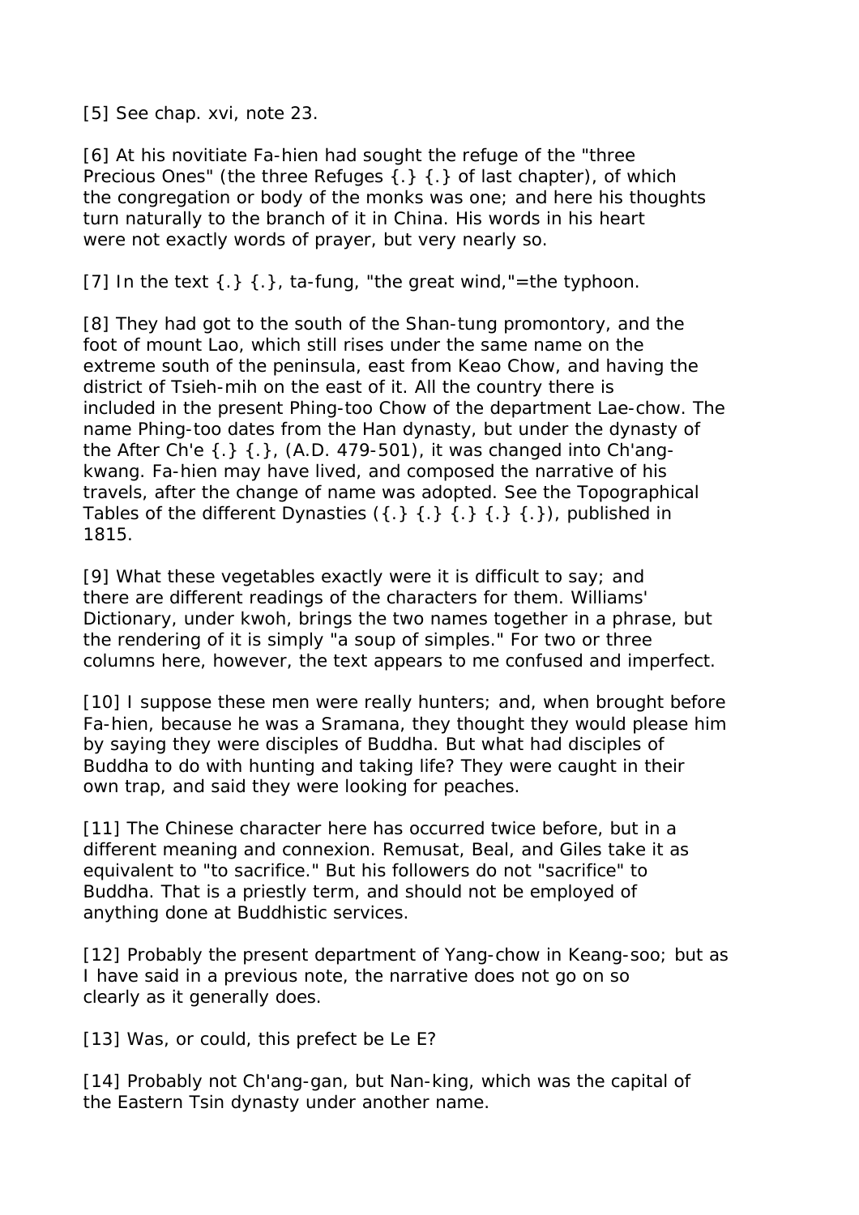[5] See chap. xvi, note 23.

[6] At his novitiate Fa-hien had sought the refuge of the "three Precious Ones" (the three Refuges {.} {.} of last chapter), of which the congregation or body of the monks was one; and here his thoughts turn naturally to the branch of it in China. His words in his heart were not exactly words of prayer, but very nearly so.

[7] In the text {.} {.}, ta-fung, "the great wind,"=the typhoon.

[8] They had got to the south of the Shan-tung promontory, and the foot of mount Lao, which still rises under the same name on the extreme south of the peninsula, east from Keao Chow, and having the district of Tsieh-mih on the east of it. All the country there is included in the present Phing-too Chow of the department Lae-chow. The name Phing-too dates from the Han dynasty, but under the dynasty of the After Ch'e {.} {.}, (A.D. 479-501), it was changed into Ch'ang-kwang. Fa-hien may have lived, and composed the narrative of his travels, after the change of name was adopted. See the Topographical Tables of the different Dynasties ({.} {.} {.} {.} {.}), published in 1815.

[9] What these vegetables exactly were it is difficult to say; and there are different readings of the characters for them. Williams' Dictionary, under kwoh, brings the two names together in a phrase, but the rendering of it is simply "a soup of simples." For two or three columns here, however, the text appears to me confused and imperfect.

[10] I suppose these men were really hunters; and, when brought before Fa-hien, because he was a Sramana, they thought they would please him by saying they were disciples of Buddha. But what had disciples of Buddha to do with hunting and taking life? They were caught in their own trap, and said they were looking for peaches.

[11] The Chinese character here has occurred twice before, but in a different meaning and connexion. Remusat, Beal, and Giles take it as equivalent to "to sacrifice." But his followers do not "sacrifice" to Buddha. That is a priestly term, and should not be employed of anything done at Buddhistic services.

[12] Probably the present department of Yang-chow in Keang-soo; but as I have said in a previous note, the narrative does not go on so clearly as it generally does.

[13] Was, or could, this prefect be Le E?

[14] Probably not Ch'ang-gan, but Nan-king, which was the capital of the Eastern Tsin dynasty under another name.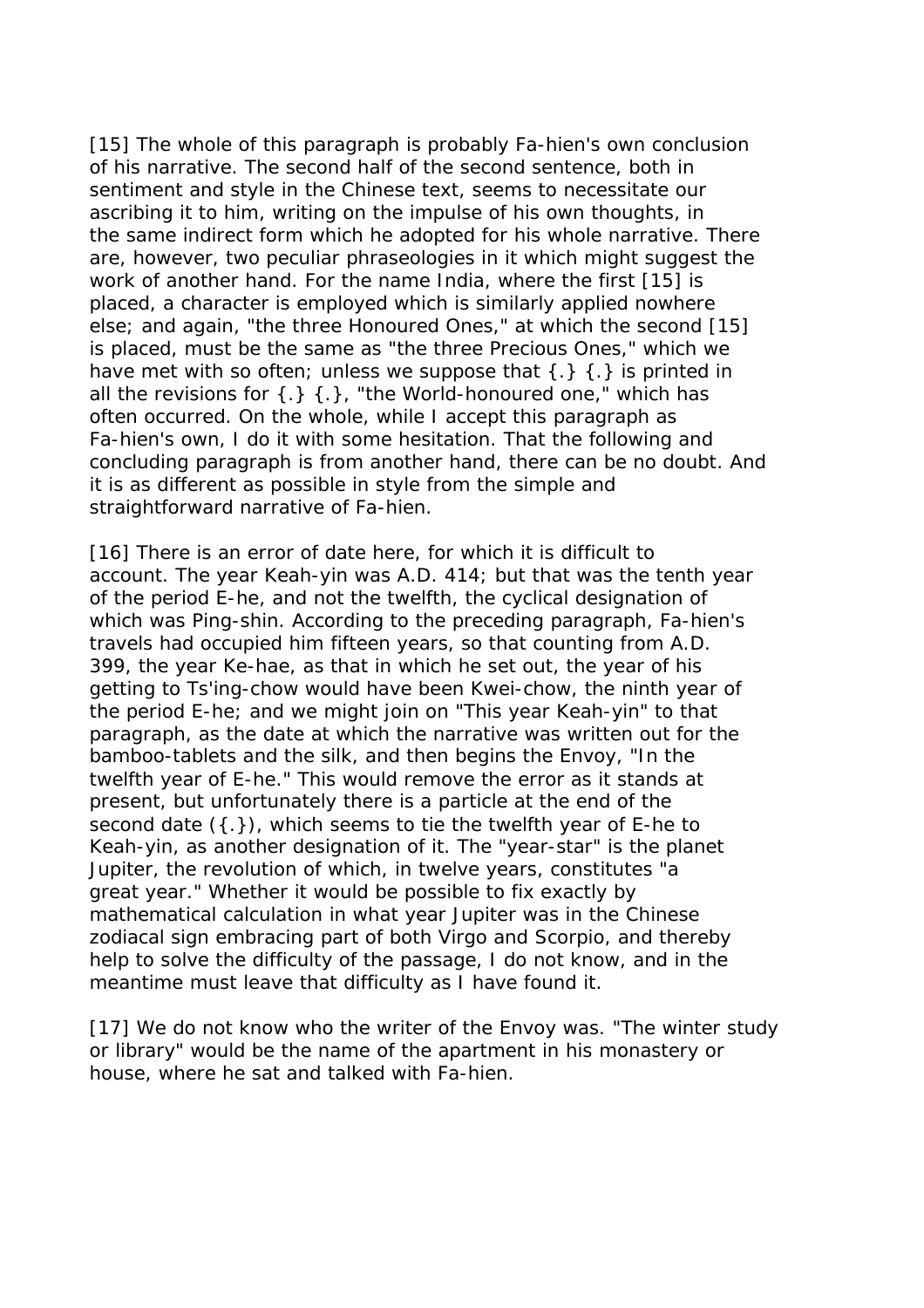[15] The whole of this paragraph is probably Fa-hien's own conclusion of his narrative. The second half of the second sentence, both in sentiment and style in the Chinese text, seems to necessitate our ascribing it to him, writing on the impulse of his own thoughts, in the same indirect form which he adopted for his whole narrative. There are, however, two peculiar phraseologies in it which might suggest the work of another hand. For the name India, where the first [15] is placed, a character is employed which is similarly applied nowhere else; and again, "the three Honoured Ones," at which the second [15] is placed, must be the same as "the three Precious Ones," which we have met with so often; unless we suppose that {.} {.} is printed in all the revisions for {.} {.}, "the World-honoured one," which has often occurred. On the whole, while I accept this paragraph as Fa-hien's own, I do it with some hesitation. That the following and concluding paragraph is from another hand, there can be no doubt. And it is as different as possible in style from the simple and straightforward narrative of Fa-hien.

[16] There is an error of date here, for which it is difficult to account. The year Keah-yin was A.D. 414; but that was the tenth year of the period E-he, and not the twelfth, the cyclical designation of which was Ping-shin. According to the preceding paragraph, Fa-hien's travels had occupied him fifteen years, so that counting from A.D. 399, the year Ke-hae, as that in which he set out, the year of his getting to Ts'ing-chow would have been Kwei-chow, the ninth year of the period E-he; and we might join on "This year Keah-yin" to that paragraph, as the date at which the narrative was written out for the bamboo-tablets and the silk, and then begins the Envoy, "In the twelfth year of E-he." This would remove the error as it stands at present, but unfortunately there is a particle at the end of the second date ({.}), which seems to tie the twelfth year of E-he to Keah-yin, as another designation of it. The "year-star" is the planet Jupiter, the revolution of which, in twelve years, constitutes "a great year." Whether it would be possible to fix exactly by mathematical calculation in what year Jupiter was in the Chinese zodiacal sign embracing part of both Virgo and Scorpio, and thereby help to solve the difficulty of the passage, I do not know, and in the meantime must leave that difficulty as I have found it.

[17] We do not know who the writer of the Envoy was. "The winter study or library" would be the name of the apartment in his monastery or house, where he sat and talked with Fa-hien.